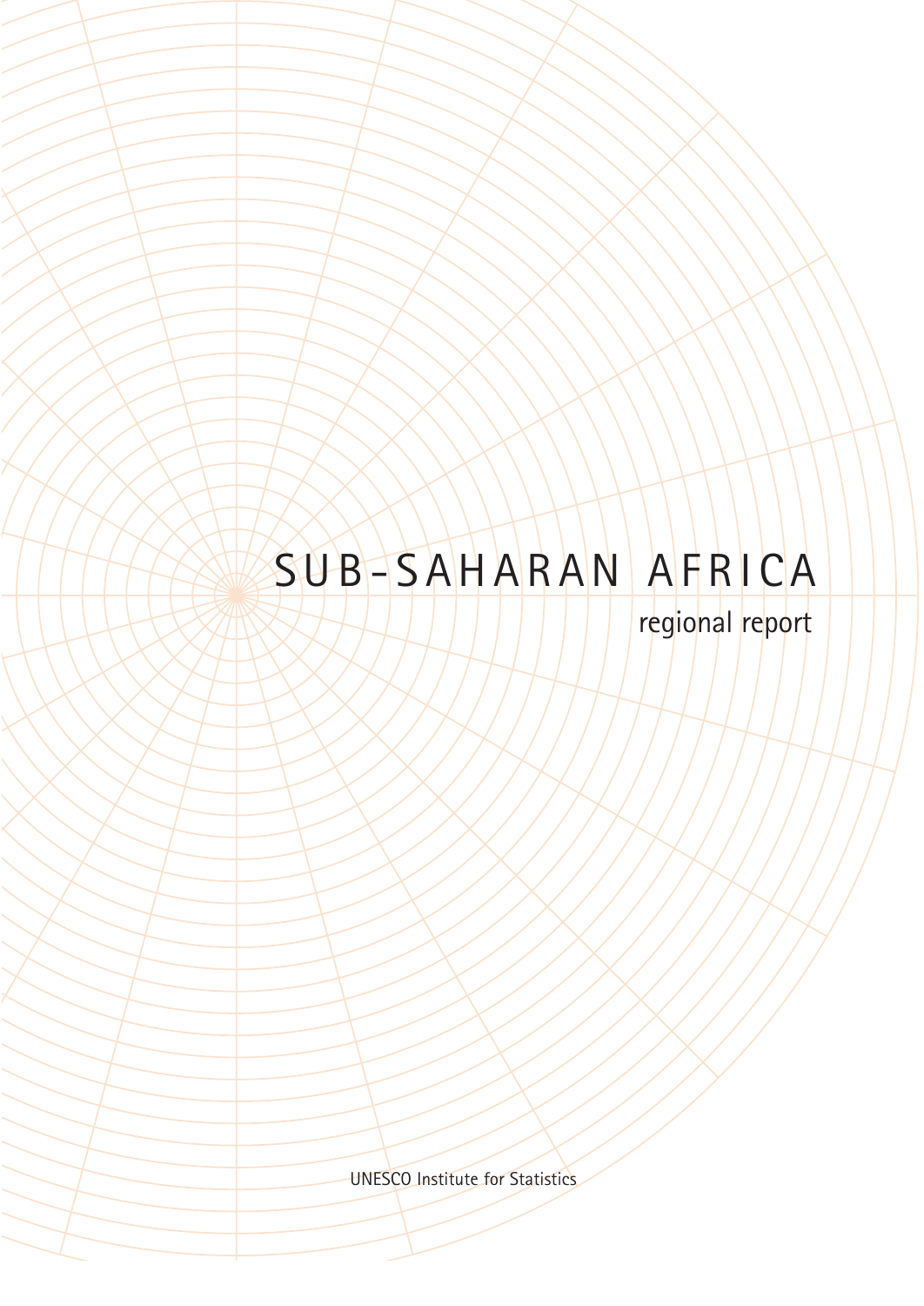# SUB-SAHARAN AFRICA

## regional report

UNESCO Institute for Statistics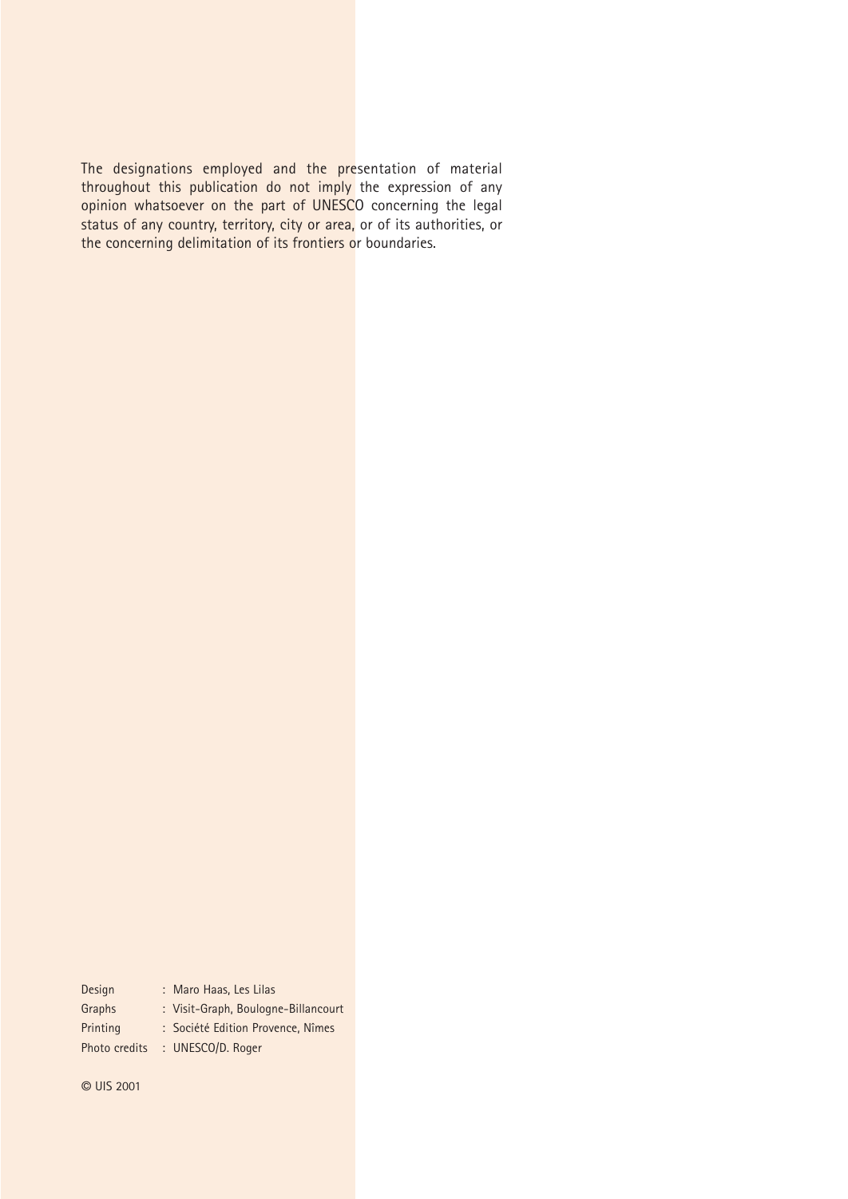The designations employed and the presentation of material throughout this publication do not imply the expression of any opinion whatsoever on the part of UNESCO concerning the legal status of any country, territory, city or area, or of its authorities, or the concerning delimitation of its frontiers or boundaries.

| | |
|---|---|
| Design | : Maro Haas, Les Lilas |
| Graphs | : Visit-Graph, Boulogne-Billancourt |
| Printing | : Société Edition Provence, Nîmes |
| Photo credits | : UNESCO/D. Roger |

© UIS 2001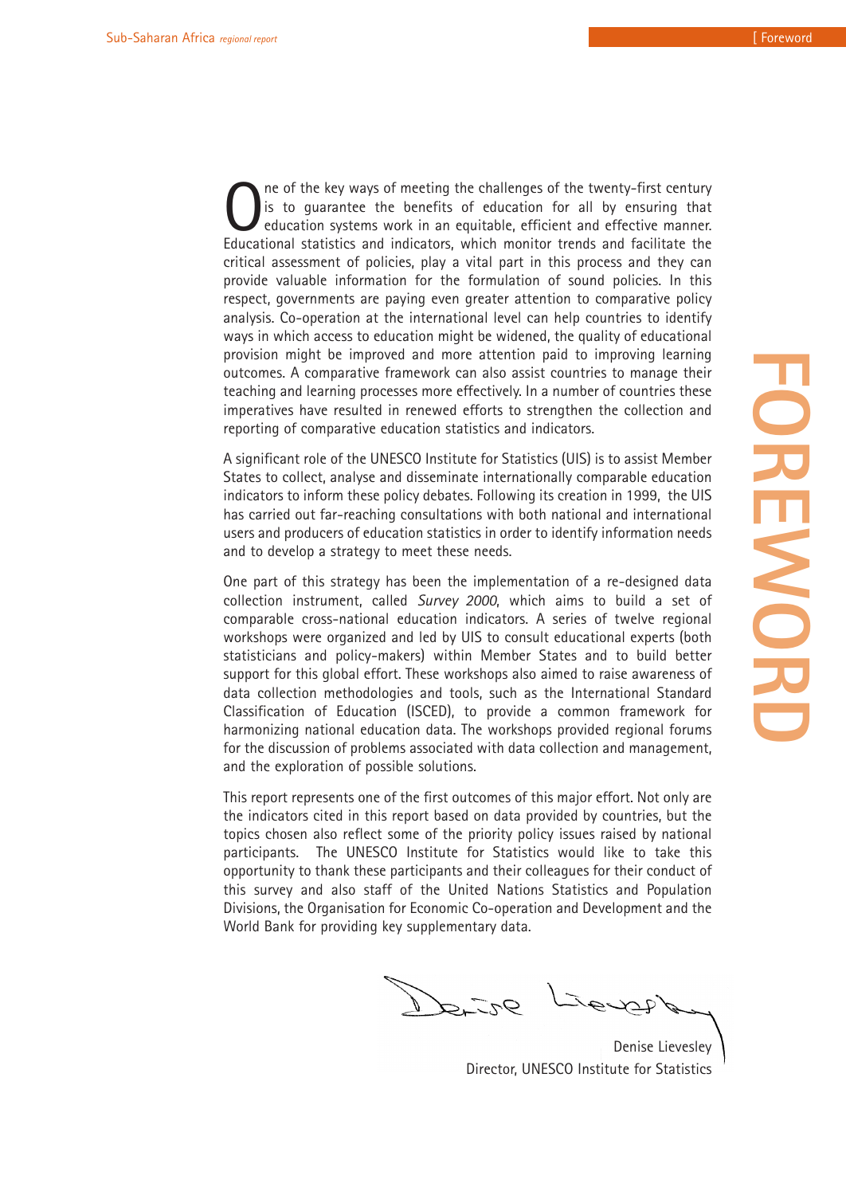# FOREWORD

One of the key ways of meeting the challenges of the twenty-first century is to guarantee the benefits of education for all by ensuring that education systems work in an equitable, efficient and effective manner. Educational statistics and indicators, which monitor trends and facilitate the critical assessment of policies, play a vital part in this process and they can provide valuable information for the formulation of sound policies. In this respect, governments are paying even greater attention to comparative policy analysis. Co-operation at the international level can help countries to identify ways in which access to education might be widened, the quality of educational provision might be improved and more attention paid to improving learning outcomes. A comparative framework can also assist countries to manage their teaching and learning processes more effectively. In a number of countries these imperatives have resulted in renewed efforts to strengthen the collection and reporting of comparative education statistics and indicators.

A significant role of the UNESCO Institute for Statistics (UIS) is to assist Member States to collect, analyse and disseminate internationally comparable education indicators to inform these policy debates. Following its creation in 1999, the UIS has carried out far-reaching consultations with both national and international users and producers of education statistics in order to identify information needs and to develop a strategy to meet these needs.

One part of this strategy has been the implementation of a re-designed data collection instrument, called *Survey 2000*, which aims to build a set of comparable cross-national education indicators. A series of twelve regional workshops were organized and led by UIS to consult educational experts (both statisticians and policy-makers) within Member States and to build better support for this global effort. These workshops also aimed to raise awareness of data collection methodologies and tools, such as the International Standard Classification of Education (ISCED), to provide a common framework for harmonizing national education data. The workshops provided regional forums for the discussion of problems associated with data collection and management, and the exploration of possible solutions.

This report represents one of the first outcomes of this major effort. Not only are the indicators cited in this report based on data provided by countries, but the topics chosen also reflect some of the priority policy issues raised by national participants. The UNESCO Institute for Statistics would like to take this opportunity to thank these participants and their colleagues for their conduct of this survey and also staff of the United Nations Statistics and Population Divisions, the Organisation for Economic Co-operation and Development and the World Bank for providing key supplementary data.

Denise Lievesley
Director, UNESCO Institute for Statistics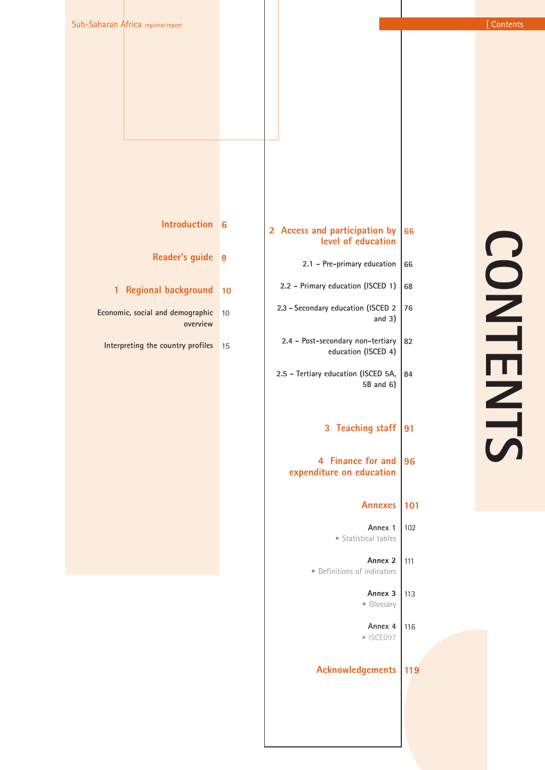# CONTENTS

| Section | Page |
|---|---|
| **Introduction** | 6 |
| **Reader's guide** | 8 |
| **1 Regional background** | 10 |
| Economic, social and demographic overview | 10 |
| Interpreting the country profiles | 15 |
| **2 Access and participation by level of education** | 66 |
| 2.1 – Pre-primary education | 66 |
| 2.2 – Primary education (ISCED 1) | 68 |
| 2.3 – Secondary education (ISCED 2 and 3) | 76 |
| 2.4 – Post-secondary non-tertiary education (ISCED 4) | 82 |
| 2.5 – Tertiary education (ISCED 5A, 5B and 6) | 84 |
| **3 Teaching staff** | 91 |
| **4 Finance for and expenditure on education** | 96 |
| **Annexes** | 101 |
| Annex 1 • Statistical tables | 102 |
| Annex 2 • Definitions of indicators | 111 |
| Annex 3 • Glossary | 113 |
| Annex 4 • ISCED97 | 116 |
| **Acknowledgements** | 119 |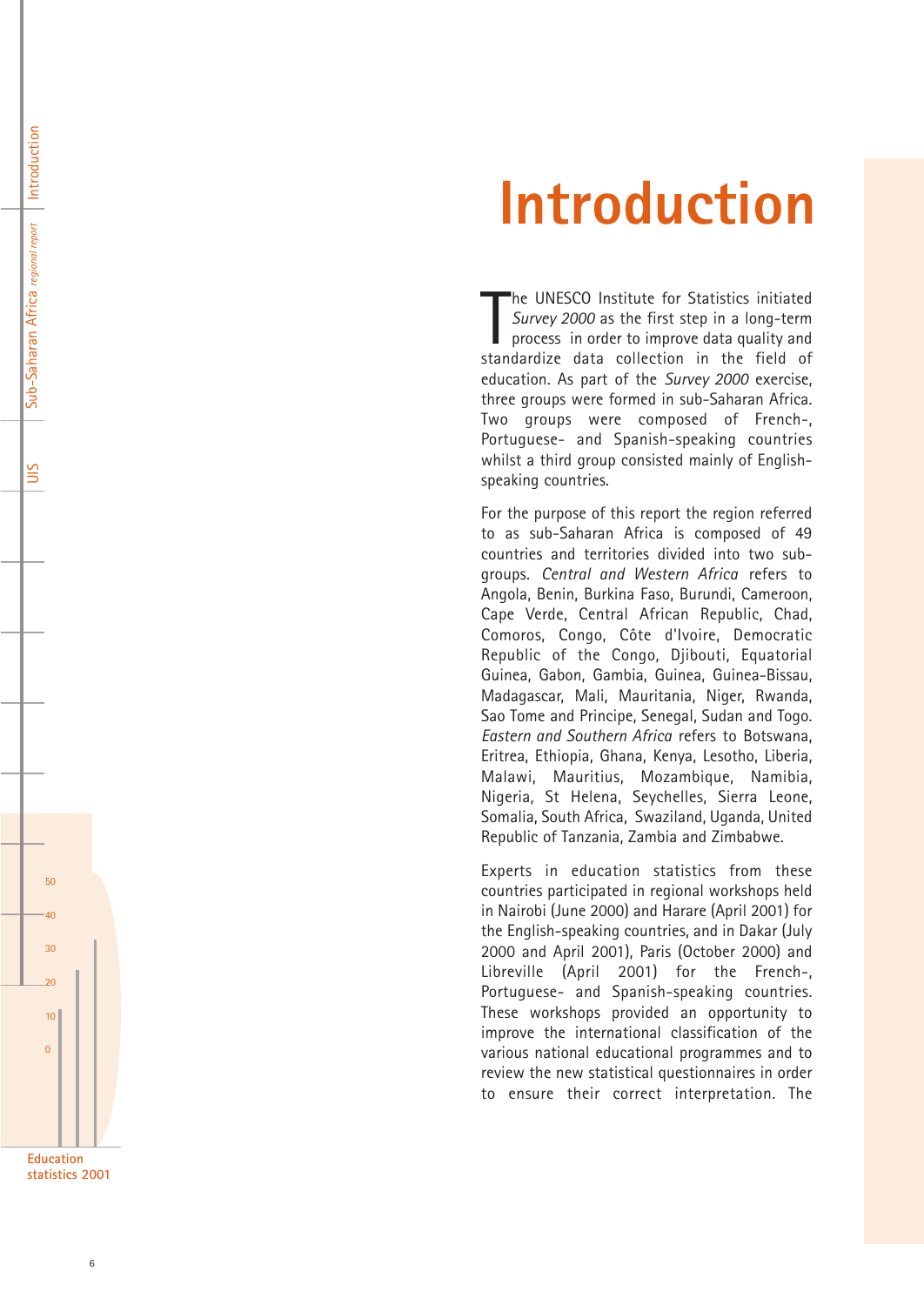# Introduction

The UNESCO Institute for Statistics initiated *Survey 2000* as the first step in a long-term process in order to improve data quality and standardize data collection in the field of education. As part of the *Survey 2000* exercise, three groups were formed in sub-Saharan Africa. Two groups were composed of French-, Portuguese- and Spanish-speaking countries whilst a third group consisted mainly of English-speaking countries.

For the purpose of this report the region referred to as sub-Saharan Africa is composed of 49 countries and territories divided into two sub-groups. *Central and Western Africa* refers to Angola, Benin, Burkina Faso, Burundi, Cameroon, Cape Verde, Central African Republic, Chad, Comoros, Congo, Côte d'Ivoire, Democratic Republic of the Congo, Djibouti, Equatorial Guinea, Gabon, Gambia, Guinea, Guinea-Bissau, Madagascar, Mali, Mauritania, Niger, Rwanda, Sao Tome and Principe, Senegal, Sudan and Togo. *Eastern and Southern Africa* refers to Botswana, Eritrea, Ethiopia, Ghana, Kenya, Lesotho, Liberia, Malawi, Mauritius, Mozambique, Namibia, Nigeria, St Helena, Seychelles, Sierra Leone, Somalia, South Africa, Swaziland, Uganda, United Republic of Tanzania, Zambia and Zimbabwe.

Experts in education statistics from these countries participated in regional workshops held in Nairobi (June 2000) and Harare (April 2001) for the English-speaking countries, and in Dakar (July 2000 and April 2001), Paris (October 2000) and Libreville (April 2001) for the French-, Portuguese- and Spanish-speaking countries. These workshops provided an opportunity to improve the international classification of the various national educational programmes and to review the new statistical questionnaires in order to ensure their correct interpretation. The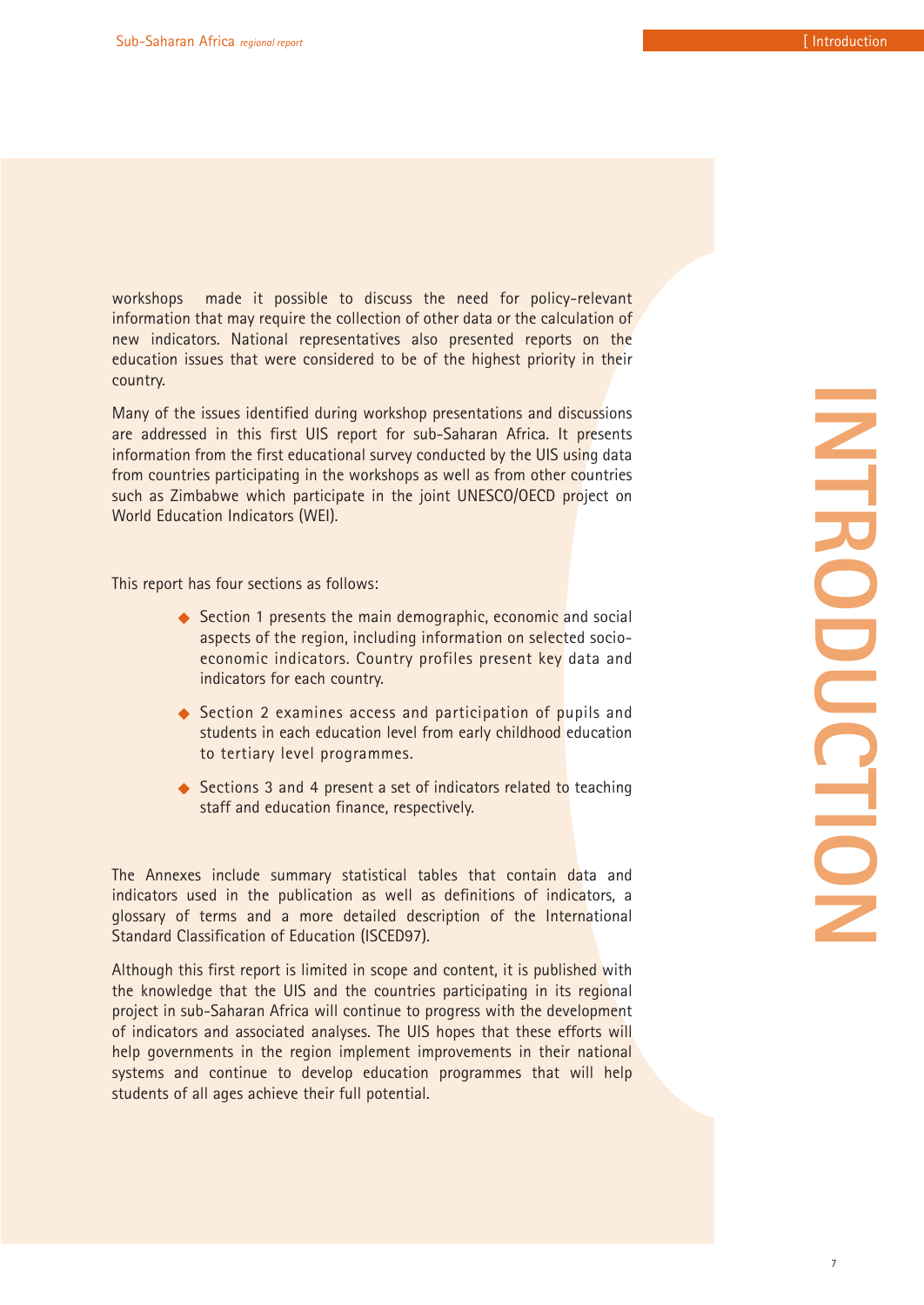workshops made it possible to discuss the need for policy-relevant information that may require the collection of other data or the calculation of new indicators. National representatives also presented reports on the education issues that were considered to be of the highest priority in their country.

Many of the issues identified during workshop presentations and discussions are addressed in this first UIS report for sub-Saharan Africa. It presents information from the first educational survey conducted by the UIS using data from countries participating in the workshops as well as from other countries such as Zimbabwe which participate in the joint UNESCO/OECD project on World Education Indicators (WEI).

This report has four sections as follows:

- Section 1 presents the main demographic, economic and social aspects of the region, including information on selected socio-economic indicators. Country profiles present key data and indicators for each country.
- Section 2 examines access and participation of pupils and students in each education level from early childhood education to tertiary level programmes.
- Sections 3 and 4 present a set of indicators related to teaching staff and education finance, respectively.

The Annexes include summary statistical tables that contain data and indicators used in the publication as well as definitions of indicators, a glossary of terms and a more detailed description of the International Standard Classification of Education (ISCED97).

Although this first report is limited in scope and content, it is published with the knowledge that the UIS and the countries participating in its regional project in sub-Saharan Africa will continue to progress with the development of indicators and associated analyses. The UIS hopes that these efforts will help governments in the region implement improvements in their national systems and continue to develop education programmes that will help students of all ages achieve their full potential.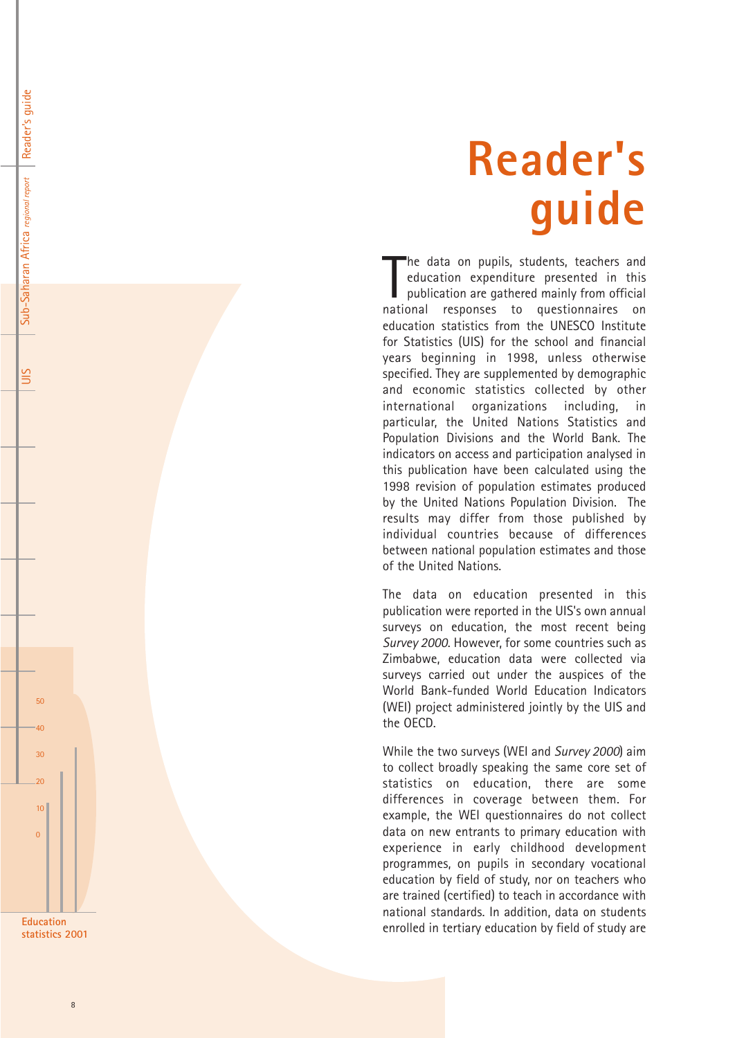# Reader's guide

The data on pupils, students, teachers and education expenditure presented in this publication are gathered mainly from official national responses to questionnaires on education statistics from the UNESCO Institute for Statistics (UIS) for the school and financial years beginning in 1998, unless otherwise specified. They are supplemented by demographic and economic statistics collected by other international organizations including, in particular, the United Nations Statistics and Population Divisions and the World Bank. The indicators on access and participation analysed in this publication have been calculated using the 1998 revision of population estimates produced by the United Nations Population Division. The results may differ from those published by individual countries because of differences between national population estimates and those of the United Nations.

The data on education presented in this publication were reported in the UIS's own annual surveys on education, the most recent being *Survey 2000*. However, for some countries such as Zimbabwe, education data were collected via surveys carried out under the auspices of the World Bank-funded World Education Indicators (WEI) project administered jointly by the UIS and the OECD.

While the two surveys (WEI and *Survey 2000*) aim to collect broadly speaking the same core set of statistics on education, there are some differences in coverage between them. For example, the WEI questionnaires do not collect data on new entrants to primary education with experience in early childhood development programmes, on pupils in secondary vocational education by field of study, nor on teachers who are trained (certified) to teach in accordance with national standards. In addition, data on students enrolled in tertiary education by field of study are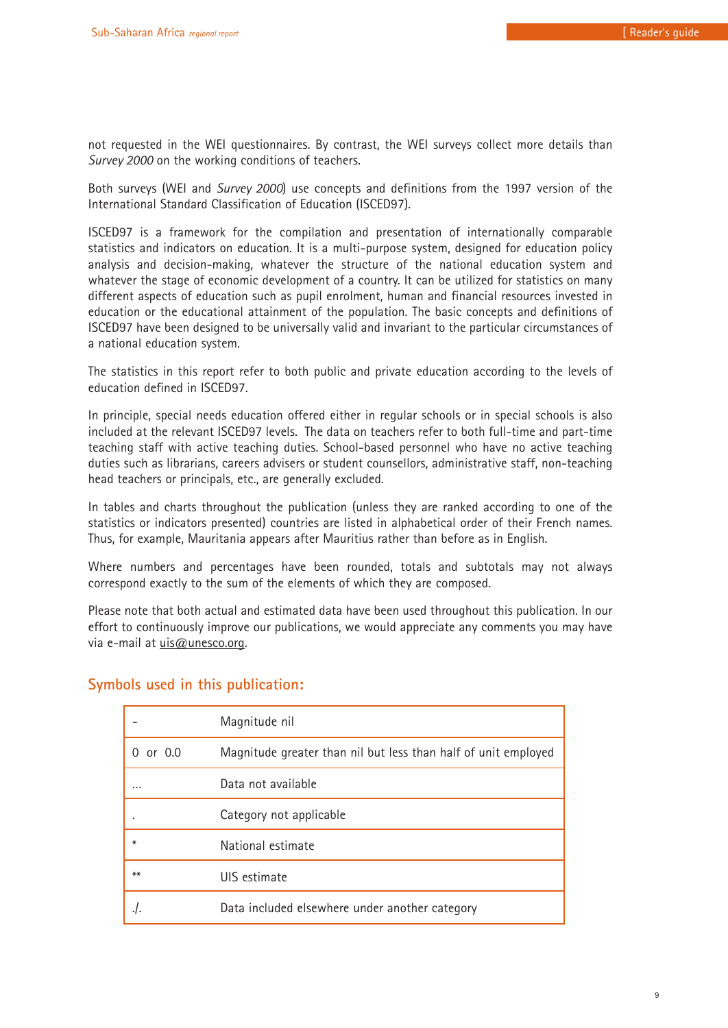not requested in the WEI questionnaires. By contrast, the WEI surveys collect more details than *Survey 2000* on the working conditions of teachers.

Both surveys (WEI and *Survey 2000*) use concepts and definitions from the 1997 version of the International Standard Classification of Education (ISCED97).

ISCED97 is a framework for the compilation and presentation of internationally comparable statistics and indicators on education. It is a multi-purpose system, designed for education policy analysis and decision-making, whatever the structure of the national education system and whatever the stage of economic development of a country. It can be utilized for statistics on many different aspects of education such as pupil enrolment, human and financial resources invested in education or the educational attainment of the population. The basic concepts and definitions of ISCED97 have been designed to be universally valid and invariant to the particular circumstances of a national education system.

The statistics in this report refer to both public and private education according to the levels of education defined in ISCED97.

In principle, special needs education offered either in regular schools or in special schools is also included at the relevant ISCED97 levels. The data on teachers refer to both full-time and part-time teaching staff with active teaching duties. School-based personnel who have no active teaching duties such as librarians, careers advisers or student counsellors, administrative staff, non-teaching head teachers or principals, etc., are generally excluded.

In tables and charts throughout the publication (unless they are ranked according to one of the statistics or indicators presented) countries are listed in alphabetical order of their French names. Thus, for example, Mauritania appears after Mauritius rather than before as in English.

Where numbers and percentages have been rounded, totals and subtotals may not always correspond exactly to the sum of the elements of which they are composed.

Please note that both actual and estimated data have been used throughout this publication. In our effort to continuously improve our publications, we would appreciate any comments you may have via e-mail at uis@unesco.org.

## Symbols used in this publication:

| Symbol | Meaning |
|---|---|
| - | Magnitude nil |
| 0 or 0.0 | Magnitude greater than nil but less than half of unit employed |
| ... | Data not available |
| . | Category not applicable |
| * | National estimate |
| ** | UIS estimate |
| ./. | Data included elsewhere under another category |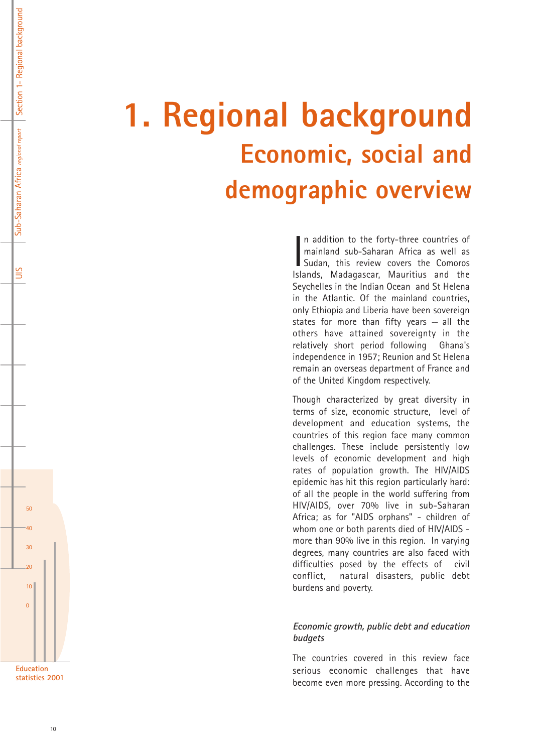# 1. Regional background

## Economic, social and demographic overview

In addition to the forty-three countries of mainland sub-Saharan Africa as well as Sudan, this review covers the Comoros Islands, Madagascar, Mauritius and the Seychelles in the Indian Ocean and St Helena in the Atlantic. Of the mainland countries, only Ethiopia and Liberia have been sovereign states for more than fifty years – all the others have attained sovereignty in the relatively short period following Ghana's independence in 1957; Reunion and St Helena remain an overseas department of France and of the United Kingdom respectively.

Though characterized by great diversity in terms of size, economic structure, level of development and education systems, the countries of this region face many common challenges. These include persistently low levels of economic development and high rates of population growth. The HIV/AIDS epidemic has hit this region particularly hard: of all the people in the world suffering from HIV/AIDS, over 70% live in sub-Saharan Africa; as for "AIDS orphans" - children of whom one or both parents died of HIV/AIDS - more than 90% live in this region. In varying degrees, many countries are also faced with difficulties posed by the effects of civil conflict, natural disasters, public debt burdens and poverty.

### *Economic growth, public debt and education budgets*

The countries covered in this review face serious economic challenges that have become even more pressing. According to the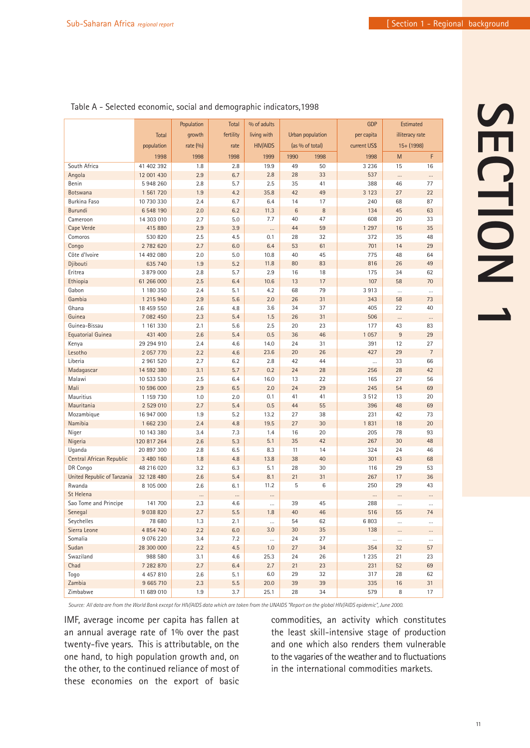Table A - Selected economic, social and demographic indicators,1998

| | Total population | Population growth rate (%) | Total fertility rate | % of adults living with HIV/AIDS | Urban population (as % of total) | | GDP per capita current US$ | Estimated illiteracy rate 15+ (1998) | |
|---|---|---|---|---|---|---|---|---|---|
| | 1998 | 1998 | 1998 | 1999 | 1990 | 1998 | 1998 | M | F |
| South Africa | 41 402 392 | 1.8 | 2.8 | 19.9 | 49 | 50 | 3 236 | 15 | 16 |
| Angola | 12 001 430 | 2.9 | 6.7 | 2.8 | 28 | 33 | 537 | ... | ... |
| Benin | 5 948 260 | 2.8 | 5.7 | 2.5 | 35 | 41 | 388 | 46 | 77 |
| Botswana | 1 561 720 | 1.9 | 4.2 | 35.8 | 42 | 49 | 3 123 | 27 | 22 |
| Burkina Faso | 10 730 330 | 2.4 | 6.7 | 6.4 | 14 | 17 | 240 | 68 | 87 |
| Burundi | 6 548 190 | 2.0 | 6.2 | 11.3 | 6 | 8 | 134 | 45 | 63 |
| Cameroon | 14 303 010 | 2.7 | 5.0 | 7.7 | 40 | 47 | 608 | 20 | 33 |
| Cape Verde | 415 880 | 2.9 | 3.9 | ... | 44 | 59 | 1 297 | 16 | 35 |
| Comoros | 530 820 | 2.5 | 4.5 | 0.1 | 28 | 32 | 372 | 35 | 48 |
| Congo | 2 782 620 | 2.7 | 6.0 | 6.4 | 53 | 61 | 701 | 14 | 29 |
| Côte d'Ivoire | 14 492 080 | 2.0 | 5.0 | 10.8 | 40 | 45 | 775 | 48 | 64 |
| Djibouti | 635 740 | 1.9 | 5.2 | 11.8 | 80 | 83 | 816 | 26 | 49 |
| Eritrea | 3 879 000 | 2.8 | 5.7 | 2.9 | 16 | 18 | 175 | 34 | 62 |
| Ethiopia | 61 266 000 | 2.5 | 6.4 | 10.6 | 13 | 17 | 107 | 58 | 70 |
| Gabon | 1 180 350 | 2.4 | 5.1 | 4.2 | 68 | 79 | 3 913 | ... | ... |
| Gambia | 1 215 940 | 2.9 | 5.6 | 2.0 | 26 | 31 | 343 | 58 | 73 |
| Ghana | 18 459 550 | 2.6 | 4.8 | 3.6 | 34 | 37 | 405 | 22 | 40 |
| Guinea | 7 082 450 | 2.3 | 5.4 | 1.5 | 26 | 31 | 506 | ... | ... |
| Guinea-Bissau | 1 161 330 | 2.1 | 5.6 | 2.5 | 20 | 23 | 177 | 43 | 83 |
| Equatorial Guinea | 431 400 | 2.6 | 5.4 | 0.5 | 36 | 46 | 1 057 | 9 | 29 |
| Kenya | 29 294 910 | 2.4 | 4.6 | 14.0 | 24 | 31 | 391 | 12 | 27 |
| Lesotho | 2 057 770 | 2.2 | 4.6 | 23.6 | 20 | 26 | 427 | 29 | 7 |
| Liberia | 2 961 520 | 2.7 | 6.2 | 2.8 | 42 | 44 | ... | 33 | 66 |
| Madagascar | 14 592 380 | 3.1 | 5.7 | 0.2 | 24 | 28 | 256 | 28 | 42 |
| Malawi | 10 533 530 | 2.5 | 6.4 | 16.0 | 13 | 22 | 165 | 27 | 56 |
| Mali | 10 596 000 | 2.9 | 6.5 | 2.0 | 24 | 29 | 245 | 54 | 69 |
| Mauritius | 1 159 730 | 1.0 | 2.0 | 0.1 | 41 | 41 | 3 512 | 13 | 20 |
| Mauritania | 2 529 010 | 2.7 | 5.4 | 0.5 | 44 | 55 | 396 | 48 | 69 |
| Mozambique | 16 947 000 | 1.9 | 5.2 | 13.2 | 27 | 38 | 231 | 42 | 73 |
| Namibia | 1 662 230 | 2.4 | 4.8 | 19.5 | 27 | 30 | 1 831 | 18 | 20 |
| Niger | 10 143 380 | 3.4 | 7.3 | 1.4 | 16 | 20 | 205 | 78 | 93 |
| Nigeria | 120 817 264 | 2.6 | 5.3 | 5.1 | 35 | 42 | 267 | 30 | 48 |
| Uganda | 20 897 300 | 2.8 | 6.5 | 8.3 | 11 | 14 | 324 | 24 | 46 |
| Central African Republic | 3 480 160 | 1.8 | 4.8 | 13.8 | 38 | 40 | 301 | 43 | 68 |
| DR Congo | 48 216 020 | 3.2 | 6.3 | 5.1 | 28 | 30 | 116 | 29 | 53 |
| United Republic of Tanzania | 32 128 480 | 2.6 | 5.4 | 8.1 | 21 | 31 | 267 | 17 | 36 |
| Rwanda | 8 105 000 | 2.6 | 6.1 | 11.2 | 5 | 6 | 250 | 29 | 43 |
| St Helena | ... | ... | ... | ... | | | ... | ... | ... |
| Sao Tome and Principe | 141 700 | 2.3 | 4.6 | ... | 39 | 45 | 288 | ... | ... |
| Senegal | 9 038 820 | 2.7 | 5.5 | 1.8 | 40 | 46 | 516 | 55 | 74 |
| Seychelles | 78 680 | 1.3 | 2.1 | ... | 54 | 62 | 6 803 | ... | ... |
| Sierra Leone | 4 854 740 | 2.2 | 6.0 | 3.0 | 30 | 35 | 138 | ... | ... |
| Somalia | 9 076 220 | 3.4 | 7.2 | ... | 24 | 27 | ... | ... | ... |
| Sudan | 28 300 000 | 2.2 | 4.5 | 1.0 | 27 | 34 | 354 | 32 | 57 |
| Swaziland | 988 580 | 3.1 | 4.6 | 25.3 | 24 | 26 | 1 235 | 21 | 23 |
| Chad | 7 282 870 | 2.7 | 6.4 | 2.7 | 21 | 23 | 231 | 52 | 69 |
| Togo | 4 457 810 | 2.6 | 5.1 | 6.0 | 29 | 32 | 317 | 28 | 62 |
| Zambia | 9 665 710 | 2.3 | 5.5 | 20.0 | 39 | 39 | 335 | 16 | 31 |
| Zimbabwe | 11 689 010 | 1.9 | 3.7 | 25.1 | 28 | 34 | 579 | 8 | 17 |

*Source: All data are from the World Bank except for HIV/AIDS data which are taken from the UNAIDS "Report on the global HIV/AIDS epidemic", June 2000.*

IMF, average income per capita has fallen at an annual average rate of 1% over the past twenty-five years. This is attributable, on the one hand, to high population growth and, on the other, to the continued reliance of most of these economies on the export of basic commodities, an activity which constitutes the least skill-intensive stage of production and one which also renders them vulnerable to the vagaries of the weather and to fluctuations in the international commodities markets.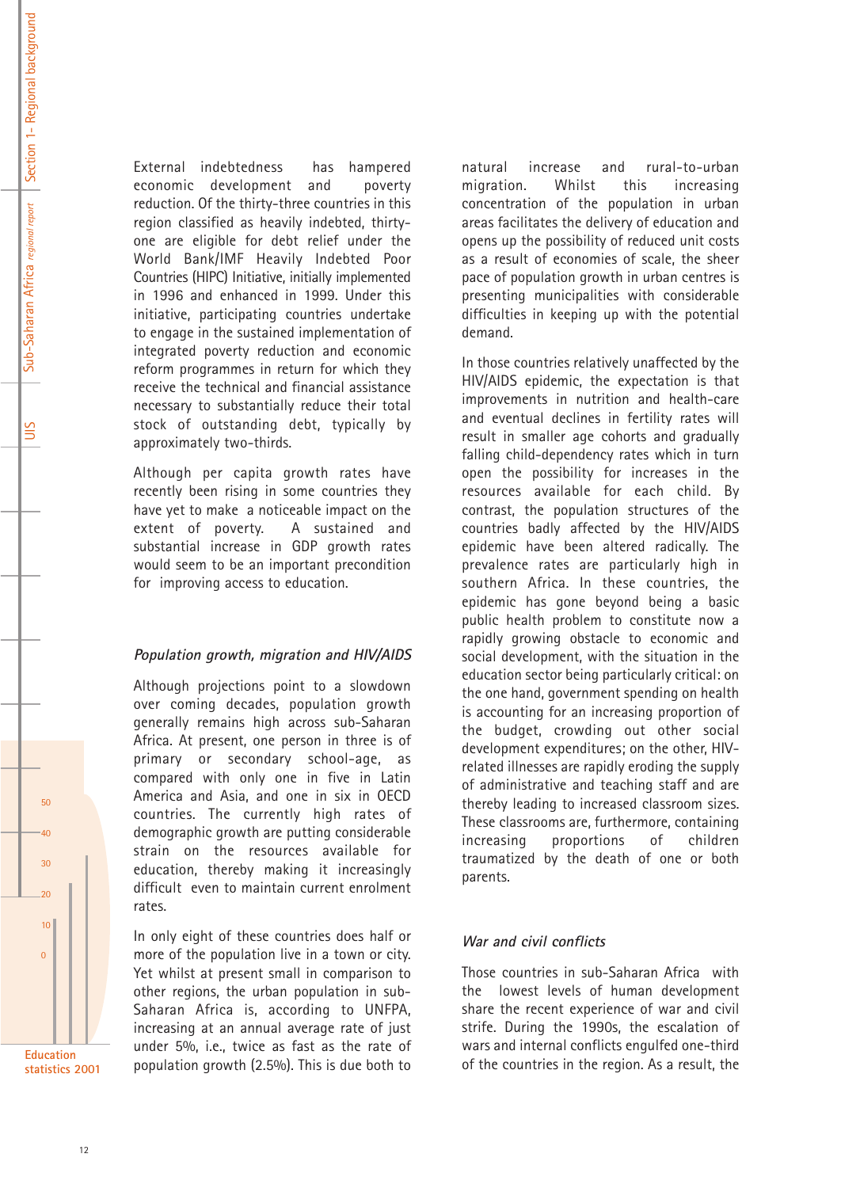External indebtedness has hampered economic development and poverty reduction. Of the thirty-three countries in this region classified as heavily indebted, thirty-one are eligible for debt relief under the World Bank/IMF Heavily Indebted Poor Countries (HIPC) Initiative, initially implemented in 1996 and enhanced in 1999. Under this initiative, participating countries undertake to engage in the sustained implementation of integrated poverty reduction and economic reform programmes in return for which they receive the technical and financial assistance necessary to substantially reduce their total stock of outstanding debt, typically by approximately two-thirds.

Although per capita growth rates have recently been rising in some countries they have yet to make a noticeable impact on the extent of poverty. A sustained and substantial increase in GDP growth rates would seem to be an important precondition for improving access to education.

### *Population growth, migration and HIV/AIDS*

Although projections point to a slowdown over coming decades, population growth generally remains high across sub-Saharan Africa. At present, one person in three is of primary or secondary school-age, as compared with only one in five in Latin America and Asia, and one in six in OECD countries. The currently high rates of demographic growth are putting considerable strain on the resources available for education, thereby making it increasingly difficult even to maintain current enrolment rates.

In only eight of these countries does half or more of the population live in a town or city. Yet whilst at present small in comparison to other regions, the urban population in sub-Saharan Africa is, according to UNFPA, increasing at an annual average rate of just under 5%, i.e., twice as fast as the rate of population growth (2.5%). This is due both to natural increase and rural-to-urban migration. Whilst this increasing concentration of the population in urban areas facilitates the delivery of education and opens up the possibility of reduced unit costs as a result of economies of scale, the sheer pace of population growth in urban centres is presenting municipalities with considerable difficulties in keeping up with the potential demand.

In those countries relatively unaffected by the HIV/AIDS epidemic, the expectation is that improvements in nutrition and health-care and eventual declines in fertility rates will result in smaller age cohorts and gradually falling child-dependency rates which in turn open the possibility for increases in the resources available for each child. By contrast, the population structures of the countries badly affected by the HIV/AIDS epidemic have been altered radically. The prevalence rates are particularly high in southern Africa. In these countries, the epidemic has gone beyond being a basic public health problem to constitute now a rapidly growing obstacle to economic and social development, with the situation in the education sector being particularly critical: on the one hand, government spending on health is accounting for an increasing proportion of the budget, crowding out other social development expenditures; on the other, HIV-related illnesses are rapidly eroding the supply of administrative and teaching staff and are thereby leading to increased classroom sizes. These classrooms are, furthermore, containing increasing proportions of children traumatized by the death of one or both parents.

### *War and civil conflicts*

Those countries in sub-Saharan Africa with the lowest levels of human development share the recent experience of war and civil strife. During the 1990s, the escalation of wars and internal conflicts engulfed one-third of the countries in the region. As a result, the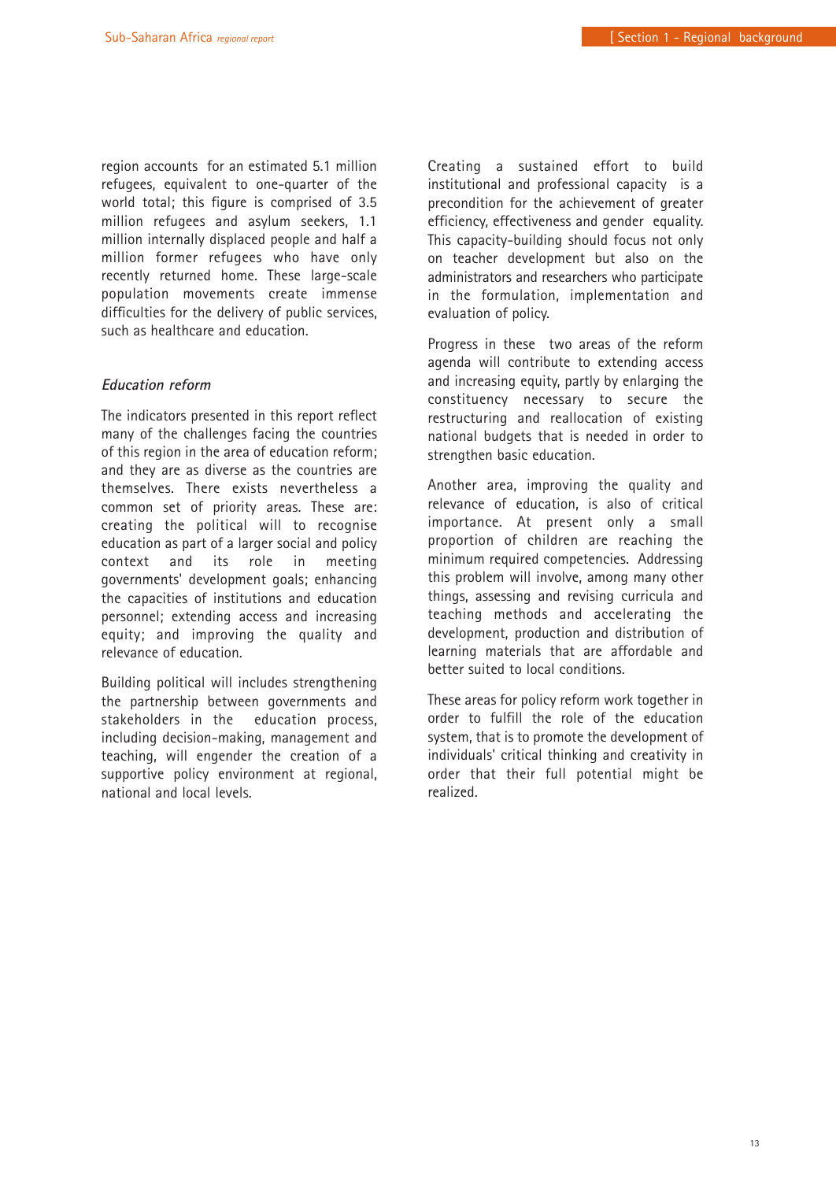region accounts for an estimated 5.1 million refugees, equivalent to one-quarter of the world total; this figure is comprised of 3.5 million refugees and asylum seekers, 1.1 million internally displaced people and half a million former refugees who have only recently returned home. These large-scale population movements create immense difficulties for the delivery of public services, such as healthcare and education.

### *Education reform*

The indicators presented in this report reflect many of the challenges facing the countries of this region in the area of education reform; and they are as diverse as the countries are themselves. There exists nevertheless a common set of priority areas. These are: creating the political will to recognise education as part of a larger social and policy context and its role in meeting governments' development goals; enhancing the capacities of institutions and education personnel; extending access and increasing equity; and improving the quality and relevance of education.

Building political will includes strengthening the partnership between governments and stakeholders in the education process, including decision-making, management and teaching, will engender the creation of a supportive policy environment at regional, national and local levels.

Creating a sustained effort to build institutional and professional capacity is a precondition for the achievement of greater efficiency, effectiveness and gender equality. This capacity-building should focus not only on teacher development but also on the administrators and researchers who participate in the formulation, implementation and evaluation of policy.

Progress in these two areas of the reform agenda will contribute to extending access and increasing equity, partly by enlarging the constituency necessary to secure the restructuring and reallocation of existing national budgets that is needed in order to strengthen basic education.

Another area, improving the quality and relevance of education, is also of critical importance. At present only a small proportion of children are reaching the minimum required competencies. Addressing this problem will involve, among many other things, assessing and revising curricula and teaching methods and accelerating the development, production and distribution of learning materials that are affordable and better suited to local conditions.

These areas for policy reform work together in order to fulfill the role of the education system, that is to promote the development of individuals' critical thinking and creativity in order that their full potential might be realized.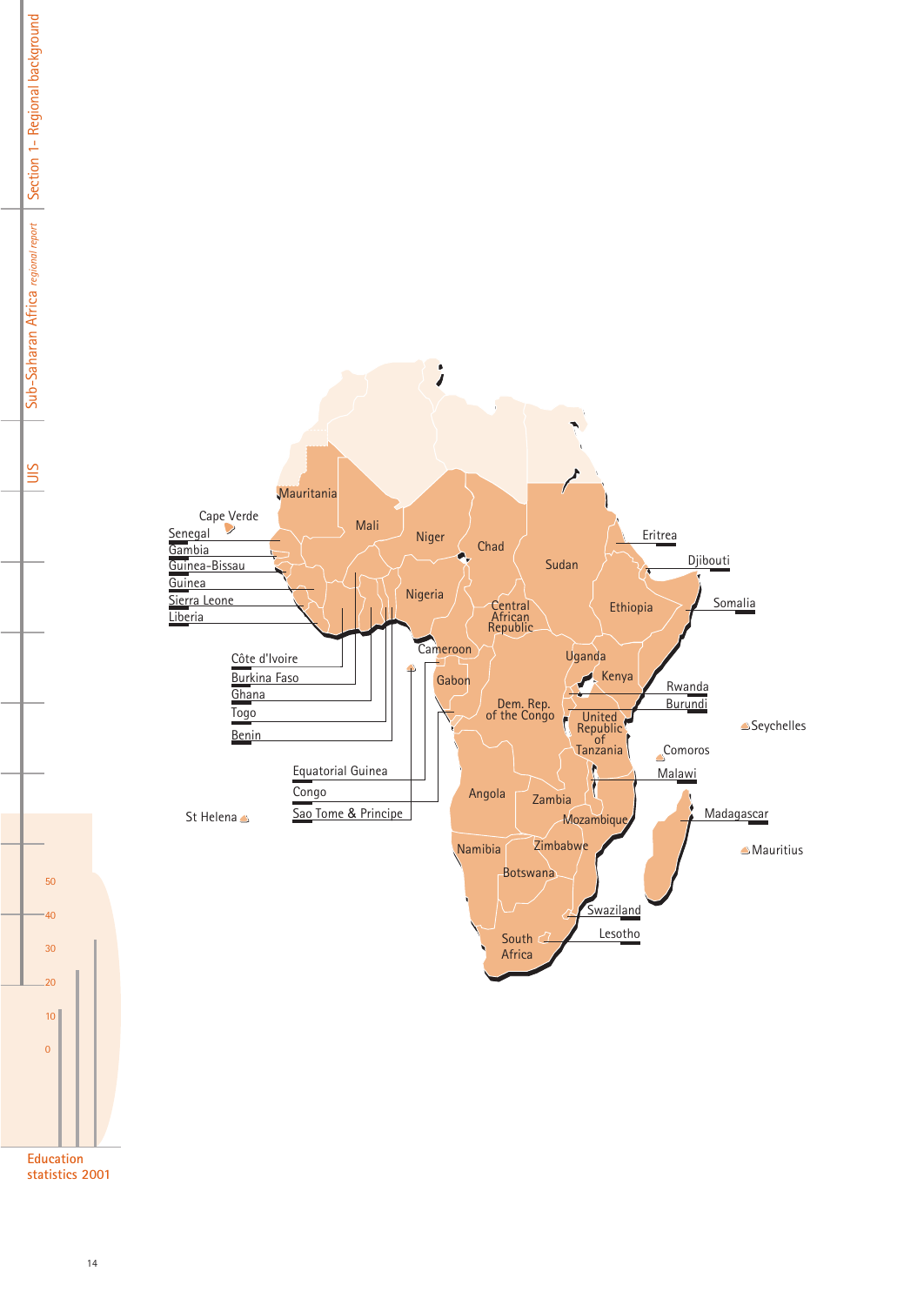Mauritania

Cape Verde

Senegal

Gambia

Guinea-Bissau

Guinea

Sierra Leone

Liberia

Mali

Niger

Chad

Sudan

Eritrea

Djibouti

Somalia

Ethiopia

Nigeria

Central African Republic

Côte d'Ivoire

Burkina Faso

Ghana

Togo

Benin

Cameroon

Gabon

Dem. Rep. of the Congo

Uganda

Kenya

Rwanda

Burundi

United Republic of Tanzania

Seychelles

Comoros

Malawi

Equatorial Guinea

Congo

Sao Tome & Principe

St Helena

Angola

Zambia

Mozambique

Madagascar

Mauritius

Namibia

Zimbabwe

Botswana

Swaziland

Lesotho

South Africa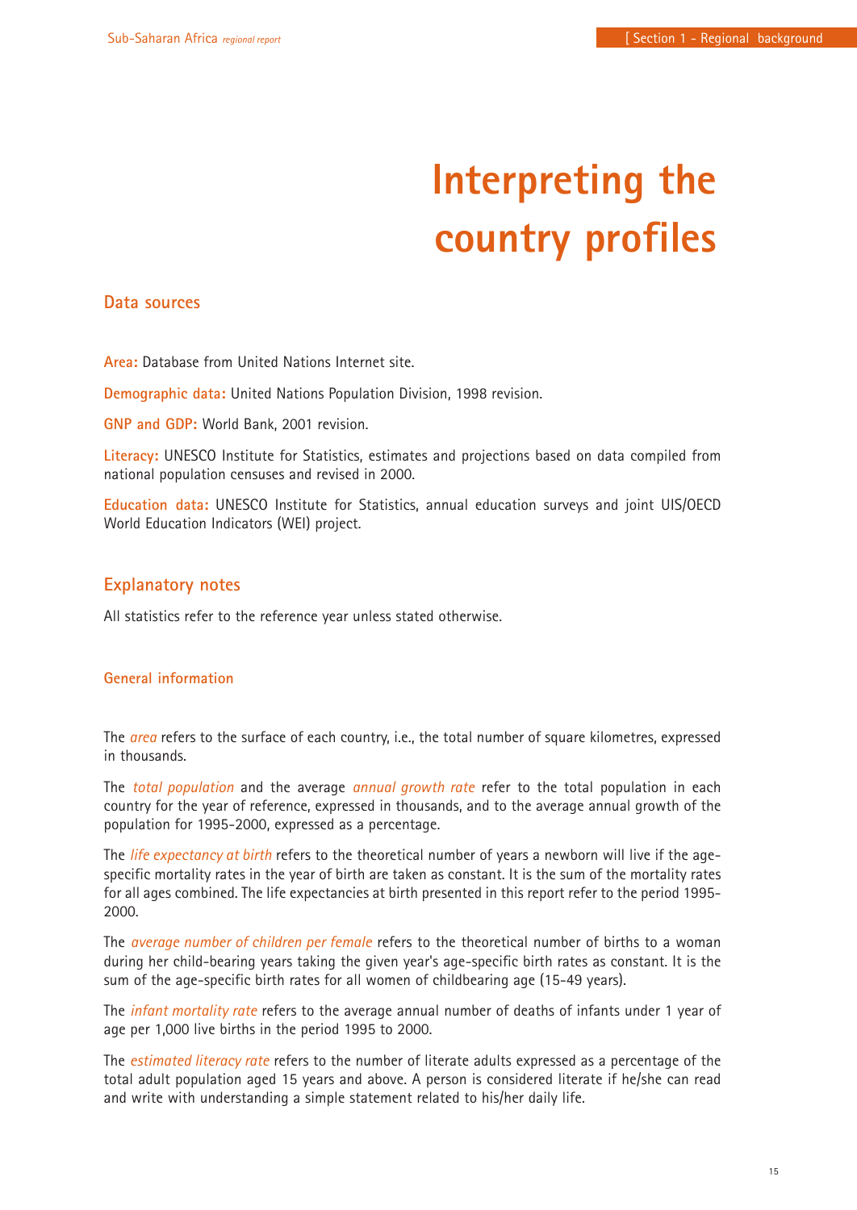# Interpreting the country profiles

## Data sources

**Area:** Database from United Nations Internet site.

**Demographic data:** United Nations Population Division, 1998 revision.

**GNP and GDP:** World Bank, 2001 revision.

**Literacy:** UNESCO Institute for Statistics, estimates and projections based on data compiled from national population censuses and revised in 2000.

**Education data:** UNESCO Institute for Statistics, annual education surveys and joint UIS/OECD World Education Indicators (WEI) project.

## Explanatory notes

All statistics refer to the reference year unless stated otherwise.

### General information

The *area* refers to the surface of each country, i.e., the total number of square kilometres, expressed in thousands.

The *total population* and the average *annual growth rate* refer to the total population in each country for the year of reference, expressed in thousands, and to the average annual growth of the population for 1995-2000, expressed as a percentage.

The *life expectancy at birth* refers to the theoretical number of years a newborn will live if the age-specific mortality rates in the year of birth are taken as constant. It is the sum of the mortality rates for all ages combined. The life expectancies at birth presented in this report refer to the period 1995-2000.

The *average number of children per female* refers to the theoretical number of births to a woman during her child-bearing years taking the given year's age-specific birth rates as constant. It is the sum of the age-specific birth rates for all women of childbearing age (15-49 years).

The *infant mortality rate* refers to the average annual number of deaths of infants under 1 year of age per 1,000 live births in the period 1995 to 2000.

The *estimated literacy rate* refers to the number of literate adults expressed as a percentage of the total adult population aged 15 years and above. A person is considered literate if he/she can read and write with understanding a simple statement related to his/her daily life.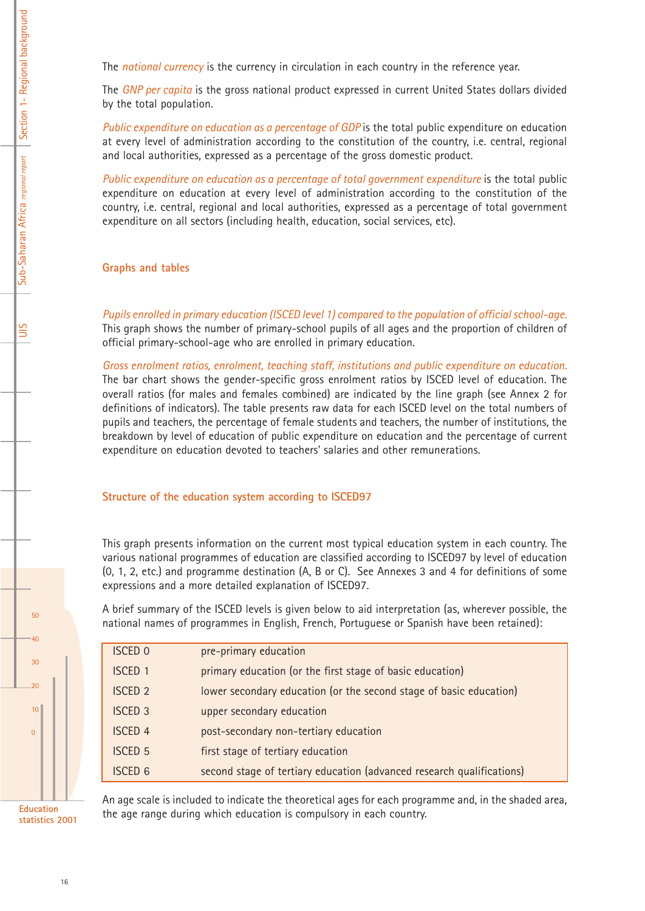The *national currency* is the currency in circulation in each country in the reference year.

The *GNP per capita* is the gross national product expressed in current United States dollars divided by the total population.

*Public expenditure on education as a percentage of GDP* is the total public expenditure on education at every level of administration according to the constitution of the country, i.e. central, regional and local authorities, expressed as a percentage of the gross domestic product.

*Public expenditure on education as a percentage of total government expenditure* is the total public expenditure on education at every level of administration according to the constitution of the country, i.e. central, regional and local authorities, expressed as a percentage of total government expenditure on all sectors (including health, education, social services, etc).

## Graphs and tables

*Pupils enrolled in primary education (ISCED level 1) compared to the population of official school-age.* This graph shows the number of primary-school pupils of all ages and the proportion of children of official primary-school-age who are enrolled in primary education.

*Gross enrolment ratios, enrolment, teaching staff, institutions and public expenditure on education.* The bar chart shows the gender-specific gross enrolment ratios by ISCED level of education. The overall ratios (for males and females combined) are indicated by the line graph (see Annex 2 for definitions of indicators). The table presents raw data for each ISCED level on the total numbers of pupils and teachers, the percentage of female students and teachers, the number of institutions, the breakdown by level of education of public expenditure on education and the percentage of current expenditure on education devoted to teachers' salaries and other remunerations.

## Structure of the education system according to ISCED97

This graph presents information on the current most typical education system in each country. The various national programmes of education are classified according to ISCED97 by level of education (0, 1, 2, etc.) and programme destination (A, B or C). See Annexes 3 and 4 for definitions of some expressions and a more detailed explanation of ISCED97.

A brief summary of the ISCED levels is given below to aid interpretation (as, wherever possible, the national names of programmes in English, French, Portuguese or Spanish have been retained):

| | |
|---|---|
| ISCED 0 | pre-primary education |
| ISCED 1 | primary education (or the first stage of basic education) |
| ISCED 2 | lower secondary education (or the second stage of basic education) |
| ISCED 3 | upper secondary education |
| ISCED 4 | post-secondary non-tertiary education |
| ISCED 5 | first stage of tertiary education |
| ISCED 6 | second stage of tertiary education (advanced research qualifications) |

An age scale is included to indicate the theoretical ages for each programme and, in the shaded area, the age range during which education is compulsory in each country.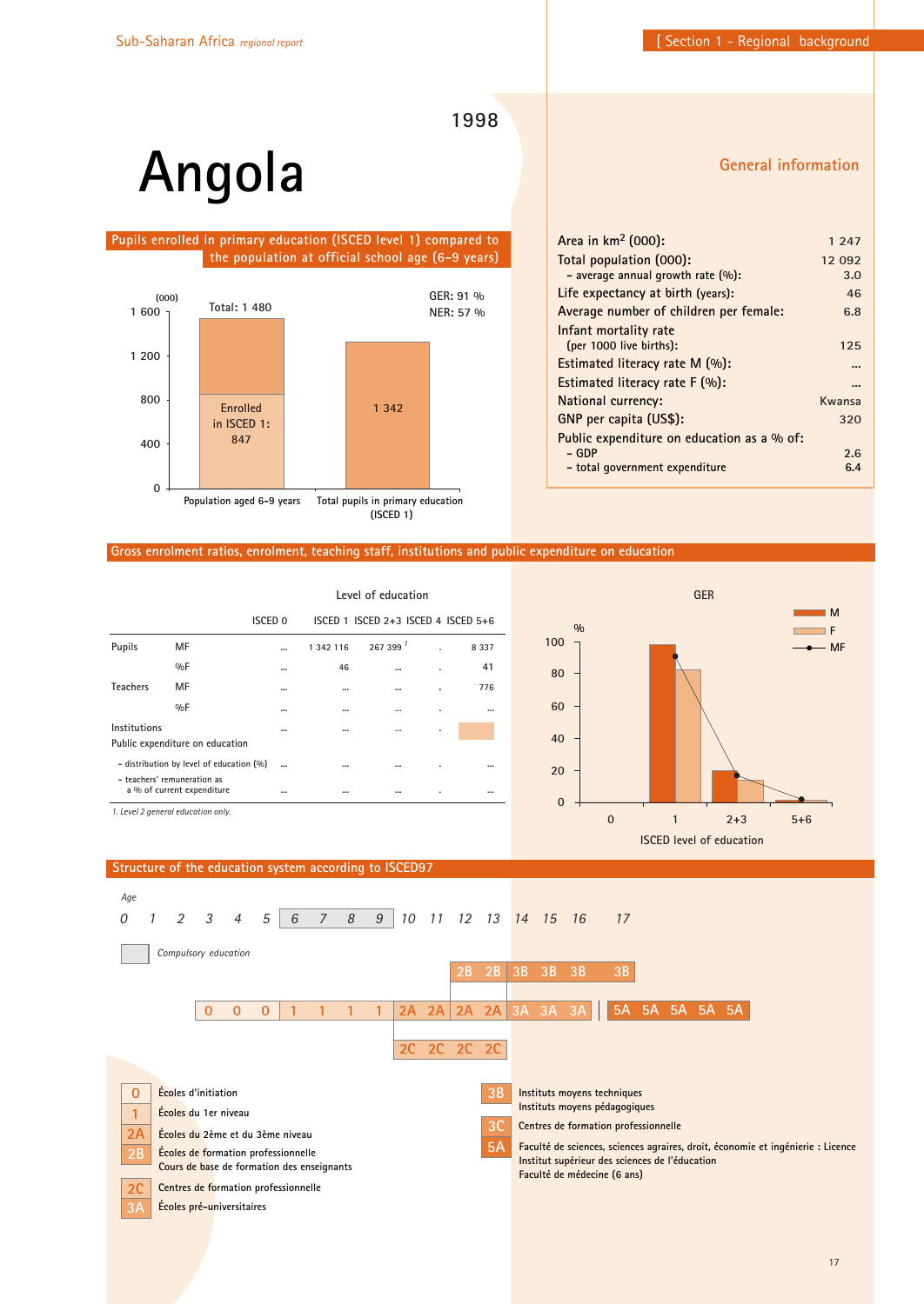# Angola

1998

## General information

| | |
|---|---|
| Area in km$^2$ (000): | 1 247 |
| Total population (000): | 12 092 |
| – average annual growth rate (%): | 3.0 |
| Life expectancy at birth (years): | 46 |
| Average number of children per female: | 6.8 |
| Infant mortality rate (per 1000 live births): | 125 |
| Estimated literacy rate M (%): | ... |
| Estimated literacy rate F (%): | ... |
| National currency: | Kwansa |
| GNP per capita (US$): | 320 |
| Public expenditure on education as a % of: | |
| – GDP | 2.6 |
| – total government expenditure | 6.4 |

## Pupils enrolled in primary education (ISCED level 1) compared to the population at official school age (6-9 years)

(000)

GER: 91 %
NER: 57 %

| | Population aged 6-9 years | Total pupils in primary education (ISCED 1) |
|---|---|---|
| Total | 1 480 | 1 342 |
| Enrolled in ISCED 1 | 847 | |

## Gross enrolment ratios, enrolment, teaching staff, institutions and public expenditure on education

| | | Level of education | | | | |
|---|---|---|---|---|---|---|
| | | ISCED 0 | ISCED 1 | ISCED 2+3 | ISCED 4 | ISCED 5+6 |
| Pupils | MF | ... | 1 342 116 | 267 399 [1] | . | 8 337 |
| | %F | ... | 46 | ... | . | 41 |
| Teachers | MF | ... | ... | ... | . | 776 |
| | %F | ... | ... | ... | . | ... |
| Institutions | | ... | ... | ... | . | |
| Public expenditure on education | | | | | | |
| – distribution by level of education (%) | | ... | ... | ... | . | ... |
| – teachers' remuneration as a % of current expenditure | | ... | ... | ... | . | ... |

*1. Level 2 general education only.*

GER (%) by ISCED level of education: 0, 1, 2+3, 5+6 (M, F, MF)

## Structure of the education system according to ISCED97

*Age:* 0 1 2 3 4 5 6 7 8 9 10 11 12 13 14 15 16 17

*Compulsory education:* ages 6–9

| Age | 3 | 4 | 5 | 6 | 7 | 8 | 9 | 10 | 11 | 12 | 13 | 14 | 15 | 16 | 17 | 18 | 19 | 20 | 21 | 22 |
|---|---|---|---|---|---|---|---|---|---|---|---|---|---|---|---|---|---|---|---|---|
| | | | | | | | | | | 2B | 2B | 3B | 3B | 3B | 3B | | | | | |
| | 0 | 0 | 0 | 1 | 1 | 1 | 1 | 2A | 2A | 2A | 2A | 3A | 3A | 3A | | 5A | 5A | 5A | 5A | 5A |
| | | | | | | | | 2C | 2C | 2C | 2C | | | | | | | | | |

- **0** Écoles d'initiation
- **1** Écoles du 1er niveau
- **2A** Écoles du 2ème et du 3ème niveau
- **2B** Écoles de formation professionnelle; Cours de base de formation des enseignants
- **2C** Centres de formation professionnelle
- **3A** Écoles pré-universitaires
- **3B** Instituts moyens techniques; Instituts moyens pédagogiques
- **3C** Centres de formation professionnelle
- **5A** Faculté de sciences, sciences agraires, droit, économie et ingénierie : Licence; Institut supérieur des sciences de l'éducation; Faculté de médecine (6 ans)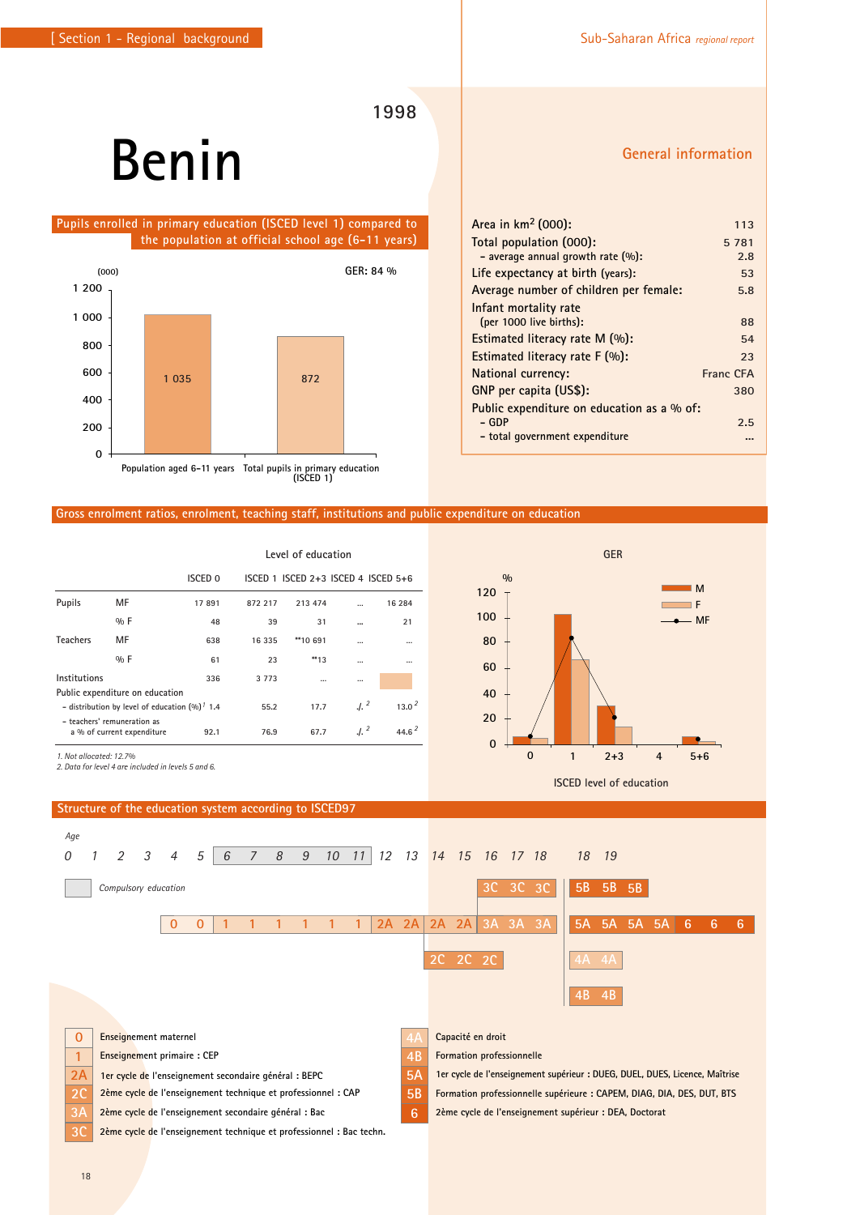[ Section 1 - Regional background ]

Sub-Saharan Africa *regional report*

1998

# Benin

## Pupils enrolled in primary education (ISCED level 1) compared to the population at official school age (6-11 years)

(000) GER: 84 %

| | (000) |
|---|---|
| Population aged 6-11 years | 1 035 |
| Total pupils in primary education (ISCED 1) | 872 |

## General information

| | |
|---|---|
| Area in km$^2$ (000): | 113 |
| Total population (000): | 5 781 |
| - average annual growth rate (%): | 2.8 |
| Life expectancy at birth (years): | 53 |
| Average number of children per female: | 5.8 |
| Infant mortality rate (per 1000 live births): | 88 |
| Estimated literacy rate M (%): | 54 |
| Estimated literacy rate F (%): | 23 |
| National currency: | Franc CFA |
| GNP per capita (US$): | 380 |
| Public expenditure on education as a % of: | |
| - GDP | 2.5 |
| - total government expenditure | ... |

## Gross enrolment ratios, enrolment, teaching staff, institutions and public expenditure on education

| | | Level of education | | | | |
|---|---|---|---|---|---|---|
| | | ISCED 0 | ISCED 1 | ISCED 2+3 | ISCED 4 | ISCED 5+6 |
| Pupils | MF | 17 891 | 872 217 | 213 474 | ... | 16 284 |
| | % F | 48 | 39 | 31 | ... | 21 |
| Teachers | MF | 638 | 16 335 | **10 691 | ... | ... |
| | % F | 61 | 23 | **13 | ... | ... |
| Institutions | | 336 | 3 773 | ... | ... | |
| Public expenditure on education | | | | | | |
| - distribution by level of education (%) [1] | | 1.4 | 55.2 | 17.7 | ./. [2] | 13.0 [2] |
| - teachers' remuneration as a % of current expenditure | | 92.1 | 76.9 | 67.7 | ./. [2] | 44.6 [2] |

*1. Not allocated: 12.7%*
*2. Data for level 4 are included in levels 5 and 6.*

GER (%) by ISCED level of education (M, F, MF): levels 0, 1, 2+3, 4, 5+6.

## Structure of the education system according to ISCED97

Age: 0 1 2 3 4 5 6 7 8 9 10 11 12 13 14 15 16 17 18 18 19

Compulsory education: ages 6–11

| Age | 3 | 4 | 5 | 6 | 7 | 8 | 9 | 10 | 11 | 12 | 13 | 14 | 15 | 16 | 17 | 18 | 18 | 19 | | | | | |
|---|---|---|---|---|---|---|---|---|---|---|---|---|---|---|---|---|---|---|---|---|---|---|---|
| | | | | | | | | | | | | | | 3C | 3C | 3C | 5B | 5B | 5B | | | | |
| | 0 | 0 | | 1 | 1 | 1 | 1 | 1 | 1 | 2A | 2A | 2A | 2A | 3A | 3A | 3A | 5A | 5A | 5A | 5A | 6 | 6 | 6 |
| | | | | | | | | | | | | 2C | 2C | 2C | | | 4A | 4A | | | | | |
| | | | | | | | | | | | | | | | | | 4B | 4B | | | | | |

| Code | Description |
|---|---|
| 0 | Enseignement maternel |
| 1 | Enseignement primaire : CEP |
| 2A | 1er cycle de l'enseignement secondaire général : BEPC |
| 2C | 2ème cycle de l'enseignement technique et professionnel : CAP |
| 3A | 2ème cycle de l'enseignement secondaire général : Bac |
| 3C | 2ème cycle de l'enseignement technique et professionnel : Bac techn. |
| 4A | Capacité en droit |
| 4B | Formation professionnelle |
| 5A | 1er cycle de l'enseignement supérieur : DUEG, DUEL, DUES, Licence, Maîtrise |
| 5B | Formation professionnelle supérieure : CAPEM, DIAG, DIA, DES, DUT, BTS |
| 6 | 2ème cycle de l'enseignement supérieur : DEA, Doctorat |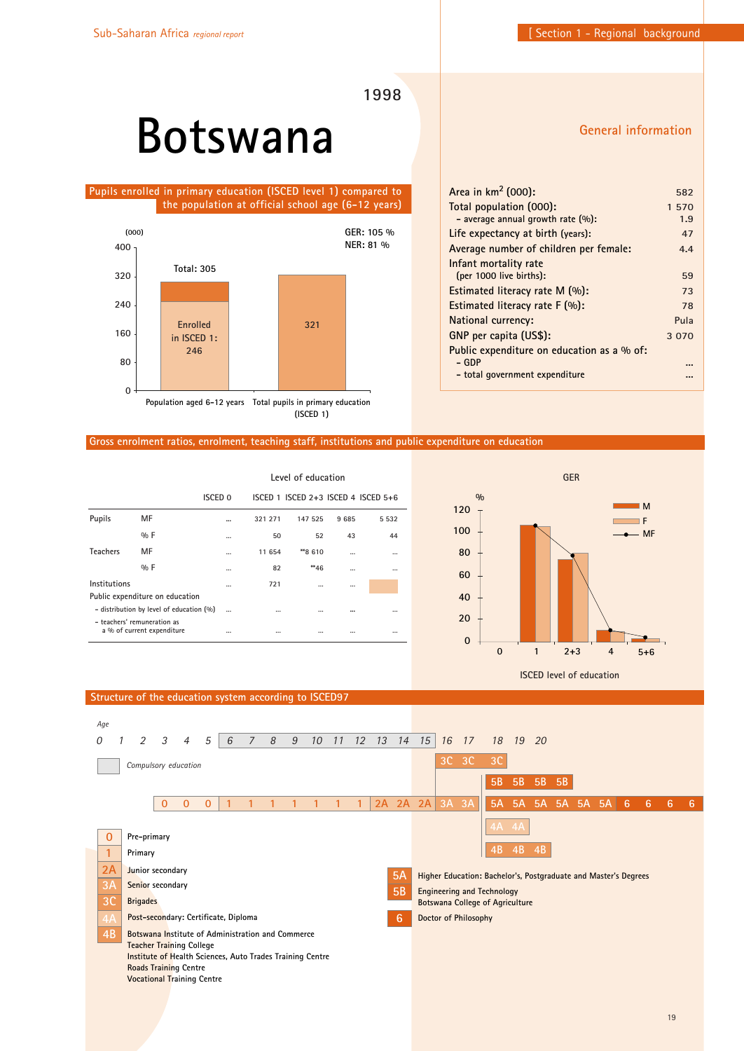# Botswana

1998

## Pupils enrolled in primary education (ISCED level 1) compared to the population at official school age (6-12 years)

(000)

GER: 105 %
NER: 81 %

| | Population aged 6-12 years | Total pupils in primary education (ISCED 1) |
|---|---|---|
| Total | 305 | 321 |
| Enrolled in ISCED 1 | 246 | |

## General information

| | |
|---|---|
| Area in km$^2$ (000): | 582 |
| Total population (000): | 1 570 |
| - average annual growth rate (%): | 1.9 |
| Life expectancy at birth (years): | 47 |
| Average number of children per female: | 4.4 |
| Infant mortality rate (per 1000 live births): | 59 |
| Estimated literacy rate M (%): | 73 |
| Estimated literacy rate F (%): | 78 |
| National currency: | Pula |
| GNP per capita (US$): | 3 070 |
| Public expenditure on education as a % of: | |
| - GDP | ... |
| - total government expenditure | ... |

## Gross enrolment ratios, enrolment, teaching staff, institutions and public expenditure on education

| | | ISCED 0 | ISCED 1 | ISCED 2+3 | ISCED 4 | ISCED 5+6 |
|---|---|---|---|---|---|---|
| Pupils | MF | ... | 321 271 | 147 525 | 9 685 | 5 532 |
| | % F | ... | 50 | 52 | 43 | 44 |
| Teachers | MF | ... | 11 654 | **8 610 | ... | ... |
| | % F | ... | 82 | **46 | ... | ... |
| Institutions | | ... | 721 | ... | ... | |
| Public expenditure on education | | | | | | |
| - distribution by level of education (%) | | ... | ... | ... | ... | ... |
| - teachers' remuneration as a % of current expenditure | | ... | ... | ... | ... | ... |

GER (%) by ISCED level of education: M, F, MF — levels 0, 1, 2+3, 4, 5+6

## Structure of the education system according to ISCED97

| Age | 3 | 4 | 5 | 6 | 7 | 8 | 9 | 10 | 11 | 12 | 13 | 14 | 15 | 16 | 17 | 18 | 19 | 20 | | | |
|---|---|---|---|---|---|---|---|---|---|---|---|---|---|---|---|---|---|---|---|---|---|
| | | | | | | | | | | | | | | 3C | 3C | 3C | | | | | |
| | | | | | | | | | | | | | | | | 5B | 5B | 5B | 5B | | |
| | 0 | 0 | 0 | 1 | 1 | 1 | 1 | 1 | 1 | 1 | 2A | 2A | 2A | 3A | 3A | 5A 5A 5A 5A 5A 5A | 6 | 6 | 6 | 6 | |
| | | | | | | | | | | | | | | | | 4A | 4A | | | | |
| | | | | | | | | | | | | | | | | 4B | 4B | 4B | | | |

Compulsory education: ages 6-15

- 0 Pre-primary
- 1 Primary
- 2A Junior secondary
- 3A Senior secondary
- 3C Brigades
- 4A Post-secondary: Certificate, Diploma
- 4B Botswana Institute of Administration and Commerce; Teacher Training College; Institute of Health Sciences, Auto Trades Training Centre; Roads Training Centre; Vocational Training Centre
- 5A Higher Education: Bachelor's, Postgraduate and Master's Degrees
- 5B Engineering and Technology; Botswana College of Agriculture
- 6 Doctor of Philosophy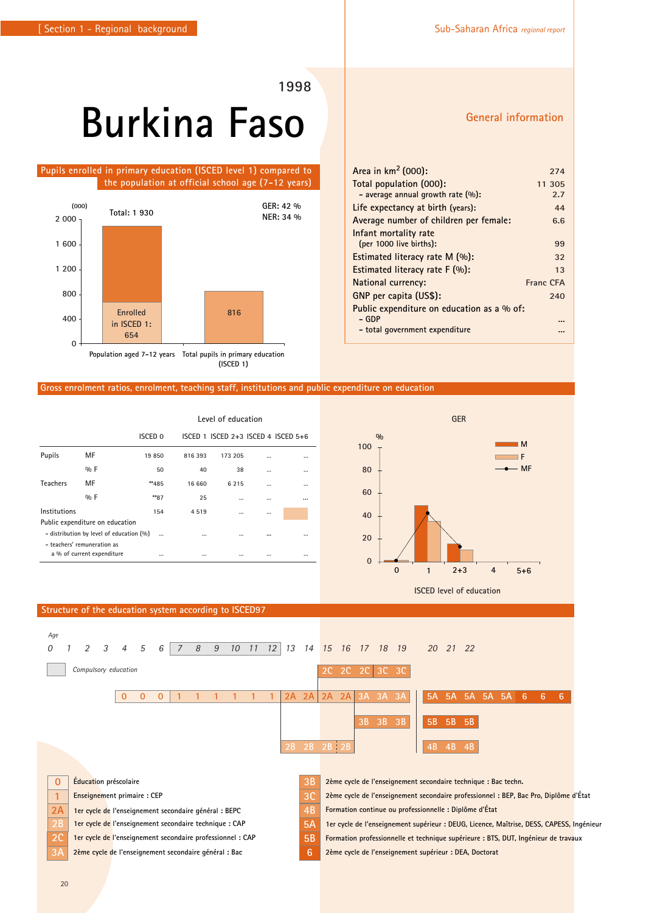# Burkina Faso

1998

## Pupils enrolled in primary education (ISCED level 1) compared to the population at official school age (7-12 years)

(000)

Total: 1 930

GER: 42 %
NER: 34 %

Enrolled in ISCED 1: 654

816

Population aged 7-12 years — Total pupils in primary education (ISCED 1)

## General information

| | |
|---|---|
| Area in km² (000): | 274 |
| Total population (000): | 11 305 |
| – average annual growth rate (%): | 2.7 |
| Life expectancy at birth (years): | 44 |
| Average number of children per female: | 6.6 |
| Infant mortality rate (per 1000 live births): | 99 |
| Estimated literacy rate M (%): | 32 |
| Estimated literacy rate F (%): | 13 |
| National currency: | Franc CFA |
| GNP per capita (US$): | 240 |
| Public expenditure on education as a % of: | |
| – GDP | ... |
| – total government expenditure | ... |

## Gross enrolment ratios, enrolment, teaching staff, institutions and public expenditure on education

| | | Level of education | | | | |
|---|---|---|---|---|---|---|
| | | ISCED 0 | ISCED 1 | ISCED 2+3 | ISCED 4 | ISCED 5+6 |
| Pupils | MF | 19 850 | 816 393 | 173 205 | ... | ... |
| | % F | 50 | 40 | 38 | ... | ... |
| Teachers | MF | **485 | 16 660 | 6 215 | ... | ... |
| | % F | **87 | 25 | ... | ... | ... |
| Institutions | | 154 | 4 519 | ... | ... | |
| Public expenditure on education | | | | | | |
| – distribution by level of education (%) | | ... | ... | ... | ... | ... |
| – teachers' remuneration as a % of current expenditure | | ... | ... | ... | ... | ... |

GER (%) — M, F, MF — ISCED level of education (0, 1, 2+3, 4, 5+6)

## Structure of the education system according to ISCED97

Age: 0 1 2 3 4 5 6 7 8 9 10 11 12 13 14 15 16 17 18 19 20 21 22

Compulsory education (ages 7–12)

- 0 0 0 (ages 4–6) | 1 1 1 1 1 1 (ages 7–12) | 2A 2A 2A 2A (ages 13–16) | 3A 3A 3A (ages 17–19) | 5A 5A 5A 5A 5A 6 6 6 (ages 20+)
- 2C 2C 2C (ages 15–17) | 3C 3C (ages 18–19)
- 3B 3B 3B (ages 17–19) | 5B 5B 5B
- 2B 2B 2B 2B (ages 13–16) | 4B 4B 4B

| | |
|---|---|
| 0 | Éducation préscolaire |
| 1 | Enseignement primaire : CEP |
| 2A | 1er cycle de l'enseignement secondaire général : BEPC |
| 2B | 1er cycle de l'enseignement secondaire technique : CAP |
| 2C | 1er cycle de l'enseignement secondaire professionnel : CAP |
| 3A | 2ème cycle de l'enseignement secondaire général : Bac |
| 3B | 2ème cycle de l'enseignement secondaire technique : Bac techn. |
| 3C | 2ème cycle de l'enseignement secondaire professionnel : BEP, Bac Pro, Diplôme d'État |
| 4B | Formation continue ou professionnelle : Diplôme d'État |
| 5A | 1er cycle de l'enseignement supérieur : DEUG, Licence, Maîtrise, DESS, CAPESS, Ingénieur |
| 5B | Formation professionnelle et technique supérieure : BTS, DUT, Ingénieur de travaux |
| 6 | 2ème cycle de l'enseignement supérieur : DEA, Doctorat |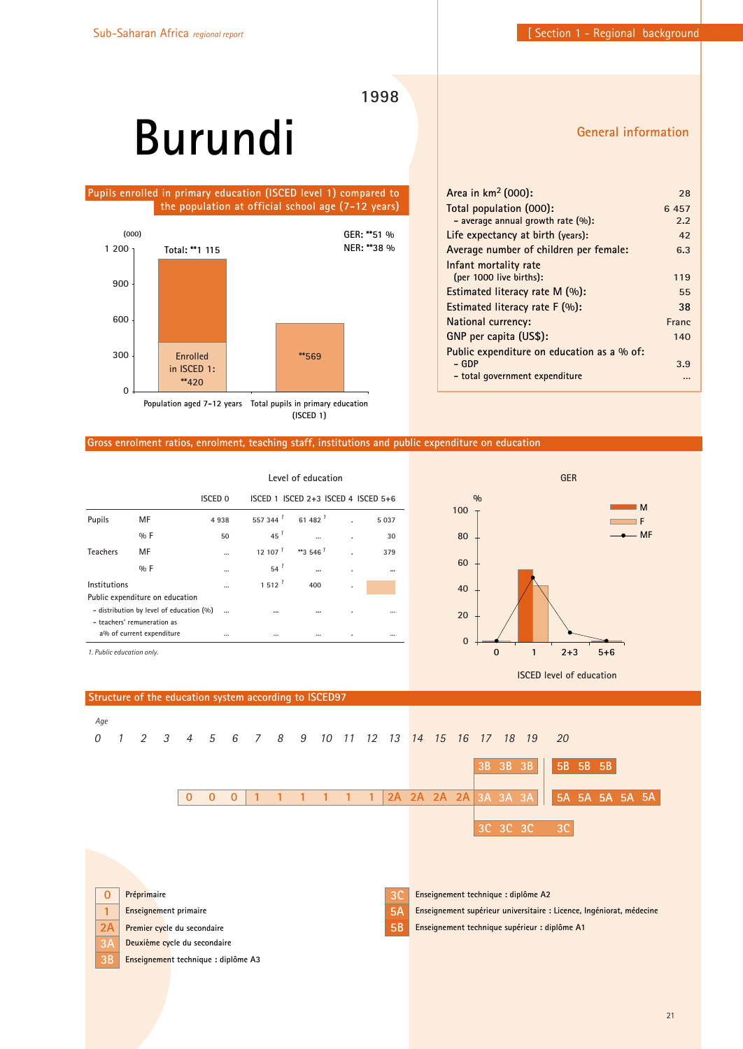1998

# Burundi

## General information

| | |
|---|---|
| Area in km² (000): | 28 |
| Total population (000): | 6 457 |
| – average annual growth rate (%): | 2.2 |
| Life expectancy at birth (years): | 42 |
| Average number of children per female: | 6.3 |
| Infant mortality rate (per 1000 live births): | 119 |
| Estimated literacy rate M (%): | 55 |
| Estimated literacy rate F (%): | 38 |
| National currency: | Franc |
| GNP per capita (US$): | 140 |
| Public expenditure on education as a % of: | |
| – GDP | 3.9 |
| – total government expenditure | ... |

## Pupils enrolled in primary education (ISCED level 1) compared to the population at official school age (7-12 years)

(000)

GER: **51 %
NER: **38 %

| | Population aged 7-12 years | Total pupils in primary education (ISCED 1) |
|---|---|---|
| Total | **1 115 | **569 |
| Enrolled in ISCED 1 | **420 | |

## Gross enrolment ratios, enrolment, teaching staff, institutions and public expenditure on education

Level of education

| | | ISCED 0 | ISCED 1 | ISCED 2+3 | ISCED 4 | ISCED 5+6 |
|---|---|---|---|---|---|---|
| Pupils | MF | 4 938 | 557 344 [1] | 61 482 [1] | . | 5 037 |
| | % F | 50 | 45 [1] | ... | . | 30 |
| Teachers | MF | ... | 12 107 [1] | **3 546 [1] | . | 379 |
| | % F | ... | 54 [1] | ... | . | ... |
| Institutions | | ... | 1 512 [1] | 400 | . | |
| Public expenditure on education | | | | | | |
| – distribution by level of education (%) | | ... | ... | ... | . | ... |
| – teachers' remuneration as a% of current expenditure | | ... | ... | ... | . | ... |

*1. Public education only.*

GER (%) by ISCED level of education: 0, 1, 2+3, 5+6 (M, F, MF)

## Structure of the education system according to ISCED97

| Age | 4 | 5 | 6 | 7 | 8 | 9 | 10 | 11 | 12 | 13 | 14 | 15 | 16 | 17 | 18 | 19 | 20 | | | | |
|---|---|---|---|---|---|---|---|---|---|---|---|---|---|---|---|---|---|---|---|---|---|
| | | | | | | | | | | | | | | 3B | 3B | 3B | 5B | 5B | 5B | | |
| | 0 | 0 | 0 | 1 | 1 | 1 | 1 | 1 | 1 | 2A | 2A | 2A | 2A | 3A | 3A | 3A | 5A | 5A | 5A | 5A | 5A |
| | | | | | | | | | | | | | | 3C | 3C | 3C | 3C | | | | |

- **0** Préprimaire
- **1** Enseignement primaire
- **2A** Premier cycle du secondaire
- **3A** Deuxième cycle du secondaire
- **3B** Enseignement technique : diplôme A3
- **3C** Enseignement technique : diplôme A2
- **5A** Enseignement supérieur universitaire : Licence, Ingéniorat, médecine
- **5B** Enseignement technique supérieur : diplôme A1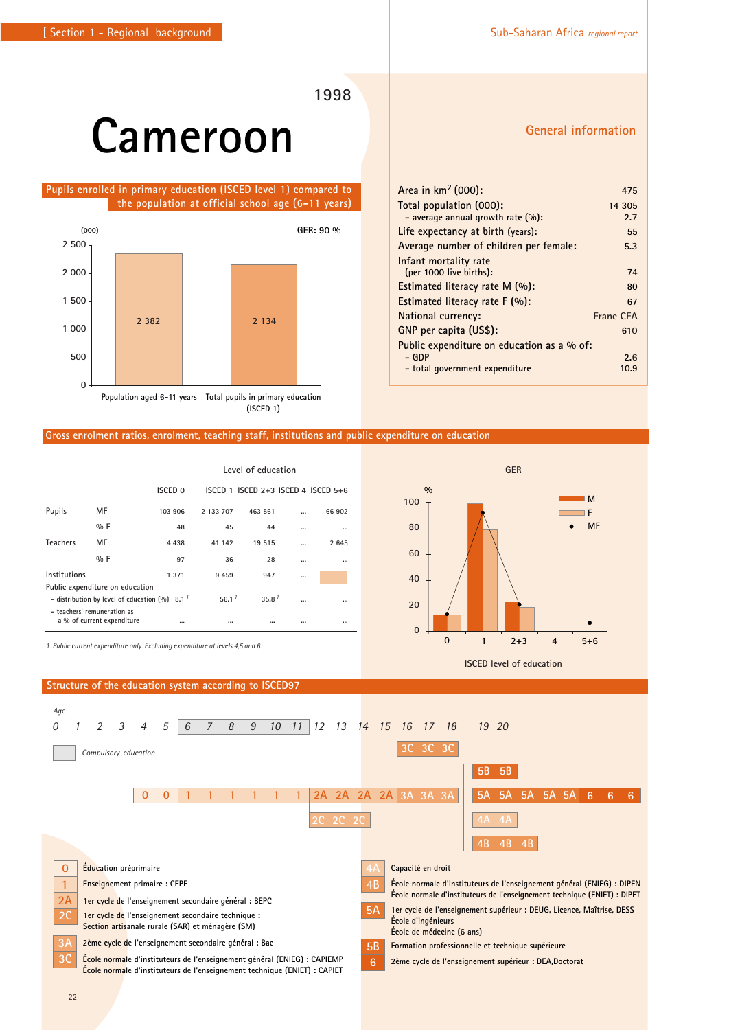# Cameroon

1998

## General information

| | |
|---|---|
| Area in km² (000): | 475 |
| Total population (000): | 14 305 |
| – average annual growth rate (%): | 2.7 |
| Life expectancy at birth (years): | 55 |
| Average number of children per female: | 5.3 |
| Infant mortality rate (per 1000 live births): | 74 |
| Estimated literacy rate M (%): | 80 |
| Estimated literacy rate F (%): | 67 |
| National currency: | Franc CFA |
| GNP per capita (US$): | 610 |
| Public expenditure on education as a % of: | |
| – GDP | 2.6 |
| – total government expenditure | 10.9 |

## Pupils enrolled in primary education (ISCED level 1) compared to the population at official school age (6-11 years)

(000) — GER: 90 %

| | (000) |
|---|---|
| Population aged 6-11 years | 2 382 |
| Total pupils in primary education (ISCED 1) | 2 134 |

## Gross enrolment ratios, enrolment, teaching staff, institutions and public expenditure on education

| | | ISCED 0 | ISCED 1 | ISCED 2+3 | ISCED 4 | ISCED 5+6 |
|---|---|---|---|---|---|---|
| Pupils | MF | 103 906 | 2 133 707 | 463 561 | ... | 66 902 |
| | % F | 48 | 45 | 44 | ... | ... |
| Teachers | MF | 4 438 | 41 142 | 19 515 | ... | 2 645 |
| | % F | 97 | 36 | 28 | ... | ... |
| Institutions | | 1 371 | 9 459 | 947 | ... | |
| Public expenditure on education | | | | | | |
| – distribution by level of education (%) | | 8.1 [1] | 56.1 [1] | 35.8 [1] | ... | ... |
| – teachers' remuneration as a % of current expenditure | | ... | ... | ... | ... | ... |

1. Public current expenditure only. Excluding expenditure at levels 4,5 and 6.

GER (%) by ISCED level of education: 0, 1, 2+3, 4, 5+6 (M, F, MF)

## Structure of the education system according to ISCED97

Age: 0 1 2 3 4 5 6 7 8 9 10 11 12 13 14 15 16 17 18 19 20

Compulsory education: ages 6–11

- 0: ages 4–5
- 1: ages 6–11
- 2A: ages 12–15
- 2C: ages 12–14
- 3A: ages 16–18
- 3C: ages 16–18
- 5B: 2 years
- 5A: 5 years
- 6: 3 years
- 4A: 2 years
- 4B: 3 years

| | |
|---|---|
| 0 | Éducation préprimaire |
| 1 | Enseignement primaire : CEPE |
| 2A | 1er cycle de l'enseignement secondaire général : BEPC |
| 2C | 1er cycle de l'enseignement secondaire technique : Section artisanale rurale (SAR) et ménagère (SM) |
| 3A | 2ème cycle de l'enseignement secondaire général : Bac |
| 3C | École normale d'instituteurs de l'enseignement général (ENIEG) : CAPIEMP<br>École normale d'instituteurs de l'enseignement technique (ENIET) : CAPIET |
| 4A | Capacité en droit |
| 4B | École normale d'instituteurs de l'enseignement général (ENIEG) : DIPEN<br>École normale d'instituteurs de l'enseignement technique (ENIET) : DIPET |
| 5A | 1er cycle de l'enseignement supérieur : DEUG, Licence, Maîtrise, DESS<br>École d'ingénieurs<br>École de médecine (6 ans) |
| 5B | Formation professionnelle et technique supérieure |
| 6 | 2ème cycle de l'enseignement supérieur : DEA,Doctorat |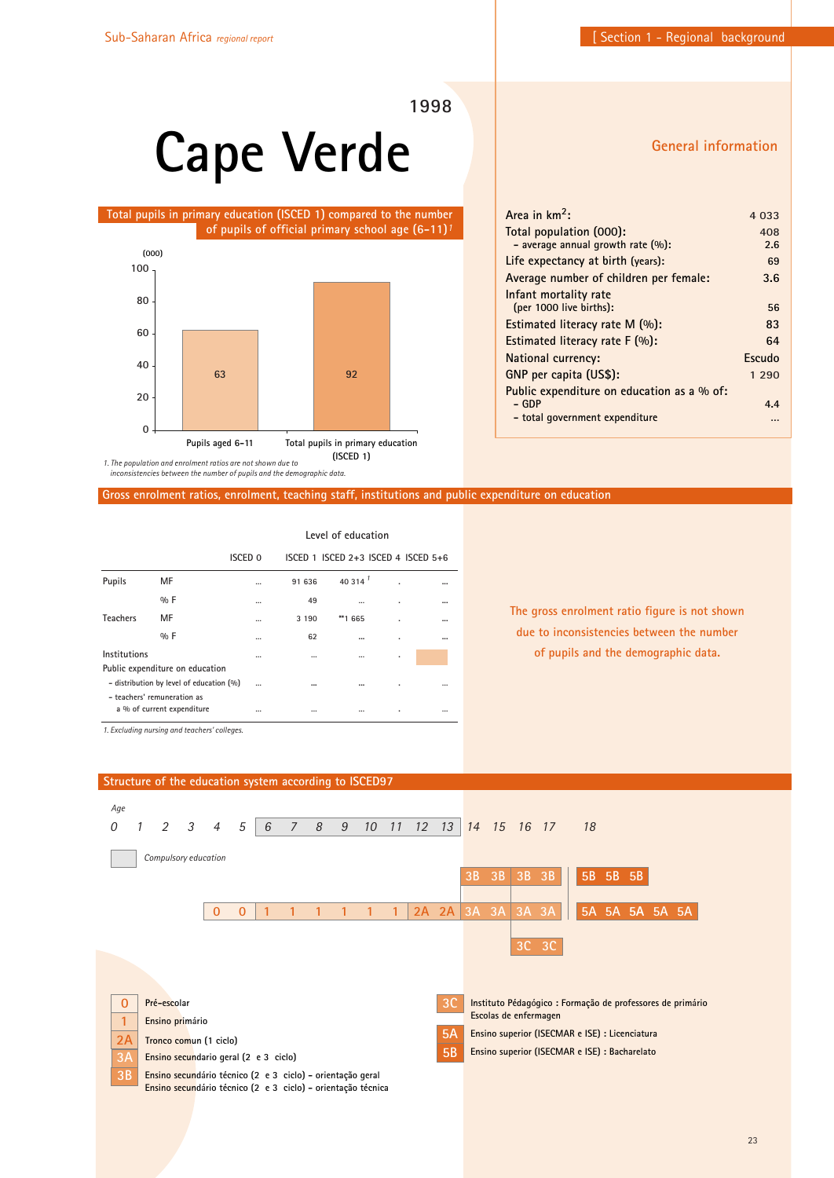# Cape Verde

1998

## General information

| | |
|---|---|
| Area in km²: | 4 033 |
| Total population (000): | 408 |
| – average annual growth rate (%): | 2.6 |
| Life expectancy at birth (years): | 69 |
| Average number of children per female: | 3.6 |
| Infant mortality rate (per 1000 live births): | 56 |
| Estimated literacy rate M (%): | 83 |
| Estimated literacy rate F (%): | 64 |
| National currency: | Escudo |
| GNP per capita (US$): | 1 290 |
| Public expenditure on education as a % of: | |
| – GDP | 4.4 |
| – total government expenditure | ... |

## Total pupils in primary education (ISCED 1) compared to the number of pupils of official primary school age (6-11)[1]

| (000) | Value |
|---|---|
| Pupils aged 6-11 | 63 |
| Total pupils in primary education (ISCED 1) | 92 |

1. The population and enrolment ratios are not shown due to inconsistencies between the number of pupils and the demographic data.

## Gross enrolment ratios, enrolment, teaching staff, institutions and public expenditure on education

The gross enrolment ratio figure is not shown due to inconsistencies between the number of pupils and the demographic data.

| | | Level of education | | | | |
|---|---|---|---|---|---|---|
| | | ISCED 0 | ISCED 1 | ISCED 2+3 | ISCED 4 | ISCED 5+6 |
| Pupils | MF | ... | 91 636 | 40 314 [1] | . | ... |
| | % F | ... | 49 | ... | . | ... |
| Teachers | MF | ... | 3 190 | **1 665 | . | ... |
| | % F | ... | 62 | ... | . | ... |
| Institutions | | ... | ... | ... | . | |
| Public expenditure on education | | | | | | |
| – distribution by level of education (%) | | ... | ... | ... | . | ... |
| – teachers' remuneration as a % of current expenditure | | ... | ... | ... | . | ... |

1. Excluding nursing and teachers' colleges.

## Structure of the education system according to ISCED97

| Age | 0 | 1 | 2 | 3 | 4 | 5 | 6 | 7 | 8 | 9 | 10 | 11 | 12 | 13 | 14 | 15 | 16 | 17 | 18 | | | | |
|---|---|---|---|---|---|---|---|---|---|---|---|---|---|---|---|---|---|---|---|---|---|---|---|
| | | | | | | | | | | | | | | | 3B | 3B | 3B | 3B | 5B | 5B | 5B | | |
| | | | | | 0 | 0 | 1 | 1 | 1 | 1 | 1 | 1 | 2A | 2A | 3A | 3A | 3A | 3A | 5A | 5A | 5A | 5A | 5A |
| | | | | | | | | | | | | | | | | | 3C | 3C | | | | | |

Compulsory education: ages 6–13

- **0** Pré-escolar
- **1** Ensino primário
- **2A** Tronco comun (1 ciclo)
- **3A** Ensino secundario geral (2 e 3 ciclo)
- **3B** Ensino secundário técnico (2 e 3 ciclo) – orientação geral; Ensino secundário técnico (2 e 3 ciclo) – orientação técnica
- **3C** Instituto Pédagógico : Formação de professores de primário; Escolas de enfermagen
- **5A** Ensino superior (ISECMAR e ISE) : Licenciatura
- **5B** Ensino superior (ISECMAR e ISE) : Bacharelato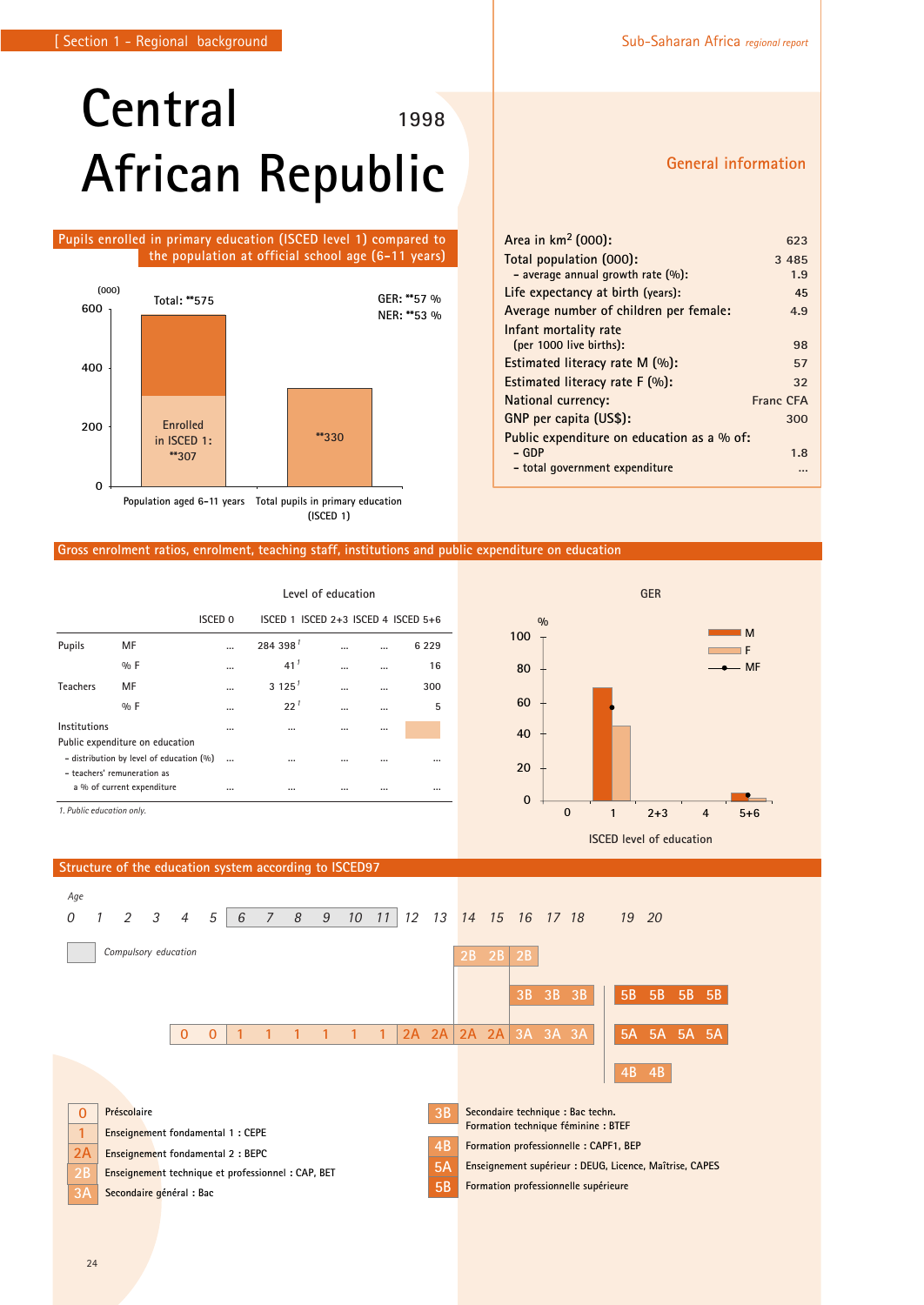# Central African Republic

1998

## General information

| | |
|---|---|
| Area in km² (000): | 623 |
| Total population (000): | 3 485 |
| – average annual growth rate (%): | 1.9 |
| Life expectancy at birth (years): | 45 |
| Average number of children per female: | 4.9 |
| Infant mortality rate (per 1000 live births): | 98 |
| Estimated literacy rate M (%): | 57 |
| Estimated literacy rate F (%): | 32 |
| National currency: | Franc CFA |
| GNP per capita (US$): | 300 |
| Public expenditure on education as a % of: | |
| – GDP | 1.8 |
| – total government expenditure | ... |

## Pupils enrolled in primary education (ISCED level 1) compared to the population at official school age (6-11 years)

(000)

| | Population aged 6-11 years | Total pupils in primary education (ISCED 1) |
|---|---|---|
| Total | **575 | **330 |
| Enrolled in ISCED 1 | **307 | |

GER: **57 %
NER: **53 %

## Gross enrolment ratios, enrolment, teaching staff, institutions and public expenditure on education

Level of education

| | | ISCED 0 | ISCED 1 | ISCED 2+3 | ISCED 4 | ISCED 5+6 |
|---|---|---|---|---|---|---|
| Pupils | MF | ... | 284 398 [1] | ... | ... | 6 229 |
| | % F | ... | 41 [1] | ... | ... | 16 |
| Teachers | MF | ... | 3 125 [1] | ... | ... | 300 |
| | % F | ... | 22 [1] | ... | ... | 5 |
| Institutions | | ... | ... | ... | ... | |
| Public expenditure on education | | | | | | |
| – distribution by level of education (%) | | ... | ... | ... | ... | ... |
| – teachers' remuneration as a % of current expenditure | | ... | ... | ... | ... | ... |

*1. Public education only.*

GER (%) by ISCED level of education: chart showing M, F and MF for levels 0, 1, 2+3, 4, 5+6.

## Structure of the education system according to ISCED97

Age: 0 1 2 3 4 5 6 7 8 9 10 11 12 13 14 15 16 17 18 19 20

Compulsory education: ages 6–11

- Ages 5–6: 0 0
- Ages 6–11: 1 1 1 1 1 1
- Ages 12–15: 2A 2A 2A 2A
- Ages 14–16: 2B 2B 2B
- Ages 16–18: 3A 3A 3A
- Ages 16–18: 3B 3B 3B
- Ages 19+: 5A 5A 5A 5A
- Ages 19+: 5B 5B 5B 5B
- Ages 19+: 4B 4B

| Code | Description |
|---|---|
| 0 | Préscolaire |
| 1 | Enseignement fondamental 1 : CEPE |
| 2A | Enseignement fondamental 2 : BEPC |
| 2B | Enseignement technique et professionnel : CAP, BET |
| 3A | Secondaire général : Bac |
| 3B | Secondaire technique : Bac techn. Formation technique féminine : BTEF |
| 4B | Formation professionnelle : CAPF1, BEP |
| 5A | Enseignement supérieur : DEUG, Licence, Maîtrise, CAPES |
| 5B | Formation professionnelle supérieure |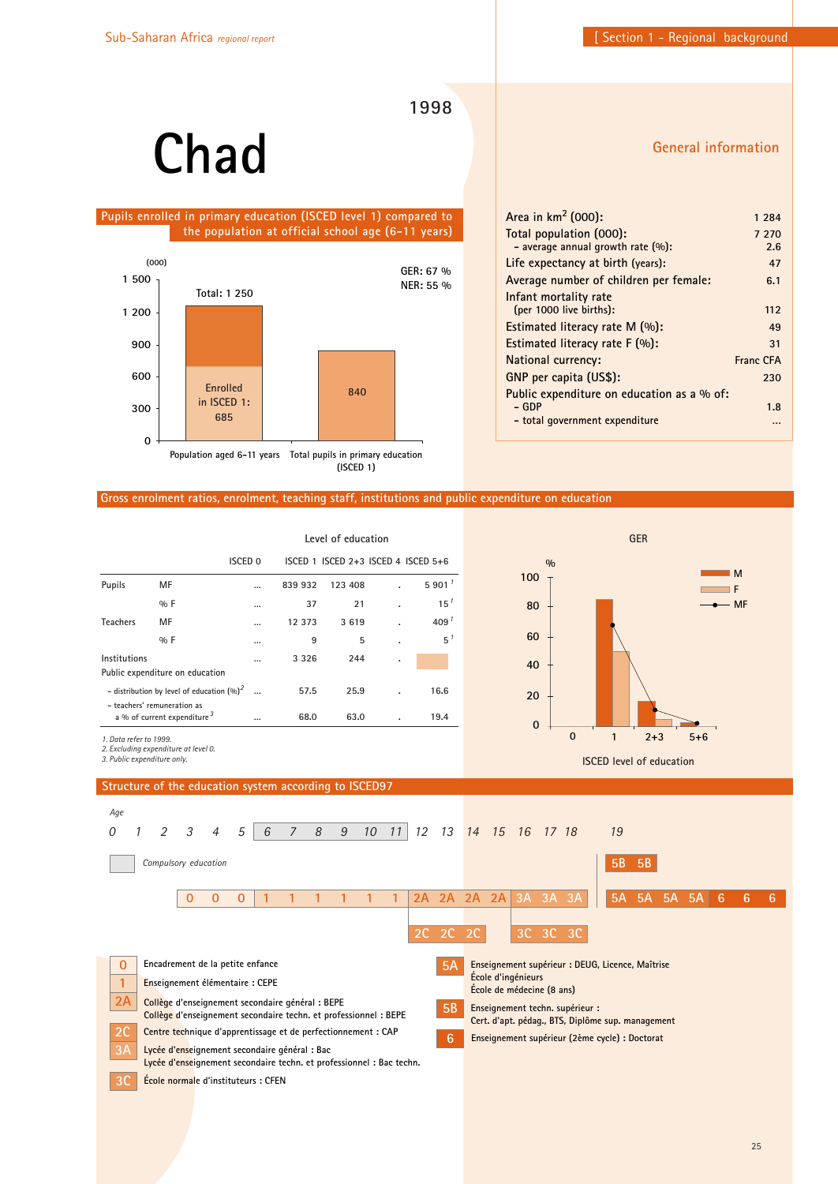# Chad

1998

## General information

| | |
|---|---|
| Area in km$^2$ (000): | 1 284 |
| Total population (000): | 7 270 |
| – average annual growth rate (%): | 2.6 |
| Life expectancy at birth (years): | 47 |
| Average number of children per female: | 6.1 |
| Infant mortality rate (per 1000 live births): | 112 |
| Estimated literacy rate M (%): | 49 |
| Estimated literacy rate F (%): | 31 |
| National currency: | Franc CFA |
| GNP per capita (US$): | 230 |
| Public expenditure on education as a % of: | |
| – GDP | 1.8 |
| – total government expenditure | ... |

## Pupils enrolled in primary education (ISCED level 1) compared to the population at official school age (6-11 years)

(000)

GER: 67 %
NER: 55 %

- Population aged 6-11 years: Total: 1 250; Enrolled in ISCED 1: 685
- Total pupils in primary education (ISCED 1): 840

## Gross enrolment ratios, enrolment, teaching staff, institutions and public expenditure on education

| | | ISCED 0 | ISCED 1 | ISCED 2+3 | ISCED 4 | ISCED 5+6 |
|---|---|---|---|---|---|---|
| Pupils | MF | ... | 839 932 | 123 408 | . | 5 901 [1] |
| | % F | ... | 37 | 21 | . | 15 [1] |
| Teachers | MF | ... | 12 373 | 3 619 | . | 409 [1] |
| | % F | ... | 9 | 5 | . | 5 [1] |
| Institutions | | ... | 3 326 | 244 | . | |
| Public expenditure on education | | | | | | |
| – distribution by level of education (%) [2] | | ... | 57.5 | 25.9 | . | 16.6 |
| – teachers' remuneration as a % of current expenditure [3] | | ... | 68.0 | 63.0 | . | 19.4 |

*1. Data refer to 1999.*
*2. Excluding expenditure at level 0.*
*3. Public expenditure only.*

GER (%) by ISCED level of education (M, F, MF): levels 0, 1, 2+3, 5+6.

## Structure of the education system according to ISCED97

Age: 0 1 2 3 4 5 6 7 8 9 10 11 12 13 14 15 16 17 18 19

Compulsory education: ages 6–11

- Ages 3–5: 0 0 0
- Ages 6–11: 1 1 1 1 1 1
- Ages 12–15: 2A 2A 2A 2A (or 2C 2C 2C)
- Ages 16–18: 3A 3A 3A (or 3C 3C 3C)
- From 19: 5A 5A 5A 5A 6 6 6 (or 5B 5B)

| | |
|---|---|
| 0 | Encadrement de la petite enfance |
| 1 | Enseignement élémentaire : CEPE |
| 2A | Collège d'enseignement secondaire général : BEPE<br>Collège d'enseignement secondaire techn. et professionnel : BEPE |
| 2C | Centre technique d'apprentissage et de perfectionnement : CAP |
| 3A | Lycée d'enseignement secondaire général : Bac<br>Lycée d'enseignement secondaire techn. et professionnel : Bac techn. |
| 3C | École normale d'instituteurs : CFEN |
| 5A | Enseignement supérieur : DEUG, Licence, Maîtrise<br>École d'ingénieurs<br>École de médecine (8 ans) |
| 5B | Enseignement techn. supérieur :<br>Cert. d'apt. pédag., BTS, Diplôme sup. management |
| 6 | Enseignement supérieur (2ème cycle) : Doctorat |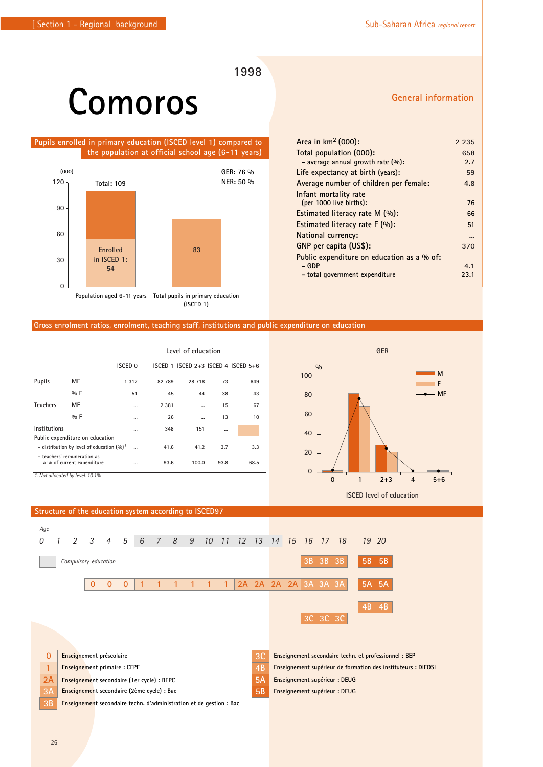# Comoros

1998

## Pupils enrolled in primary education (ISCED level 1) compared to the population at official school age (6-11 years)

(000)

GER: 76 %
NER: 50 %

| | Population aged 6-11 years | Total pupils in primary education (ISCED 1) |
|---|---|---|
| Total | 109 | 83 |
| Enrolled in ISCED 1 | 54 | |

## General information

| | |
|---|---|
| Area in km$^2$ (000): | 2 235 |
| Total population (000): | 658 |
| – average annual growth rate (%): | 2.7 |
| Life expectancy at birth (years): | 59 |
| Average number of children per female: | 4.8 |
| Infant mortality rate (per 1000 live births): | 76 |
| Estimated literacy rate M (%): | 66 |
| Estimated literacy rate F (%): | 51 |
| National currency: | ... |
| GNP per capita (US$): | 370 |
| Public expenditure on education as a % of: | |
| – GDP | 4.1 |
| – total government expenditure | 23.1 |

## Gross enrolment ratios, enrolment, teaching staff, institutions and public expenditure on education

Level of education

| | | ISCED 0 | ISCED 1 | ISCED 2+3 | ISCED 4 | ISCED 5+6 |
|---|---|---|---|---|---|---|
| Pupils | MF | 1 312 | 82 789 | 28 718 | 73 | 649 |
| | % F | 51 | 45 | 44 | 38 | 43 |
| Teachers | MF | ... | 2 381 | ... | 15 | 67 |
| | % F | ... | 26 | ... | 13 | 10 |
| Institutions | | ... | 348 | 151 | ... | |
| Public expenditure on education | | | | | | |
| – distribution by level of education (%)[1] | | ... | 41.6 | 41.2 | 3.7 | 3.3 |
| – teachers' remuneration as a % of current expenditure | | ... | 93.6 | 100.0 | 93.8 | 68.5 |

*1. Not allocated by level: 10.1%*

GER (%) by ISCED level of education (0, 1, 2+3, 4, 5+6) — M, F, MF

## Structure of the education system according to ISCED97

*Age*

| Age | 3 | 4 | 5 | 6 | 7 | 8 | 9 | 10 | 11 | 12 | 13 | 14 | 15 | 16 | 17 | 18 | 19 | 20 |
|---|---|---|---|---|---|---|---|---|---|---|---|---|---|---|---|---|---|---|
| | | | | | | | | | | | | | 3B | 3B | 3B | | 5B | 5B |
| | 0 | 0 | 0 | 1 | 1 | 1 | 1 | 1 | 1 | 2A | 2A | 2A | 2A/3A | 3A | 3A | | 5A | 5A |
| | | | | | | | | | | | | | | | | | 4B | 4B |
| | | | | | | | | | | | | | 3C | 3C | 3C | | | |

*Compulsory education* (ages 6–14)

- **0** Enseignement préscolaire
- **1** Enseignement primaire : CEPE
- **2A** Enseignement secondaire (1er cycle) : BEPC
- **3A** Enseignement secondaire (2ème cycle) : Bac
- **3B** Enseignement secondaire techn. d'administration et de gestion : Bac
- **3C** Enseignement secondaire techn. et professionnel : BEP
- **4B** Enseignement supérieur de formation des instituteurs : DIFOSI
- **5A** Enseignement supérieur : DEUG
- **5B** Enseignement supérieur : DEUG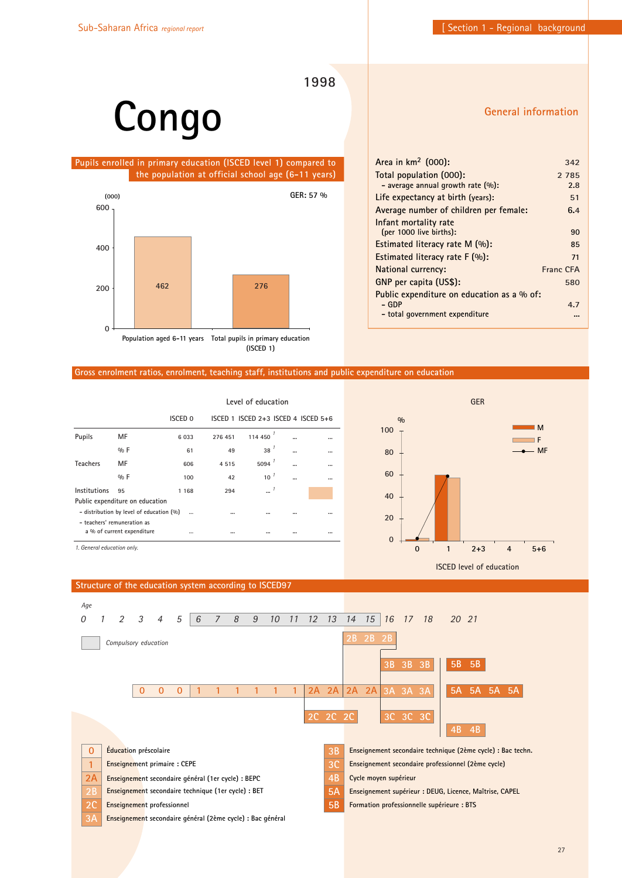# Congo

1998

## Pupils enrolled in primary education (ISCED level 1) compared to the population at official school age (6-11 years)

GER: 57 %

(000)

| | (000) |
|---|---|
| Population aged 6-11 years | 462 |
| Total pupils in primary education (ISCED 1) | 276 |

## General information

| | |
|---|---|
| Area in km$^2$ (000): | 342 |
| Total population (000): | 2 785 |
| – average annual growth rate (%): | 2.8 |
| Life expectancy at birth (years): | 51 |
| Average number of children per female: | 6.4 |
| Infant mortality rate (per 1000 live births): | 90 |
| Estimated literacy rate M (%): | 85 |
| Estimated literacy rate F (%): | 71 |
| National currency: | Franc CFA |
| GNP per capita (US$): | 580 |
| Public expenditure on education as a % of: | |
| – GDP | 4.7 |
| – total government expenditure | ... |

## Gross enrolment ratios, enrolment, teaching staff, institutions and public expenditure on education

| | | Level of education | | | | |
|---|---|---|---|---|---|---|
| | | ISCED 0 | ISCED 1 | ISCED 2+3 | ISCED 4 | ISCED 5+6 |
| Pupils | MF | 6 033 | 276 451 | 114 450 [1] | ... | ... |
| | % F | 61 | 49 | 38 [1] | ... | ... |
| Teachers | MF | 606 | 4 515 | 5094 [1] | ... | ... |
| | % F | 100 | 42 | 10 [1] | ... | ... |
| Institutions | 95 | 1 168 | 294 | ... [1] | | |
| Public expenditure on education | | | | | | |
| – distribution by level of education (%) | | ... | ... | ... | ... | ... |
| – teachers' remuneration as a % of current expenditure | | ... | ... | ... | ... | ... |

*1. General education only.*

GER

| ISCED level of education | 0 | 1 | 2+3 | 4 | 5+6 |
|---|---|---|---|---|---|
| M (%) | | | | | |
| F (%) | | | | | |
| MF (%) | | | | | |

## Structure of the education system according to ISCED97

*Age*

0 1 2 3 4 5 6 7 8 9 10 11 12 13 14 15 16 17 18 20 21

*Compulsory education* (ages 6–15)

- 0 0 0 (ages 3–5) → 1 1 1 1 1 1 (ages 6–11) → 2A 2A 2A 2A (ages 12–15) → 3A 3A 3A (ages 16–18) → 5A 5A 5A 5A
- 2B 2B 2B → 3B 3B 3B → 5B 5B
- 2C 2C 2C → 3C 3C 3C → 4B 4B

| | |
|---|---|
| 0 | Éducation préscolaire |
| 1 | Enseignement primaire : CEPE |
| 2A | Enseignement secondaire général (1er cycle) : BEPC |
| 2B | Enseignement secondaire technique (1er cycle) : BET |
| 2C | Enseignement professionnel |
| 3A | Enseignement secondaire général (2ème cycle) : Bac général |
| 3B | Enseignement secondaire technique (2ème cycle) : Bac techn. |
| 3C | Enseignement secondaire professionnel (2ème cycle) |
| 4B | Cycle moyen supérieur |
| 5A | Enseignement supérieur : DEUG, Licence, Maîtrise, CAPEL |
| 5B | Formation professionnelle supérieure : BTS |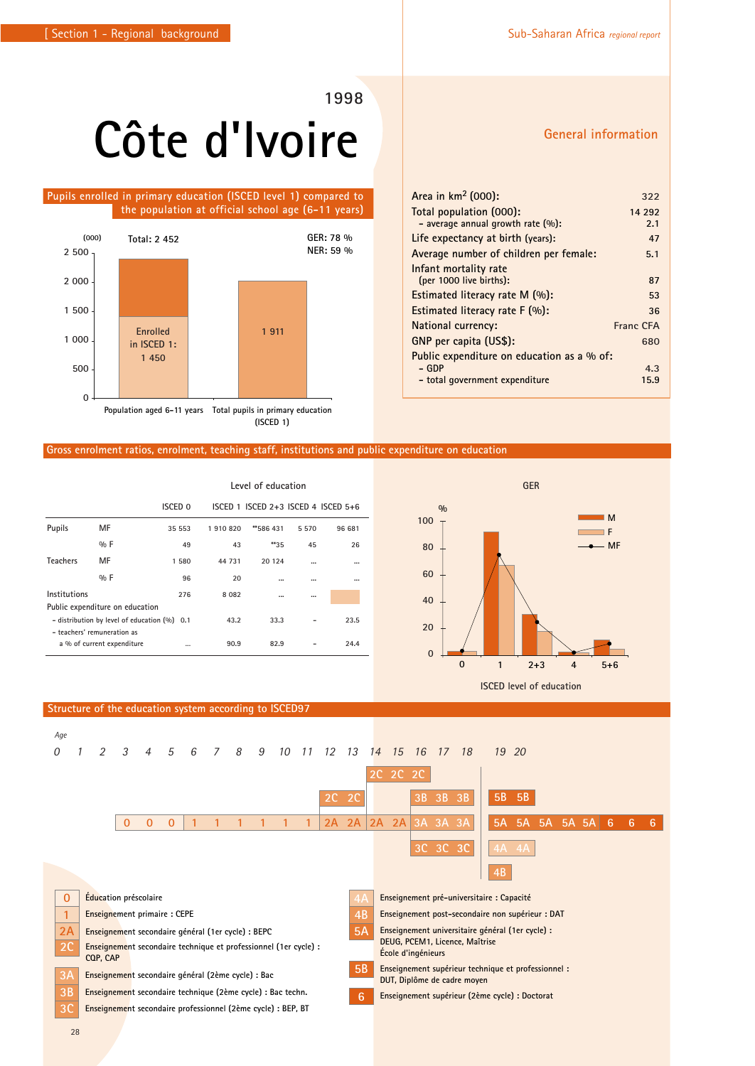1998

# Côte d'Ivoire

## General information

| | |
|---|---|
| Area in km$^2$ (000): | 322 |
| Total population (000): | 14 292 |
| – average annual growth rate (%): | 2.1 |
| Life expectancy at birth (years): | 47 |
| Average number of children per female: | 5.1 |
| Infant mortality rate (per 1000 live births): | 87 |
| Estimated literacy rate M (%): | 53 |
| Estimated literacy rate F (%): | 36 |
| National currency: | Franc CFA |
| GNP per capita (US$): | 680 |
| Public expenditure on education as a % of: | |
| – GDP | 4.3 |
| – total government expenditure | 15.9 |

## Pupils enrolled in primary education (ISCED level 1) compared to the population at official school age (6-11 years)

(000)

Total: 2 452

GER: 78 %
NER: 59 %

| | Value (000) |
|---|---|
| Population aged 6-11 years | 2 452 (Enrolled in ISCED 1: 1 450) |
| Total pupils in primary education (ISCED 1) | 1 911 |

## Gross enrolment ratios, enrolment, teaching staff, institutions and public expenditure on education

| | | ISCED 0 | ISCED 1 | ISCED 2+3 | ISCED 4 | ISCED 5+6 |
|---|---|---|---|---|---|---|
| Pupils | MF | 35 553 | 1 910 820 | **586 431 | 5 570 | 96 681 |
| | % F | 49 | 43 | **35 | 45 | 26 |
| Teachers | MF | 1 580 | 44 731 | 20 124 | ... | ... |
| | % F | 96 | 20 | ... | ... | ... |
| Institutions | | 276 | 8 082 | ... | ... | |
| Public expenditure on education | | | | | | |
| – distribution by level of education (%) | | 0.1 | 43.2 | 33.3 | - | 23.5 |
| – teachers' remuneration as a % of current expenditure | | ... | 90.9 | 82.9 | - | 24.4 |

GER (%) by ISCED level of education (M, F, MF): chart.

## Structure of the education system according to ISCED97

Age: 0–20

- Ages 3–5: 0 0 0
- Ages 6–11: 1 1 1 1 1 1
- Ages 12–15: 2A 2A 2A 2A; ages 12–13: 2C 2C; ages 14–16: 2C 2C 2C
- Ages 16–18: 3A 3A 3A / 3B 3B 3B / 3C 3C 3C
- 5A 5A 5A 5A 5A 6 6 6; 5B 5B; 4A 4A; 4B

| | |
|---|---|
| 0 | Éducation préscolaire |
| 1 | Enseignement primaire : CEPE |
| 2A | Enseignement secondaire général (1er cycle) : BEPC |
| 2C | Enseignement secondaire technique et professionnel (1er cycle) : CQP, CAP |
| 3A | Enseignement secondaire général (2ème cycle) : Bac |
| 3B | Enseignement secondaire technique (2ème cycle) : Bac techn. |
| 3C | Enseignement secondaire professionnel (2ème cycle) : BEP, BT |
| 4A | Enseignement pré-universitaire : Capacité |
| 4B | Enseignement post-secondaire non supérieur : DAT |
| 5A | Enseignement universitaire général (1er cycle) : DEUG, PCEM1, Licence, Maîtrise École d'ingénieurs |
| 5B | Enseignement supérieur technique et professionnel : DUT, Diplôme de cadre moyen |
| 6 | Enseignement supérieur (2ème cycle) : Doctorat |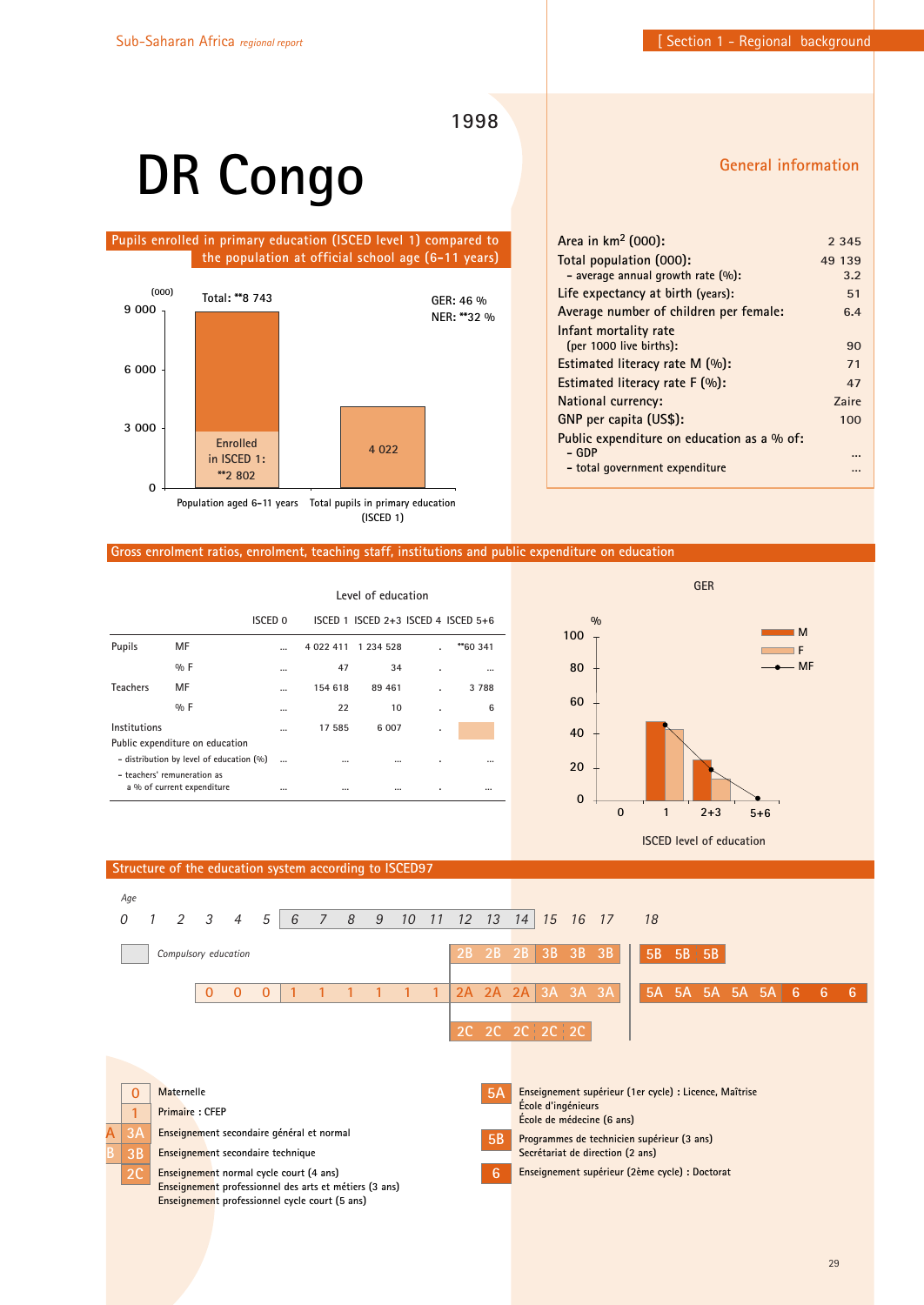# DR Congo

1998

## General information

| | |
|---|---|
| Area in km² (000): | 2 345 |
| Total population (000): | 49 139 |
| – average annual growth rate (%): | 3.2 |
| Life expectancy at birth (years): | 51 |
| Average number of children per female: | 6.4 |
| Infant mortality rate (per 1000 live births): | 90 |
| Estimated literacy rate M (%): | 71 |
| Estimated literacy rate F (%): | 47 |
| National currency: | Zaire |
| GNP per capita (US$): | 100 |
| Public expenditure on education as a % of: | |
| – GDP | ... |
| – total government expenditure | ... |

## Pupils enrolled in primary education (ISCED level 1) compared to the population at official school age (6-11 years)

(000)

Total: **8 743

GER: 46 %
NER: **32 %

Enrolled in ISCED 1: **2 802

4 022

Population aged 6-11 years — Total pupils in primary education (ISCED 1)

## Gross enrolment ratios, enrolment, teaching staff, institutions and public expenditure on education

Level of education

| | | ISCED 0 | ISCED 1 | ISCED 2+3 | ISCED 4 | ISCED 5+6 |
|---|---|---|---|---|---|---|
| Pupils | MF | ... | 4 022 411 | 1 234 528 | . | **60 341 |
| | % F | ... | 47 | 34 | . | ... |
| Teachers | MF | ... | 154 618 | 89 461 | . | 3 788 |
| | % F | ... | 22 | 10 | . | 6 |
| Institutions | | ... | 17 585 | 6 007 | . | |
| Public expenditure on education | | | | | | |
| – distribution by level of education (%) | | ... | ... | ... | . | ... |
| – teachers' remuneration as a % of current expenditure | | ... | ... | ... | . | ... |

GER

ISCED level of education

## Structure of the education system according to ISCED97

Age: 0 1 2 3 4 5 6 7 8 9 10 11 12 13 14 15 16 17 18

Compulsory education

| Age | Levels |
|---|---|
| 3–5 | 0 0 0 |
| 6–11 | 1 1 1 1 1 1 |
| 12–14 | 2A 2A 2A / 2B 2B 2B / 2C 2C 2C |
| 15–17 | 3A 3A 3A / 3B 3B 3B / 2C 2C |
| 18+ | 5A 5A 5A 5A 5A 6 6 6 / 5B 5B 5B |

- **0** Maternelle
- **1** Primaire : CFEP
- **A 3A** Enseignement secondaire général et normal
- **B 3B** Enseignement secondaire technique
- **2C** Enseignement normal cycle court (4 ans)
  Enseignement professionnel des arts et métiers (3 ans)
  Enseignement professionnel cycle court (5 ans)
- **5A** Enseignement supérieur (1er cycle) : Licence, Maîtrise
  École d'ingénieurs
  École de médecine (6 ans)
- **5B** Programmes de technicien supérieur (3 ans)
  Secrétariat de direction (2 ans)
- **6** Enseignement supérieur (2ème cycle) : Doctorat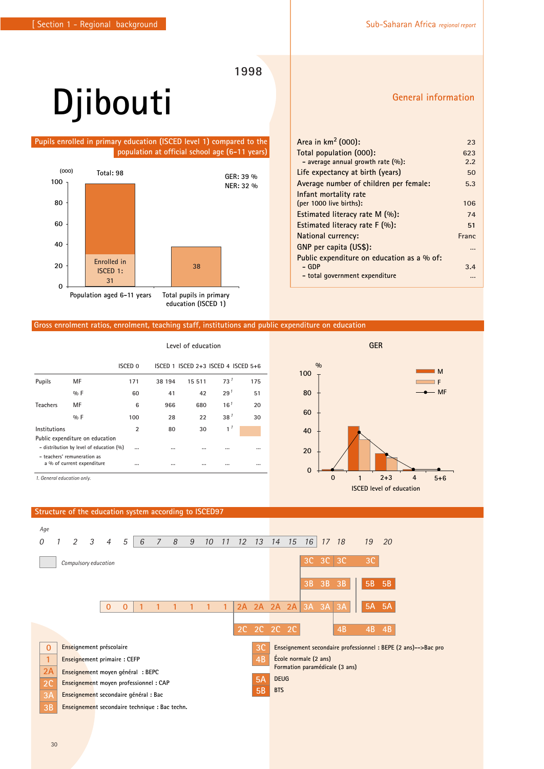# Djibouti

1998

## General information

| | |
|---|---|
| Area in km$^2$ (000): | 23 |
| Total population (000): | 623 |
| – average annual growth rate (%): | 2.2 |
| Life expectancy at birth (years) | 50 |
| Average number of children per female: | 5.3 |
| Infant mortality rate (per 1000 live births): | 106 |
| Estimated literacy rate M (%): | 74 |
| Estimated literacy rate F (%): | 51 |
| National currency: | Franc |
| GNP per capita (US$): | ... |
| Public expenditure on education as a % of: | |
| – GDP | 3.4 |
| – total government expenditure | ... |

## Pupils enrolled in primary education (ISCED level 1) compared to the population at official school age (6-11 years)

(000)

| | Population aged 6-11 years | Total pupils in primary education (ISCED 1) |
|---|---|---|
| Total | 98 | 38 |
| Enrolled in ISCED 1 | 31 | |

GER: 39 %
NER: 32 %

## Gross enrolment ratios, enrolment, teaching staff, institutions and public expenditure on education

Level of education

| | | ISCED 0 | ISCED 1 | ISCED 2+3 | ISCED 4 | ISCED 5+6 |
|---|---|---|---|---|---|---|
| Pupils | MF | 171 | 38 194 | 15 511 | 73 [1] | 175 |
| | % F | 60 | 41 | 42 | 29 [1] | 51 |
| Teachers | MF | 6 | 966 | 680 | 16 [1] | 20 |
| | % F | 100 | 28 | 22 | 38 [1] | 30 |
| Institutions | | 2 | 80 | 30 | 1 [1] | |
| Public expenditure on education | | | | | | |
| – distribution by level of education (%) | | ... | ... | ... | ... | ... |
| – teachers' remuneration as a % of current expenditure | | ... | ... | ... | ... | ... |

1. General education only.

GER (%) by ISCED level of education (M, F, MF): levels 0, 1, 2+3, 4, 5+6.

## Structure of the education system according to ISCED97

Age: 0 1 2 3 4 5 6 7 8 9 10 11 12 13 14 15 16 17 18 19 20

Compulsory education: ages 6–16

| Age | Programmes |
|---|---|
| 4–5 | 0 0 |
| 6–11 | 1 1 1 1 1 1 |
| 12–15 | 2A 2A 2A 2A / 2C 2C 2C 2C |
| 16–18 | 3A 3A 3A / 3B 3B 3B / 3C 3C 3C |
| 19–20 | 3C / 5A 5A / 5B 5B / 4B 4B 4B |

- **0** Enseignement préscolaire
- **1** Enseignement primaire : CEFP
- **2A** Enseignement moyen général : BEPC
- **2C** Enseignement moyen professionnel : CAP
- **3A** Enseignement secondaire général : Bac
- **3B** Enseignement secondaire technique : Bac techn.
- **3C** Enseignement secondaire professionnel : BEPE (2 ans)-->Bac pro
- **4B** École normale (2 ans); Formation paramédicale (3 ans)
- **5A** DEUG
- **5B** BTS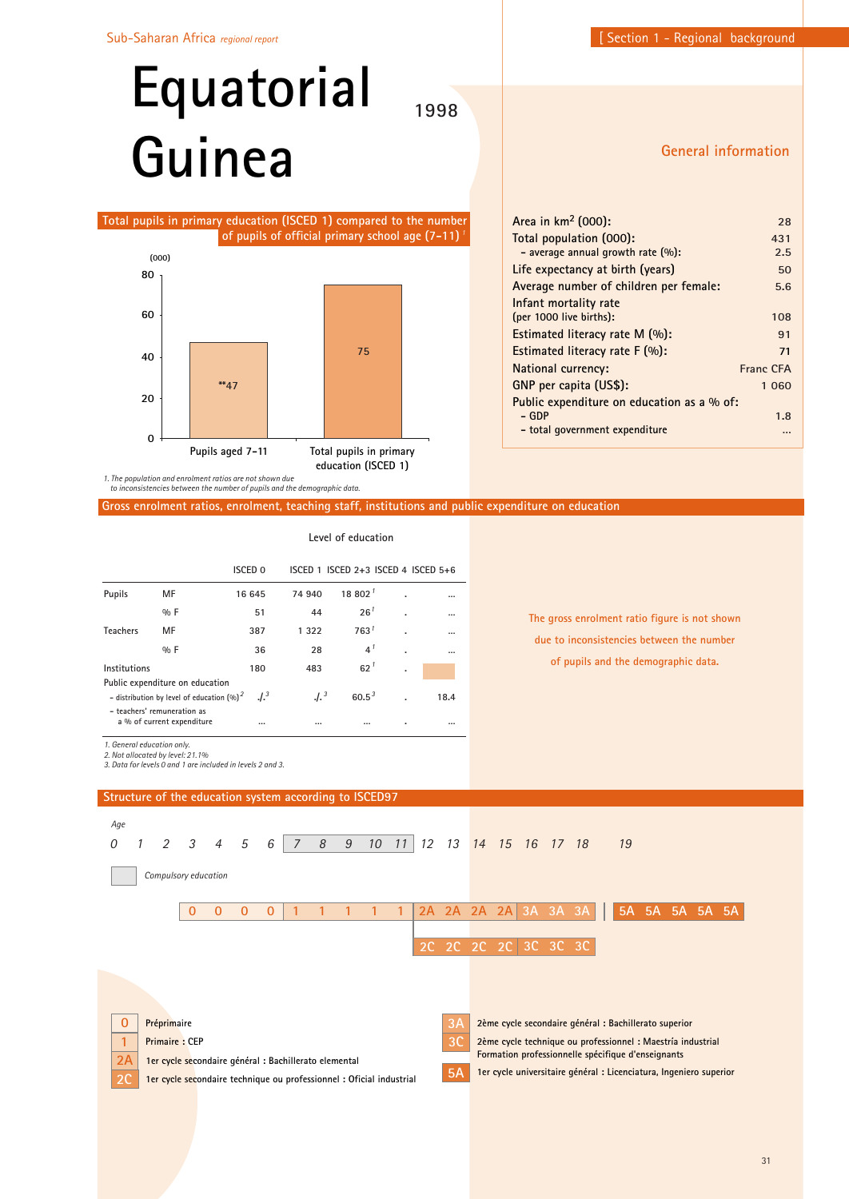# Equatorial Guinea

1998

## General information

| | |
|---|---|
| Area in km² (000): | 28 |
| Total population (000): | 431 |
| – average annual growth rate (%): | 2.5 |
| Life expectancy at birth (years) | 50 |
| Average number of children per female: | 5.6 |
| Infant mortality rate (per 1000 live births): | 108 |
| Estimated literacy rate M (%): | 91 |
| Estimated literacy rate F (%): | 71 |
| National currency: | Franc CFA |
| GNP per capita (US$): | 1 060 |
| Public expenditure on education as a % of: | |
| – GDP | 1.8 |
| – total government expenditure | ... |

## Total pupils in primary education (ISCED 1) compared to the number of pupils of official primary school age (7-11) [1]

(000)

| | |
|---|---|
| Pupils aged 7-11 | **47 |
| Total pupils in primary education (ISCED 1) | 75 |

*1. The population and enrolment ratios are not shown due to inconsistencies between the number of pupils and the demographic data.*

## Gross enrolment ratios, enrolment, teaching staff, institutions and public expenditure on education

Level of education

| | | ISCED 0 | ISCED 1 | ISCED 2+3 | ISCED 4 | ISCED 5+6 |
|---|---|---|---|---|---|---|
| Pupils | MF | 16 645 | 74 940 | 18 802 [1] | . | ... |
| | % F | 51 | 44 | 26 [1] | . | ... |
| Teachers | MF | 387 | 1 322 | 763 [1] | . | ... |
| | % F | 36 | 28 | 4 [1] | . | ... |
| Institutions | | 180 | 483 | 62 [1] | . | |
| Public expenditure on education | | | | | | |
| – distribution by level of education (%) [2] | | ./. [3] | ./. [3] | 60.5 [3] | . | 18.4 |
| – teachers' remuneration as a % of current expenditure | | ... | ... | ... | . | ... |

*1. General education only.*
*2. Not allocated by level: 21.1%*
*3. Data for levels 0 and 1 are included in levels 2 and 3.*

The gross enrolment ratio figure is not shown due to inconsistencies between the number of pupils and the demographic data.

## Structure of the education system according to ISCED97

| Age | 0 | 1 | 2 | 3 | 4 | 5 | 6 | 7 | 8 | 9 | 10 | 11 | 12 | 13 | 14 | 15 | 16 | 17 | 18 | 19 | | | | |
|---|---|---|---|---|---|---|---|---|---|---|---|---|---|---|---|---|---|---|---|---|---|---|---|---|
| | | | | 0 | 0 | 0 | 0 | 1 | 1 | 1 | 1 | 1 | 2A | 2A | 2A | 2A | 3A | 3A | 3A | 5A | 5A | 5A | 5A | 5A |
| | | | | | | | | | | | | | 2C | 2C | 2C | 2C | 3C | 3C | 3C | | | | | |

Compulsory education: ages 7–11

- **0** Préprimaire
- **1** Primaire : CEP
- **2A** 1er cycle secondaire général : Bachillerato elemental
- **2C** 1er cycle secondaire technique ou professionnel : Oficial industrial
- **3A** 2ème cycle secondaire général : Bachillerato superior
- **3C** 2ème cycle technique ou professionnel : Maestría industrial Formation professionnelle spécifique d'enseignants
- **5A** 1er cycle universitaire général : Licenciatura, Ingeniero superior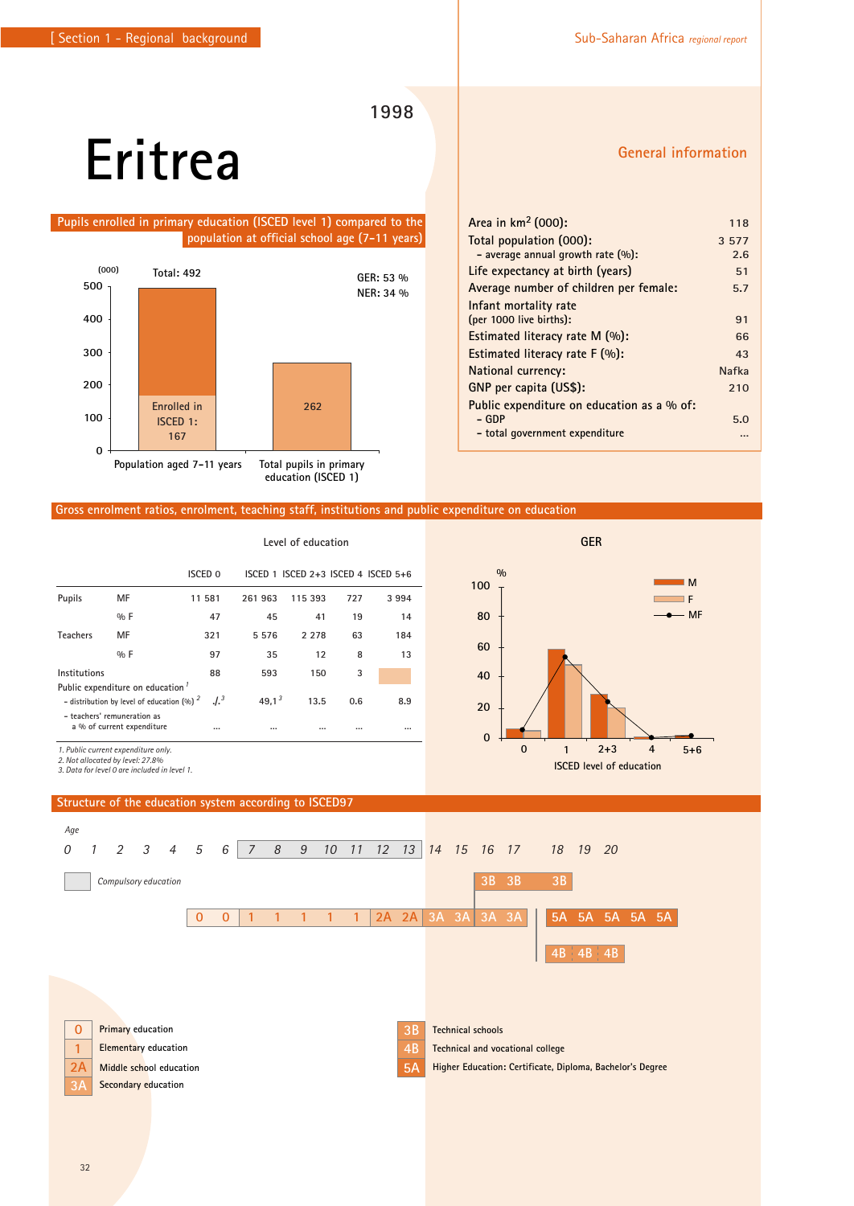# Eritrea

1998

## General information

| | |
|---|---|
| Area in km² (000): | 118 |
| Total population (000): | 3 577 |
| – average annual growth rate (%): | 2.6 |
| Life expectancy at birth (years) | 51 |
| Average number of children per female: | 5.7 |
| Infant mortality rate (per 1000 live births): | 91 |
| Estimated literacy rate M (%): | 66 |
| Estimated literacy rate F (%): | 43 |
| National currency: | Nafka |
| GNP per capita (US$): | 210 |
| Public expenditure on education as a % of: | |
| – GDP | 5.0 |
| – total government expenditure | ... |

## Pupils enrolled in primary education (ISCED level 1) compared to the population at official school age (7–11 years)

(000)

| | Value |
|---|---|
| Population aged 7–11 years | Total: 492 |
| Enrolled in ISCED 1 | 167 |
| Total pupils in primary education (ISCED 1) | 262 |

GER: 53 %
NER: 34 %

## Gross enrolment ratios, enrolment, teaching staff, institutions and public expenditure on education

Level of education

| | | ISCED 0 | ISCED 1 | ISCED 2+3 | ISCED 4 | ISCED 5+6 |
|---|---|---|---|---|---|---|
| Pupils | MF | 11 581 | 261 963 | 115 393 | 727 | 3 994 |
| | % F | 47 | 45 | 41 | 19 | 14 |
| Teachers | MF | 321 | 5 576 | 2 278 | 63 | 184 |
| | % F | 97 | 35 | 12 | 8 | 13 |
| Institutions | | 88 | 593 | 150 | 3 | |
| Public expenditure on education [1] | | | | | | |
| – distribution by level of education (%) [2] | | ./.[3] | 49,1[3] | 13.5 | 0.6 | 8.9 |
| – teachers' remuneration as a % of current expenditure | | ... | ... | ... | ... | ... |

1. Public current expenditure only.
2. Not allocated by level: 27.8%
3. Data for level 0 are included in level 1.

GER (%) by ISCED level of education (0, 1, 2+3, 4, 5+6): M, F, MF

## Structure of the education system according to ISCED97

| Age | 0 | 1 | 2 | 3 | 4 | 5 | 6 | 7 | 8 | 9 | 10 | 11 | 12 | 13 | 14 | 15 | 16 | 17 | 18 | 19 | 20 |
|---|---|---|---|---|---|---|---|---|---|---|---|---|---|---|---|---|---|---|---|---|---|
| | | | | | | 0 | 0 | 1 | 1 | 1 | 1 | 1 | 2A | 2A | 3A | 3A | 3A | 3A | 5A 5A | 5A 5A | 5A |
| | | | | | | | | | | | | | | | | | 3B | 3B | 3B | | |
| | | | | | | | | | | | | | | | | | | | 4B | 4B | 4B |

Compulsory education: ages 7–13

- 0 Primary education
- 1 Elementary education
- 2A Middle school education
- 3A Secondary education
- 3B Technical schools
- 4B Technical and vocational college
- 5A Higher Education: Certificate, Diploma, Bachelor's Degree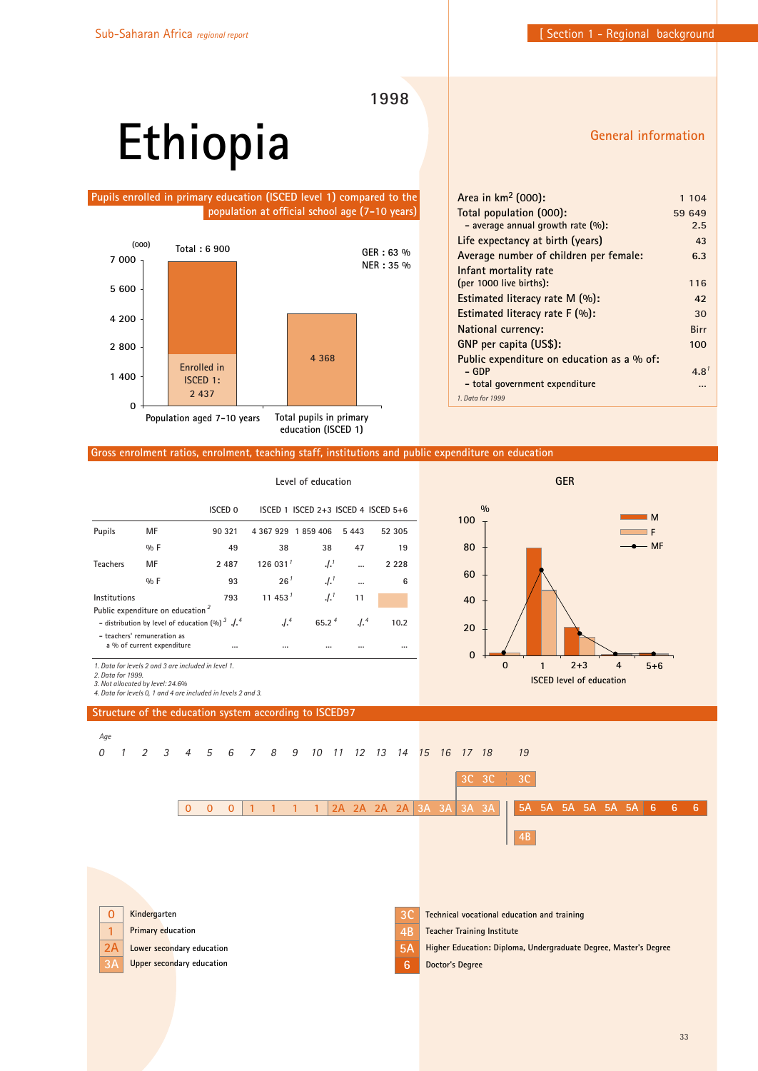# Ethiopia

1998

## Pupils enrolled in primary education (ISCED level 1) compared to the population at official school age (7-10 years)

(000)

Total : 6 900

GER : 63 %
NER : 35 %

- Population aged 7-10 years: Total 6 900; Enrolled in ISCED 1: 2 437
- Total pupils in primary education (ISCED 1): 4 368

## General information

| | |
|---|---|
| Area in km² (000): | 1 104 |
| Total population (000): | 59 649 |
| – average annual growth rate (%): | 2.5 |
| Life expectancy at birth (years) | 43 |
| Average number of children per female: | 6.3 |
| Infant mortality rate (per 1000 live births): | 116 |
| Estimated literacy rate M (%): | 42 |
| Estimated literacy rate F (%): | 30 |
| National currency: | Birr |
| GNP per capita (US$): | 100 |
| Public expenditure on education as a % of: | |
| – GDP | 4.8[1] |
| – total government expenditure | ... |

1. Data for 1999

## Gross enrolment ratios, enrolment, teaching staff, institutions and public expenditure on education

Level of education

| | | ISCED 0 | ISCED 1 | ISCED 2+3 | ISCED 4 | ISCED 5+6 |
|---|---|---|---|---|---|---|
| Pupils | MF | 90 321 | 4 367 929 | 1 859 406 | 5 443 | 52 305 |
| | % F | 49 | 38 | 38 | 47 | 19 |
| Teachers | MF | 2 487 | 126 031[1] | ./.[1] | ... | 2 228 |
| | % F | 93 | 26[1] | ./.[1] | ... | 6 |
| Institutions | | 793 | 11 453[1] | ./.[1] | 11 | |
| Public expenditure on education[2] | | | | | | |
| – distribution by level of education (%)[3] | | ./.[4] | ./.[4] | 65.2[4] | ./.[4] | 10.2 |
| – teachers' remuneration as a % of current expenditure | | ... | ... | ... | ... | ... |

1. Data for levels 2 and 3 are included in level 1.
2. Data for 1999.
3. Not allocated by level: 24.6%
4. Data for levels 0, 1 and 4 are included in levels 2 and 3.

**GER**

(%; M, F, MF by ISCED level of education: 0, 1, 2+3, 4, 5+6)

## Structure of the education system according to ISCED97

| Age | 0 | 1 | 2 | 3 | 4 | 5 | 6 | 7 | 8 | 9 | 10 | 11 | 12 | 13 | 14 | 15 | 16 | 17 | 18 | 19 |
|---|---|---|---|---|---|---|---|---|---|---|---|---|---|---|---|---|---|---|---|---|

- 0 0 0 (ages 4–6) | 1 1 1 1 (ages 7–10) | 2A 2A 2A 2A (ages 11–14) | 3A 3A 3A 3A (ages 15–18) | 5A 5A 5A 5A 5A 5A 6 6 6
- 3C 3C | 3C
- 4B

| | |
|---|---|
| 0 | Kindergarten |
| 1 | Primary education |
| 2A | Lower secondary education |
| 3A | Upper secondary education |
| 3C | Technical vocational education and training |
| 4B | Teacher Training Institute |
| 5A | Higher Education: Diploma, Undergraduate Degree, Master's Degree |
| 6 | Doctor's Degree |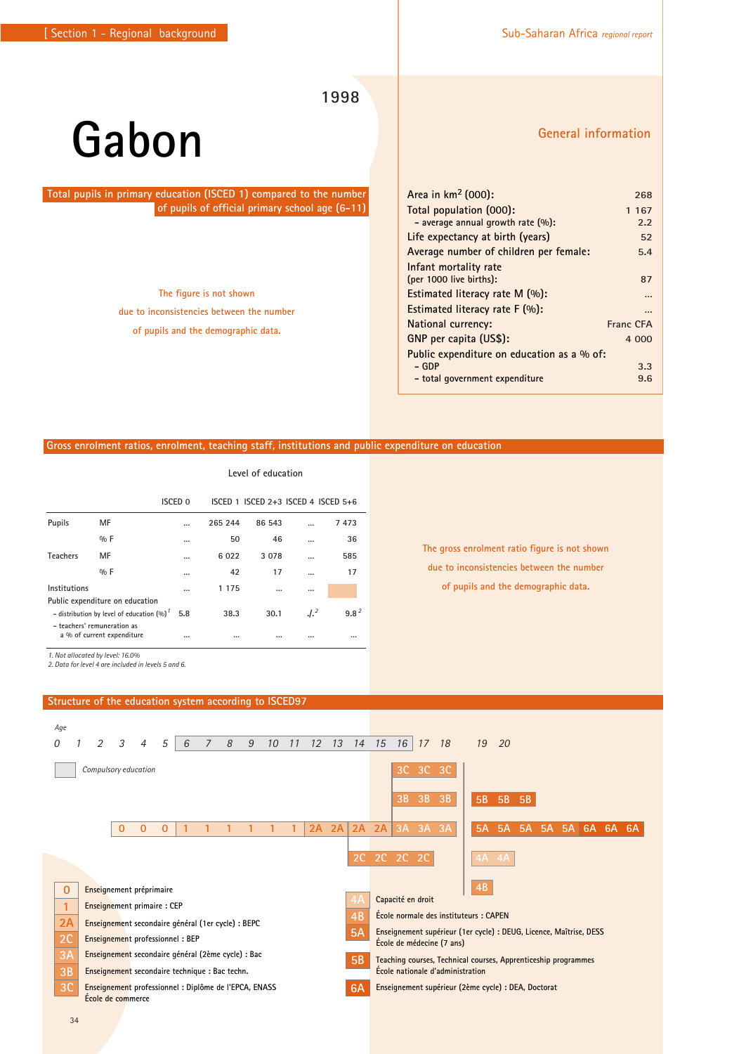# Gabon

1998

## Total pupils in primary education (ISCED 1) compared to the number of pupils of official primary school age (6-11)

The figure is not shown due to inconsistencies between the number of pupils and the demographic data.

## General information

| | |
|---|---|
| Area in km² (000): | 268 |
| Total population (000): | 1 167 |
| - average annual growth rate (%): | 2.2 |
| Life expectancy at birth (years) | 52 |
| Average number of children per female: | 5.4 |
| Infant mortality rate (per 1000 live births): | 87 |
| Estimated literacy rate M (%): | ... |
| Estimated literacy rate F (%): | ... |
| National currency: | Franc CFA |
| GNP per capita (US$): | 4 000 |
| Public expenditure on education as a % of: | |
| - GDP | 3.3 |
| - total government expenditure | 9.6 |

## Gross enrolment ratios, enrolment, teaching staff, institutions and public expenditure on education

Level of education

| | | ISCED 0 | ISCED 1 | ISCED 2+3 | ISCED 4 | ISCED 5+6 |
|---|---|---|---|---|---|---|
| Pupils | MF | ... | 265 244 | 86 543 | ... | 7 473 |
| | % F | ... | 50 | 46 | ... | 36 |
| Teachers | MF | ... | 6 022 | 3 078 | ... | 585 |
| | % F | ... | 42 | 17 | ... | 17 |
| Institutions | | ... | 1 175 | ... | ... | |
| Public expenditure on education | | | | | | |
| - distribution by level of education (%)[1] | | 5.8 | 38.3 | 30.1 | ./.[2] | 9.8[2] |
| - teachers' remuneration as a % of current expenditure | | ... | ... | ... | ... | ... |

1. Not allocated by level: 16.0%
2. Data for level 4 are included in levels 5 and 6.

The gross enrolment ratio figure is not shown due to inconsistencies between the number of pupils and the demographic data.

## Structure of the education system according to ISCED97

Age: 0 1 2 3 4 5 6 7 8 9 10 11 12 13 14 15 16 17 18 19 20

Compulsory education: ages 6–16

- 0 0 0 (ages 3–5) → 1 1 1 1 1 1 (ages 6–11) → 2A 2A 2A 2A (ages 12–15) → 3A 3A 3A (ages 16–18) → 5A 5A 5A 5A 5A → 6A 6A 6A
- 3C 3C 3C (ages 16–18)
- 3B 3B 3B (ages 16–18) → 5B 5B 5B
- 2C 2C 2C 2C (ages 14–17)
- 4A 4A
- 4B

| Code | Description |
|---|---|
| 0 | Enseignement préprimaire |
| 1 | Enseignement primaire : CEP |
| 2A | Enseignement secondaire général (1er cycle) : BEPC |
| 2C | Enseignement professionnel : BEP |
| 3A | Enseignement secondaire général (2ème cycle) : Bac |
| 3B | Enseignement secondaire technique : Bac techn. |
| 3C | Enseignement professionnel : Diplôme de l'EPCA, ENASS École de commerce |
| 4A | Capacité en droit |
| 4B | École normale des instituteurs : CAPEN |
| 5A | Enseignement supérieur (1er cycle) : DEUG, Licence, Maîtrise, DESS École de médecine (7 ans) |
| 5B | Teaching courses, Technical courses, Apprenticeship programmes École nationale d'administration |
| 6A | Enseignement supérieur (2ème cycle) : DEA, Doctorat |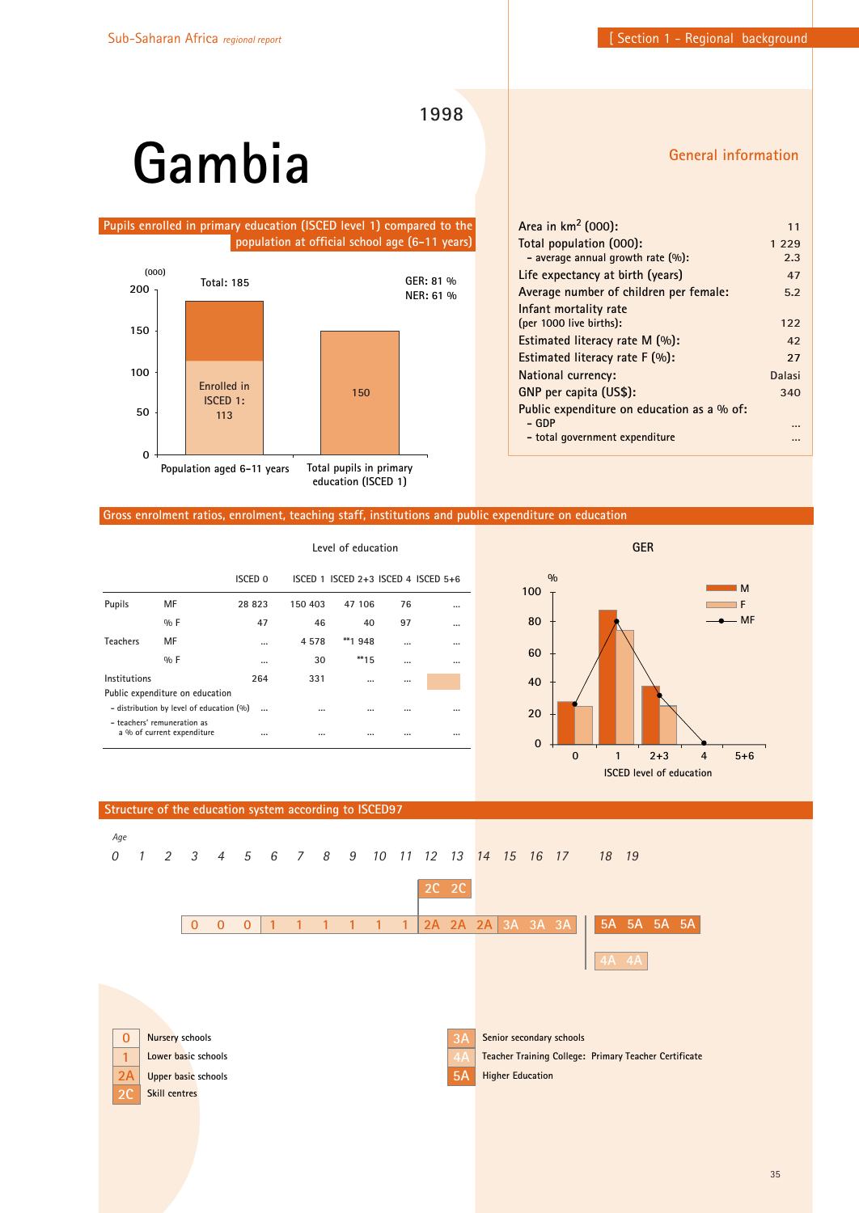# Gambia

1998

## General information

| | |
|---|---|
| Area in km$^2$ (000): | 11 |
| Total population (000): | 1 229 |
| – average annual growth rate (%): | 2.3 |
| Life expectancy at birth (years) | 47 |
| Average number of children per female: | 5.2 |
| Infant mortality rate (per 1000 live births): | 122 |
| Estimated literacy rate M (%): | 42 |
| Estimated literacy rate F (%): | 27 |
| National currency: | Dalasi |
| GNP per capita (US$): | 340 |
| Public expenditure on education as a % of: | |
| – GDP | ... |
| – total government expenditure | ... |

## Pupils enrolled in primary education (ISCED level 1) compared to the population at official school age (6-11 years)

(000)

Population aged 6-11 years: Total: 185; Enrolled in ISCED 1: 113

Total pupils in primary education (ISCED 1): 150

GER: 81 %
NER: 61 %

## Gross enrolment ratios, enrolment, teaching staff, institutions and public expenditure on education

Level of education

| | | ISCED 0 | ISCED 1 | ISCED 2+3 | ISCED 4 | ISCED 5+6 |
|---|---|---|---|---|---|---|
| Pupils | MF | 28 823 | 150 403 | 47 106 | 76 | ... |
| | % F | 47 | 46 | 40 | 97 | ... |
| Teachers | MF | ... | 4 578 | **1 948 | ... | ... |
| | % F | ... | 30 | **15 | ... | ... |
| Institutions | | 264 | 331 | ... | ... | |
| Public expenditure on education | | | | | | |
| – distribution by level of education (%) | | ... | ... | ... | ... | ... |
| – teachers' remuneration as a % of current expenditure | | ... | ... | ... | ... | ... |

**GER**

(Chart: GER % by ISCED level of education (0, 1, 2+3, 4, 5+6) for M, F, MF)

## Structure of the education system according to ISCED97

Age: 0 1 2 3 4 5 6 7 8 9 10 11 12 13 14 15 16 17 18 19

- Ages 3–5: 0 0 0
- Ages 6–11: 1 1 1 1 1 1
- Ages 12–14: 2A 2A 2A; 2C 2C (ages 12–13)
- Ages 15–17: 3A 3A 3A
- Ages 18–21: 5A 5A 5A 5A; 4A 4A (ages 18–19)

| | |
|---|---|
| 0 | Nursery schools |
| 1 | Lower basic schools |
| 2A | Upper basic schools |
| 2C | Skill centres |
| 3A | Senior secondary schools |
| 4A | Teacher Training College: Primary Teacher Certificate |
| 5A | Higher Education |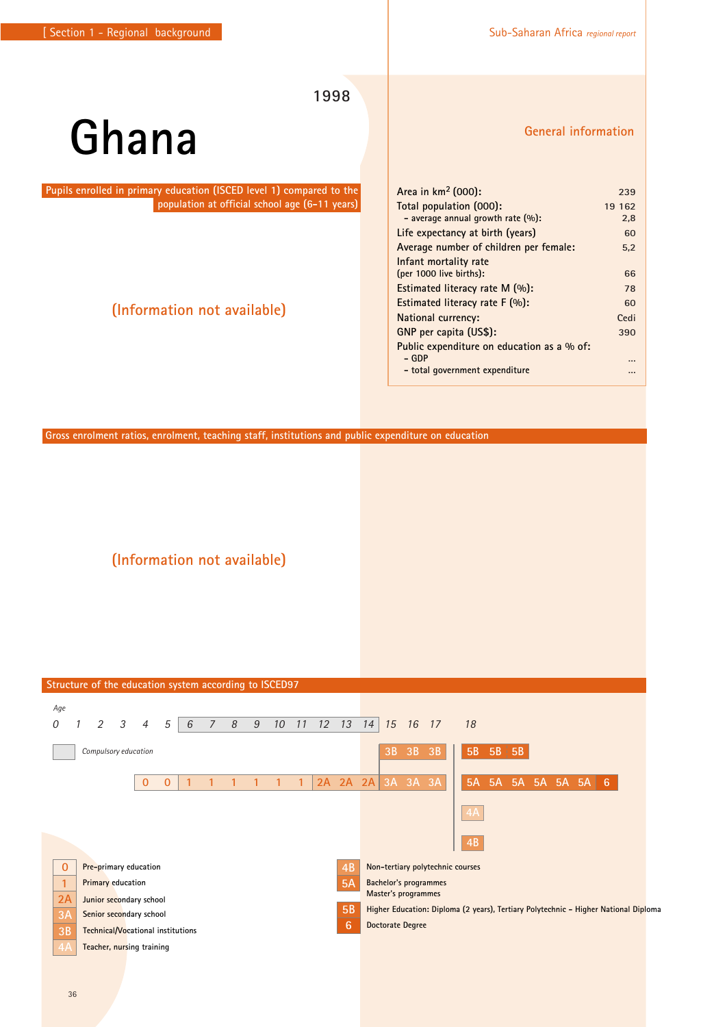# Ghana

1998

## General information

| | |
|---|---|
| Area in km² (000): | 239 |
| Total population (000): | 19 162 |
| – average annual growth rate (%): | 2,8 |
| Life expectancy at birth (years) | 60 |
| Average number of children per female: | 5,2 |
| Infant mortality rate (per 1000 live births): | 66 |
| Estimated literacy rate M (%): | 78 |
| Estimated literacy rate F (%): | 60 |
| National currency: | Cedi |
| GNP per capita (US$): | 390 |
| Public expenditure on education as a % of: | |
| – GDP | ... |
| – total government expenditure | ... |

## Pupils enrolled in primary education (ISCED level 1) compared to the population at official school age (6-11 years)

(Information not available)

## Gross enrolment ratios, enrolment, teaching staff, institutions and public expenditure on education

(Information not available)

## Structure of the education system according to ISCED97

| Age | 0 | 1 | 2 | 3 | 4 | 5 | 6 | 7 | 8 | 9 | 10 | 11 | 12 | 13 | 14 | 15 | 16 | 17 | 18 | 19 | 20 | 21 | 22 | 23 | 24 |
|---|---|---|---|---|---|---|---|---|---|---|---|---|---|---|---|---|---|---|---|---|---|---|---|---|---|
| | | | | | | | | | | | | | | | | 3B | 3B | 3B | 5B | 5B | 5B | | | | |
| | | | | | 0 | 0 | 1 | 1 | 1 | 1 | 1 | 1 | 2A | 2A | 2A | 3A | 3A | 3A | 5A | 5A | 5A | 5A | 5A | 5A | 6 |
| | | | | | | | | | | | | | | | | | | | 4A | | | | | | |
| | | | | | | | | | | | | | | | | | | | 4B | | | | | | |

Compulsory education: ages 6–14

- 0 – Pre-primary education
- 1 – Primary education
- 2A – Junior secondary school
- 3A – Senior secondary school
- 3B – Technical/Vocational institutions
- 4A – Teacher, nursing training
- 4B – Non-tertiary polytechnic courses
- 5A – Bachelor's programmes; Master's programmes
- 5B – Higher Education: Diploma (2 years), Tertiary Polytechnic – Higher National Diploma
- 6 – Doctorate Degree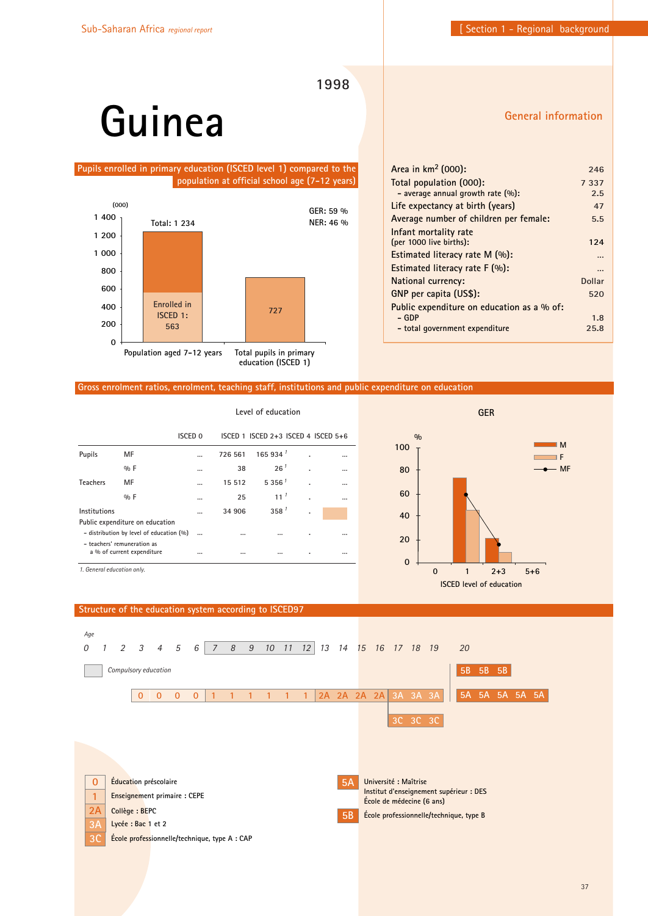# Guinea

1998

## Pupils enrolled in primary education (ISCED level 1) compared to the population at official school age (7-12 years)

(000)

| | Population aged 7-12 years | Total pupils in primary education (ISCED 1) |
|---|---|---|
| Total | 1 234 | 727 |
| Enrolled in ISCED 1 | 563 | |

GER: 59 %
NER: 46 %

## General information

| | |
|---|---|
| Area in km$^2$ (000): | 246 |
| Total population (000): | 7 337 |
| - average annual growth rate (%): | 2.5 |
| Life expectancy at birth (years) | 47 |
| Average number of children per female: | 5.5 |
| Infant mortality rate (per 1000 live births): | 124 |
| Estimated literacy rate M (%): | ... |
| Estimated literacy rate F (%): | ... |
| National currency: | Dollar |
| GNP per capita (US$): | 520 |
| Public expenditure on education as a % of: | |
| - GDP | 1.8 |
| - total government expenditure | 25.8 |

## Gross enrolment ratios, enrolment, teaching staff, institutions and public expenditure on education

Level of education

| | | ISCED 0 | ISCED 1 | ISCED 2+3 | ISCED 4 | ISCED 5+6 |
|---|---|---|---|---|---|---|
| Pupils | MF | ... | 726 561 | 165 934 [1] | . | ... |
| | % F | ... | 38 | 26 [1] | . | ... |
| Teachers | MF | ... | 15 512 | 5 356 [1] | . | ... |
| | % F | ... | 25 | 11 [1] | . | ... |
| Institutions | | ... | 34 906 | 358 [1] | . | |
| Public expenditure on education | | | | | | |
| - distribution by level of education (%) | | ... | ... | ... | . | ... |
| - teachers' remuneration as a % of current expenditure | | ... | ... | ... | . | ... |

*1. General education only.*

GER

(Chart: GER (%) by ISCED level of education — 0, 1, 2+3, 5+6; series M, F, MF)

## Structure of the education system according to ISCED97

*Age*

0 1 2 3 4 5 6 7 8 9 10 11 12 13 14 15 16 17 18 19 20

*Compulsory education* (ages 7–12)

| Ages | Level |
|---|---|
| 3–6 | 0 0 0 0 |
| 7–12 | 1 1 1 1 1 1 |
| 13–16 | 2A 2A 2A 2A |
| 17–19 | 3A 3A 3A |
| 17–19 | 3C 3C 3C |
| 20– | 5B 5B 5B |
| 20– | 5A 5A 5A 5A 5A |

- **0** Éducation préscolaire
- **1** Enseignement primaire : CEPE
- **2A** Collège : BEPC
- **3A** Lycée : Bac 1 et 2
- **3C** École professionnelle/technique, type A : CAP
- **5A** Université : Maîtrise; Institut d'enseignement supérieur : DES; École de médecine (6 ans)
- **5B** École professionnelle/technique, type B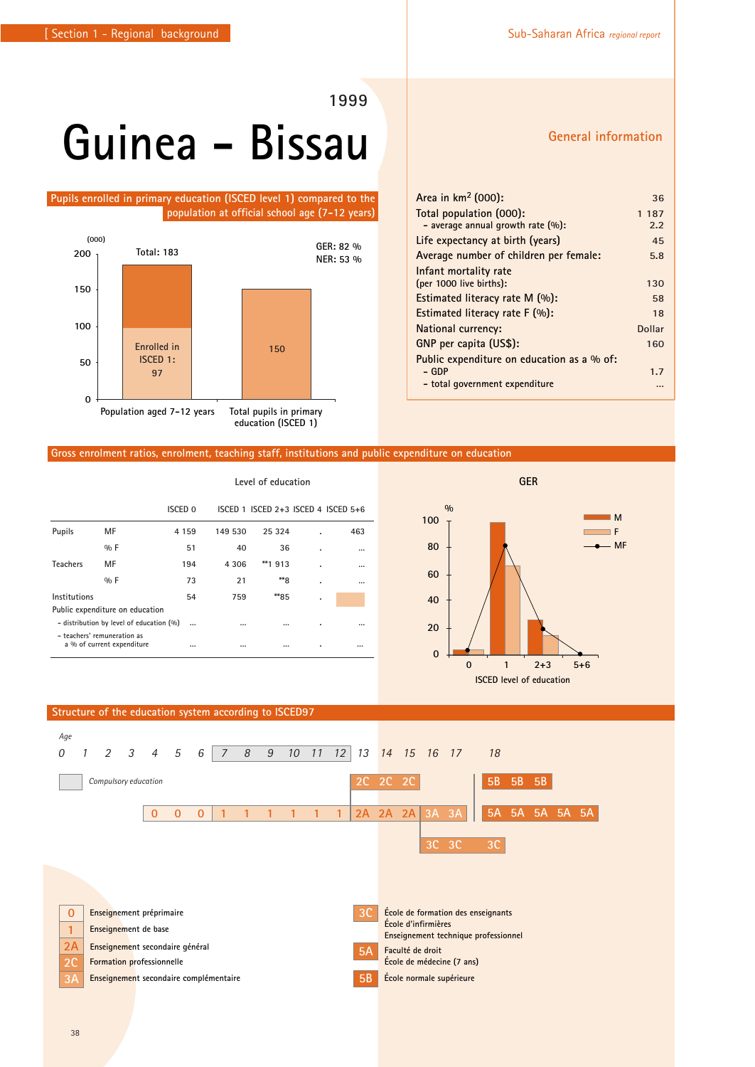# 1999 Guinea – Bissau

## Pupils enrolled in primary education (ISCED level 1) compared to the population at official school age (7-12 years)

(000)

| | Population aged 7-12 years | Total pupils in primary education (ISCED 1) |
|---|---|---|
| Total | 183 | 150 |
| Enrolled in ISCED 1 | 97 | |

GER: 82 %
NER: 53 %

## General information

| | |
|---|---|
| Area in km² (000): | 36 |
| Total population (000): | 1 187 |
| – average annual growth rate (%): | 2.2 |
| Life expectancy at birth (years) | 45 |
| Average number of children per female: | 5.8 |
| Infant mortality rate (per 1000 live births): | 130 |
| Estimated literacy rate M (%): | 58 |
| Estimated literacy rate F (%): | 18 |
| National currency: | Dollar |
| GNP per capita (US$): | 160 |
| Public expenditure on education as a % of: | |
| – GDP | 1.7 |
| – total government expenditure | ... |

## Gross enrolment ratios, enrolment, teaching staff, institutions and public expenditure on education

Level of education

| | | ISCED 0 | ISCED 1 | ISCED 2+3 | ISCED 4 | ISCED 5+6 |
|---|---|---|---|---|---|---|
| Pupils | MF | 4 159 | 149 530 | 25 324 | . | 463 |
| | % F | 51 | 40 | 36 | . | ... |
| Teachers | MF | 194 | 4 306 | **1 913 | . | ... |
| | % F | 73 | 21 | **8 | . | ... |
| Institutions | | 54 | 759 | **85 | . | |
| Public expenditure on education | | | | | | |
| – distribution by level of education (%) | | ... | ... | ... | . | ... |
| – teachers' remuneration as a % of current expenditure | | ... | ... | ... | . | ... |

GER (%) by ISCED level of education: 0, 1, 2+3, 5+6 (M, F, MF)

## Structure of the education system according to ISCED97

Age: 0 1 2 3 4 5 6 7 8 9 10 11 12 13 14 15 16 17 18

Compulsory education: ages 7–12

- Ages 4–6: 0 0 0
- Ages 7–12: 1 1 1 1 1 1
- Ages 13–15: 2A 2A 2A / 2C 2C 2C
- Ages 16–17: 3A 3A / 3C 3C 3C
- Age 18+: 5A 5A 5A 5A 5A / 5B 5B 5B

| | |
|---|---|
| 0 | Enseignement préprimaire |
| 1 | Enseignement de base |
| 2A | Enseignement secondaire général |
| 2C | Formation professionnelle |
| 3A | Enseignement secondaire complémentaire |
| 3C | École de formation des enseignants<br>École d'infirmières<br>Enseignement technique professionnel |
| 5A | Faculté de droit<br>École de médecine (7 ans) |
| 5B | École normale supérieure |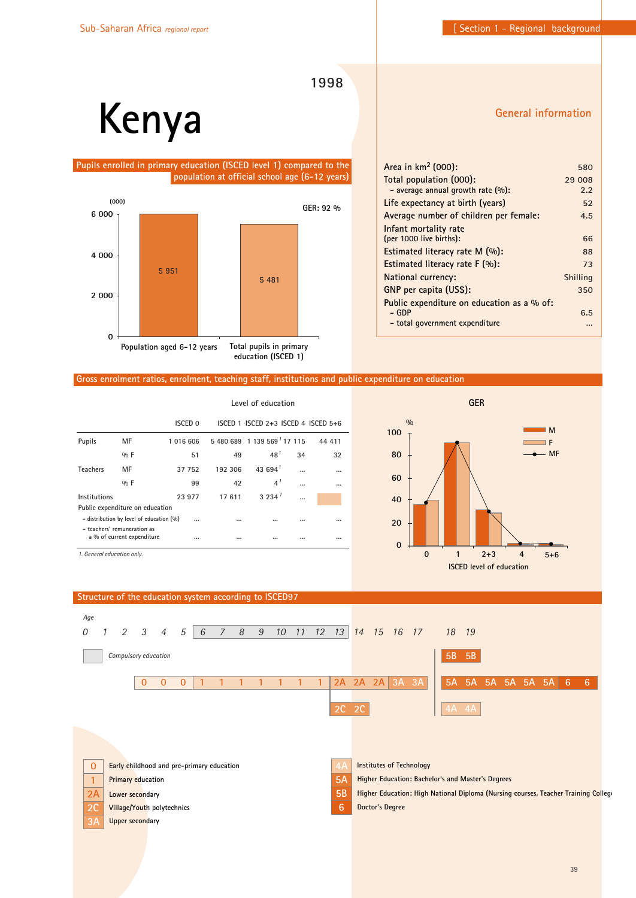# Kenya

1998

## General information

| | |
|---|---|
| Area in km² (000): | 580 |
| Total population (000): | 29 008 |
| – average annual growth rate (%): | 2.2 |
| Life expectancy at birth (years) | 52 |
| Average number of children per female: | 4.5 |
| Infant mortality rate (per 1000 live births): | 66 |
| Estimated literacy rate M (%): | 88 |
| Estimated literacy rate F (%): | 73 |
| National currency: | Shilling |
| GNP per capita (US$): | 350 |
| Public expenditure on education as a % of: | |
| – GDP | 6.5 |
| – total government expenditure | ... |

## Pupils enrolled in primary education (ISCED level 1) compared to the population at official school age (6-12 years)

(000)

GER: 92 %

| | (000) |
|---|---|
| Population aged 6-12 years | 5 951 |
| Total pupils in primary education (ISCED 1) | 5 481 |

## Gross enrolment ratios, enrolment, teaching staff, institutions and public expenditure on education

Level of education

| | | ISCED 0 | ISCED 1 | ISCED 2+3 | ISCED 4 | ISCED 5+6 |
|---|---|---|---|---|---|---|
| Pupils | MF | 1 016 606 | 5 480 689 | 1 139 569 [1] | 17 115 | 44 411 |
| | % F | 51 | 49 | 48 [1] | 34 | 32 |
| Teachers | MF | 37 752 | 192 306 | 43 694 [1] | ... | ... |
| | % F | 99 | 42 | 4 [1] | ... | ... |
| Institutions | | 23 977 | 17 611 | 3 234 [1] | ... | |
| Public expenditure on education | | | | | | |
| – distribution by level of education (%) | | ... | ... | ... | ... | ... |
| – teachers' remuneration as a % of current expenditure | | ... | ... | ... | ... | ... |

*1. General education only.*

GER

(Chart: GER (%) by ISCED level of education — 0, 1, 2+3, 4, 5+6; M, F, MF)

## Structure of the education system according to ISCED97

Age: 0 1 2 3 4 5 6 7 8 9 10 11 12 13 14 15 16 17 18 19

Compulsory education: ages 6–13

| Age | 3 | 4 | 5 | 6 | 7 | 8 | 9 | 10 | 11 | 12 | 13 | 14 | 15 | 16 | 17 | 18 | 19 | 20 | 21 | 22 | 23 | 24 | 25 |
|---|---|---|---|---|---|---|---|---|---|---|---|---|---|---|---|---|---|---|---|---|---|---|---|
| | 0 | 0 | 0 | 1 | 1 | 1 | 1 | 1 | 1 | 1 | 2A | 2A | 2A | 3A | 3A | 5A | 5A | 5A | 5A | 5A | 5A | 6 | 6 |
| | | | | | | | | | | | 2C | 2C | | | | 5B | 5B | | | | | | |
| | | | | | | | | | | | | | | | | 4A | 4A | | | | | | |

- 0 — Early childhood and pre-primary education
- 1 — Primary education
- 2A — Lower secondary
- 2C — Village/Youth polytechnics
- 3A — Upper secondary
- 4A — Institutes of Technology
- 5A — Higher Education: Bachelor's and Master's Degrees
- 5B — Higher Education: High National Diploma (Nursing courses, Teacher Training College
- 6 — Doctor's Degree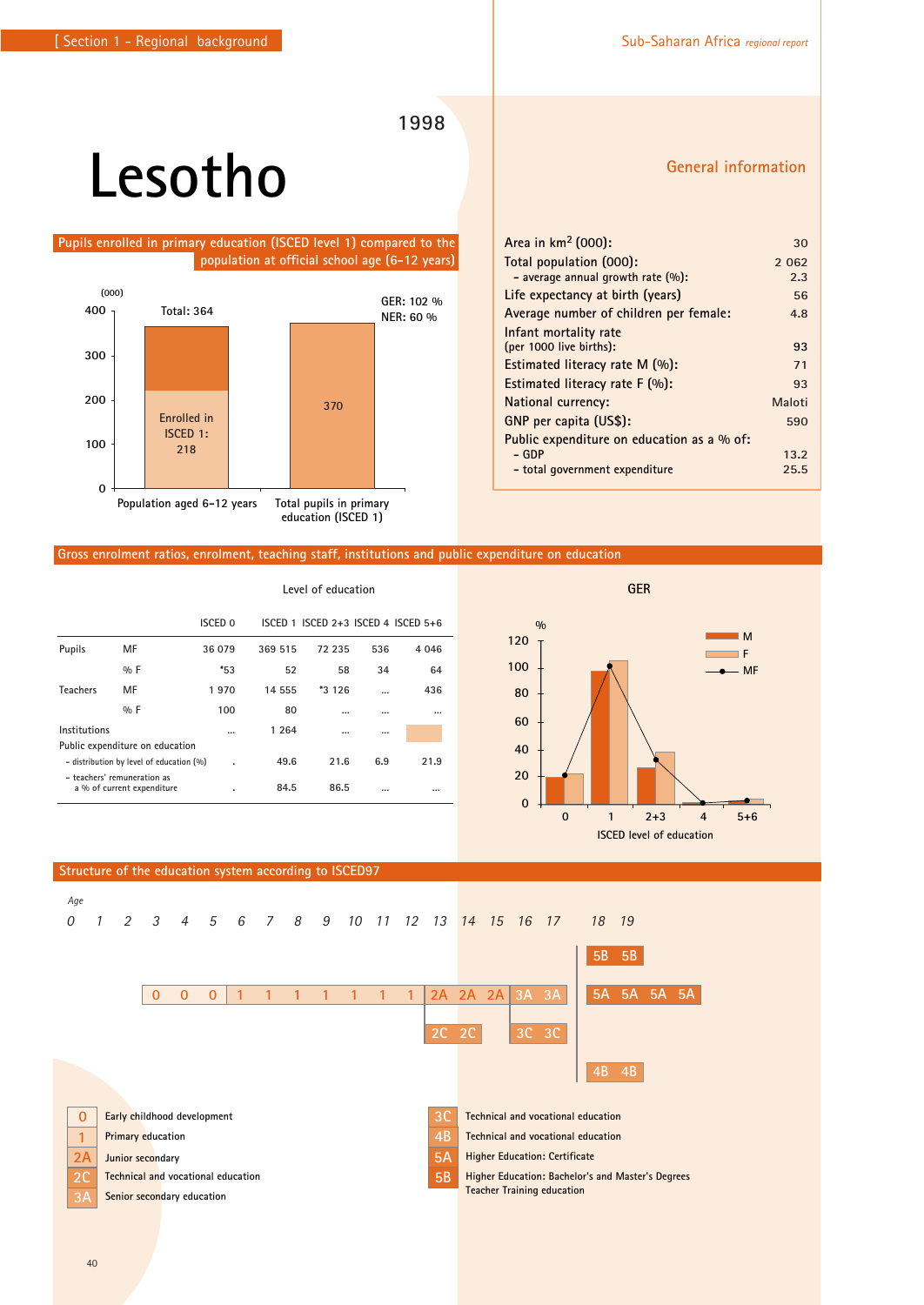# Lesotho

1998

## Pupils enrolled in primary education (ISCED level 1) compared to the population at official school age (6-12 years)

(000)

| | Population aged 6-12 years | Total pupils in primary education (ISCED 1) |
|---|---|---|
| Total | 364 | 370 |
| Enrolled in ISCED 1 | 218 | |

GER: 102 %
NER: 60 %

## General information

| | |
|---|---|
| Area in km² (000): | 30 |
| Total population (000): | 2 062 |
| – average annual growth rate (%): | 2.3 |
| Life expectancy at birth (years) | 56 |
| Average number of children per female: | 4.8 |
| Infant mortality rate (per 1000 live births): | 93 |
| Estimated literacy rate M (%): | 71 |
| Estimated literacy rate F (%): | 93 |
| National currency: | Maloti |
| GNP per capita (US$): | 590 |
| Public expenditure on education as a % of: | |
| – GDP | 13.2 |
| – total government expenditure | 25.5 |

## Gross enrolment ratios, enrolment, teaching staff, institutions and public expenditure on education

Level of education

| | | ISCED 0 | ISCED 1 | ISCED 2+3 | ISCED 4 | ISCED 5+6 |
|---|---|---|---|---|---|---|
| Pupils | MF | 36 079 | 369 515 | 72 235 | 536 | 4 046 |
| | % F | *53 | 52 | 58 | 34 | 64 |
| Teachers | MF | 1 970 | 14 555 | *3 126 | ... | 436 |
| | % F | 100 | 80 | ... | ... | ... |
| Institutions | | ... | 1 264 | ... | ... | |
| Public expenditure on education | | | | | | |
| – distribution by level of education (%) | | . | 49.6 | 21.6 | 6.9 | 21.9 |
| – teachers' remuneration as a % of current expenditure | | . | 84.5 | 86.5 | ... | ... |

GER

(Chart: GER (%) by ISCED level of education 0, 1, 2+3, 4, 5+6; series M, F, MF)

## Structure of the education system according to ISCED97

Age: 0 1 2 3 4 5 6 7 8 9 10 11 12 13 14 15 16 17 18 19

- Ages 3–5: 0 0 0
- Ages 6–12: 1 1 1 1 1 1 1
- Ages 13–15: 2A 2A 2A; then 3A 3A (ages 16–17)
- Ages 13–14: 2C 2C; 3C 3C (ages 16–17)
- Ages 18–19: 5B 5B
- Ages 18–21: 5A 5A 5A 5A
- Ages 18–19: 4B 4B

| Code | Description |
|---|---|
| 0 | Early childhood development |
| 1 | Primary education |
| 2A | Junior secondary |
| 2C | Technical and vocational education |
| 3A | Senior secondary education |
| 3C | Technical and vocational education |
| 4B | Technical and vocational education |
| 5A | Higher Education: Certificate |
| 5B | Higher Education: Bachelor's and Master's Degrees Teacher Training education |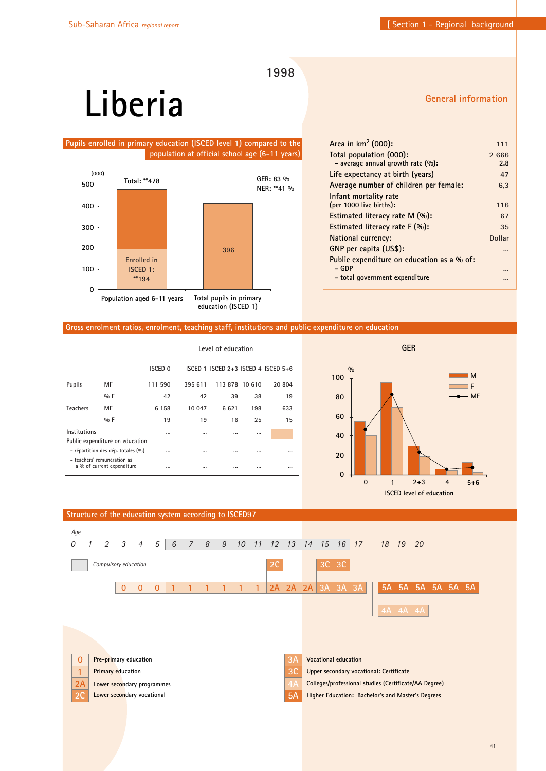# Liberia

1998

## General information

| | |
|---|---|
| Area in km$^2$ (000): | 111 |
| Total population (000): | 2 666 |
| – average annual growth rate (%): | 2.8 |
| Life expectancy at birth (years) | 47 |
| Average number of children per female: | 6,3 |
| Infant mortality rate (per 1000 live births): | 116 |
| Estimated literacy rate M (%): | 67 |
| Estimated literacy rate F (%): | 35 |
| National currency: | Dollar |
| GNP per capita (US$): | ... |
| Public expenditure on education as a % of: | |
| – GDP | ... |
| – total government expenditure | ... |

## Pupils enrolled in primary education (ISCED level 1) compared to the population at official school age (6–11 years)

(000)

- Population aged 6–11 years: Total: **478; Enrolled in ISCED 1: **194
- Total pupils in primary education (ISCED 1): 396

GER: 83 %
NER: **41 %

## Gross enrolment ratios, enrolment, teaching staff, institutions and public expenditure on education

Level of education

| | | ISCED 0 | ISCED 1 | ISCED 2+3 | ISCED 4 | ISCED 5+6 |
|---|---|---|---|---|---|---|
| Pupils | MF | 111 590 | 395 611 | 113 878 | 10 610 | 20 804 |
| | % F | 42 | 42 | 39 | 38 | 19 |
| Teachers | MF | 6 158 | 10 047 | 6 621 | 198 | 633 |
| | % F | 19 | 19 | 16 | 25 | 15 |
| Institutions | | ... | ... | ... | ... | |
| Public expenditure on education | | | | | | |
| – répartition des dép. totales (%) | | ... | ... | ... | ... | ... |
| – teachers' remuneration as a % of current expenditure | | ... | ... | ... | ... | ... |

GER

(Chart: GER (%) by ISCED level of education — 0, 1, 2+3, 4, 5+6; series M, F, MF)

## Structure of the education system according to ISCED97

Age: 0 1 2 3 4 5 6 7 8 9 10 11 12 13 14 15 16 17 18 19 20

Compulsory education: ages 6–16

| Age | 3 | 4 | 5 | 6 | 7 | 8 | 9 | 10 | 11 | 12 | 13 | 14 | 15 | 16 | 17 | 18 | 19 | 20 | 21 | 22 |
|---|---|---|---|---|---|---|---|---|---|---|---|---|---|---|---|---|---|---|---|---|
| Programme | 0 | 0 | 0 | 1 | 1 | 1 | 1 | 1 | 1 | 2A | 2A | 2A | 3A | 3A | 3A | 5A | 5A | 5A | 5A | 5A |

Also: 2C (age 12); 3C 3C (ages 15–16); 5A (six years, from age 17); 4A 4A 4A (from age 17)

- 0 Pre-primary education
- 1 Primary education
- 2A Lower secondary programmes
- 2C Lower secondary vocational
- 3A Vocational education
- 3C Upper secondary vocational: Certificate
- 4A Colleges/professional studies (Certificate/AA Degree)
- 5A Higher Education: Bachelor's and Master's Degrees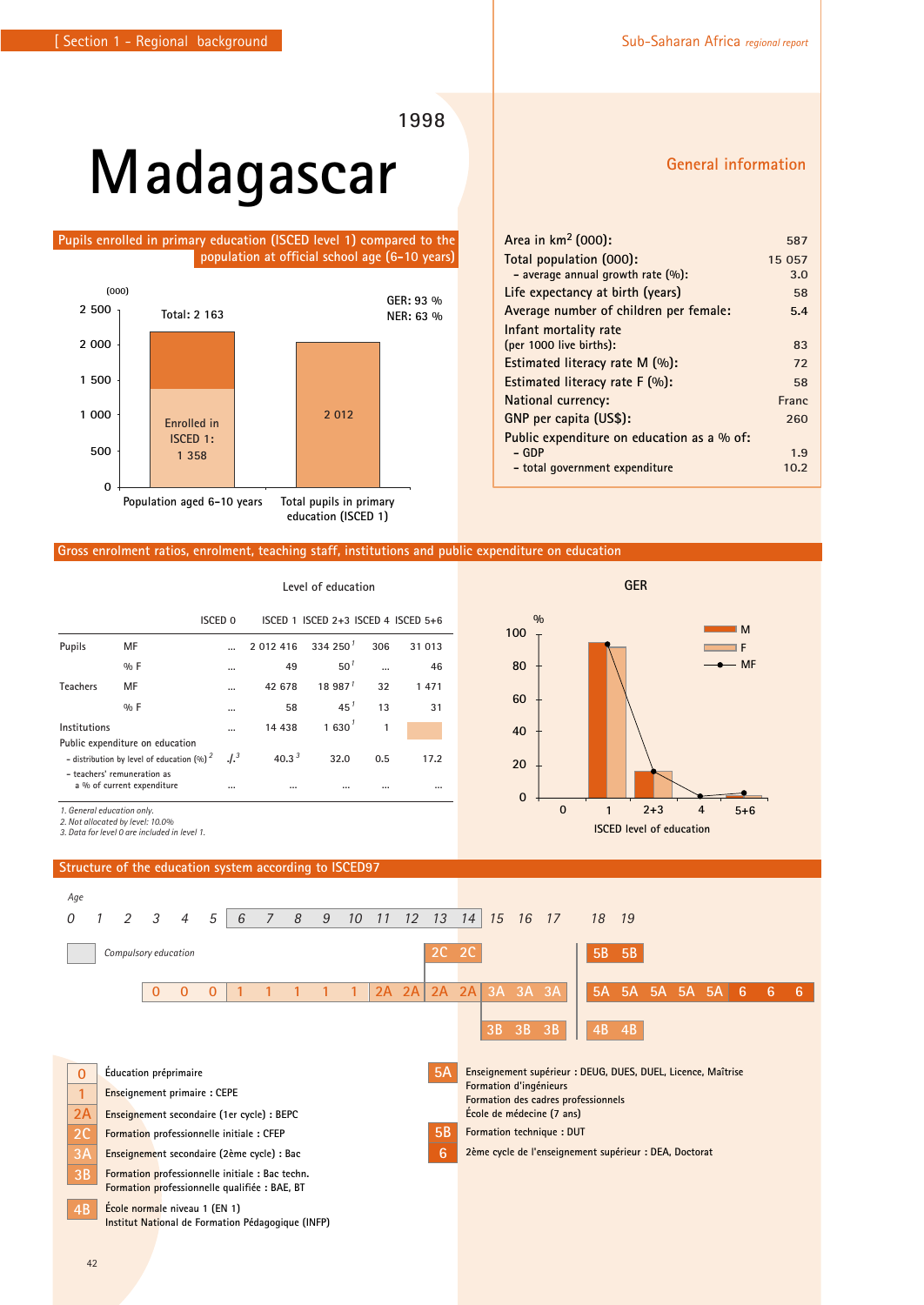1998

# Madagascar

## General information

| | |
|---|---|
| Area in km² (000): | 587 |
| Total population (000): | 15 057 |
| – average annual growth rate (%): | 3.0 |
| Life expectancy at birth (years) | 58 |
| Average number of children per female: | 5.4 |
| Infant mortality rate (per 1000 live births): | 83 |
| Estimated literacy rate M (%): | 72 |
| Estimated literacy rate F (%): | 58 |
| National currency: | Franc |
| GNP per capita (US$): | 260 |
| Public expenditure on education as a % of: | |
| – GDP | 1.9 |
| – total government expenditure | 10.2 |

## Pupils enrolled in primary education (ISCED level 1) compared to the population at official school age (6-10 years)

(000)

Total: 2 163

GER: 93 %
NER: 63 %

| | Population aged 6-10 years | Total pupils in primary education (ISCED 1) |
|---|---|---|
| Total | 2 163 | 2 012 |
| Enrolled in ISCED 1 | 1 358 | |

## Gross enrolment ratios, enrolment, teaching staff, institutions and public expenditure on education

Level of education

| | | ISCED 0 | ISCED 1 | ISCED 2+3 | ISCED 4 | ISCED 5+6 |
|---|---|---|---|---|---|---|
| Pupils | MF | ... | 2 012 416 | 334 250 [1] | 306 | 31 013 |
| | % F | ... | 49 | 50 [1] | ... | 46 |
| Teachers | MF | ... | 42 678 | 18 987 [1] | 32 | 1 471 |
| | % F | ... | 58 | 45 [1] | 13 | 31 |
| Institutions | | ... | 14 438 | 1 630 [1] | 1 | |
| Public expenditure on education | | | | | | |
| – distribution by level of education (%) [2] | | ./. [3] | 40.3 [3] | 32.0 | 0.5 | 17.2 |
| – teachers' remuneration as a % of current expenditure | | ... | ... | ... | ... | ... |

1. General education only.
2. Not allocated by level: 10.0%
3. Data for level 0 are included in level 1.

GER

(Chart: % by ISCED level of education 0, 1, 2+3, 4, 5+6; series M, F, MF)

## Structure of the education system according to ISCED97

Age: 0 1 2 3 4 5 6 7 8 9 10 11 12 13 14 15 16 17 18 19

Compulsory education (ages 6–14)

| Programme | Ages / sequence |
|---|---|
| 0 0 0 | ages 3–5 |
| 1 1 1 1 1 | ages 6–10 |
| 2A 2A 2A 2A | ages 11–14 |
| 2C 2C | ages 13–14 |
| 3A 3A 3A | ages 15–17 |
| 3B 3B 3B | ages 15–17 |
| 5A 5A 5A 5A 5A 6 6 6 | from age 18 |
| 5B 5B | from age 18 |
| 4B 4B | from age 18 |

| Code | Description |
|---|---|
| 0 | Éducation préprimaire |
| 1 | Enseignement primaire : CEPE |
| 2A | Enseignement secondaire (1er cycle) : BEPC |
| 2C | Formation professionnelle initiale : CFEP |
| 3A | Enseignement secondaire (2ème cycle) : Bac |
| 3B | Formation professionnelle initiale : Bac techn. Formation professionnelle qualifiée : BAE, BT |
| 4B | École normale niveau 1 (EN 1) Institut National de Formation Pédagogique (INFP) |
| 5A | Enseignement supérieur : DEUG, DUES, DUEL, Licence, Maîtrise Formation d'ingénieurs Formation des cadres professionnels École de médecine (7 ans) |
| 5B | Formation technique : DUT |
| 6 | 2ème cycle de l'enseignement supérieur : DEA, Doctorat |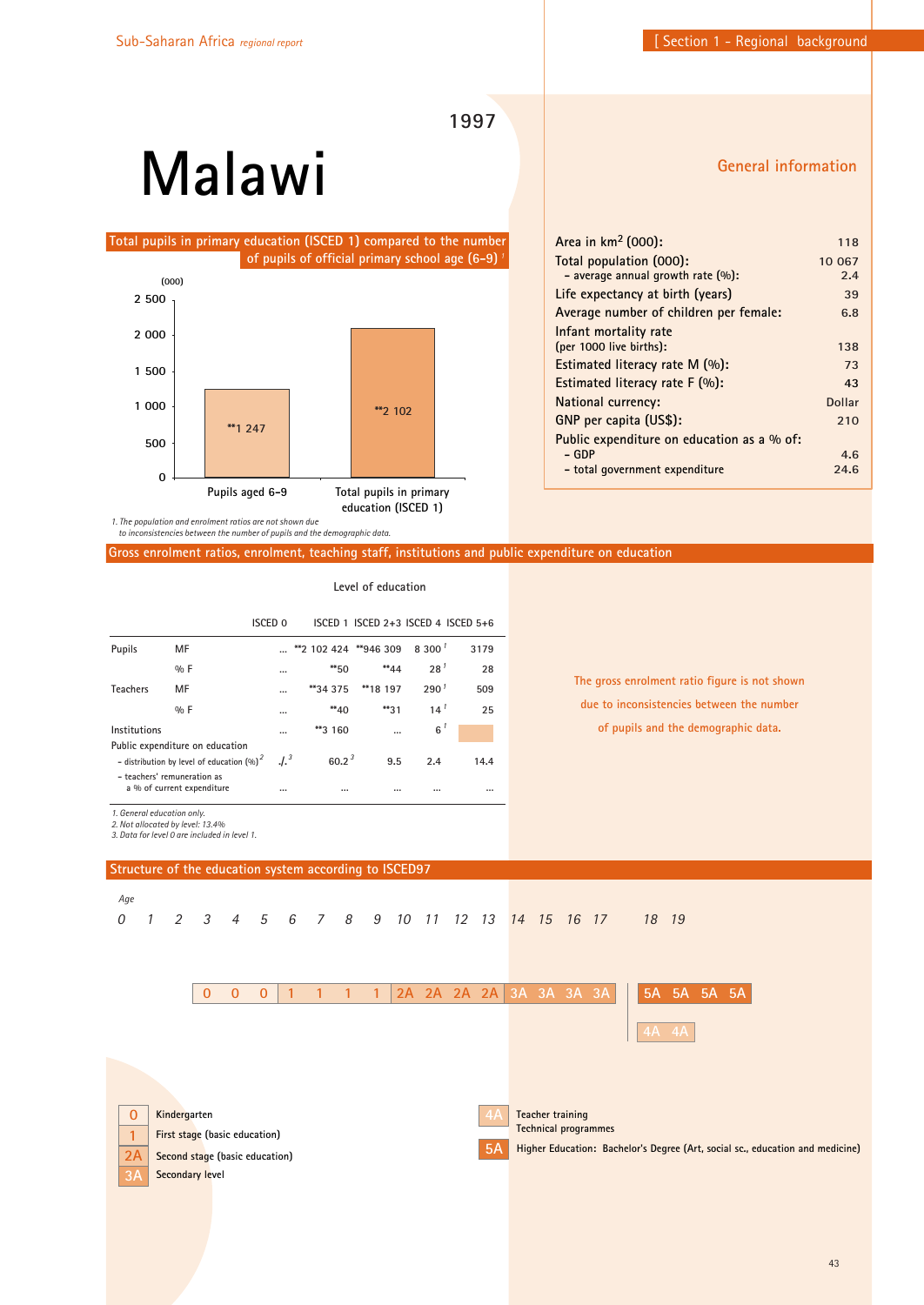# Malawi

1997

## General information

| | |
|---|---|
| Area in km² (000): | 118 |
| Total population (000): | 10 067 |
| – average annual growth rate (%): | 2.4 |
| Life expectancy at birth (years) | 39 |
| Average number of children per female: | 6.8 |
| Infant mortality rate (per 1000 live births): | 138 |
| Estimated literacy rate M (%): | 73 |
| Estimated literacy rate F (%): | 43 |
| National currency: | Dollar |
| GNP per capita (US$): | 210 |
| Public expenditure on education as a % of: | |
| – GDP | 4.6 |
| – total government expenditure | 24.6 |

## Total pupils in primary education (ISCED 1) compared to the number of pupils of official primary school age (6-9) [1]

(000)

| | (000) |
|---|---|
| Pupils aged 6-9 | **1 247 |
| Total pupils in primary education (ISCED 1) | **2 102 |

*1. The population and enrolment ratios are not shown due to inconsistencies between the number of pupils and the demographic data.*

## Gross enrolment ratios, enrolment, teaching staff, institutions and public expenditure on education

Level of education

| | | ISCED 0 | ISCED 1 | ISCED 2+3 | ISCED 4 | ISCED 5+6 |
|---|---|---|---|---|---|---|
| Pupils | MF | ... | **2 102 424 | **946 309 | 8 300 [1] | 3179 |
| | % F | ... | **50 | **44 | 28 [1] | 28 |
| Teachers | MF | ... | **34 375 | **18 197 | 290 [1] | 509 |
| | % F | ... | **40 | **31 | 14 [1] | 25 |
| Institutions | | ... | **3 160 | ... | 6 [1] | |
| Public expenditure on education | | | | | | |
| – distribution by level of education (%) [2] | | ./. [3] | 60.2 [3] | 9.5 | 2.4 | 14.4 |
| – teachers' remuneration as a % of current expenditure | | ... | ... | ... | ... | ... |

*1. General education only.*
*2. Not allocated by level: 13.4%*
*3. Data for level 0 are included in level 1.*

The gross enrolment ratio figure is not shown due to inconsistencies between the number of pupils and the demographic data.

## Structure of the education system according to ISCED97

| Age | 0 | 1 | 2 | 3 | 4 | 5 | 6 | 7 | 8 | 9 | 10 | 11 | 12 | 13 | 14 | 15 | 16 | 17 | 18 | 19 |
|---|---|---|---|---|---|---|---|---|---|---|---|---|---|---|---|---|---|---|---|---|
| | | | | 0 | 0 | 0 | 1 | 1 | 1 | 1 | 2A | 2A | 2A | 2A | 3A | 3A | 3A | 3A | 5A 5A | 5A 5A |
| | | | | | | | | | | | | | | | | | | | 4A | 4A |

- **0** Kindergarten
- **1** First stage (basic education)
- **2A** Second stage (basic education)
- **3A** Secondary level
- **4A** Teacher training, Technical programmes
- **5A** Higher Education: Bachelor's Degree (Art, social sc., education and medicine)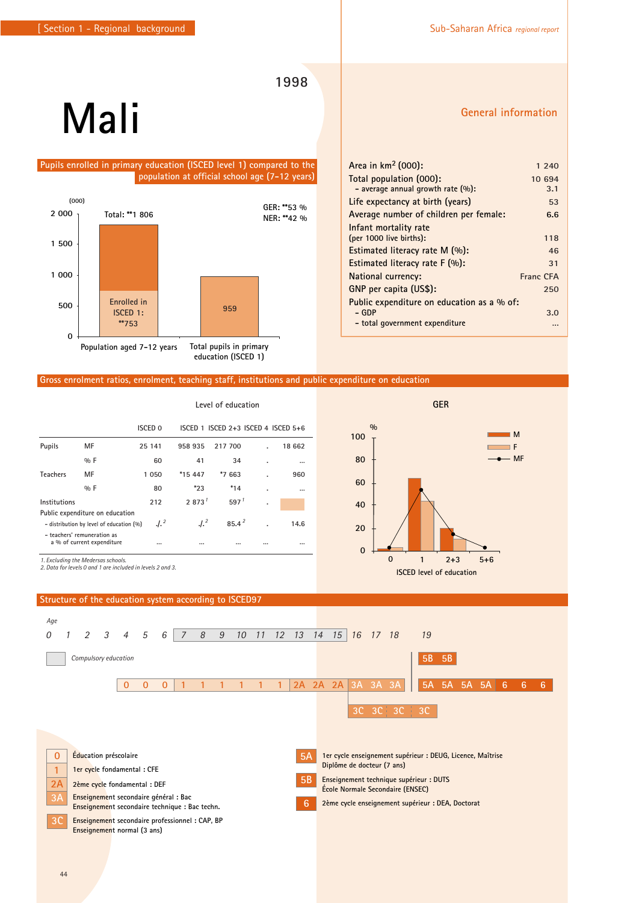# Mali

1998

## General information

| | |
|---|---|
| Area in km² (000): | 1 240 |
| Total population (000): | 10 694 |
| – average annual growth rate (%): | 3.1 |
| Life expectancy at birth (years) | 53 |
| Average number of children per female: | 6.6 |
| Infant mortality rate (per 1000 live births): | 118 |
| Estimated literacy rate M (%): | 46 |
| Estimated literacy rate F (%): | 31 |
| National currency: | Franc CFA |
| GNP per capita (US$): | 250 |
| Public expenditure on education as a % of: | |
| – GDP | 3.0 |
| – total government expenditure | ... |

## Pupils enrolled in primary education (ISCED level 1) compared to the population at official school age (7-12 years)

(000)

Population aged 7-12 years — Total: **1 806; Enrolled in ISCED 1: **753

Total pupils in primary education (ISCED 1): 959

GER: **53 %
NER: **42 %

## Gross enrolment ratios, enrolment, teaching staff, institutions and public expenditure on education

Level of education

| | | ISCED 0 | ISCED 1 | ISCED 2+3 | ISCED 4 | ISCED 5+6 |
|---|---|---|---|---|---|---|
| Pupils | MF | 25 141 | 958 935 | 217 700 | . | 18 662 |
| | % F | 60 | 41 | 34 | . | ... |
| Teachers | MF | 1 050 | *15 447 | *7 663 | . | 960 |
| | % F | 80 | *23 | *14 | . | ... |
| Institutions | | 212 | 2 873 [1] | 597 [1] | . | |
| Public expenditure on education | | | | | | |
| – distribution by level of education (%) | | ./. [2] | ./. [2] | 85.4 [2] | . | 14.6 |
| – teachers' remuneration as a % of current expenditure | | ... | ... | ... | ... | ... |

*1. Excluding the Medersas schools.*
*2. Data for levels 0 and 1 are included in levels 2 and 3.*

GER (%) by ISCED level of education (0, 1, 2+3, 5+6) — M, F, MF

## Structure of the education system according to ISCED97

Age: 0 1 2 3 4 5 6 7 8 9 10 11 12 13 14 15 16 17 18 19

Compulsory education: ages 7–15

| Age | 3 | 4 | 5 | 6 | 7 | 8 | 9 | 10 | 11 | 12 | 13 | 14 | 15 | 16 | 17 | 18 | 19 | 20 | 21 | 22 | 23 |
|---|---|---|---|---|---|---|---|---|---|---|---|---|---|---|---|---|---|---|---|---|---|
| Level | 0 | 0 | 0 | 1 | 1 | 1 | 1 | 1 | 1 | 2A | 2A | 2A | 3A | 3A | 3A | | 5A | 5A | 5A | 5A | 6 | 6 | 6 |

5B 5B (from age 19); 3C 3C 3C 3C (from age 15)

- **0** Éducation préscolaire
- **1** 1er cycle fondamental : CFE
- **2A** 2ème cycle fondamental : DEF
- **3A** Enseignement secondaire général : Bac; Enseignement secondaire technique : Bac techn.
- **3C** Enseignement secondaire professionnel : CAP, BP; Enseignement normal (3 ans)
- **5A** 1er cycle enseignement supérieur : DEUG, Licence, Maîtrise; Diplôme de docteur (7 ans)
- **5B** Enseignement technique supérieur : DUTS; École Normale Secondaire (ENSEC)
- **6** 2ème cycle enseignement supérieur : DEA, Doctorat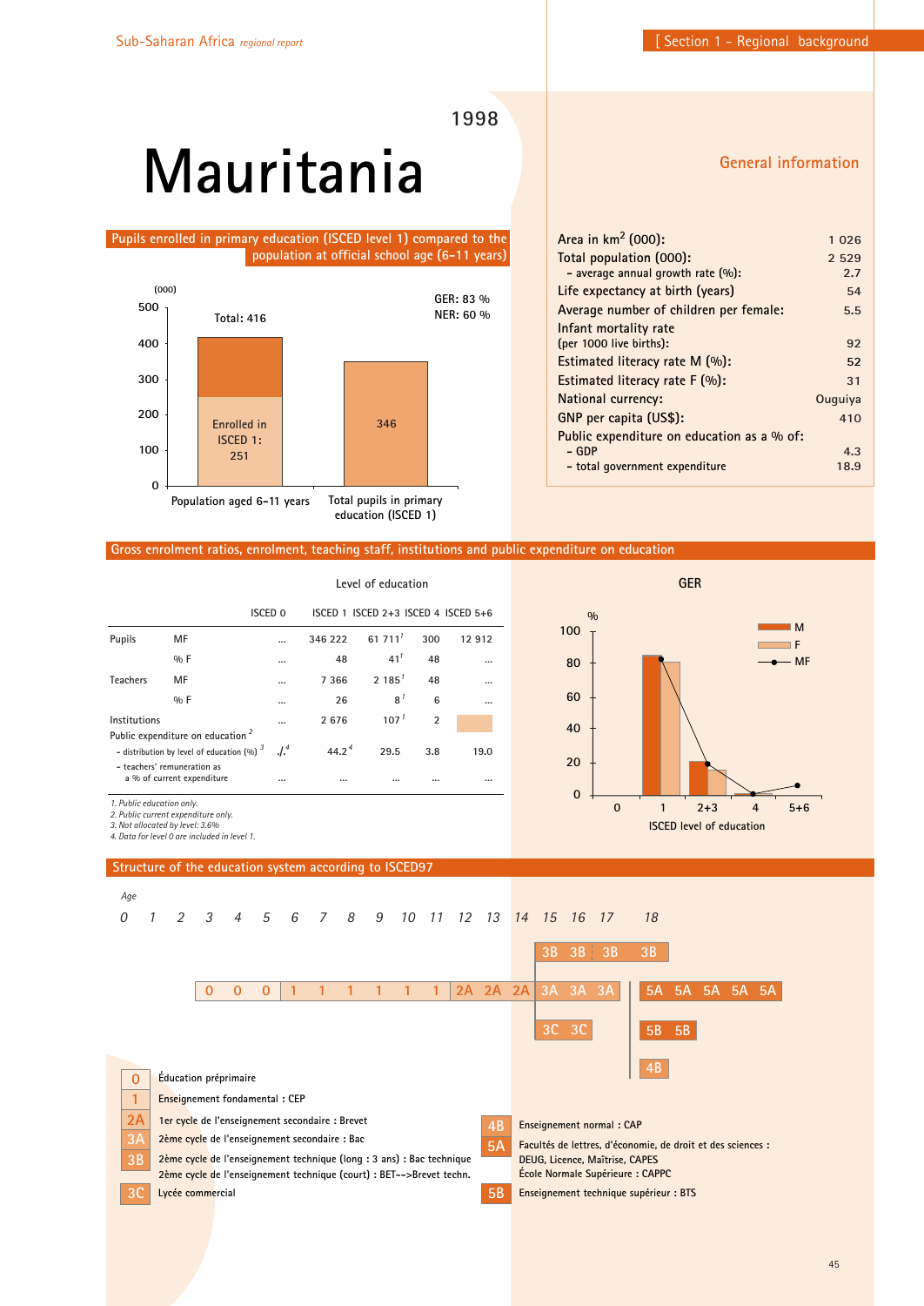1998

# Mauritania

## General information

| | |
|---|---|
| Area in km$^2$ (000): | 1 026 |
| Total population (000): | 2 529 |
| – average annual growth rate (%): | 2.7 |
| Life expectancy at birth (years) | 54 |
| Average number of children per female: | 5.5 |
| Infant mortality rate (per 1000 live births): | 92 |
| Estimated literacy rate M (%): | 52 |
| Estimated literacy rate F (%): | 31 |
| National currency: | Ouguiya |
| GNP per capita (US$): | 410 |
| Public expenditure on education as a % of: | |
| – GDP | 4.3 |
| – total government expenditure | 18.9 |

## Pupils enrolled in primary education (ISCED level 1) compared to the population at official school age (6-11 years)

(000)

GER: 83 %
NER: 60 %

| | Value |
|---|---|
| Population aged 6-11 years | Total: 416 (Enrolled in ISCED 1: 251) |
| Total pupils in primary education (ISCED 1) | 346 |

## Gross enrolment ratios, enrolment, teaching staff, institutions and public expenditure on education

Level of education

| | | ISCED 0 | ISCED 1 | ISCED 2+3 | ISCED 4 | ISCED 5+6 |
|---|---|---|---|---|---|---|
| Pupils | MF | ... | 346 222 | 61 711[1] | 300 | 12 912 |
| | % F | ... | 48 | 41[1] | 48 | ... |
| Teachers | MF | ... | 7 366 | 2 185[1] | 48 | ... |
| | % F | ... | 26 | 8[1] | 6 | ... |
| Institutions | | ... | 2 676 | 107[1] | 2 | |
| Public expenditure on education[2] | | | | | | |
| – distribution by level of education (%)[3] | | ./.[4] | 44.2[4] | 29.5 | 3.8 | 19.0 |
| – teachers' remuneration as a % of current expenditure | | ... | ... | ... | ... | ... |

*1. Public education only.*
*2. Public current expenditure only.*
*3. Not allocated by level: 3.6%*
*4. Data for level 0 are included in level 1.*

GER

| ISCED level of education | M | F | MF |
|---|---|---|---|
| 0 | | | |
| 1 | 85 | 81 | 83 |
| 2+3 | 21 | 16 | 19 |
| 4 | 1 | 1 | 1 |
| 5+6 | | | 6 |

## Structure of the education system according to ISCED97

Age: 0 1 2 3 4 5 6 7 8 9 10 11 12 13 14 15 16 17 18

- Ages 3–5: 0 0 0
- Ages 6–11: 1 1 1 1 1 1
- Ages 12–14: 2A 2A 2A
- Ages 15–17: 3A 3A 3A / 3B 3B 3B (long) / 3B (short) / 3C 3C
- Ages 18+: 5A 5A 5A 5A 5A / 5B 5B / 4B

| | |
|---|---|
| 0 | Éducation préprimaire |
| 1 | Enseignement fondamental : CEP |
| 2A | 1er cycle de l'enseignement secondaire : Brevet |
| 3A | 2ème cycle de l'enseignement secondaire : Bac |
| 3B | 2ème cycle de l'enseignement technique (long : 3 ans) : Bac technique<br>2ème cycle de l'enseignement technique (court) : BET-->Brevet techn. |
| 3C | Lycée commercial |
| 4B | Enseignement normal : CAP |
| 5A | Facultés de lettres, d'économie, de droit et des sciences : DEUG, Licence, Maîtrise, CAPES<br>École Normale Supérieure : CAPPC |
| 5B | Enseignement technique supérieur : BTS |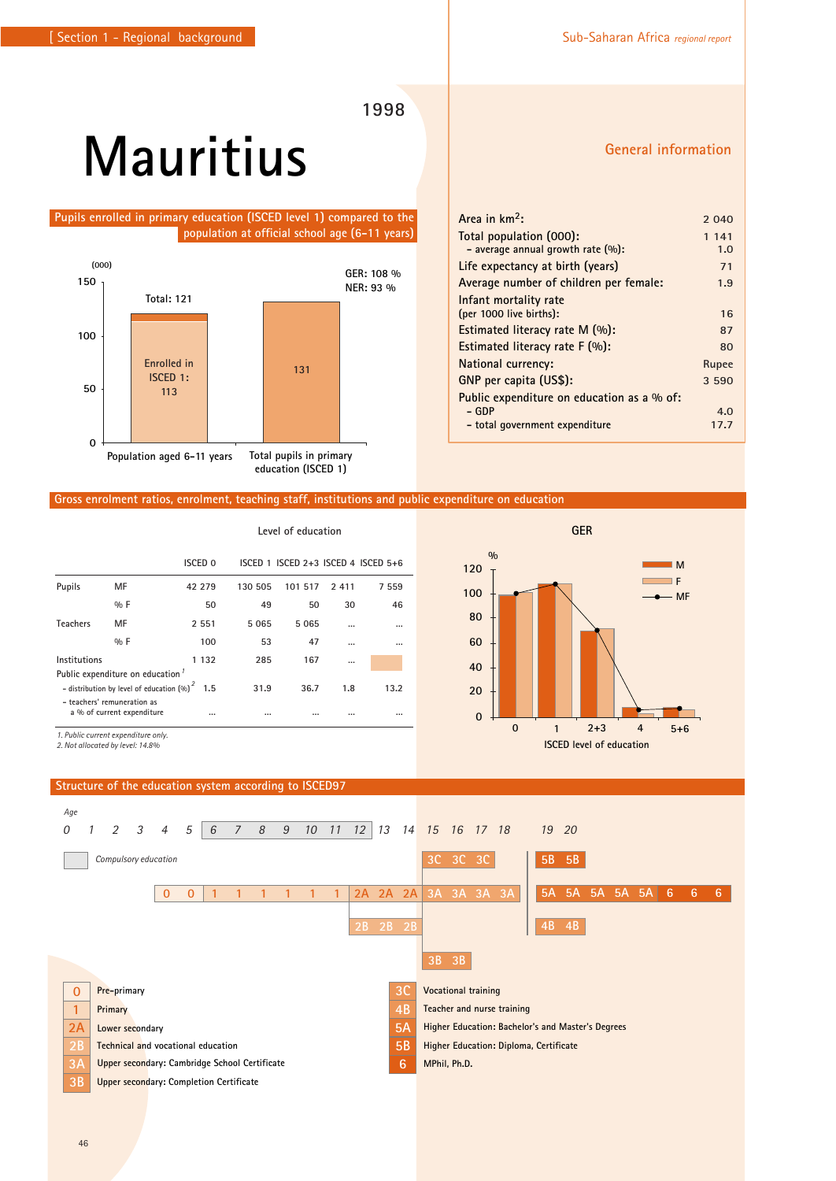# Mauritius

1998

## General information

| | |
|---|---|
| Area in km$^2$: | 2 040 |
| Total population (000): | 1 141 |
| – average annual growth rate (%): | 1.0 |
| Life expectancy at birth (years) | 71 |
| Average number of children per female: | 1.9 |
| Infant mortality rate (per 1000 live births): | 16 |
| Estimated literacy rate M (%): | 87 |
| Estimated literacy rate F (%): | 80 |
| National currency: | Rupee |
| GNP per capita (US$): | 3 590 |
| Public expenditure on education as a % of: | |
| – GDP | 4.0 |
| – total government expenditure | 17.7 |

## Pupils enrolled in primary education (ISCED level 1) compared to the population at official school age (6-11 years)

(000)

| | Population aged 6-11 years | Total pupils in primary education (ISCED 1) |
|---|---|---|
| Total | 121 | 131 |
| Enrolled in ISCED 1 | 113 | |

GER: 108 %
NER: 93 %

## Gross enrolment ratios, enrolment, teaching staff, institutions and public expenditure on education

Level of education

| | | ISCED 0 | ISCED 1 | ISCED 2+3 | ISCED 4 | ISCED 5+6 |
|---|---|---|---|---|---|---|
| Pupils | MF | 42 279 | 130 505 | 101 517 | 2 411 | 7 559 |
| | % F | 50 | 49 | 50 | 30 | 46 |
| Teachers | MF | 2 551 | 5 065 | 5 065 | ... | ... |
| | % F | 100 | 53 | 47 | ... | ... |
| Institutions | | 1 132 | 285 | 167 | ... | |
| Public expenditure on education [1] | | | | | | |
| – distribution by level of education (%) [2] | | 1.5 | 31.9 | 36.7 | 1.8 | 13.2 |
| – teachers' remuneration as a % of current expenditure | | ... | ... | ... | ... | ... |

1. Public current expenditure only.
2. Not allocated by level: 14.8%

### GER

%

ISCED level of education: 0, 1, 2+3, 4, 5+6 (M, F, MF)

## Structure of the education system according to ISCED97

Age: 0 1 2 3 4 5 6 7 8 9 10 11 12 13 14 15 16 17 18 19 20

Compulsory education (ages 6–12)

| Age | 5 | 6 | 7 | 8 | 9 | 10 | 11 | 12 | 13 | 14 | 15 | 16 | 17 | 18 | 19 | 20 |
|---|---|---|---|---|---|---|---|---|---|---|---|---|---|---|---|---|
| | | | | | | | | | | | 3C | 3C | 3C | | 5B | 5B |
| | 0 | 0 | 1 | 1 | 1 | 1 | 1 | 1 | 2A | 2A | 2A | 3A | 3A | 3A | 3A | 5A 5A 5A 5A 5A 6 6 6 |
| | | | | | | | | | 2B | 2B | 2B | | | | 4B | 4B |
| | | | | | | | | | | | 3B | 3B | | | | |

- **0** Pre-primary
- **1** Primary
- **2A** Lower secondary
- **2B** Technical and vocational education
- **3A** Upper secondary: Cambridge School Certificate
- **3B** Upper secondary: Completion Certificate
- **3C** Vocational training
- **4B** Teacher and nurse training
- **5A** Higher Education: Bachelor's and Master's Degrees
- **5B** Higher Education: Diploma, Certificate
- **6** MPhil, Ph.D.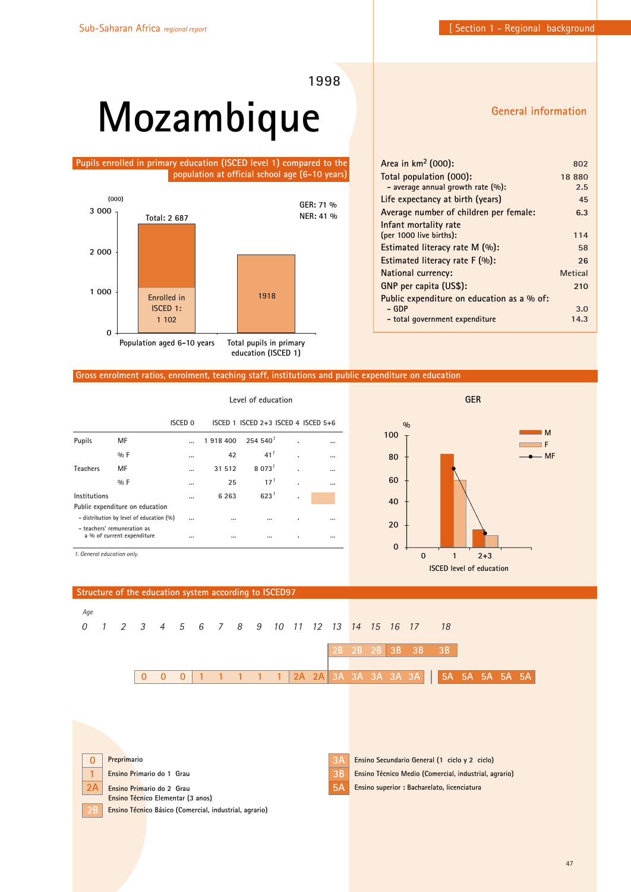# Mozambique

1998

## General information

| | |
|---|---|
| Area in km$^2$ (000): | 802 |
| Total population (000): | 18 880 |
| – average annual growth rate (%): | 2.5 |
| Life expectancy at birth (years) | 45 |
| Average number of children per female: | 6.3 |
| Infant mortality rate (per 1000 live births): | 114 |
| Estimated literacy rate M (%): | 58 |
| Estimated literacy rate F (%): | 26 |
| National currency: | Metical |
| GNP per capita (US$): | 210 |
| Public expenditure on education as a % of: | |
| – GDP | 3.0 |
| – total government expenditure | 14.3 |

## Pupils enrolled in primary education (ISCED level 1) compared to the population at official school age (6–10 years)

(000)

GER: 71 %
NER: 41 %

- Population aged 6–10 years: Total: 2 687; Enrolled in ISCED 1: 1 102
- Total pupils in primary education (ISCED 1): 1918

## Gross enrolment ratios, enrolment, teaching staff, institutions and public expenditure on education

| | | ISCED 0 | ISCED 1 | ISCED 2+3 | ISCED 4 | ISCED 5+6 |
|---|---|---|---|---|---|---|
| Pupils | MF | ... | 1 918 400 | 254 540[1] | . | ... |
| | % F | ... | 42 | 41[1] | . | ... |
| Teachers | MF | ... | 31 512 | 8 073[1] | . | ... |
| | % F | ... | 25 | 17[1] | . | ... |
| Institutions | | ... | 6 263 | 623[1] | . | |
| Public expenditure on education | | | | | | |
| – distribution by level of education (%) | | ... | ... | ... | . | ... |
| – teachers' remuneration as a % of current expenditure | | ... | ... | ... | . | ... |

*1. General education only.*

GER (%) by ISCED level of education: 0, 1, 2+3 — M, F, MF

## Structure of the education system according to ISCED97

| Age | 0 | 1 | 2 | 3 | 4 | 5 | 6 | 7 | 8 | 9 | 10 | 11 | 12 | 13 | 14 | 15 | 16 | 17 | 18 | 19 | 20 | 21 | 22 |
|---|---|---|---|---|---|---|---|---|---|---|---|---|---|---|---|---|---|---|---|---|---|---|---|
| | | | | | | | | | | | | | | 2B | 2B | 2B | 3B | 3B | 3B | | | | |
| | | | | 0 | 0 | 0 | 1 | 1 | 1 | 1 | 1 | 2A | 2A | 3A | 3A | 3A | 3A | 3A | 5A | 5A | 5A | 5A | 5A |

- **0** Preprimario
- **1** Ensino Primario do 1 Grau
- **2A** Ensino Primario do 2 Grau; Ensino Técnico Elementar (3 anos)
- **2B** Ensino Técnico Básico (Comercial, industrial, agrario)
- **3A** Ensino Secundario General (1 ciclo y 2 ciclo)
- **3B** Ensino Técnico Medio (Comercial, industrial, agrario)
- **5A** Ensino superior : Bacharelato, licenciatura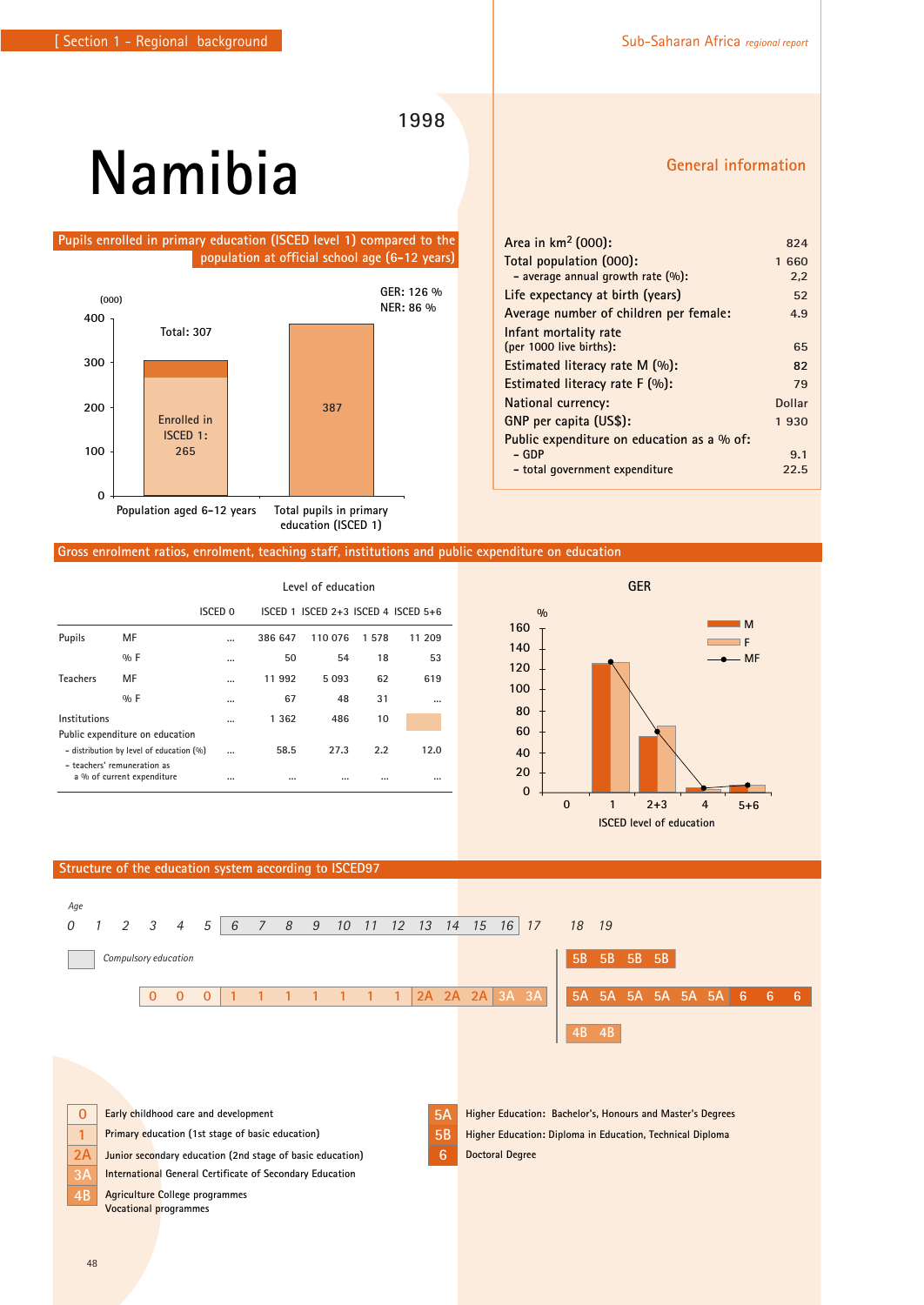# Namibia

1998

## Pupils enrolled in primary education (ISCED level 1) compared to the population at official school age (6–12 years)

GER: 126 %
NER: 86 %

(000)

| | Population aged 6–12 years | Total pupils in primary education (ISCED 1) |
|---|---|---|
| Total | 307 | 387 |
| Enrolled in ISCED 1 | 265 | |

## General information

| | |
|---|---|
| Area in km² (000): | 824 |
| Total population (000): | 1 660 |
| – average annual growth rate (%): | 2,2 |
| Life expectancy at birth (years) | 52 |
| Average number of children per female: | 4.9 |
| Infant mortality rate (per 1000 live births): | 65 |
| Estimated literacy rate M (%): | 82 |
| Estimated literacy rate F (%): | 79 |
| National currency: | Dollar |
| GNP per capita (US$): | 1 930 |
| Public expenditure on education as a % of: | |
| – GDP | 9.1 |
| – total government expenditure | 22.5 |

## Gross enrolment ratios, enrolment, teaching staff, institutions and public expenditure on education

| | | Level of education | | | | |
|---|---|---|---|---|---|---|
| | | ISCED 0 | ISCED 1 | ISCED 2+3 | ISCED 4 | ISCED 5+6 |
| Pupils | MF | ... | 386 647 | 110 076 | 1 578 | 11 209 |
| | % F | ... | 50 | 54 | 18 | 53 |
| Teachers | MF | ... | 11 992 | 5 093 | 62 | 619 |
| | % F | ... | 67 | 48 | 31 | ... |
| Institutions | | ... | 1 362 | 486 | 10 | |
| Public expenditure on education | | | | | | |
| – distribution by level of education (%) | | ... | 58.5 | 27.3 | 2.2 | 12.0 |
| – teachers' remuneration as a % of current expenditure | | ... | ... | ... | ... | ... |

### GER

(Chart: GER in % by ISCED level of education (0, 1, 2+3, 4, 5+6), for M, F and MF)

## Structure of the education system according to ISCED97

Age: 0 1 2 3 4 5 6 7 8 9 10 11 12 13 14 15 16 17 18 19

Compulsory education: ages 6–16

| Age | 3 | 4 | 5 | 6 | 7 | 8 | 9 | 10 | 11 | 12 | 13 | 14 | 15 | 16 | 17 |
|---|---|---|---|---|---|---|---|---|---|---|---|---|---|---|---|
| Level | 0 | 0 | 0 | 1 | 1 | 1 | 1 | 1 | 1 | 1 | 2A | 2A | 2A | 3A | 3A |

Tertiary:
- 5B 5B 5B 5B
- 5A 5A 5A 5A 5A 5A 6 6 6
- 4B 4B

| Code | Description |
|---|---|
| 0 | Early childhood care and development |
| 1 | Primary education (1st stage of basic education) |
| 2A | Junior secondary education (2nd stage of basic education) |
| 3A | International General Certificate of Secondary Education |
| 4B | Agriculture College programmes; Vocational programmes |
| 5A | Higher Education: Bachelor's, Honours and Master's Degrees |
| 5B | Higher Education: Diploma in Education, Technical Diploma |
| 6 | Doctoral Degree |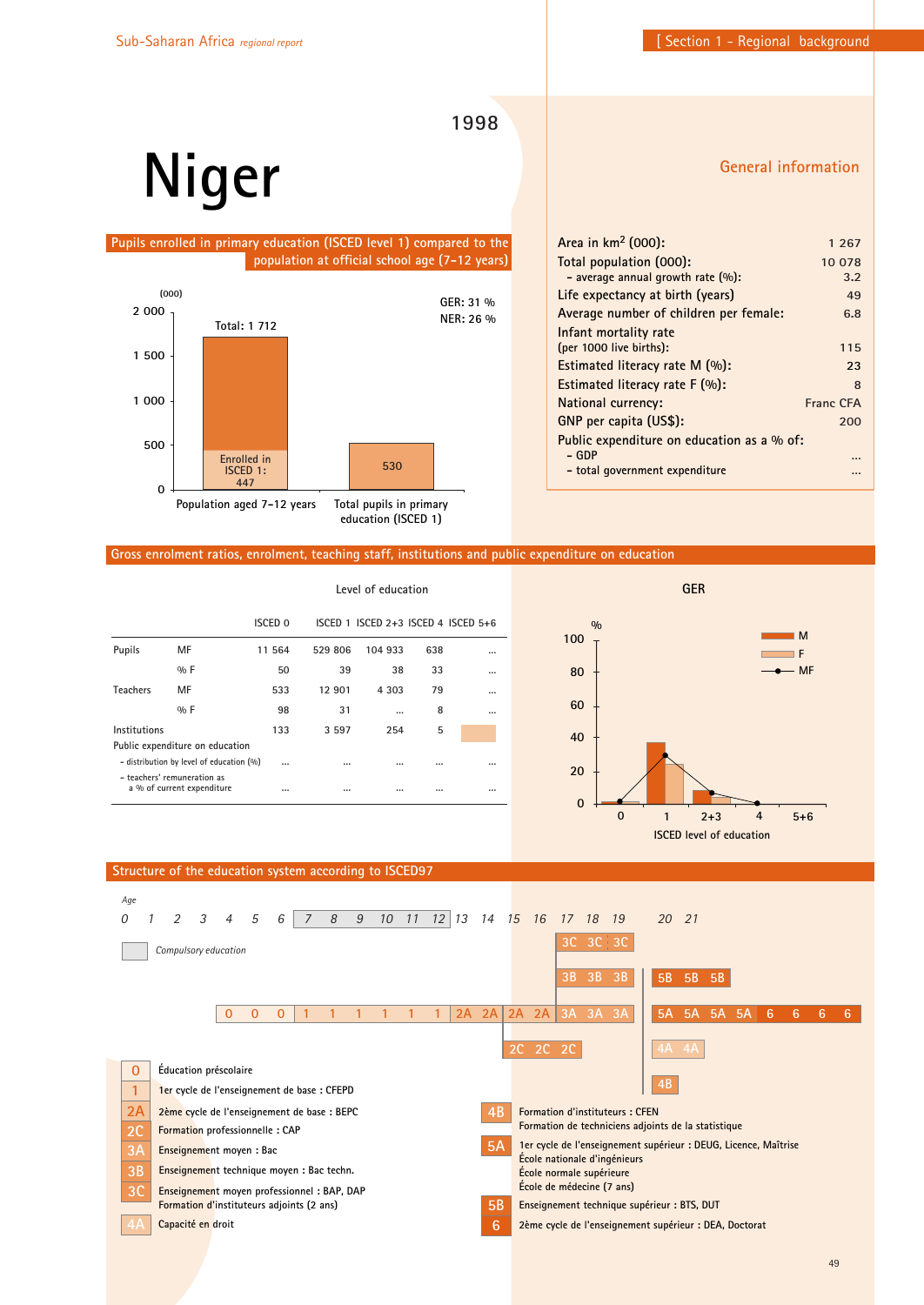# Niger

1998

## General information

| | |
|---|---|
| Area in km$^2$ (000): | 1 267 |
| Total population (000): | 10 078 |
| – average annual growth rate (%): | 3.2 |
| Life expectancy at birth (years) | 49 |
| Average number of children per female: | 6.8 |
| Infant mortality rate (per 1000 live births): | 115 |
| Estimated literacy rate M (%): | 23 |
| Estimated literacy rate F (%): | 8 |
| National currency: | Franc CFA |
| GNP per capita (US$): | 200 |
| Public expenditure on education as a % of: | |
| – GDP | ... |
| – total government expenditure | ... |

## Pupils enrolled in primary education (ISCED level 1) compared to the population at official school age (7-12 years)

(000)

GER: 31 %
NER: 26 %

- Population aged 7-12 years — Total: 1 712; Enrolled in ISCED 1: 447
- Total pupils in primary education (ISCED 1): 530

## Gross enrolment ratios, enrolment, teaching staff, institutions and public expenditure on education

Level of education

| | | ISCED 0 | ISCED 1 | ISCED 2+3 | ISCED 4 | ISCED 5+6 |
|---|---|---|---|---|---|---|
| Pupils | MF | 11 564 | 529 806 | 104 933 | 638 | ... |
| | % F | 50 | 39 | 38 | 33 | ... |
| Teachers | MF | 533 | 12 901 | 4 303 | 79 | ... |
| | % F | 98 | 31 | ... | 8 | ... |
| Institutions | | 133 | 3 597 | 254 | 5 | |
| Public expenditure on education | | | | | | |
| – distribution by level of education (%) | | ... | ... | ... | ... | ... |
| – teachers' remuneration as a % of current expenditure | | ... | ... | ... | ... | ... |

GER

(Chart: GER in % by ISCED level of education (0, 1, 2+3, 4, 5+6); series M, F, MF)

## Structure of the education system according to ISCED97

Age: 0 1 2 3 4 5 6 7 8 9 10 11 12 13 14 15 16 17 18 19 20 21

Compulsory education (ages 7–12)

- 0 0 0 (ages 4–6); 1 1 1 1 1 1 (ages 7–12); 2A 2A 2A 2A (ages 13–16); 3A 3A 3A (ages 17–19); 5A 5A 5A 5A; 6 6 6 6
- 2C 2C 2C (ages 15–17)
- 3B 3B 3B (ages 17–19); 3C 3C 3C (ages 17–19)
- 5B 5B 5B; 4A 4A; 4B

| Code | Description |
|---|---|
| 0 | Éducation préscolaire |
| 1 | 1er cycle de l'enseignement de base : CFEPD |
| 2A | 2ème cycle de l'enseignement de base : BEPC |
| 2C | Formation professionnelle : CAP |
| 3A | Enseignement moyen : Bac |
| 3B | Enseignement technique moyen : Bac techn. |
| 3C | Enseignement moyen professionnel : BAP, DAP<br>Formation d'instituteurs adjoints (2 ans) |
| 4A | Capacité en droit |
| 4B | Formation d'instituteurs : CFEN<br>Formation de techniciens adjoints de la statistique |
| 5A | 1er cycle de l'enseignement supérieur : DEUG, Licence, Maîtrise<br>École nationale d'ingénieurs<br>École normale supérieure<br>École de médecine (7 ans) |
| 5B | Enseignement technique supérieur : BTS, DUT |
| 6 | 2ème cycle de l'enseignement supérieur : DEA, Doctorat |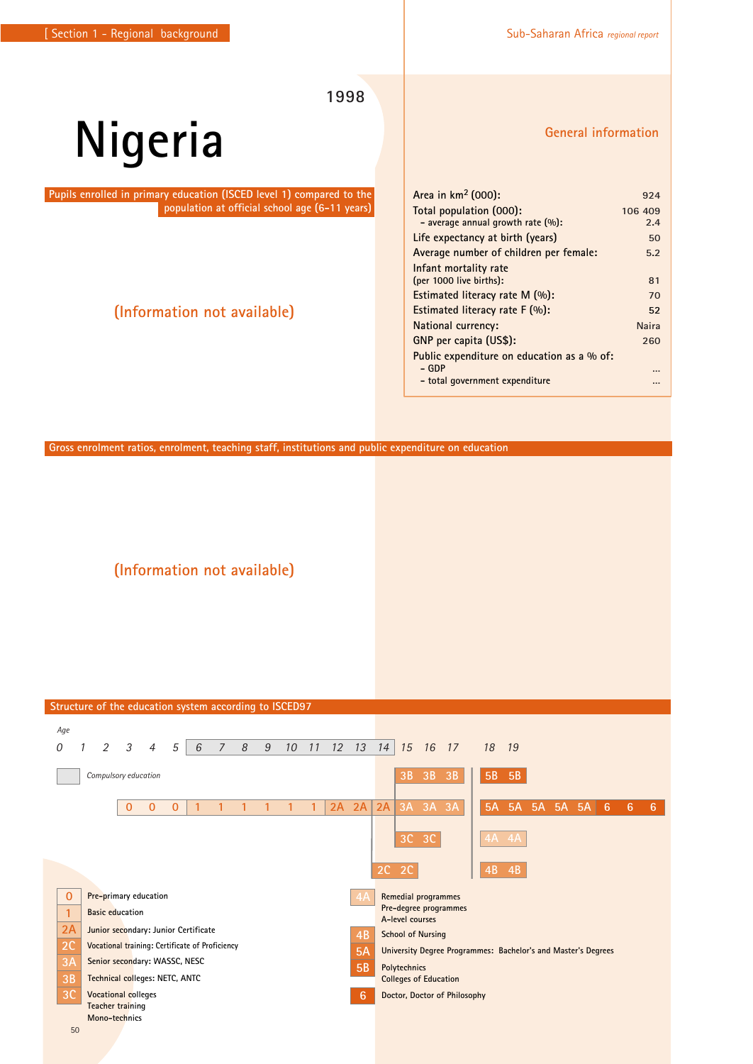# Nigeria

1998

## General information

| | |
|---|---|
| Area in km$^2$ (000): | 924 |
| Total population (000): | 106 409 |
| – average annual growth rate (%): | 2.4 |
| Life expectancy at birth (years) | 50 |
| Average number of children per female: | 5.2 |
| Infant mortality rate (per 1000 live births): | 81 |
| Estimated literacy rate M (%): | 70 |
| Estimated literacy rate F (%): | 52 |
| National currency: | Naira |
| GNP per capita (US$): | 260 |
| Public expenditure on education as a % of: | |
| – GDP | ... |
| – total government expenditure | ... |

## Pupils enrolled in primary education (ISCED level 1) compared to the population at official school age (6-11 years)

(Information not available)

## Gross enrolment ratios, enrolment, teaching staff, institutions and public expenditure on education

(Information not available)

## Structure of the education system according to ISCED97

*Age*

| 0 | 1 | 2 | 3 | 4 | 5 | 6 | 7 | 8 | 9 | 10 | 11 | 12 | 13 | 14 | 15 | 16 | 17 | 18 | 19 | | | | | | |
|---|---|---|---|---|---|---|---|---|---|---|---|---|---|---|---|---|---|---|---|---|---|---|---|---|---|
| | | | | | | | | | | | | | | | 3B | 3B | 3B | 5B | 5B | | | | | | |
| | | | 0 | 0 | 0 | 1 | 1 | 1 | 1 | 1 | 1 | 2A | 2A | 2A | 3A | 3A | 3A | 5A | 5A | 5A | 5A | 5A | 6 | 6 | 6 |
| | | | | | | | | | | | | | | | 3C | 3C | | 4A | 4A | | | | | | |
| | | | | | | | | | | | | | | 2C | 2C | | | 4B | 4B | | | | | | |

*Compulsory education* (ages 6–14)

- **0** Pre-primary education
- **1** Basic education
- **2A** Junior secondary: Junior Certificate
- **2C** Vocational training: Certificate of Proficiency
- **3A** Senior secondary: WASSC, NESC
- **3B** Technical colleges: NETC, ANTC
- **3C** Vocational colleges; Teacher training; Mono-technics
- **4A** Remedial programmes; Pre-degree programmes; A-level courses
- **4B** School of Nursing
- **5A** University Degree Programmes: Bachelor's and Master's Degrees
- **5B** Polytechnics; Colleges of Education
- **6** Doctor, Doctor of Philosophy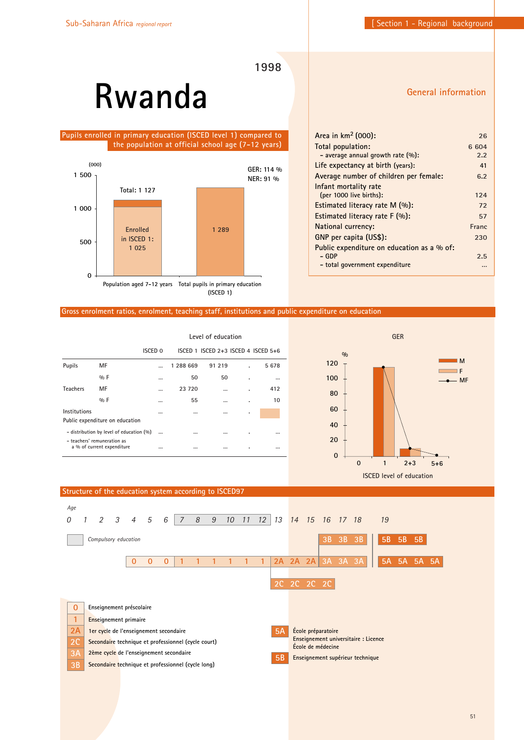# Rwanda

1998

## General information

| | |
|---|---|
| Area in km$^2$ (000): | 26 |
| Total population: | 6 604 |
| – average annual growth rate (%): | 2.2 |
| Life expectancy at birth (years): | 41 |
| Average number of children per female: | 6.2 |
| Infant mortality rate (per 1000 live births): | 124 |
| Estimated literacy rate M (%): | 72 |
| Estimated literacy rate F (%): | 57 |
| National currency: | Franc |
| GNP per capita (US$): | 230 |
| Public expenditure on education as a % of: | |
| – GDP | 2.5 |
| – total government expenditure | ... |

## Pupils enrolled in primary education (ISCED level 1) compared to the population at official school age (7-12 years)

(000)

GER: 114 %
NER: 91 %

| | Population aged 7-12 years | Total pupils in primary education (ISCED 1) |
|---|---|---|
| Total | 1 127 | 1 289 |
| Enrolled in ISCED 1 | 1 025 | |

## Gross enrolment ratios, enrolment, teaching staff, institutions and public expenditure on education

| | | ISCED 0 | ISCED 1 | ISCED 2+3 | ISCED 4 | ISCED 5+6 |
|---|---|---|---|---|---|---|
| Pupils | MF | ... | 1 288 669 | 91 219 | . | 5 678 |
| | % F | ... | 50 | 50 | . | ... |
| Teachers | MF | ... | 23 720 | ... | . | 412 |
| | % F | ... | 55 | ... | . | 10 |
| Institutions | | ... | ... | ... | . | |
| Public expenditure on education | | | | | | |
| – distribution by level of education (%) | | ... | ... | ... | . | ... |
| – teachers' remuneration as a % of current expenditure | | ... | ... | ... | . | ... |

GER (%) by ISCED level of education: 0, 1, 2+3, 5+6 (M, F, MF)

## Structure of the education system according to ISCED97

*Age* 0 1 2 3 4 5 6 7 8 9 10 11 12 13 14 15 16 17 18 19

*Compulsory education* (ages 7–12)

| Age | 3 | 4 | 5 | 6 | 7 | 8 | 9 | 10 | 11 | 12 | 13 | 14 | 15 | 16 | 17 | 18 | 19 | 20 | 21 |
|---|---|---|---|---|---|---|---|---|---|---|---|---|---|---|---|---|---|---|---|
| | 0 | 0 | 0 | 1 | 1 | 1 | 1 | 1 | 1 | 2A | 2A | 2A | 3A | 3A | 3A | 5A | 5A | 5A | 5A |
| | | | | | | | | | | | | | 3B | 3B | 3B | 5B | 5B | 5B | |
| | | | | | | | | | | 2C | 2C | 2C | 2C | | | | | | |

- **0** Enseignement préscolaire
- **1** Enseignement primaire
- **2A** 1er cycle de l'enseignement secondaire
- **2C** Secondaire technique et professionnel (cycle court)
- **3A** 2ème cycle de l'enseignement secondaire
- **3B** Secondaire technique et professionnel (cycle long)
- **5A** École préparatoire; Enseignement universitaire : Licence; École de médecine
- **5B** Enseignement supérieur technique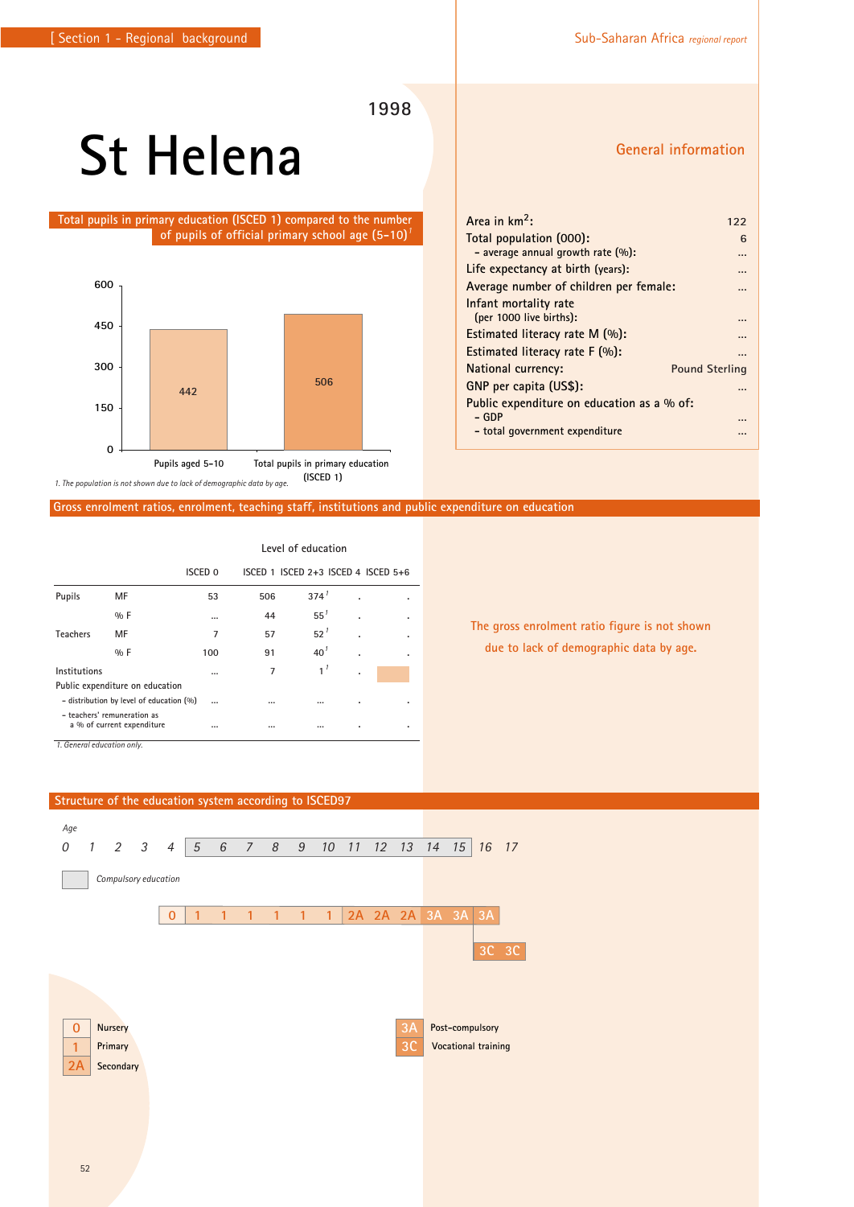# St Helena

1998

## General information

| | |
|---|---|
| Area in km$^2$: | 122 |
| Total population (000): | 6 |
| – average annual growth rate (%): | ... |
| Life expectancy at birth (years): | ... |
| Average number of children per female: | ... |
| Infant mortality rate (per 1000 live births): | ... |
| Estimated literacy rate M (%): | ... |
| Estimated literacy rate F (%): | ... |
| National currency: | Pound Sterling |
| GNP per capita (US$): | ... |
| Public expenditure on education as a % of: | |
| – GDP | ... |
| – total government expenditure | ... |

## Total pupils in primary education (ISCED 1) compared to the number of pupils of official primary school age (5-10)[1]

| | Value |
|---|---|
| Pupils aged 5-10 | 442 |
| Total pupils in primary education (ISCED 1) | 506 |

*1. The population is not shown due to lack of demographic data by age.*

## Gross enrolment ratios, enrolment, teaching staff, institutions and public expenditure on education

| | | ISCED 0 | ISCED 1 | ISCED 2+3 | ISCED 4 | ISCED 5+6 |
|---|---|---|---|---|---|---|
| Pupils | MF | 53 | 506 | 374[1] | . | . |
| | % F | ... | 44 | 55[1] | . | . |
| Teachers | MF | 7 | 57 | 52[1] | . | . |
| | % F | 100 | 91 | 40[1] | . | . |
| Institutions | | ... | 7 | 1[1] | . | |
| Public expenditure on education | | | | | | |
| – distribution by level of education (%) | | ... | ... | ... | . | . |
| – teachers' remuneration as a % of current expenditure | | ... | ... | ... | . | . |

*1. General education only.*

The gross enrolment ratio figure is not shown due to lack of demographic data by age.

## Structure of the education system according to ISCED97

| Age | 0 | 1 | 2 | 3 | 4 | 5 | 6 | 7 | 8 | 9 | 10 | 11 | 12 | 13 | 14 | 15 | 16 | 17 |
|---|---|---|---|---|---|---|---|---|---|---|---|---|---|---|---|---|---|---|
| Level | | | | | 0 | 1 | 1 | 1 | 1 | 1 | 1 | 2A | 2A | 2A | 3A | 3A | 3A | |
| | | | | | | | | | | | | | | | | | 3C | 3C |

Compulsory education: ages 5–15

- 0 Nursery
- 1 Primary
- 2A Secondary
- 3A Post-compulsory
- 3C Vocational training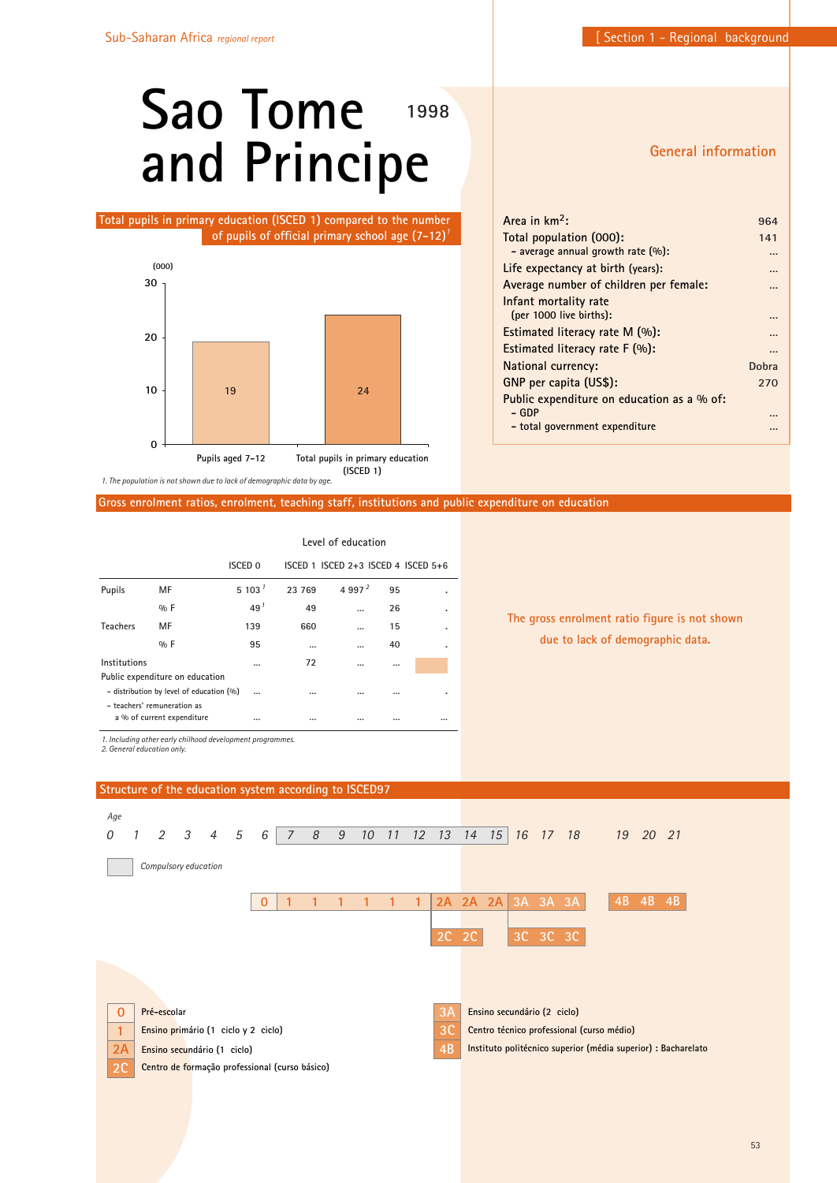# Sao Tome and Principe 1998

## Total pupils in primary education (ISCED 1) compared to the number of pupils of official primary school age (7-12)[1]

(000)

| | Value |
|---|---|
| Pupils aged 7-12 | 19 |
| Total pupils in primary education (ISCED 1) | 24 |

*1. The population is not shown due to lack of demographic data by age.*

## General information

| | |
|---|---|
| Area in km$^2$: | 964 |
| Total population (000): | 141 |
| - average annual growth rate (%): | ... |
| Life expectancy at birth (years): | ... |
| Average number of children per female: | ... |
| Infant mortality rate (per 1000 live births): | ... |
| Estimated literacy rate M (%): | ... |
| Estimated literacy rate F (%): | ... |
| National currency: | Dobra |
| GNP per capita (US$): | 270 |
| Public expenditure on education as a % of: | |
| - GDP | ... |
| - total government expenditure | ... |

## Gross enrolment ratios, enrolment, teaching staff, institutions and public expenditure on education

Level of education

| | | ISCED 0 | ISCED 1 | ISCED 2+3 | ISCED 4 | ISCED 5+6 |
|---|---|---|---|---|---|---|
| Pupils | MF | 5 103[1] | 23 769 | 4 997[2] | 95 | . |
| | % F | 49[1] | 49 | ... | 26 | . |
| Teachers | MF | 139 | 660 | ... | 15 | . |
| | % F | 95 | ... | ... | 40 | . |
| Institutions | | ... | 72 | ... | ... | |
| Public expenditure on education | | | | | | |
| - distribution by level of education (%) | | ... | ... | ... | ... | . |
| - teachers' remuneration as a % of current expenditure | | ... | ... | ... | ... | ... |

*1. Including other early childhood development programmes.*
*2. General education only.*

The gross enrolment ratio figure is not shown due to lack of demographic data.

## Structure of the education system according to ISCED97

*Age*

| Age | 0 | 1 | 2 | 3 | 4 | 5 | 6 | 7 | 8 | 9 | 10 | 11 | 12 | 13 | 14 | 15 | 16 | 17 | 18 | 19 | 20 | 21 |
|---|---|---|---|---|---|---|---|---|---|---|---|---|---|---|---|---|---|---|---|---|---|---|
| Level | | | | | | 0 | 1 | 1 | 1 | 1 | 1 | 1 | 2A | 2A | 2A | 3A | 3A | 3A | | 4B | 4B | 4B |
| Level | | | | | | | | | | | | | 2C | 2C | | 3C | 3C | 3C | | | | |

*Compulsory education*: ages 7–15

- **0** Pré-escolar
- **1** Ensino primário (1 ciclo y 2 ciclo)
- **2A** Ensino secundário (1 ciclo)
- **2C** Centro de formação professional (curso básico)
- **3A** Ensino secundário (2 ciclo)
- **3C** Centro técnico professional (curso médio)
- **4B** Instituto politécnico superior (média superior) : Bacharelato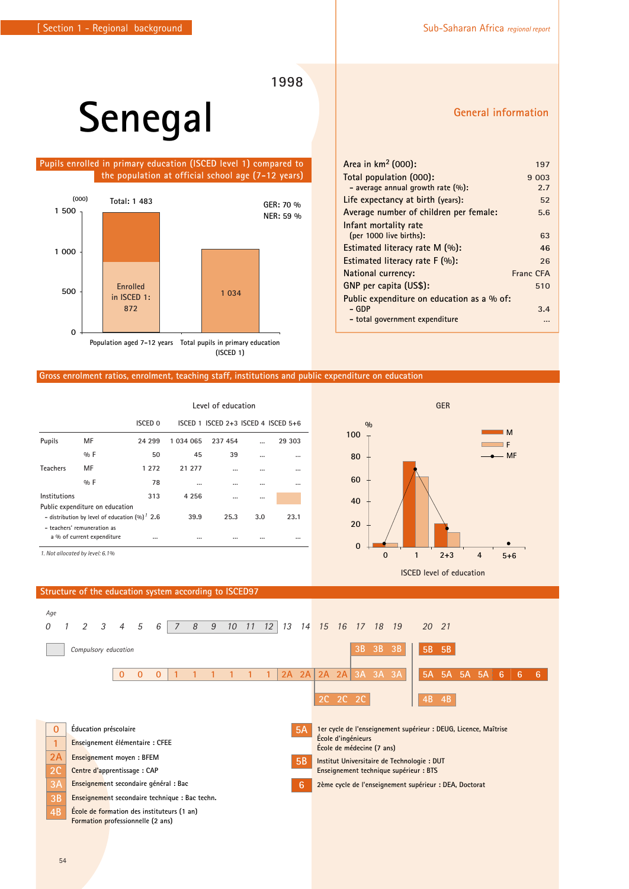# Senegal

1998

## General information

| | |
|---|---|
| Area in km² (000): | 197 |
| Total population (000): | 9 003 |
| – average annual growth rate (%): | 2.7 |
| Life expectancy at birth (years): | 52 |
| Average number of children per female: | 5.6 |
| Infant mortality rate (per 1000 live births): | 63 |
| Estimated literacy rate M (%): | 46 |
| Estimated literacy rate F (%): | 26 |
| National currency: | Franc CFA |
| GNP per capita (US$): | 510 |
| Public expenditure on education as a % of: | |
| – GDP | 3.4 |
| – total government expenditure | ... |

## Pupils enrolled in primary education (ISCED level 1) compared to the population at official school age (7-12 years)

(000)

- Population aged 7-12 years: Total: 1 483; Enrolled in ISCED 1: 872
- Total pupils in primary education (ISCED 1): 1 034

GER: 70 %
NER: 59 %

## Gross enrolment ratios, enrolment, teaching staff, institutions and public expenditure on education

| | | Level of education | | | | |
|---|---|---|---|---|---|---|
| | | ISCED 0 | ISCED 1 | ISCED 2+3 | ISCED 4 | ISCED 5+6 |
| Pupils | MF | 24 299 | 1 034 065 | 237 454 | ... | 29 303 |
| | % F | 50 | 45 | 39 | ... | ... |
| Teachers | MF | 1 272 | 21 277 | ... | ... | ... |
| | % F | 78 | ... | ... | ... | ... |
| Institutions | | 313 | 4 256 | ... | ... | |
| Public expenditure on education | | | | | | |
| – distribution by level of education (%)[1] | | 2.6 | 39.9 | 25.3 | 3.0 | 23.1 |
| – teachers' remuneration as a % of current expenditure | | ... | ... | ... | ... | ... |

*1. Not allocated by level: 6.1%*

GER (%) by ISCED level of education: 0, 1, 2+3, 4, 5+6 (M, F, MF)

## Structure of the education system according to ISCED97

Age: 0 1 2 3 4 5 6 7 8 9 10 11 12 13 14 15 16 17 18 19 20 21

Compulsory education: ages 7–12

| Age | 4 | 5 | 6 | 7 | 8 | 9 | 10 | 11 | 12 | 13 | 14 | 15 | 16 | 17 | 18 | 19 | 20 | 21 | | | |
|---|---|---|---|---|---|---|---|---|---|---|---|---|---|---|---|---|---|---|---|---|---|
| | | | | | | | | | | | | | | 3B | 3B | 3B | 5B | 5B | | | |
| | 0 | 0 | 0 | 1 | 1 | 1 | 1 | 1 | 1 | 2A | 2A | 2A | 2A | 3A | 3A | 3A | 5A | 5A | 5A | 5A | 6 6 6 |
| | | | | | | | | | | | | 2C | 2C | 2C | | | 4B | 4B | | | |

- **0** Éducation préscolaire
- **1** Enseignement élémentaire : CFEE
- **2A** Enseignement moyen : BFEM
- **2C** Centre d'apprentissage : CAP
- **3A** Enseignement secondaire général : Bac
- **3B** Enseignement secondaire technique : Bac techn.
- **4B** École de formation des instituteurs (1 an); Formation professionnelle (2 ans)
- **5A** 1er cycle de l'enseignement supérieur : DEUG, Licence, Maîtrise; École d'ingénieurs; École de médecine (7 ans)
- **5B** Institut Universitaire de Technologie : DUT; Enseignement technique supérieur : BTS
- **6** 2ème cycle de l'enseignement supérieur : DEA, Doctorat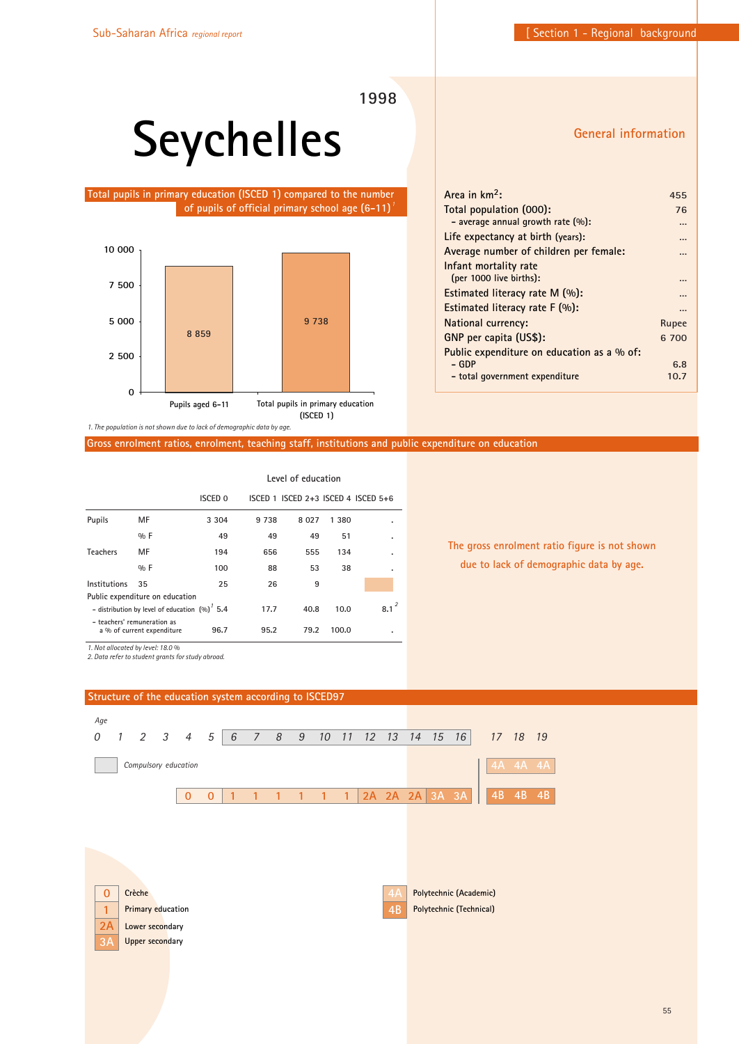# Seychelles

1998

## General information

| | |
|---|---|
| Area in km$^2$: | 455 |
| Total population (000): | 76 |
| – average annual growth rate (%): | ... |
| Life expectancy at birth (years): | ... |
| Average number of children per female: | ... |
| Infant mortality rate (per 1000 live births): | ... |
| Estimated literacy rate M (%): | ... |
| Estimated literacy rate F (%): | ... |
| National currency: | Rupee |
| GNP per capita (US$): | 6 700 |
| Public expenditure on education as a % of: | |
| – GDP | 6.8 |
| – total government expenditure | 10.7 |

## Total pupils in primary education (ISCED 1) compared to the number of pupils of official primary school age (6–11)[1]

| | Value |
|---|---|
| Pupils aged 6–11 | 8 859 |
| Total pupils in primary education (ISCED 1) | 9 738 |

1. The population is not shown due to lack of demographic data by age.

## Gross enrolment ratios, enrolment, teaching staff, institutions and public expenditure on education

Level of education

| | | ISCED 0 | ISCED 1 | ISCED 2+3 | ISCED 4 | ISCED 5+6 |
|---|---|---|---|---|---|---|
| Pupils | MF | 3 304 | 9 738 | 8 027 | 1 380 | . |
| | % F | 49 | 49 | 49 | 51 | . |
| Teachers | MF | 194 | 656 | 555 | 134 | . |
| | % F | 100 | 88 | 53 | 38 | . |
| Institutions | 35 | 25 | 26 | 9 | | |
| Public expenditure on education | | | | | | |
| – distribution by level of education (%)[1] | | 5.4 | 17.7 | 40.8 | 10.0 | 8.1[2] |
| – teachers' remuneration as a % of current expenditure | | 96.7 | 95.2 | 79.2 | 100.0 | . |

1. Not allocated by level: 18.0 %
2. Data refer to student grants for study abroad.

The gross enrolment ratio figure is not shown due to lack of demographic data by age.

## Structure of the education system according to ISCED97

Age: 0 1 2 3 4 5 6 7 8 9 10 11 12 13 14 15 16 17 18 19

Compulsory education: ages 6–16

| Age | 3 | 4 | 5 | 6 | 7 | 8 | 9 | 10 | 11 | 12 | 13 | 14 | 15 | 16 | 17 | 18 | 19 |
|---|---|---|---|---|---|---|---|---|---|---|---|---|---|---|---|---|---|
| Level | | 0 | 0 | 1 | 1 | 1 | 1 | 1 | 1 | 2A | 2A | 2A | 3A | 3A | 4A / 4B | 4A / 4B | 4A / 4B |

- 0 Crèche
- 1 Primary education
- 2A Lower secondary
- 3A Upper secondary
- 4A Polytechnic (Academic)
- 4B Polytechnic (Technical)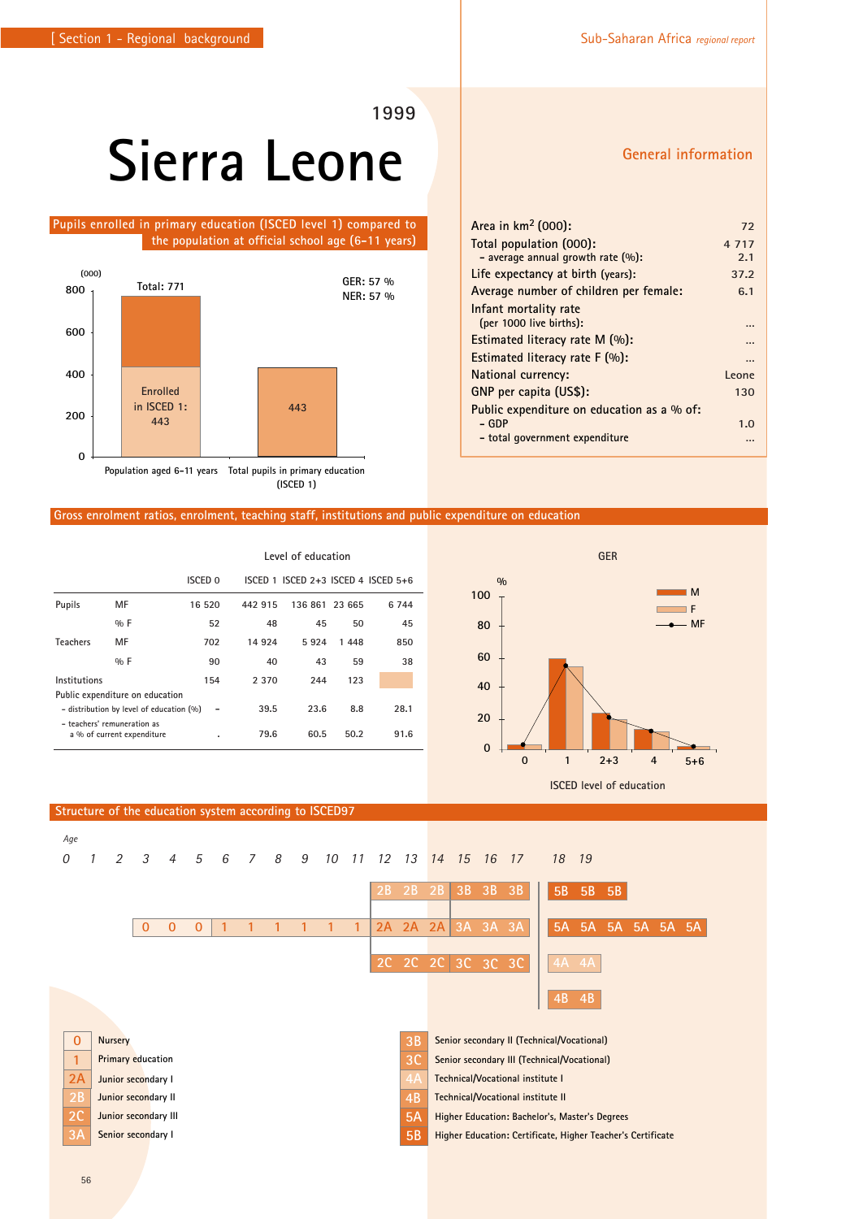1999

# Sierra Leone

## Pupils enrolled in primary education (ISCED level 1) compared to the population at official school age (6-11 years)

(000)

| | Population aged 6-11 years | Total pupils in primary education (ISCED 1) |
|---|---|---|
| Total | 771 | 443 |
| Enrolled in ISCED 1 | 443 | |

GER: 57 %
NER: 57 %

## General information

| | |
|---|---|
| Area in km² (000): | 72 |
| Total population (000): | 4 717 |
| - average annual growth rate (%): | 2.1 |
| Life expectancy at birth (years): | 37.2 |
| Average number of children per female: | 6.1 |
| Infant mortality rate (per 1000 live births): | ... |
| Estimated literacy rate M (%): | ... |
| Estimated literacy rate F (%): | ... |
| National currency: | Leone |
| GNP per capita (US$): | 130 |
| Public expenditure on education as a % of: | |
| - GDP | 1.0 |
| - total government expenditure | ... |

## Gross enrolment ratios, enrolment, teaching staff, institutions and public expenditure on education

| | | Level of education | | | | |
|---|---|---|---|---|---|---|
| | | ISCED 0 | ISCED 1 | ISCED 2+3 | ISCED 4 | ISCED 5+6 |
| Pupils | MF | 16 520 | 442 915 | 136 861 | 23 665 | 6 744 |
| | % F | 52 | 48 | 45 | 50 | 45 |
| Teachers | MF | 702 | 14 924 | 5 924 | 1 448 | 850 |
| | % F | 90 | 40 | 43 | 59 | 38 |
| Institutions | | 154 | 2 370 | 244 | 123 | |
| Public expenditure on education | | | | | | |
| - distribution by level of education (%) | | - | 39.5 | 23.6 | 8.8 | 28.1 |
| - teachers' remuneration as a % of current expenditure | | . | 79.6 | 60.5 | 50.2 | 91.6 |

GER (%) by ISCED level of education (M, F, MF): 0, 1, 2+3, 4, 5+6

## Structure of the education system according to ISCED97

| Age | 0 | 1 | 2 | 3 | 4 | 5 | 6 | 7 | 8 | 9 | 10 | 11 | 12 | 13 | 14 | 15 | 16 | 17 | 18 | 19 | 20 | 21 | 22 | 23 |
|---|---|---|---|---|---|---|---|---|---|---|---|---|---|---|---|---|---|---|---|---|---|---|---|---|
| | | | | 0 | 0 | 0 | 1 | 1 | 1 | 1 | 1 | 1 | 2A | 2A | 2A | 3A | 3A | 3A | 5A | 5A | 5A | 5A | 5A | 5A |
| | | | | | | | | | | | | | 2B | 2B | 2B | 3B | 3B | 3B | 5B | 5B | 5B | | | |
| | | | | | | | | | | | | | 2C | 2C | 2C | 3C | 3C | 3C | 4A | 4A | | | | |
| | | | | | | | | | | | | | | | | | | | 4B | 4B | | | | |

- 0 Nursery
- 1 Primary education
- 2A Junior secondary I
- 2B Junior secondary II
- 2C Junior secondary III
- 3A Senior secondary I
- 3B Senior secondary II (Technical/Vocational)
- 3C Senior secondary III (Technical/Vocational)
- 4A Technical/Vocational institute I
- 4B Technical/Vocational institute II
- 5A Higher Education: Bachelor's, Master's Degrees
- 5B Higher Education: Certificate, Higher Teacher's Certificate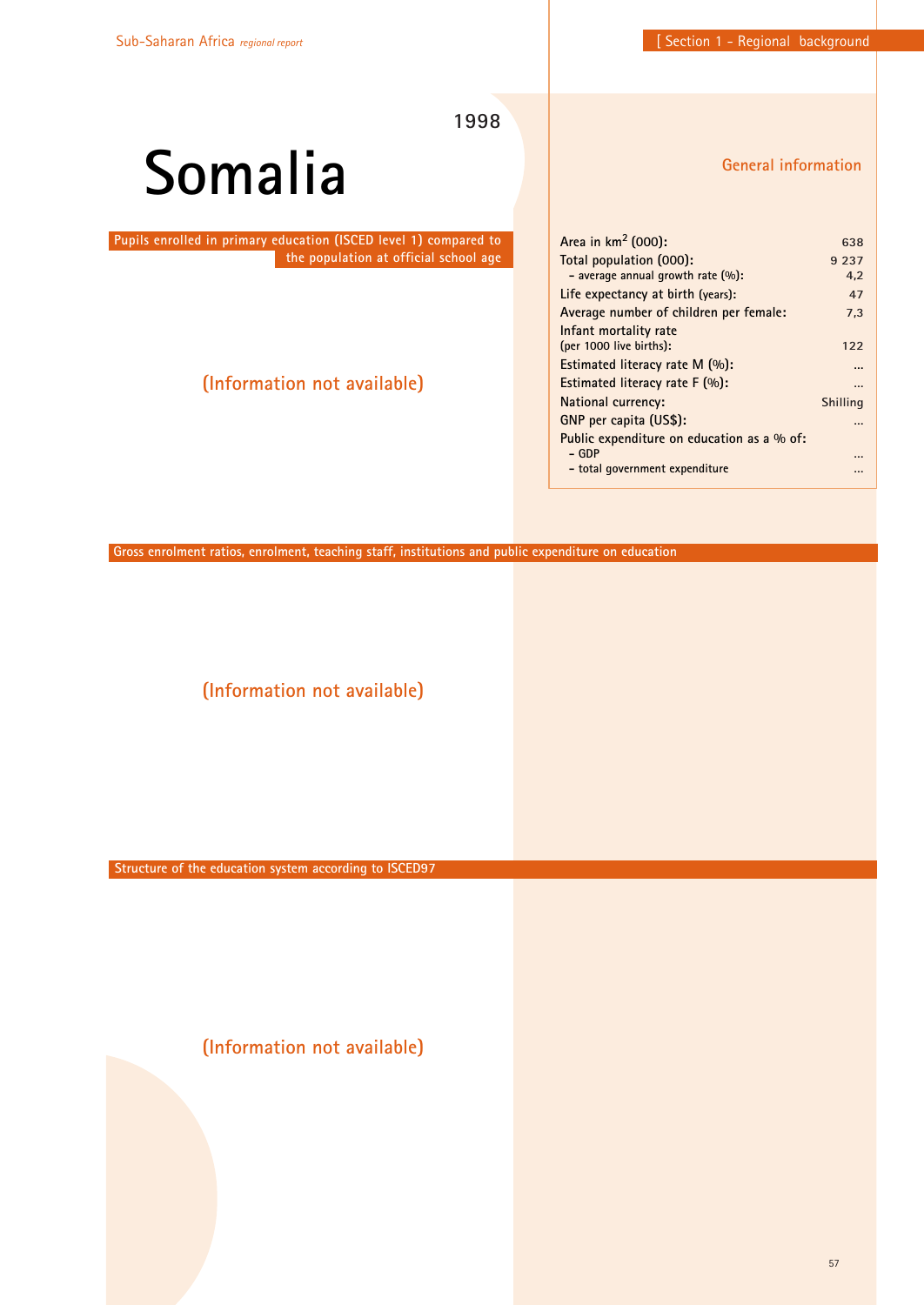# Somalia

1998

## General information

| | |
|---|---|
| Area in km$^2$ (000): | 638 |
| Total population (000): | 9 237 |
| – average annual growth rate (%): | 4,2 |
| Life expectancy at birth (years): | 47 |
| Average number of children per female: | 7,3 |
| Infant mortality rate (per 1000 live births): | 122 |
| Estimated literacy rate M (%): | ... |
| Estimated literacy rate F (%): | ... |
| National currency: | Shilling |
| GNP per capita (US$): | ... |
| Public expenditure on education as a % of: | |
| – GDP | ... |
| – total government expenditure | ... |

## Pupils enrolled in primary education (ISCED level 1) compared to the population at official school age

(Information not available)

## Gross enrolment ratios, enrolment, teaching staff, institutions and public expenditure on education

(Information not available)

## Structure of the education system according to ISCED97

(Information not available)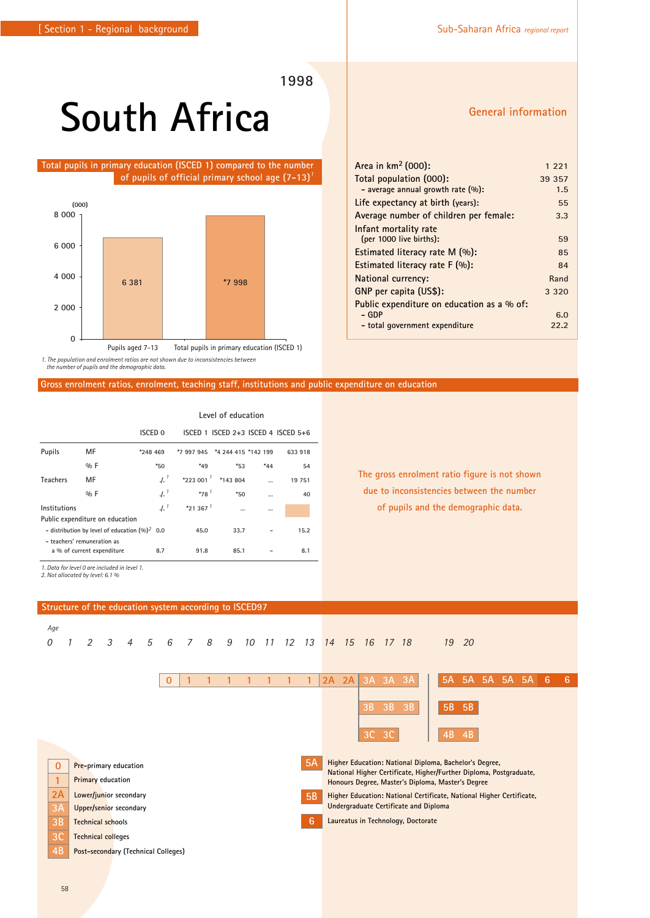1998

# South Africa

## General information

| | |
|---|---|
| Area in km² (000): | 1 221 |
| Total population (000): | 39 357 |
| – average annual growth rate (%): | 1.5 |
| Life expectancy at birth (years): | 55 |
| Average number of children per female: | 3.3 |
| Infant mortality rate (per 1000 live births): | 59 |
| Estimated literacy rate M (%): | 85 |
| Estimated literacy rate F (%): | 84 |
| National currency: | Rand |
| GNP per capita (US$): | 3 320 |
| Public expenditure on education as a % of: | |
| – GDP | 6.0 |
| – total government expenditure | 22.2 |

## Total pupils in primary education (ISCED 1) compared to the number of pupils of official primary school age (7-13)[1]

(000)

| | Pupils aged 7-13 | Total pupils in primary education (ISCED 1) |
|---|---|---|
| (000) | 6 381 | *7 998 |

1. The population and enrolment ratios are not shown due to inconsistencies between the number of pupils and the demographic data.

## Gross enrolment ratios, enrolment, teaching staff, institutions and public expenditure on education

| | | Level of education | | | | |
|---|---|---|---|---|---|---|
| | | ISCED 0 | ISCED 1 | ISCED 2+3 | ISCED 4 | ISCED 5+6 |
| Pupils | MF | *248 469 | *7 997 945 | *4 244 415 | *142 199 | 633 918 |
| | % F | *50 | *49 | *53 | *44 | 54 |
| Teachers | MF | ./.[1] | *223 001[1] | *143 804 | ... | 19 751 |
| | % F | ./.[1] | *78[1] | *50 | ... | 40 |
| Institutions | | ./.[1] | *21 367[1] | ... | ... | |
| Public expenditure on education | | | | | | |
| – distribution by level of education (%)[2] | | 0.0 | 45.0 | 33.7 | – | 15.2 |
| – teachers' remuneration as a % of current expenditure | | 8.7 | 91.8 | 85.1 | – | 8.1 |

1. Data for level 0 are included in level 1.
2. Not allocated by level: 6.1 %

The gross enrolment ratio figure is not shown due to inconsistencies between the number of pupils and the demographic data.

## Structure of the education system according to ISCED97

| Age | 6 | 7 | 8 | 9 | 10 | 11 | 12 | 13 | 14 | 15 | 16 | 17 | 18 | 19 | 20 | | |
|---|---|---|---|---|---|---|---|---|---|---|---|---|---|---|---|---|---|
| | 0 | 1 | 1 | 1 | 1 | 1 | 1 | 1 | 2A | 2A | 3A | 3A | 3A | 5A | 5A | 5A | 5A | 
| | | | | | | | | | | | 3B | 3B | 3B | 5B | 5B | | |
| | | | | | | | | | | | 3C | 3C | | 4B | 4B | | |

(Tertiary sequence: 5A 5A 5A 5A 5A 6 6)

- **0** Pre-primary education
- **1** Primary education
- **2A** Lower/junior secondary
- **3A** Upper/senior secondary
- **3B** Technical schools
- **3C** Technical colleges
- **4B** Post-secondary (Technical Colleges)
- **5A** Higher Education: National Diploma, Bachelor's Degree, National Higher Certificate, Higher/Further Diploma, Postgraduate, Honours Degree, Master's Diploma, Master's Degree
- **5B** Higher Education: National Certificate, National Higher Certificate, Undergraduate Certificate and Diploma
- **6** Laureatus in Technology, Doctorate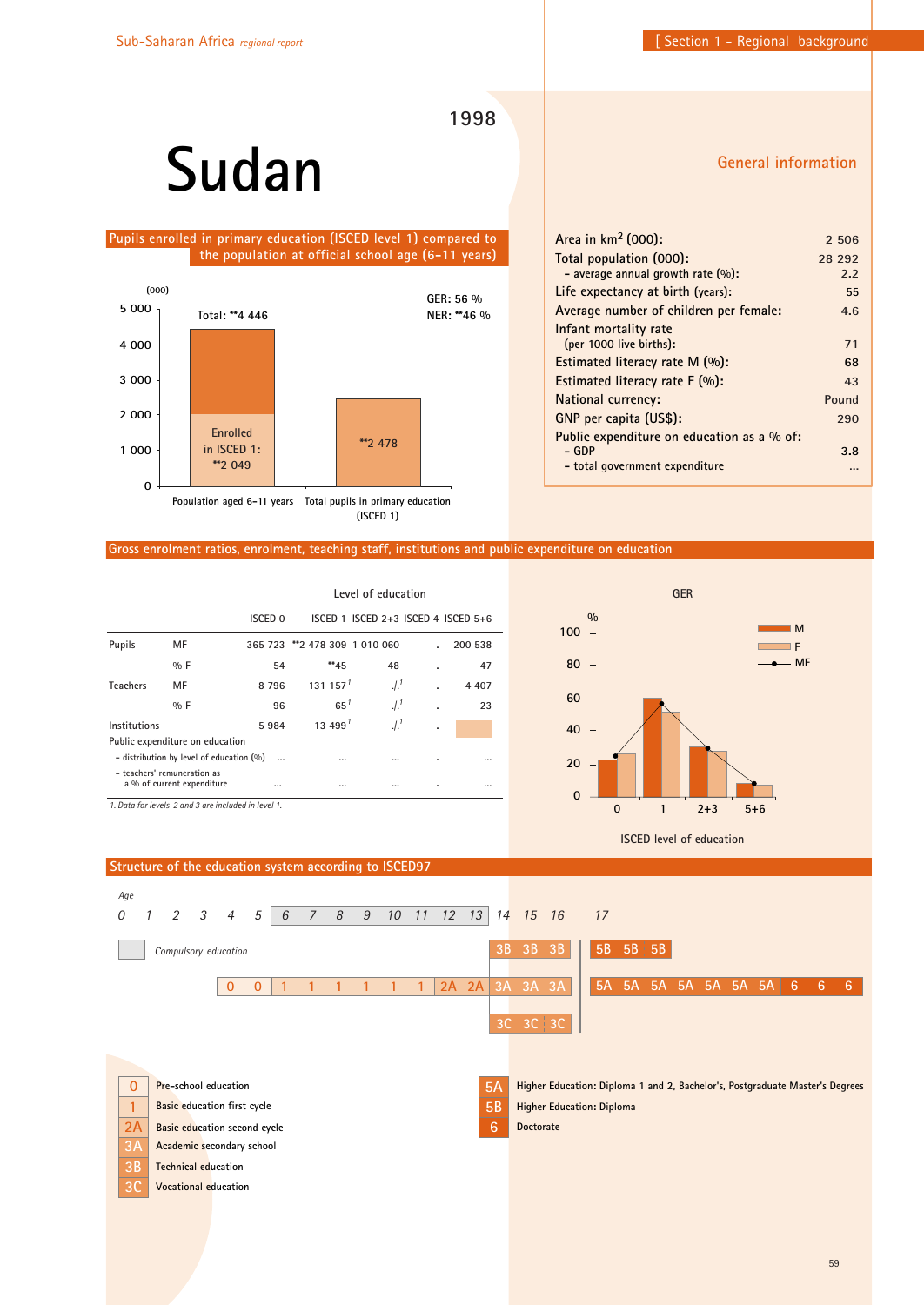1998

# Sudan

## Pupils enrolled in primary education (ISCED level 1) compared to the population at official school age (6-11 years)

(000)

Total: **4 446

GER: 56 %
NER: **46 %

Enrolled in ISCED 1: **2 049

**2 478

Population aged 6-11 years — Total pupils in primary education (ISCED 1)

## General information

| | |
|---|---|
| Area in km² (000): | 2 506 |
| Total population (000): | 28 292 |
| - average annual growth rate (%): | 2.2 |
| Life expectancy at birth (years): | 55 |
| Average number of children per female: | 4.6 |
| Infant mortality rate (per 1000 live births): | 71 |
| Estimated literacy rate M (%): | 68 |
| Estimated literacy rate F (%): | 43 |
| National currency: | Pound |
| GNP per capita (US$): | 290 |
| Public expenditure on education as a % of: | |
| - GDP | 3.8 |
| - total government expenditure | ... |

## Gross enrolment ratios, enrolment, teaching staff, institutions and public expenditure on education

| | | Level of education | | | | |
|---|---|---|---|---|---|---|
| | | ISCED 0 | ISCED 1 | ISCED 2+3 | ISCED 4 | ISCED 5+6 |
| Pupils | MF | 365 723 | **2 478 309 | 1 010 060 | . | 200 538 |
| | % F | 54 | **45 | 48 | . | 47 |
| Teachers | MF | 8 796 | 131 157 [1] | ./.[1] | . | 4 407 |
| | % F | 96 | 65 [1] | ./.[1] | . | 23 |
| Institutions | | 5 984 | 13 499 [1] | ./.[1] | . | |
| Public expenditure on education | | | | | | |
| - distribution by level of education (%) | | ... | ... | ... | . | ... |
| - teachers' remuneration as a % of current expenditure | | ... | ... | ... | . | ... |

*1. Data for levels 2 and 3 are included in level 1.*

GER (%) — M, F, MF by ISCED level of education (0, 1, 2+3, 5+6)

## Structure of the education system according to ISCED97

*Age*: 0 1 2 3 4 5 6 7 8 9 10 11 12 13 14 15 16 17

Compulsory education: ages 6–13

| Age | 4 | 5 | 6 | 7 | 8 | 9 | 10 | 11 | 12 | 13 | 14 | 15 | 16 | 17 | | | | | | | | | |
|---|---|---|---|---|---|---|---|---|---|---|---|---|---|---|---|---|---|---|---|---|---|---|---|
| | | | | | | | | | | | 3B | 3B | 3B | 5B | 5B | 5B | | | | | | | |
| | 0 | 0 | 1 | 1 | 1 | 1 | 1 | 1 | 2A | 2A | 3A | 3A | 3A | 5A | 5A | 5A | 5A | 5A | 5A | 5A | 6 | 6 | 6 |
| | | | | | | | | | | | 3C | 3C | 3C | | | | | | | | | | |

- **0** Pre-school education
- **1** Basic education first cycle
- **2A** Basic education second cycle
- **3A** Academic secondary school
- **3B** Technical education
- **3C** Vocational education
- **5A** Higher Education: Diploma 1 and 2, Bachelor's, Postgraduate Master's Degrees
- **5B** Higher Education: Diploma
- **6** Doctorate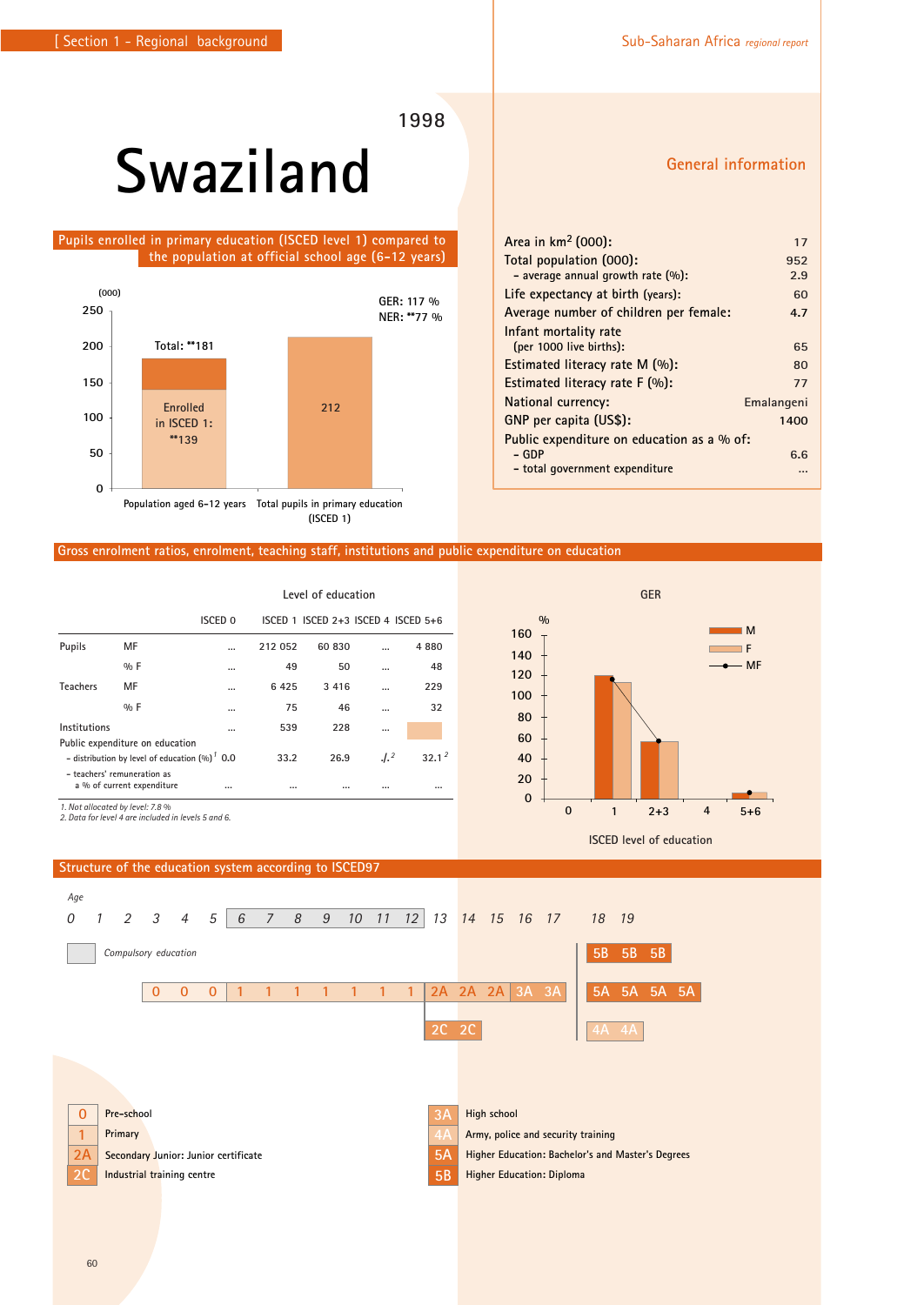# Swaziland

1998

## Pupils enrolled in primary education (ISCED level 1) compared to the population at official school age (6-12 years)

(000)

GER: 117 %
NER: **77 %

| | Population aged 6-12 years | Total pupils in primary education (ISCED 1) |
|---|---|---|
| Total | **181 | 212 |
| Enrolled in ISCED 1 | **139 | |

## General information

| | |
|---|---|
| Area in km² (000): | 17 |
| Total population (000): | 952 |
| - average annual growth rate (%): | 2.9 |
| Life expectancy at birth (years): | 60 |
| Average number of children per female: | 4.7 |
| Infant mortality rate (per 1000 live births): | 65 |
| Estimated literacy rate M (%): | 80 |
| Estimated literacy rate F (%): | 77 |
| National currency: | Emalangeni |
| GNP per capita (US$): | 1400 |
| Public expenditure on education as a % of: | |
| - GDP | 6.6 |
| - total government expenditure | ... |

## Gross enrolment ratios, enrolment, teaching staff, institutions and public expenditure on education

| | | Level of education | | | | |
|---|---|---|---|---|---|---|
| | | ISCED 0 | ISCED 1 | ISCED 2+3 | ISCED 4 | ISCED 5+6 |
| Pupils | MF | ... | 212 052 | 60 830 | ... | 4 880 |
| | % F | ... | 49 | 50 | ... | 48 |
| Teachers | MF | ... | 6 425 | 3 416 | ... | 229 |
| | % F | ... | 75 | 46 | ... | 32 |
| Institutions | | ... | 539 | 228 | ... | |
| Public expenditure on education | | | | | | |
| - distribution by level of education (%) [1] | | 0.0 | 33.2 | 26.9 | ./. [2] | 32.1 [2] |
| - teachers' remuneration as a % of current expenditure | | ... | ... | ... | ... | ... |

*1. Not allocated by level: 7.8 %*
*2. Data for level 4 are included in levels 5 and 6.*

GER (%) by ISCED level of education (M, F, MF): levels 0, 1, 2+3, 4, 5+6.

## Structure of the education system according to ISCED97

Age: 0 1 2 3 4 5 6 7 8 9 10 11 12 13 14 15 16 17 18 19

Compulsory education: ages 6–12

| Age | 3 | 4 | 5 | 6 | 7 | 8 | 9 | 10 | 11 | 12 | 13 | 14 | 15 | 16 | 17 | 18 | 19 | 20 | 21 |
|---|---|---|---|---|---|---|---|---|---|---|---|---|---|---|---|---|---|---|---|
| | 0 | 0 | 0 | 1 | 1 | 1 | 1 | 1 | 1 | 1 | 2A | 2A | 2A | 3A | 3A | 5A / 5B | 5A / 5B | 5A / 5B | 5A |
| | | | | | | | | | | | 2C | 2C | | | | 4A | 4A | | |

- 0 — Pre-school
- 1 — Primary
- 2A — Secondary Junior: Junior certificate
- 2C — Industrial training centre
- 3A — High school
- 4A — Army, police and security training
- 5A — Higher Education: Bachelor's and Master's Degrees
- 5B — Higher Education: Diploma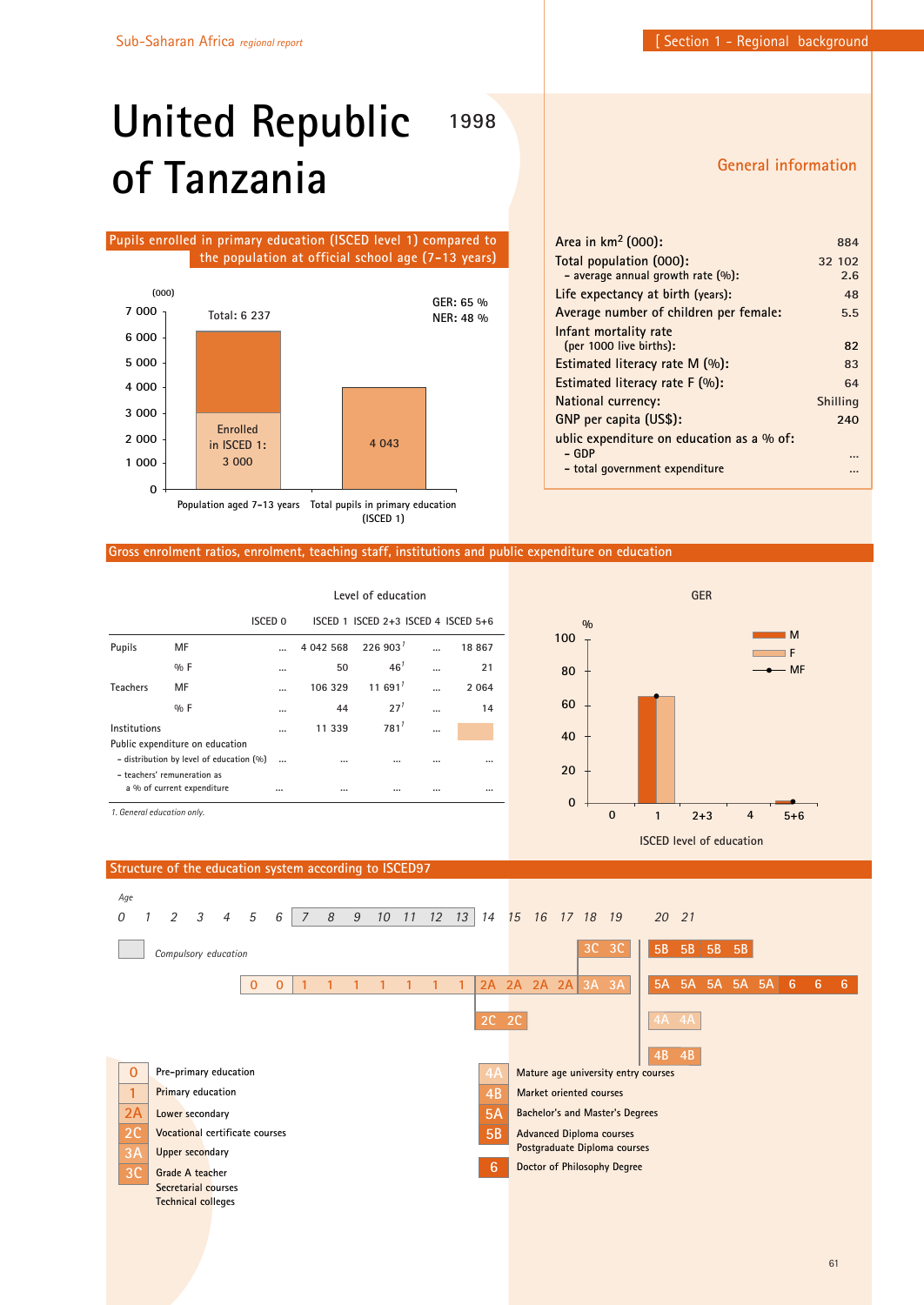# United Republic of Tanzania 1998

## General information

| | |
|---|---|
| Area in km$^2$ (000): | 884 |
| Total population (000): | 32 102 |
| – average annual growth rate (%): | 2.6 |
| Life expectancy at birth (years): | 48 |
| Average number of children per female: | 5.5 |
| Infant mortality rate (per 1000 live births): | 82 |
| Estimated literacy rate M (%): | 83 |
| Estimated literacy rate F (%): | 64 |
| National currency: | Shilling |
| GNP per capita (US$): | 240 |
| ublic expenditure on education as a % of: | |
| – GDP | ... |
| – total government expenditure | ... |

## Pupils enrolled in primary education (ISCED level 1) compared to the population at official school age (7-13 years)

(000)

GER: 65 %
NER: 48 %

- Population aged 7-13 years: Total: 6 237; Enrolled in ISCED 1: 3 000
- Total pupils in primary education (ISCED 1): 4 043

## Gross enrolment ratios, enrolment, teaching staff, institutions and public expenditure on education

| | | ISCED 0 | ISCED 1 | ISCED 2+3 | ISCED 4 | ISCED 5+6 |
|---|---|---|---|---|---|---|
| Pupils | MF | ... | 4 042 568 | 226 903[1] | ... | 18 867 |
| | % F | ... | 50 | 46[1] | ... | 21 |
| Teachers | MF | ... | 106 329 | 11 691[1] | ... | 2 064 |
| | % F | ... | 44 | 27[1] | ... | 14 |
| Institutions | | ... | 11 339 | 781[1] | ... | |
| Public expenditure on education | | | | | | |
| – distribution by level of education (%) | | ... | ... | ... | ... | ... |
| – teachers' remuneration as a % of current expenditure | | ... | ... | ... | ... | ... |

*1. General education only.*

GER (%) by ISCED level of education: 0, 1, 2+3, 4, 5+6 (M, F, MF)

## Structure of the education system according to ISCED97

Age: 0 1 2 3 4 5 6 7 8 9 10 11 12 13 14 15 16 17 18 19 20 21

Compulsory education: ages 7–13

- Ages 5–6: 0 0
- Ages 7–13: 1 1 1 1 1 1 1
- Ages 14–17: 2A 2A 2A 2A; ages 14–15: 2C 2C
- Ages 18–19: 3A 3A; 3C 3C
- Ages 20 onwards: 5A 5A 5A 5A 5A 6 6 6; 5B 5B 5B 5B; 4A 4A; 4B 4B

| Code | Description |
|---|---|
| 0 | Pre-primary education |
| 1 | Primary education |
| 2A | Lower secondary |
| 2C | Vocational certificate courses |
| 3A | Upper secondary |
| 3C | Grade A teacher; Secretarial courses; Technical colleges |
| 4A | Mature age university entry courses |
| 4B | Market oriented courses |
| 5A | Bachelor's and Master's Degrees |
| 5B | Advanced Diploma courses; Postgraduate Diploma courses |
| 6 | Doctor of Philosophy Degree |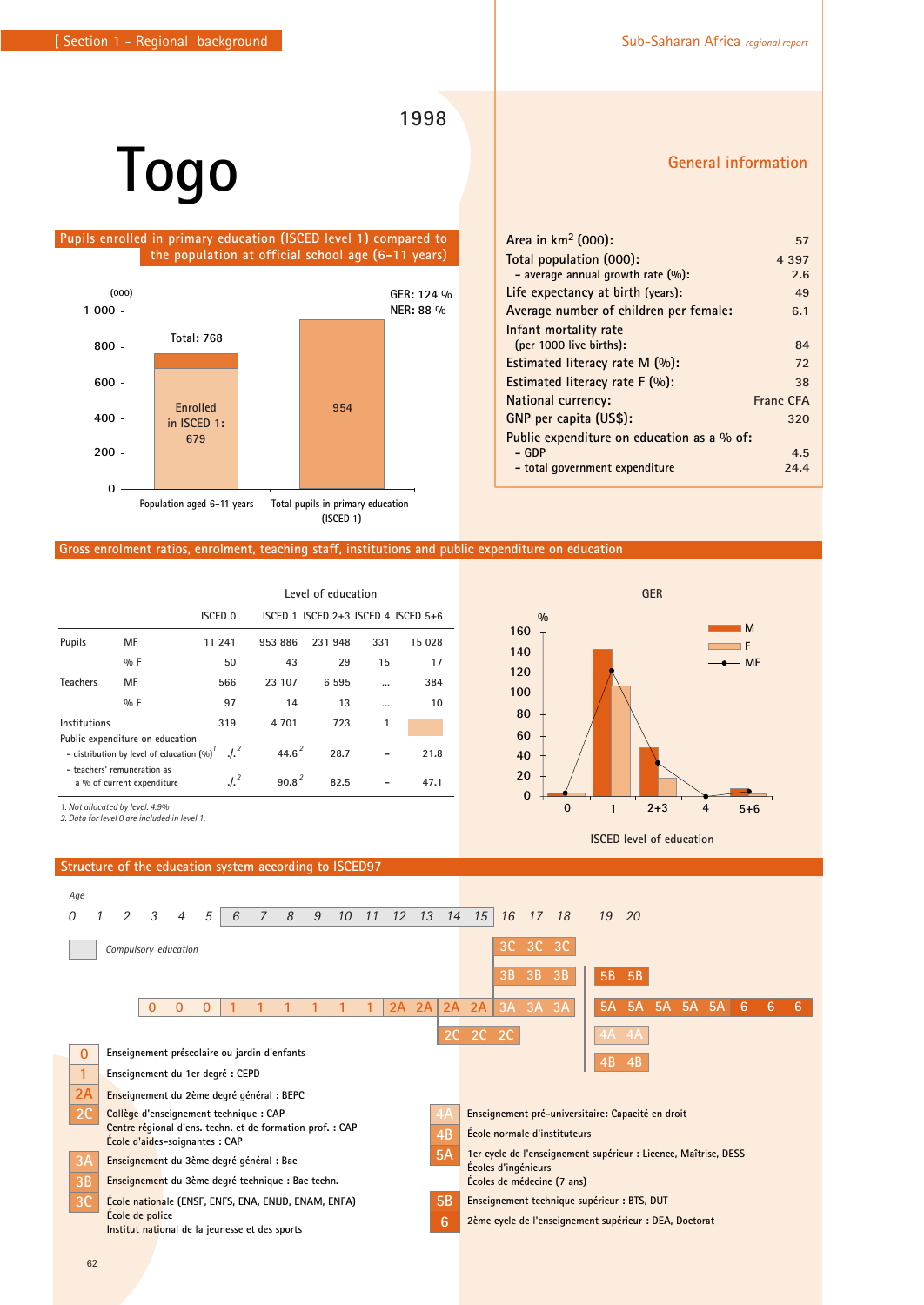# Togo

1998

## General information

| | |
|---|---|
| Area in km² (000): | 57 |
| Total population (000): | 4 397 |
| – average annual growth rate (%): | 2.6 |
| Life expectancy at birth (years): | 49 |
| Average number of children per female: | 6.1 |
| Infant mortality rate (per 1000 live births): | 84 |
| Estimated literacy rate M (%): | 72 |
| Estimated literacy rate F (%): | 38 |
| National currency: | Franc CFA |
| GNP per capita (US$): | 320 |
| Public expenditure on education as a % of: | |
| – GDP | 4.5 |
| – total government expenditure | 24.4 |

## Pupils enrolled in primary education (ISCED level 1) compared to the population at official school age (6-11 years)

(000)

GER: 124 %
NER: 88 %

| | Value |
|---|---|
| Population aged 6-11 years | Total: 768 (Enrolled in ISCED 1: 679) |
| Total pupils in primary education (ISCED 1) | 954 |

## Gross enrolment ratios, enrolment, teaching staff, institutions and public expenditure on education

| | | Level of education | | | | |
|---|---|---|---|---|---|---|
| | | ISCED 0 | ISCED 1 | ISCED 2+3 | ISCED 4 | ISCED 5+6 |
| Pupils | MF | 11 241 | 953 886 | 231 948 | 331 | 15 028 |
| | % F | 50 | 43 | 29 | 15 | 17 |
| Teachers | MF | 566 | 23 107 | 6 595 | ... | 384 |
| | % F | 97 | 14 | 13 | ... | 10 |
| Institutions | | 319 | 4 701 | 723 | 1 | |
| Public expenditure on education | | | | | | |
| – distribution by level of education (%)[1] | | ./.[2] | 44.6[2] | 28.7 | – | 21.8 |
| – teachers' remuneration as a % of current expenditure | | ./.[2] | 90.8[2] | 82.5 | – | 47.1 |

1. Not allocated by level: 4.9%
2. Data for level 0 are included in level 1.

GER (%) — M, F, MF by ISCED level of education (0, 1, 2+3, 4, 5+6)

## Structure of the education system according to ISCED97

Age: 0 1 2 3 4 5 6 7 8 9 10 11 12 13 14 15 16 17 18 19 20

Compulsory education: ages 6–15

- Ages 3–5: 0 0 0
- Ages 6–11: 1 1 1 1 1 1
- Ages 12–13: 2A 2A
- Ages 14–15: 2A 2A / 2C 2C 2C (ages 14–16)
- Ages 16–18: 3A 3A 3A / 3B 3B 3B / 3C 3C 3C
- Ages 19 onward: 5A 5A 5A 5A 5A 6 6 6 / 5B 5B / 4A 4A / 4B 4B

| Code | Description |
|---|---|
| 0 | Enseignement préscolaire ou jardin d'enfants |
| 1 | Enseignement du 1er degré : CEPD |
| 2A | Enseignement du 2ème degré général : BEPC |
| 2C | Collège d'enseignement technique : CAP<br>Centre régional d'ens. techn. et de formation prof. : CAP<br>École d'aides-soignantes : CAP |
| 3A | Enseignement du 3ème degré général : Bac |
| 3B | Enseignement du 3ème degré technique : Bac techn. |
| 3C | École nationale (ENSF, ENFS, ENA, ENIJD, ENAM, ENFA)<br>École de police<br>Institut national de la jeunesse et des sports |
| 4A | Enseignement pré-universitaire: Capacité en droit |
| 4B | École normale d'instituteurs |
| 5A | 1er cycle de l'enseignement supérieur : Licence, Maîtrise, DESS<br>Écoles d'ingénieurs<br>Écoles de médecine (7 ans) |
| 5B | Enseignement technique supérieur : BTS, DUT |
| 6 | 2ème cycle de l'enseignement supérieur : DEA, Doctorat |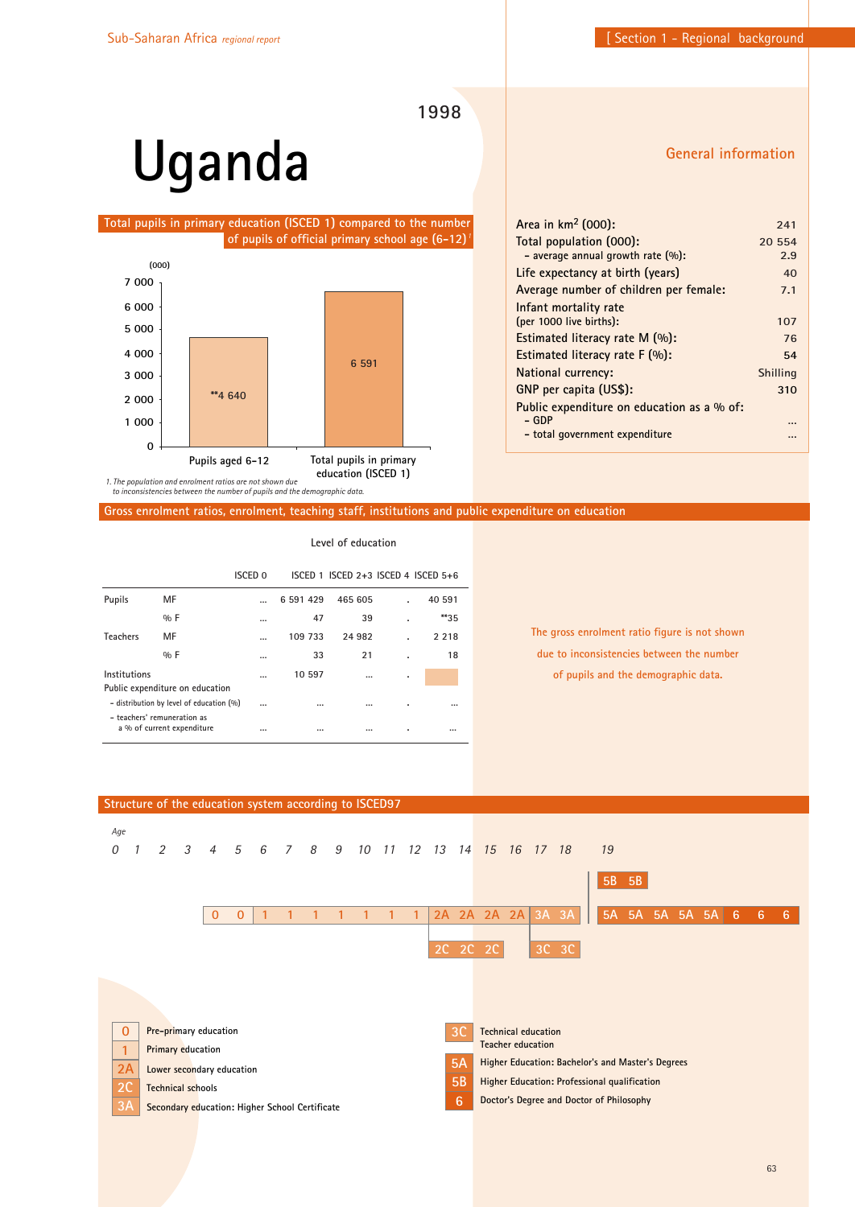# Uganda

1998

## Total pupils in primary education (ISCED 1) compared to the number of pupils of official primary school age (6–12)[1]

(000)

| | Pupils aged 6–12 | Total pupils in primary education (ISCED 1) |
|---|---|---|
| (000) | **4 640 | 6 591 |

*1. The population and enrolment ratios are not shown due to inconsistencies between the number of pupils and the demographic data.*

## General information

| | |
|---|---|
| Area in km² (000): | 241 |
| Total population (000): | 20 554 |
| – average annual growth rate (%): | 2.9 |
| Life expectancy at birth (years) | 40 |
| Average number of children per female: | 7.1 |
| Infant mortality rate (per 1000 live births): | 107 |
| Estimated literacy rate M (%): | 76 |
| Estimated literacy rate F (%): | 54 |
| National currency: | Shilling |
| GNP per capita (US$): | 310 |
| Public expenditure on education as a % of: | |
| – GDP | ... |
| – total government expenditure | ... |

## Gross enrolment ratios, enrolment, teaching staff, institutions and public expenditure on education

Level of education

| | | ISCED 0 | ISCED 1 | ISCED 2+3 | ISCED 4 | ISCED 5+6 |
|---|---|---|---|---|---|---|
| Pupils | MF | ... | 6 591 429 | 465 605 | . | 40 591 |
| | % F | ... | 47 | 39 | . | **35 |
| Teachers | MF | ... | 109 733 | 24 982 | . | 2 218 |
| | % F | ... | 33 | 21 | . | 18 |
| Institutions | | ... | 10 597 | ... | . | |
| Public expenditure on education | | | | | | |
| – distribution by level of education (%) | | ... | ... | ... | . | ... |
| – teachers' remuneration as a % of current expenditure | | ... | ... | ... | . | ... |

The gross enrolment ratio figure is not shown due to inconsistencies between the number of pupils and the demographic data.

## Structure of the education system according to ISCED97

| Age | 0 | 1 | 2 | 3 | 4 | 5 | 6 | 7 | 8 | 9 | 10 | 11 | 12 | 13 | 14 | 15 | 16 | 17 | 18 | 19 | | | | | | | |
|---|---|---|---|---|---|---|---|---|---|---|---|---|---|---|---|---|---|---|---|---|---|---|---|---|---|---|---|
| | | | | | | | | | | | | | | | | | | | | 5B | 5B | | | | | | |
| | | | | | 0 | 0 | 1 | 1 | 1 | 1 | 1 | 1 | 1 | 2A | 2A | 2A | 2A | 3A | 3A | 5A | 5A | 5A | 5A | 5A | 6 | 6 | 6 |
| | | | | | | | | | | | | | | 2C | 2C | 2C | | 3C | 3C | | | | | | | | |

- 0 Pre-primary education
- 1 Primary education
- 2A Lower secondary education
- 2C Technical schools
- 3A Secondary education: Higher School Certificate
- 3C Technical education / Teacher education
- 5A Higher Education: Bachelor's and Master's Degrees
- 5B Higher Education: Professional qualification
- 6 Doctor's Degree and Doctor of Philosophy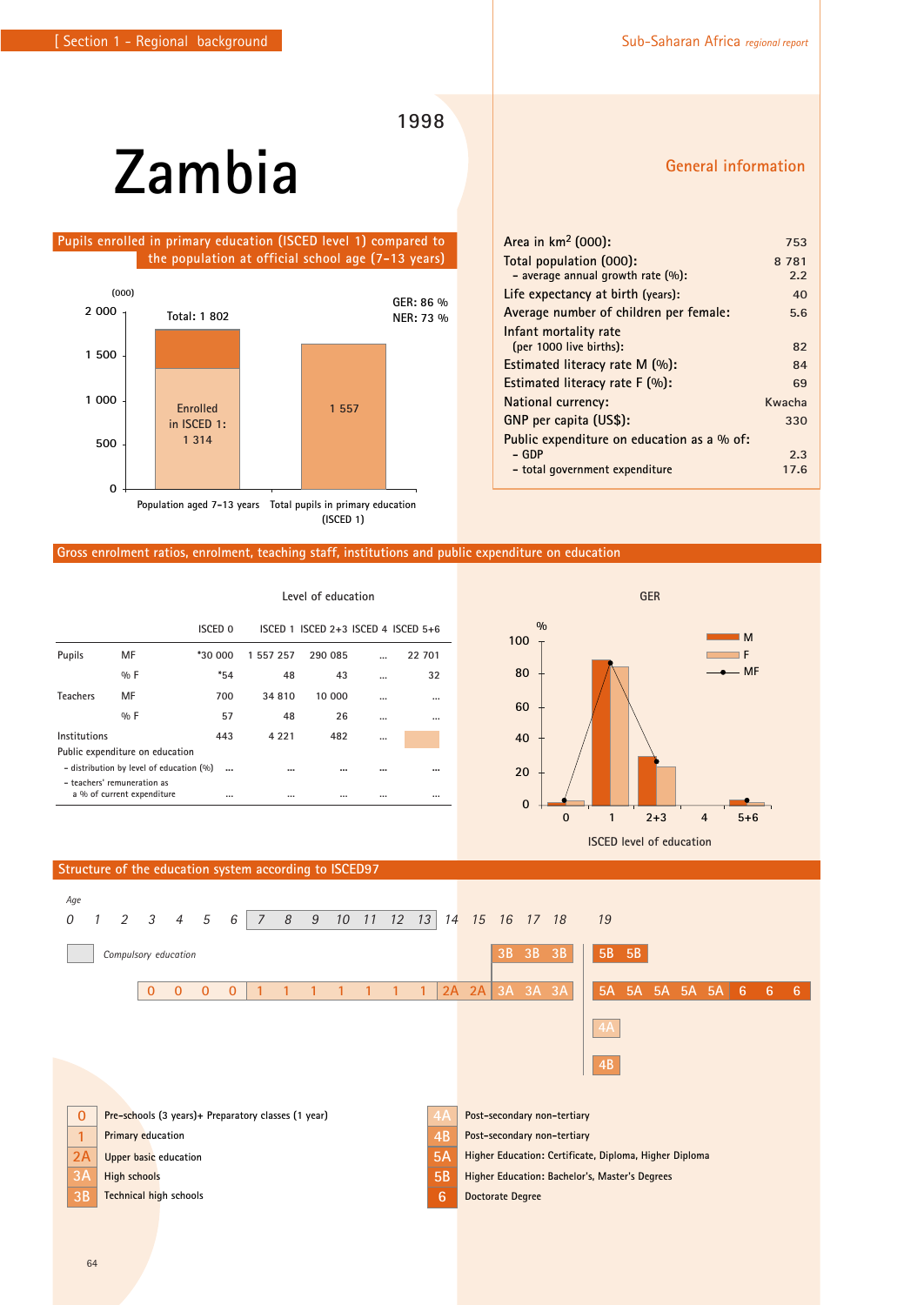# Zambia

1998

## Pupils enrolled in primary education (ISCED level 1) compared to the population at official school age (7-13 years)

(000)

| | Population aged 7-13 years | Total pupils in primary education (ISCED 1) |
|---|---|---|
| Total | 1 802 | 1 557 |
| Enrolled in ISCED 1 | 1 314 | |

GER: 86 %
NER: 73 %

## General information

| | |
|---|---|
| Area in km² (000): | 753 |
| Total population (000): | 8 781 |
| - average annual growth rate (%): | 2.2 |
| Life expectancy at birth (years): | 40 |
| Average number of children per female: | 5.6 |
| Infant mortality rate (per 1000 live births): | 82 |
| Estimated literacy rate M (%): | 84 |
| Estimated literacy rate F (%): | 69 |
| National currency: | Kwacha |
| GNP per capita (US$): | 330 |
| Public expenditure on education as a % of: | |
| - GDP | 2.3 |
| - total government expenditure | 17.6 |

## Gross enrolment ratios, enrolment, teaching staff, institutions and public expenditure on education

Level of education

| | | ISCED 0 | ISCED 1 | ISCED 2+3 | ISCED 4 | ISCED 5+6 |
|---|---|---|---|---|---|---|
| Pupils | MF | *30 000 | 1 557 257 | 290 085 | ... | 22 701 |
| | % F | *54 | 48 | 43 | ... | 32 |
| Teachers | MF | 700 | 34 810 | 10 000 | ... | ... |
| | % F | 57 | 48 | 26 | ... | ... |
| Institutions | | 443 | 4 221 | 482 | ... | |
| Public expenditure on education | | | | | | |
| - distribution by level of education (%) | | ... | ... | ... | ... | ... |
| - teachers' remuneration as a % of current expenditure | | ... | ... | ... | ... | ... |

GER (%) by ISCED level of education: 0, 1, 2+3, 4, 5+6 (M, F, MF)

## Structure of the education system according to ISCED97

Age: 0 1 2 3 4 5 6 7 8 9 10 11 12 13 14 15 16 17 18 19

Compulsory education: ages 7–13

| Level | Ages |
|---|---|
| 0 | 3–6 |
| 1 | 7–13 |
| 2A | 14–15 |
| 3A / 3B | 16–18 |
| 5A | 19–23 |
| 5B | 19–20 |
| 6 | 24–26 |
| 4A, 4B | 19 |

- **0** Pre-schools (3 years)+ Preparatory classes (1 year)
- **1** Primary education
- **2A** Upper basic education
- **3A** High schools
- **3B** Technical high schools
- **4A** Post-secondary non-tertiary
- **4B** Post-secondary non-tertiary
- **5A** Higher Education: Certificate, Diploma, Higher Diploma
- **5B** Higher Education: Bachelor's, Master's Degrees
- **6** Doctorate Degree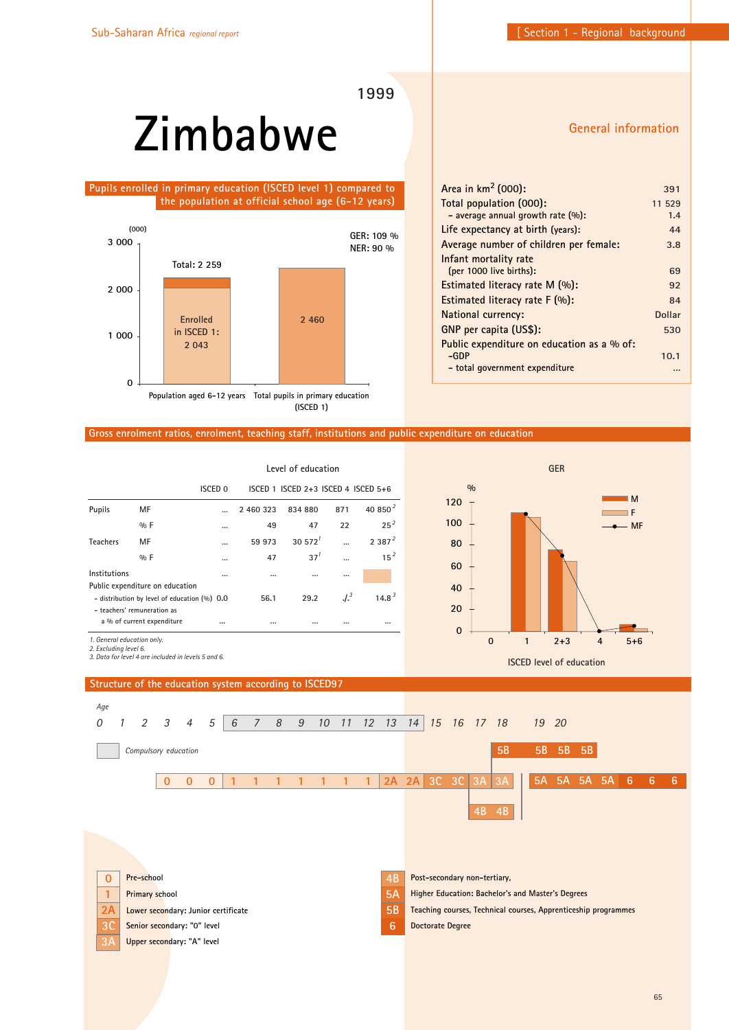# Zimbabwe

1999

## General information

| | |
|---|---|
| Area in km$^2$ (000): | 391 |
| Total population (000): | 11 529 |
| – average annual growth rate (%): | 1.4 |
| Life expectancy at birth (years): | 44 |
| Average number of children per female: | 3.8 |
| Infant mortality rate (per 1000 live births): | 69 |
| Estimated literacy rate M (%): | 92 |
| Estimated literacy rate F (%): | 84 |
| National currency: | Dollar |
| GNP per capita (US$): | 530 |
| Public expenditure on education as a % of: | |
| -GDP | 10.1 |
| – total government expenditure | ... |

## Pupils enrolled in primary education (ISCED level 1) compared to the population at official school age (6-12 years)

(000)

GER: 109 %
NER: 90 %

- Population aged 6-12 years: Total: 2 259; Enrolled in ISCED 1: 2 043
- Total pupils in primary education (ISCED 1): 2 460

## Gross enrolment ratios, enrolment, teaching staff, institutions and public expenditure on education

| | | Level of education | | | | |
|---|---|---|---|---|---|---|
| | | ISCED 0 | ISCED 1 | ISCED 2+3 | ISCED 4 | ISCED 5+6 |
| Pupils | MF | ... | 2 460 323 | 834 880 | 871 | 40 850 [2] |
| | % F | ... | 49 | 47 | 22 | 25 [2] |
| Teachers | MF | ... | 59 973 | 30 572 [1] | ... | 2 387 [2] |
| | % F | ... | 47 | 37 [1] | ... | 15 [2] |
| Institutions | | ... | ... | ... | ... | |
| Public expenditure on education | | | | | | |
| – distribution by level of education (%) | | 0.0 | 56.1 | 29.2 | ./. [3] | 14.8 [3] |
| – teachers' remuneration as a % of current expenditure | | ... | ... | ... | ... | ... |

*1. General education only.*
*2. Excluding level 6.*
*3. Data for level 4 are included in levels 5 and 6.*

GER (%) by ISCED level of education: M, F, MF (levels 0, 1, 2+3, 4, 5+6)

## Structure of the education system according to ISCED97

Age: 0 1 2 3 4 5 6 7 8 9 10 11 12 13 14 15 16 17 18 19 20

Compulsory education: ages 6–14

- Pre-school (0): ages 3–5
- Primary school (1): ages 6–12
- Lower secondary (2A): ages 13–14
- Senior secondary (3C): ages 15–16
- Upper secondary (3A): ages 17–18
- Post-secondary non-tertiary (4B): 2 years
- Teaching courses, Technical courses, Apprenticeship programmes (5B)
- Higher Education (5A): 4 years
- Doctorate Degree (6): 3 years

| Code | Description |
|---|---|
| 0 | Pre-school |
| 1 | Primary school |
| 2A | Lower secondary: Junior certificate |
| 3C | Senior secondary: "0" level |
| 3A | Upper secondary: "A" level |
| 4B | Post-secondary non-tertiary, |
| 5A | Higher Education: Bachelor's and Master's Degrees |
| 5B | Teaching courses, Technical courses, Apprenticeship programmes |
| 6 | Doctorate Degree |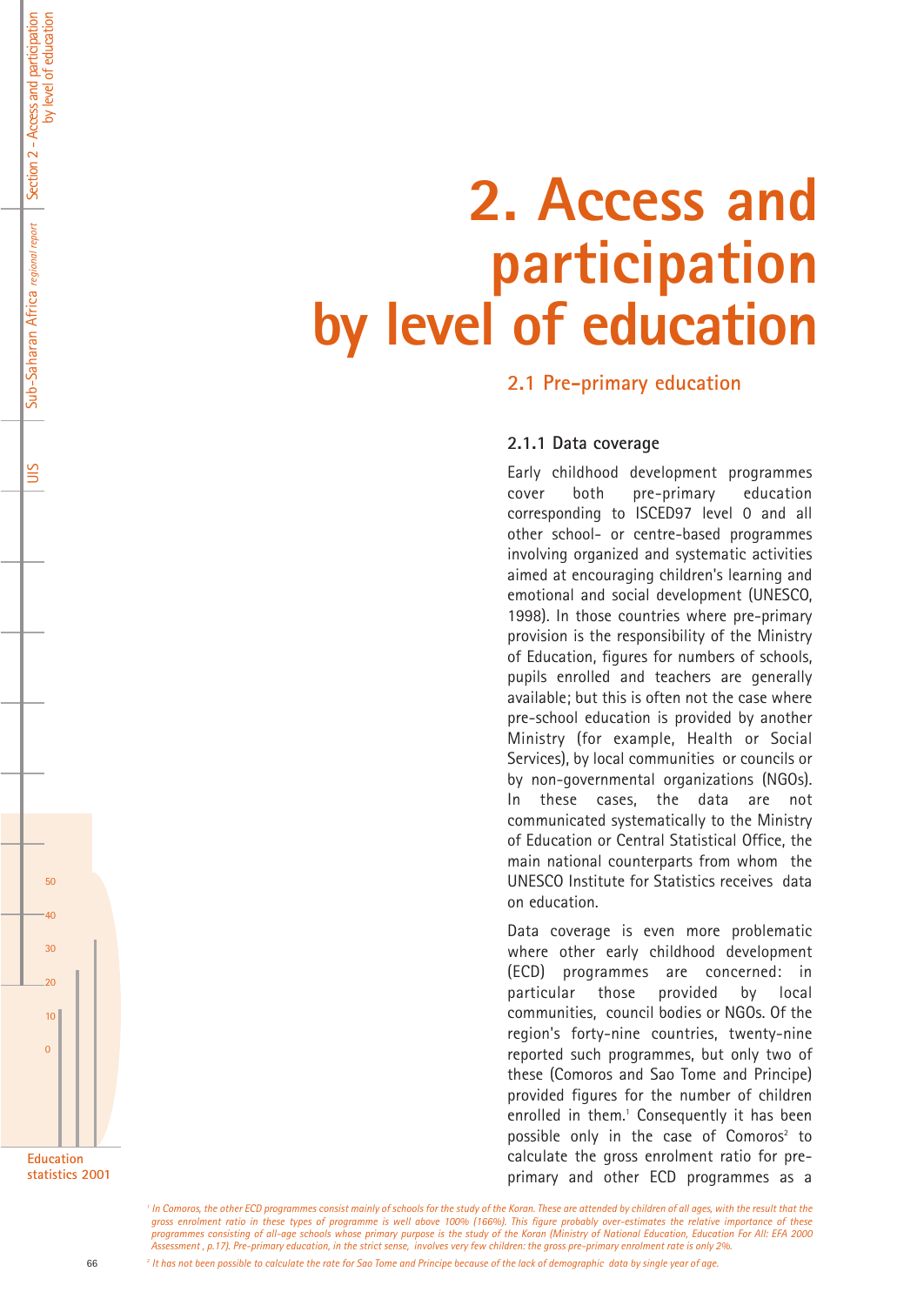# 2. Access and participation by level of education

## 2.1 Pre-primary education

### 2.1.1 Data coverage

Early childhood development programmes cover both pre-primary education corresponding to ISCED97 level 0 and all other school- or centre-based programmes involving organized and systematic activities aimed at encouraging children's learning and emotional and social development (UNESCO, 1998). In those countries where pre-primary provision is the responsibility of the Ministry of Education, figures for numbers of schools, pupils enrolled and teachers are generally available; but this is often not the case where pre-school education is provided by another Ministry (for example, Health or Social Services), by local communities or councils or by non-governmental organizations (NGOs). In these cases, the data are not communicated systematically to the Ministry of Education or Central Statistical Office, the main national counterparts from whom the UNESCO Institute for Statistics receives data on education.

Data coverage is even more problematic where other early childhood development (ECD) programmes are concerned: in particular those provided by local communities, council bodies or NGOs. Of the region's forty-nine countries, twenty-nine reported such programmes, but only two of these (Comoros and Sao Tome and Principe) provided figures for the number of children enrolled in them.[1] Consequently it has been possible only in the case of Comoros[2] to calculate the gross enrolment ratio for pre-primary and other ECD programmes as a

---

*[1] In Comoros, the other ECD programmes consist mainly of schools for the study of the Koran. These are attended by children of all ages, with the result that the gross enrolment ratio in these types of programme is well above 100% (166%). This figure probably over-estimates the relative importance of these programmes consisting of all-age schools whose primary purpose is the study of the Koran (Ministry of National Education, Education For All: EFA 2000 Assessment, p.17). Pre-primary education, in the strict sense, involves very few children: the gross pre-primary enrolment rate is only 2%.*

*[2] It has not been possible to calculate the rate for Sao Tome and Principe because of the lack of demographic data by single year of age.*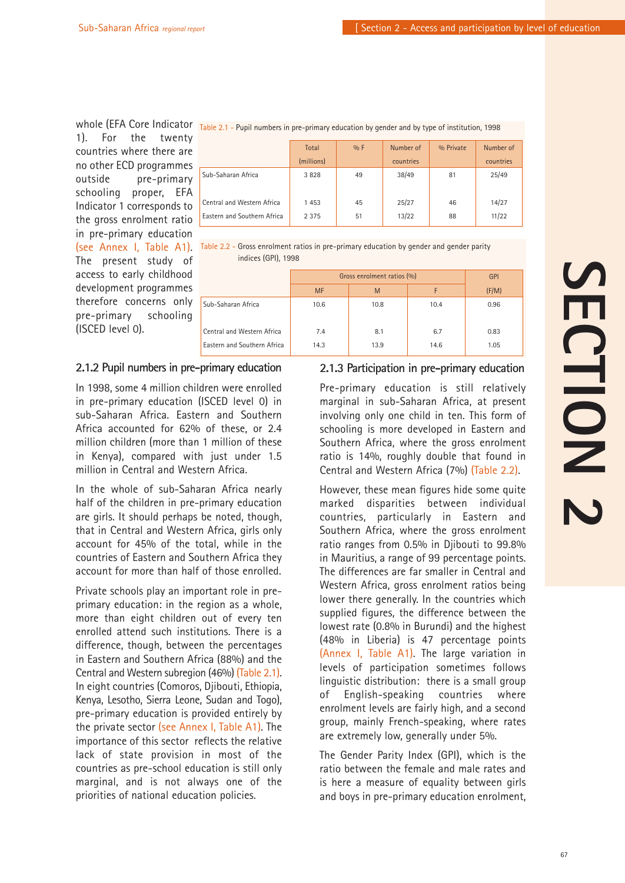whole (EFA Core Indicator 1). For the twenty countries where there are no other ECD programmes outside pre-primary schooling proper, EFA Indicator 1 corresponds to the gross enrolment ratio in pre-primary education (see Annex I, Table A1). The present study of access to early childhood development programmes therefore concerns only pre-primary schooling (ISCED level 0).

Table 2.1 - Pupil numbers in pre-primary education by gender and by type of institution, 1998

| | Total (millions) | % F | Number of countries | % Private | Number of countries |
|---|---|---|---|---|---|
| Sub-Saharan Africa | 3 828 | 49 | 38/49 | 81 | 25/49 |
| Central and Western Africa | 1 453 | 45 | 25/27 | 46 | 14/27 |
| Eastern and Southern Africa | 2 375 | 51 | 13/22 | 88 | 11/22 |

Table 2.2 - Gross enrolment ratios in pre-primary education by gender and gender parity indices (GPI), 1998

| | Gross enrolment ratios (%) | | | GPI |
|---|---|---|---|---|
| | MF | M | F | (F/M) |
| Sub-Saharan Africa | 10.6 | 10.8 | 10.4 | 0.96 |
| Central and Western Africa | 7.4 | 8.1 | 6.7 | 0.83 |
| Eastern and Southern Africa | 14.3 | 13.9 | 14.6 | 1.05 |

### 2.1.2 Pupil numbers in pre-primary education

In 1998, some 4 million children were enrolled in pre-primary education (ISCED level 0) in sub-Saharan Africa. Eastern and Southern Africa accounted for 62% of these, or 2.4 million children (more than 1 million of these in Kenya), compared with just under 1.5 million in Central and Western Africa.

In the whole of sub-Saharan Africa nearly half of the children in pre-primary education are girls. It should perhaps be noted, though, that in Central and Western Africa, girls only account for 45% of the total, while in the countries of Eastern and Southern Africa they account for more than half of those enrolled.

Private schools play an important role in pre-primary education: in the region as a whole, more than eight children out of every ten enrolled attend such institutions. There is a difference, though, between the percentages in Eastern and Southern Africa (88%) and the Central and Western subregion (46%) (Table 2.1). In eight countries (Comoros, Djibouti, Ethiopia, Kenya, Lesotho, Sierra Leone, Sudan and Togo), pre-primary education is provided entirely by the private sector (see Annex I, Table A1). The importance of this sector reflects the relative lack of state provision in most of the countries as pre-school education is still only marginal, and is not always one of the priorities of national education policies.

### 2.1.3 Participation in pre-primary education

Pre-primary education is still relatively marginal in sub-Saharan Africa, at present involving only one child in ten. This form of schooling is more developed in Eastern and Southern Africa, where the gross enrolment ratio is 14%, roughly double that found in Central and Western Africa (7%) (Table 2.2).

However, these mean figures hide some quite marked disparities between individual countries, particularly in Eastern and Southern Africa, where the gross enrolment ratio ranges from 0.5% in Djibouti to 99.8% in Mauritius, a range of 99 percentage points. The differences are far smaller in Central and Western Africa, gross enrolment ratios being lower there generally. In the countries which supplied figures, the difference between the lowest rate (0.8% in Burundi) and the highest (48% in Liberia) is 47 percentage points (Annex I, Table A1). The large variation in levels of participation sometimes follows linguistic distribution: there is a small group of English-speaking countries where enrolment levels are fairly high, and a second group, mainly French-speaking, where rates are extremely low, generally under 5%.

The Gender Parity Index (GPI), which is the ratio between the female and male rates and is here a measure of equality between girls and boys in pre-primary education enrolment,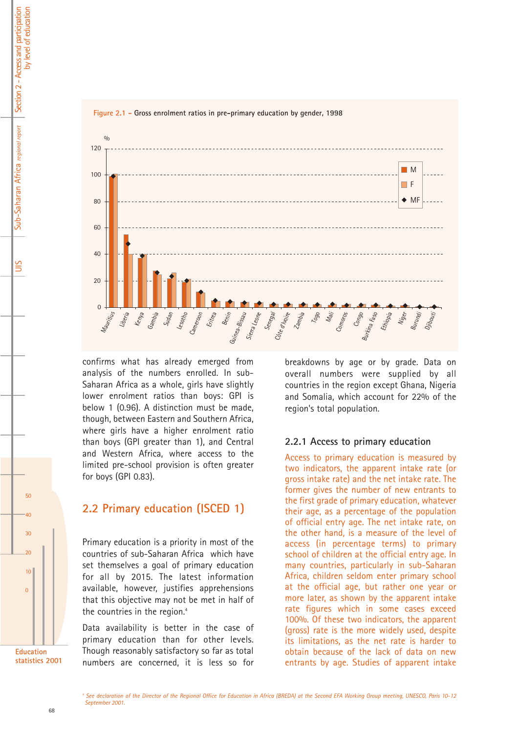Figure 2.1 – Gross enrolment ratios in pre-primary education by gender, 1998

confirms what has already emerged from analysis of the numbers enrolled. In sub-Saharan Africa as a whole, girls have slightly lower enrolment ratios than boys: GPI is below 1 (0.96). A distinction must be made, though, between Eastern and Southern Africa, where girls have a higher enrolment ratio than boys (GPI greater than 1), and Central and Western Africa, where access to the limited pre-school provision is often greater for boys (GPI 0.83).

## 2.2 Primary education (ISCED 1)

Primary education is a priority in most of the countries of sub-Saharan Africa which have set themselves a goal of primary education for all by 2015. The latest information available, however, justifies apprehensions that this objective may not be met in half of the countries in the region.[4]

Data availability is better in the case of primary education than for other levels. Though reasonably satisfactory so far as total numbers are concerned, it is less so for breakdowns by age or by grade. Data on overall numbers were supplied by all countries in the region except Ghana, Nigeria and Somalia, which account for 22% of the region's total population.

### 2.2.1 Access to primary education

Access to primary education is measured by two indicators, the apparent intake rate (or gross intake rate) and the net intake rate. The former gives the number of new entrants to the first grade of primary education, whatever their age, as a percentage of the population of official entry age. The net intake rate, on the other hand, is a measure of the level of access (in percentage terms) to primary school of children at the official entry age. In many countries, particularly in sub-Saharan Africa, children seldom enter primary school at the official age, but rather one year or more later, as shown by the apparent intake rate figures which in some cases exceed 100%. Of these two indicators, the apparent (gross) rate is the more widely used, despite its limitations, as the net rate is harder to obtain because of the lack of data on new entrants by age. Studies of apparent intake

[4] See declaration of the Director of the Regional Office for Education in Africa (BREDA) at the Second EFA Working Group meeting, UNESCO, Paris 10-12 September 2001.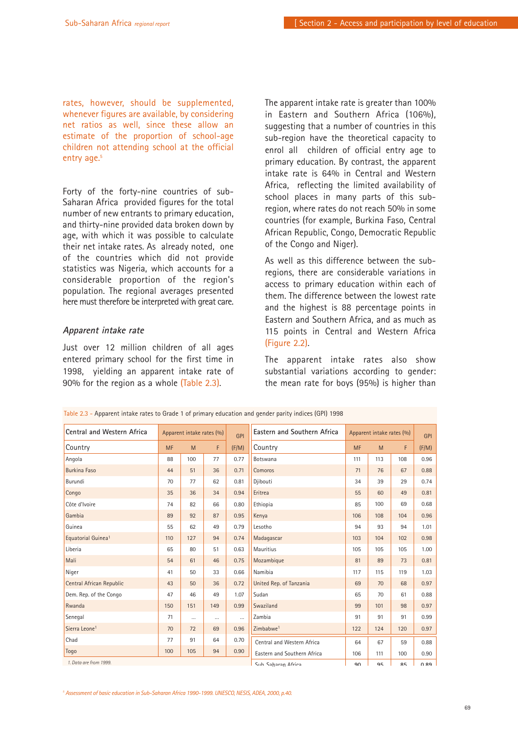rates, however, should be supplemented, whenever figures are available, by considering net ratios as well, since these allow an estimate of the proportion of school-age children not attending school at the official entry age.[5]

Forty of the forty-nine countries of sub-Saharan Africa provided figures for the total number of new entrants to primary education, and thirty-nine provided data broken down by age, with which it was possible to calculate their net intake rates. As already noted, one of the countries which did not provide statistics was Nigeria, which accounts for a considerable proportion of the region's population. The regional averages presented here must therefore be interpreted with great care.

### *Apparent intake rate*

Just over 12 million children of all ages entered primary school for the first time in 1998, yielding an apparent intake rate of 90% for the region as a whole (Table 2.3).

The apparent intake rate is greater than 100% in Eastern and Southern Africa (106%), suggesting that a number of countries in this sub-region have the theoretical capacity to enrol all children of official entry age to primary education. By contrast, the apparent intake rate is 64% in Central and Western Africa, reflecting the limited availability of school places in many parts of this sub-region, where rates do not reach 50% in some countries (for example, Burkina Faso, Central African Republic, Congo, Democratic Republic of the Congo and Niger).

As well as this difference between the sub-regions, there are considerable variations in access to primary education within each of them. The difference between the lowest rate and the highest is 88 percentage points in Eastern and Southern Africa, and as much as 115 points in Central and Western Africa (Figure 2.2).

The apparent intake rates also show substantial variations according to gender: the mean rate for boys (95%) is higher than

Table 2.3 - Apparent intake rates to Grade 1 of primary education and gender parity indices (GPI) 1998

| Central and Western Africa | Apparent intake rates (%) | | | GPI |
|---|---|---|---|---|
| Country | MF | M | F | (F/M) |
| Angola | 88 | 100 | 77 | 0.77 |
| Burkina Faso | 44 | 51 | 36 | 0.71 |
| Burundi | 70 | 77 | 62 | 0.81 |
| Congo | 35 | 36 | 34 | 0.94 |
| Côte d'Ivoire | 74 | 82 | 66 | 0.80 |
| Gambia | 89 | 92 | 87 | 0.95 |
| Guinea | 55 | 62 | 49 | 0.79 |
| Equatorial Guinea[1] | 110 | 127 | 94 | 0.74 |
| Liberia | 65 | 80 | 51 | 0.63 |
| Mali | 54 | 61 | 46 | 0.75 |
| Niger | 41 | 50 | 33 | 0.66 |
| Central African Republic | 43 | 50 | 36 | 0.72 |
| Dem. Rep. of the Congo | 47 | 46 | 49 | 1.07 |
| Rwanda | 150 | 151 | 149 | 0.99 |
| Senegal | 71 | ... | ... | ... |
| Sierra Leone[1] | 70 | 72 | 69 | 0.96 |
| Chad | 77 | 91 | 64 | 0.70 |
| Togo | 100 | 105 | 94 | 0.90 |

| Eastern and Southern Africa | Apparent intake rates (%) | | | GPI |
|---|---|---|---|---|
| Country | MF | M | F | (F/M) |
| Botswana | 111 | 113 | 108 | 0.96 |
| Comoros | 71 | 76 | 67 | 0.88 |
| Djibouti | 34 | 39 | 29 | 0.74 |
| Eritrea | 55 | 60 | 49 | 0.81 |
| Ethiopia | 85 | 100 | 69 | 0.68 |
| Kenya | 106 | 108 | 104 | 0.96 |
| Lesotho | 94 | 93 | 94 | 1.01 |
| Madagascar | 103 | 104 | 102 | 0.98 |
| Mauritius | 105 | 105 | 105 | 1.00 |
| Mozambique | 81 | 89 | 73 | 0.81 |
| Namibia | 117 | 115 | 119 | 1.03 |
| United Rep. of Tanzania | 69 | 70 | 68 | 0.97 |
| Sudan | 65 | 70 | 61 | 0.88 |
| Swaziland | 99 | 101 | 98 | 0.97 |
| Zambia | 91 | 91 | 91 | 0.99 |
| Zimbabwe[1] | 122 | 124 | 120 | 0.97 |
| Central and Western Africa | 64 | 67 | 59 | 0.88 |
| Eastern and Southern Africa | 106 | 111 | 100 | 0.90 |
| Sub-Saharan Africa | 90 | 95 | 85 | 0.89 |

1. Data are from 1999.

[5] *Assessment of basic education in Sub-Saharan Africa 1990-1999. UNESCO, NESIS, ADEA, 2000, p.40.*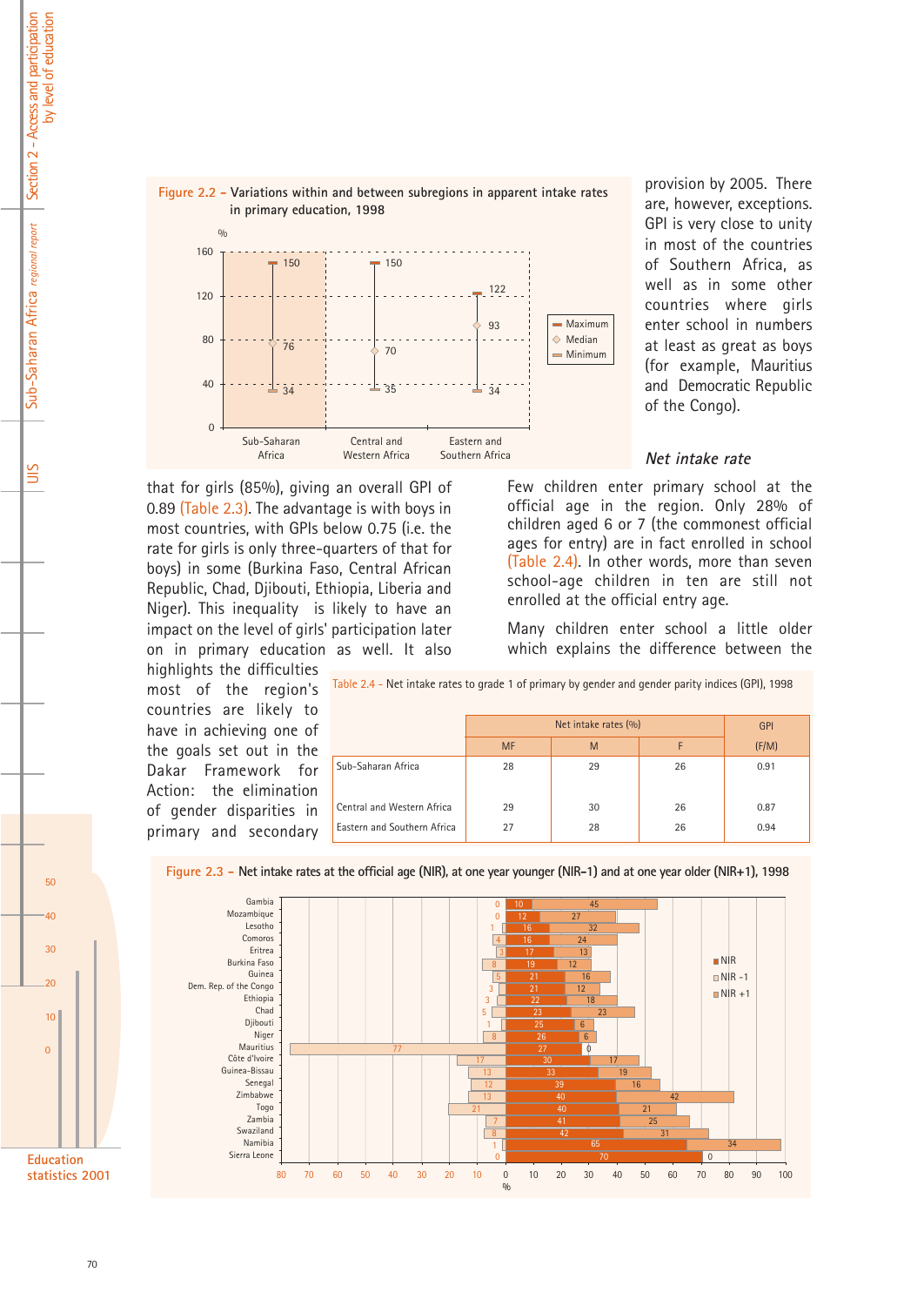**Figure 2.2 – Variations within and between subregions in apparent intake rates in primary education, 1998**

| | Maximum | Median | Minimum |
|---|---|---|---|
| Sub-Saharan Africa | 150 | 76 | 34 |
| Central and Western Africa | 150 | 70 | 35 |
| Eastern and Southern Africa | 122 | 93 | 34 |

provision by 2005. There are, however, exceptions. GPI is very close to unity in most of the countries of Southern Africa, as well as in some other countries where girls enter school in numbers at least as great as boys (for example, Mauritius and Democratic Republic of the Congo).

that for girls (85%), giving an overall GPI of 0.89 (Table 2.3). The advantage is with boys in most countries, with GPIs below 0.75 (i.e. the rate for girls is only three-quarters of that for boys) in some (Burkina Faso, Central African Republic, Chad, Djibouti, Ethiopia, Liberia and Niger). This inequality is likely to have an impact on the level of girls' participation later on in primary education as well. It also highlights the difficulties most of the region's countries are likely to have in achieving one of the goals set out in the Dakar Framework for Action: the elimination of gender disparities in primary and secondary

### *Net intake rate*

Few children enter primary school at the official age in the region. Only 28% of children aged 6 or 7 (the commonest official ages for entry) are in fact enrolled in school (Table 2.4). In other words, more than seven school-age children in ten are still not enrolled at the official entry age.

Many children enter school a little older which explains the difference between the

**Table 2.4 - Net intake rates to grade 1 of primary by gender and gender parity indices (GPI), 1998**

| | Net intake rates (%) | | | GPI |
|---|---|---|---|---|
| | MF | M | F | (F/M) |
| Sub-Saharan Africa | 28 | 29 | 26 | 0.91 |
| Central and Western Africa | 29 | 30 | 26 | 0.87 |
| Eastern and Southern Africa | 27 | 28 | 26 | 0.94 |

**Figure 2.3 – Net intake rates at the official age (NIR), at one year younger (NIR–1) and at one year older (NIR+1), 1998**

| Country | NIR -1 | NIR | NIR +1 |
|---|---|---|---|
| Gambia | 0 | 10 | 45 |
| Mozambique | 0 | 12 | 27 |
| Lesotho | 1 | 16 | 32 |
| Comoros | 4 | 16 | 24 |
| Eritrea | 3 | 17 | 13 |
| Burkina Faso | 8 | 19 | 12 |
| Guinea | 5 | 21 | 16 |
| Dem. Rep. of the Congo | 3 | 21 | 12 |
| Ethiopia | 3 | 22 | 18 |
| Chad | 5 | 23 | 23 |
| Djibouti | 1 | 25 | 6 |
| Niger | 8 | 26 | 6 |
| Mauritius | 77 | 27 | 0 |
| Côte d'Ivoire | 17 | 30 | 17 |
| Guinea-Bissau | 13 | 33 | 19 |
| Senegal | 12 | 39 | 16 |
| Zimbabwe | 13 | 40 | 42 |
| Togo | 21 | 40 | 21 |
| Zambia | 7 | 41 | 25 |
| Swaziland | 8 | 42 | 31 |
| Namibia | 1 | 65 | 34 |
| Sierra Leone | 0 | 70 | 0 |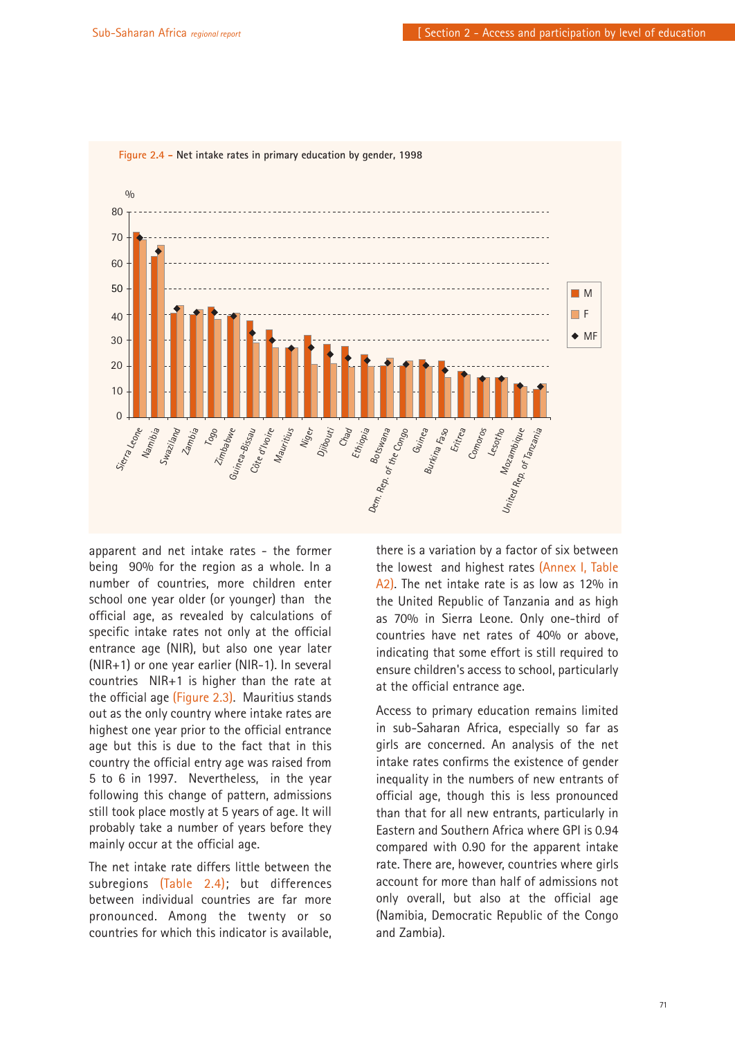Figure 2.4 – Net intake rates in primary education by gender, 1998

apparent and net intake rates - the former being 90% for the region as a whole. In a number of countries, more children enter school one year older (or younger) than the official age, as revealed by calculations of specific intake rates not only at the official entrance age (NIR), but also one year later (NIR+1) or one year earlier (NIR-1). In several countries NIR+1 is higher than the rate at the official age (Figure 2.3). Mauritius stands out as the only country where intake rates are highest one year prior to the official entrance age but this is due to the fact that in this country the official entry age was raised from 5 to 6 in 1997. Nevertheless, in the year following this change of pattern, admissions still took place mostly at 5 years of age. It will probably take a number of years before they mainly occur at the official age.

The net intake rate differs little between the subregions (Table 2.4); but differences between individual countries are far more pronounced. Among the twenty or so countries for which this indicator is available, there is a variation by a factor of six between the lowest and highest rates (Annex I, Table A2). The net intake rate is as low as 12% in the United Republic of Tanzania and as high as 70% in Sierra Leone. Only one-third of countries have net rates of 40% or above, indicating that some effort is still required to ensure children's access to school, particularly at the official entrance age.

Access to primary education remains limited in sub-Saharan Africa, especially so far as girls are concerned. An analysis of the net intake rates confirms the existence of gender inequality in the numbers of new entrants of official age, though this is less pronounced than that for all new entrants, particularly in Eastern and Southern Africa where GPI is 0.94 compared with 0.90 for the apparent intake rate. There are, however, countries where girls account for more than half of admissions not only overall, but also at the official age (Namibia, Democratic Republic of the Congo and Zambia).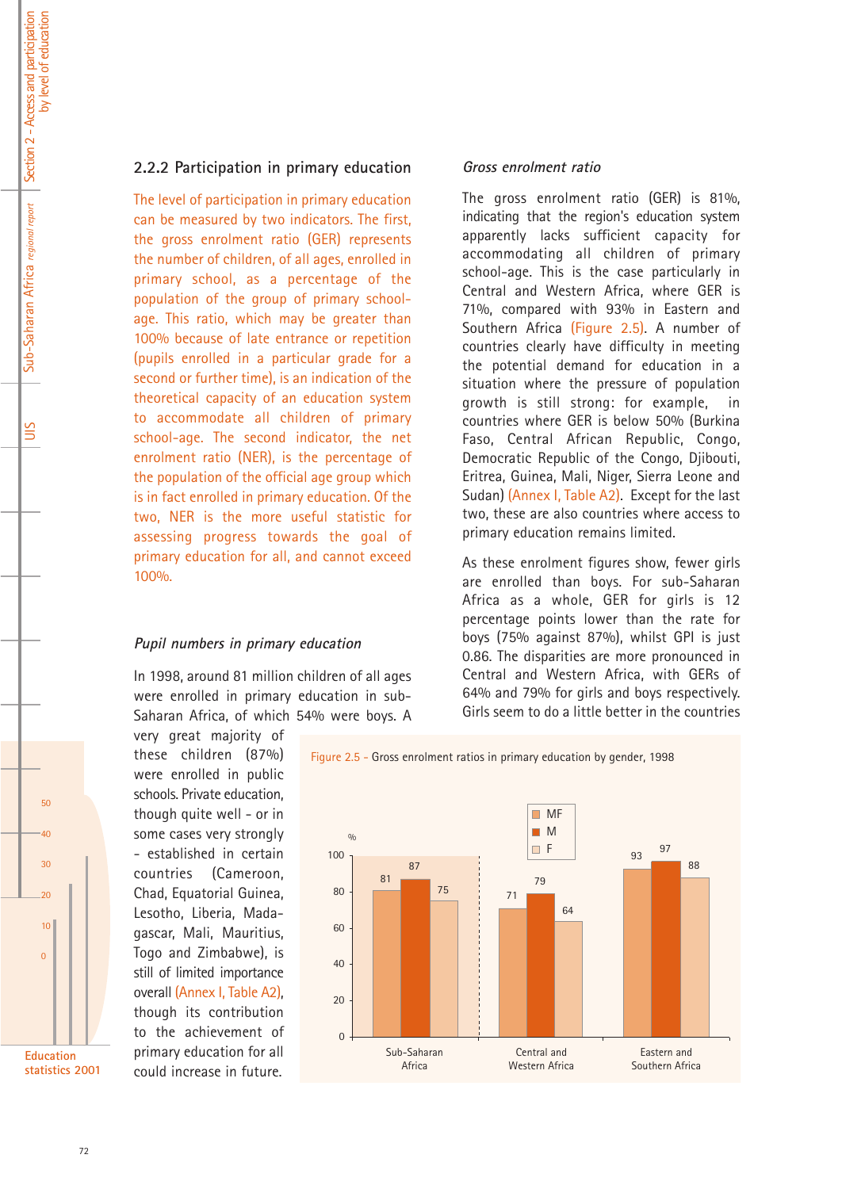### 2.2.2 Participation in primary education

The level of participation in primary education can be measured by two indicators. The first, the gross enrolment ratio (GER) represents the number of children, of all ages, enrolled in primary school, as a percentage of the population of the group of primary school-age. This ratio, which may be greater than 100% because of late entrance or repetition (pupils enrolled in a particular grade for a second or further time), is an indication of the theoretical capacity of an education system to accommodate all children of primary school-age. The second indicator, the net enrolment ratio (NER), is the percentage of the population of the official age group which is in fact enrolled in primary education. Of the two, NER is the more useful statistic for assessing progress towards the goal of primary education for all, and cannot exceed 100%.

#### *Pupil numbers in primary education*

In 1998, around 81 million children of all ages were enrolled in primary education in sub-Saharan Africa, of which 54% were boys. A very great majority of these children (87%) were enrolled in public schools. Private education, though quite well - or in some cases very strongly - established in certain countries (Cameroon, Chad, Equatorial Guinea, Lesotho, Liberia, Madagascar, Mali, Mauritius, Togo and Zimbabwe), is still of limited importance overall (Annex I, Table A2), though its contribution to the achievement of primary education for all could increase in future.

#### *Gross enrolment ratio*

The gross enrolment ratio (GER) is 81%, indicating that the region's education system apparently lacks sufficient capacity for accommodating all children of primary school-age. This is the case particularly in Central and Western Africa, where GER is 71%, compared with 93% in Eastern and Southern Africa (Figure 2.5). A number of countries clearly have difficulty in meeting the potential demand for education in a situation where the pressure of population growth is still strong: for example, in countries where GER is below 50% (Burkina Faso, Central African Republic, Congo, Democratic Republic of the Congo, Djibouti, Eritrea, Guinea, Mali, Niger, Sierra Leone and Sudan) (Annex I, Table A2). Except for the last two, these are also countries where access to primary education remains limited.

As these enrolment figures show, fewer girls are enrolled than boys. For sub-Saharan Africa as a whole, GER for girls is 12 percentage points lower than the rate for boys (75% against 87%), whilst GPI is just 0.86. The disparities are more pronounced in Central and Western Africa, with GERs of 64% and 79% for girls and boys respectively. Girls seem to do a little better in the countries

Figure 2.5 - Gross enrolment ratios in primary education by gender, 1998

| % | MF | M | F |
|---|---|---|---|
| Sub-Saharan Africa | 81 | 87 | 75 |
| Central and Western Africa | 71 | 79 | 64 |
| Eastern and Southern Africa | 93 | 97 | 88 |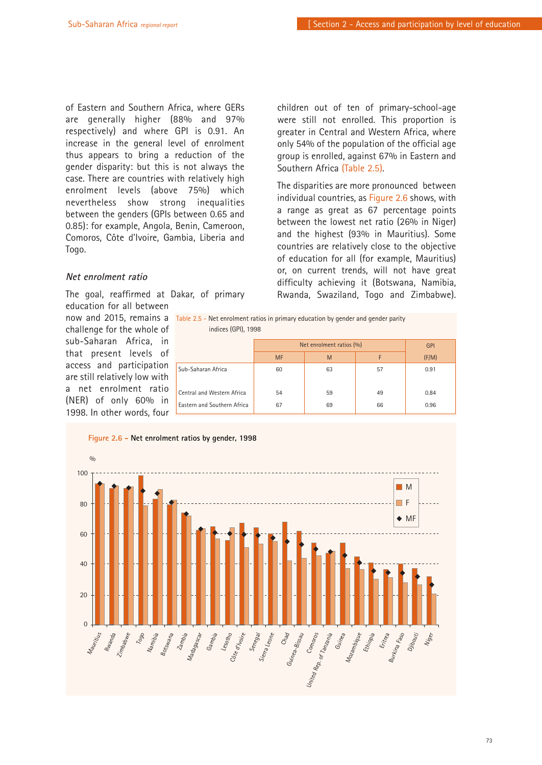of Eastern and Southern Africa, where GERs are generally higher (88% and 97% respectively) and where GPI is 0.91. An increase in the general level of enrolment thus appears to bring a reduction of the gender disparity: but this is not always the case. There are countries with relatively high enrolment levels (above 75%) which nevertheless show strong inequalities between the genders (GPIs between 0.65 and 0.85): for example, Angola, Benin, Cameroon, Comoros, Côte d'Ivoire, Gambia, Liberia and Togo.

### *Net enrolment ratio*

The goal, reaffirmed at Dakar, of primary education for all between now and 2015, remains a challenge for the whole of sub-Saharan Africa, in that present levels of access and participation are still relatively low with a net enrolment ratio (NER) of only 60% in 1998. In other words, four children out of ten of primary-school-age were still not enrolled. This proportion is greater in Central and Western Africa, where only 54% of the population of the official age group is enrolled, against 67% in Eastern and Southern Africa (Table 2.5).

The disparities are more pronounced between individual countries, as Figure 2.6 shows, with a range as great as 67 percentage points between the lowest net ratio (26% in Niger) and the highest (93% in Mauritius). Some countries are relatively close to the objective of education for all (for example, Mauritius) or, on current trends, will not have great difficulty achieving it (Botswana, Namibia, Rwanda, Swaziland, Togo and Zimbabwe).

Table 2.5 – Net enrolment ratios in primary education by gender and gender parity indices (GPI), 1998

| | Net enrolment ratios (%) | | | GPI |
|---|---|---|---|---|
| | MF | M | F | (F/M) |
| Sub-Saharan Africa | 60 | 63 | 57 | 0.91 |
| Central and Western Africa | 54 | 59 | 49 | 0.84 |
| Eastern and Southern Africa | 67 | 69 | 66 | 0.96 |

**Figure 2.6 – Net enrolment ratios by gender, 1998**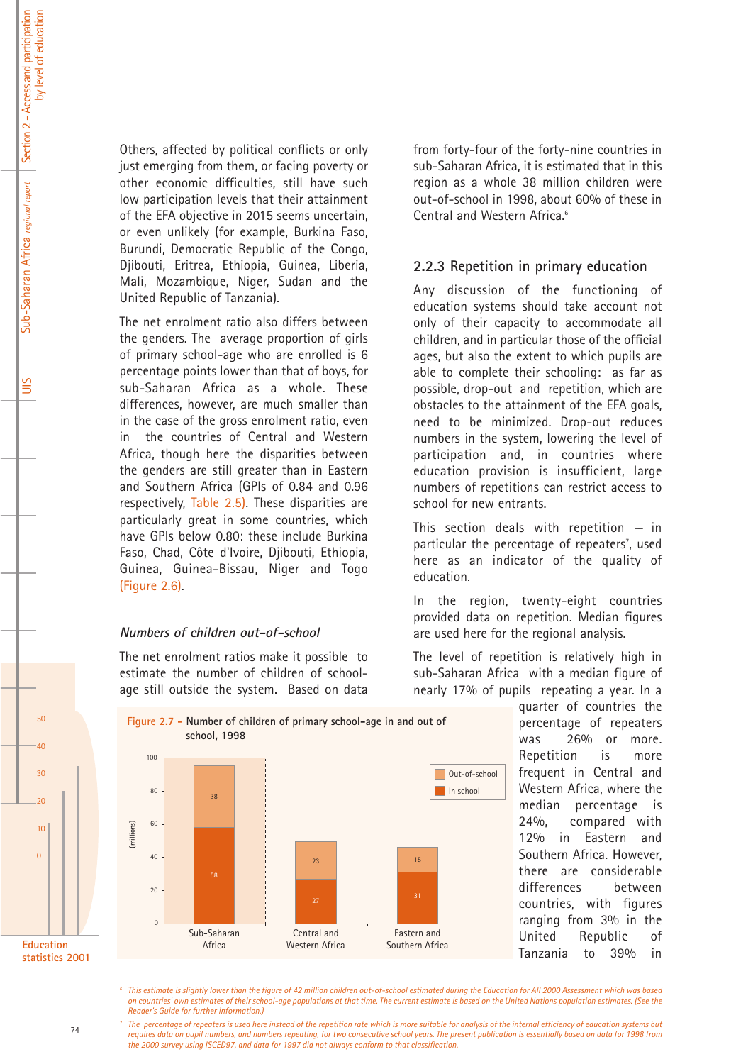Others, affected by political conflicts or only just emerging from them, or facing poverty or other economic difficulties, still have such low participation levels that their attainment of the EFA objective in 2015 seems uncertain, or even unlikely (for example, Burkina Faso, Burundi, Democratic Republic of the Congo, Djibouti, Eritrea, Ethiopia, Guinea, Liberia, Mali, Mozambique, Niger, Sudan and the United Republic of Tanzania).

The net enrolment ratio also differs between the genders. The average proportion of girls of primary school-age who are enrolled is 6 percentage points lower than that of boys, for sub-Saharan Africa as a whole. These differences, however, are much smaller than in the case of the gross enrolment ratio, even in the countries of Central and Western Africa, though here the disparities between the genders are still greater than in Eastern and Southern Africa (GPIs of 0.84 and 0.96 respectively, Table 2.5). These disparities are particularly great in some countries, which have GPIs below 0.80: these include Burkina Faso, Chad, Côte d'Ivoire, Djibouti, Ethiopia, Guinea, Guinea-Bissau, Niger and Togo (Figure 2.6).

### *Numbers of children out-of-school*

The net enrolment ratios make it possible to estimate the number of children of school-age still outside the system. Based on data from forty-four of the forty-nine countries in sub-Saharan Africa, it is estimated that in this region as a whole 38 million children were out-of-school in 1998, about 60% of these in Central and Western Africa.[6]

Figure 2.7 – Number of children of primary school-age in and out of school, 1998

| (millions) | Sub-Saharan Africa | Central and Western Africa | Eastern and Southern Africa |
|---|---|---|---|
| Out-of-school | 38 | 23 | 15 |
| In school | 58 | 27 | 31 |

### 2.2.3 Repetition in primary education

Any discussion of the functioning of education systems should take account not only of their capacity to accommodate all children, and in particular those of the official ages, but also the extent to which pupils are able to complete their schooling: as far as possible, drop-out and repetition, which are obstacles to the attainment of the EFA goals, need to be minimized. Drop-out reduces numbers in the system, lowering the level of participation and, in countries where education provision is insufficient, large numbers of repetitions can restrict access to school for new entrants.

This section deals with repetition – in particular the percentage of repeaters[7], used here as an indicator of the quality of education.

In the region, twenty-eight countries provided data on repetition. Median figures are used here for the regional analysis.

The level of repetition is relatively high in sub-Saharan Africa with a median figure of nearly 17% of pupils repeating a year. In a quarter of countries the percentage of repeaters was 26% or more. Repetition is more frequent in Central and Western Africa, where the median percentage is 24%, compared with 12% in Eastern and Southern Africa. However, there are considerable differences between countries, with figures ranging from 3% in the United Republic of Tanzania to 39% in

---

[6] This estimate is slightly lower than the figure of 42 million children out-of-school estimated during the Education for All 2000 Assessment which was based on countries' own estimates of their school-age populations at that time. The current estimate is based on the United Nations population estimates. (See the Reader's Guide for further information.)

[7] The percentage of repeaters is used here instead of the repetition rate which is more suitable for analysis of the internal efficiency of education systems but requires data on pupil numbers, and numbers repeating, for two consecutive school years. The present publication is essentially based on data for 1998 from the 2000 survey using ISCED97, and data for 1997 did not always conform to that classification.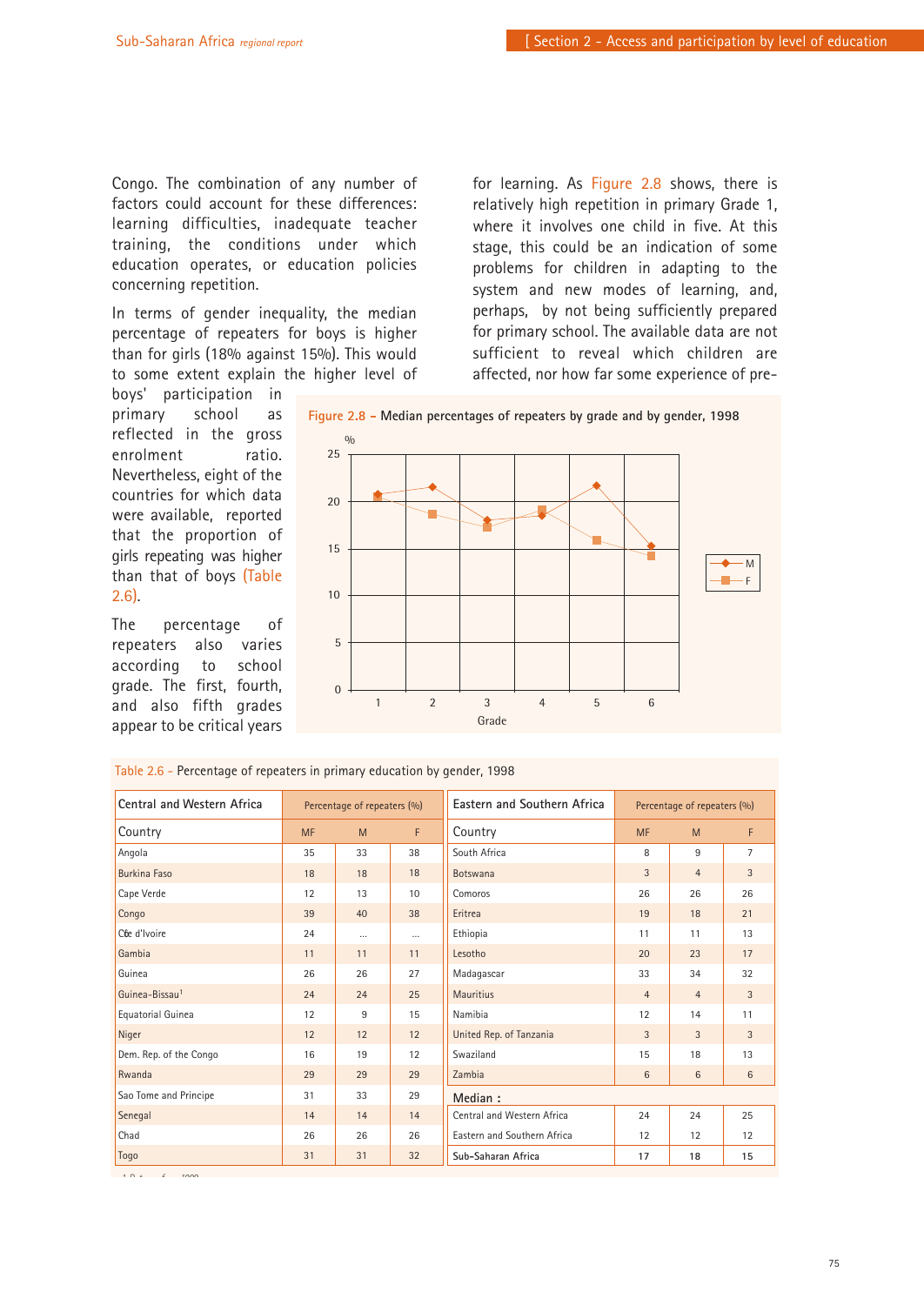Congo. The combination of any number of factors could account for these differences: learning difficulties, inadequate teacher training, the conditions under which education operates, or education policies concerning repetition.

In terms of gender inequality, the median percentage of repeaters for boys is higher than for girls (18% against 15%). This would to some extent explain the higher level of boys' participation in primary school as reflected in the gross enrolment ratio. Nevertheless, eight of the countries for which data were available, reported that the proportion of girls repeating was higher than that of boys (Table 2.6).

The percentage of repeaters also varies according to school grade. The first, fourth, and also fifth grades appear to be critical years for learning. As Figure 2.8 shows, there is relatively high repetition in primary Grade 1, where it involves one child in five. At this stage, this could be an indication of some problems for children in adapting to the system and new modes of learning, and, perhaps, by not being sufficiently prepared for primary school. The available data are not sufficient to reveal which children are affected, nor how far some experience of pre-

**Figure 2.8 – Median percentages of repeaters by grade and by gender, 1998**

**Table 2.6 - Percentage of repeaters in primary education by gender, 1998**

| Central and Western Africa | Percentage of repeaters (%) | | | Eastern and Southern Africa | Percentage of repeaters (%) | | |
|---|---|---|---|---|---|---|---|
| Country | MF | M | F | Country | MF | M | F |
| Angola | 35 | 33 | 38 | South Africa | 8 | 9 | 7 |
| Burkina Faso | 18 | 18 | 18 | Botswana | 3 | 4 | 3 |
| Cape Verde | 12 | 13 | 10 | Comoros | 26 | 26 | 26 |
| Congo | 39 | 40 | 38 | Eritrea | 19 | 18 | 21 |
| Côte d'Ivoire | 24 | ... | ... | Ethiopia | 11 | 11 | 13 |
| Gambia | 11 | 11 | 11 | Lesotho | 20 | 23 | 17 |
| Guinea | 26 | 26 | 27 | Madagascar | 33 | 34 | 32 |
| Guinea-Bissau[1] | 24 | 24 | 25 | Mauritius | 4 | 4 | 3 |
| Equatorial Guinea | 12 | 9 | 15 | Namibia | 12 | 14 | 11 |
| Niger | 12 | 12 | 12 | United Rep. of Tanzania | 3 | 3 | 3 |
| Dem. Rep. of the Congo | 16 | 19 | 12 | Swaziland | 15 | 18 | 13 |
| Rwanda | 29 | 29 | 29 | Zambia | 6 | 6 | 6 |
| Sao Tome and Principe | 31 | 33 | 29 | **Median :** | | | |
| Senegal | 14 | 14 | 14 | Central and Western Africa | 24 | 24 | 25 |
| Chad | 26 | 26 | 26 | Eastern and Southern Africa | 12 | 12 | 12 |
| Togo | 31 | 31 | 32 | **Sub-Saharan Africa** | **17** | **18** | **15** |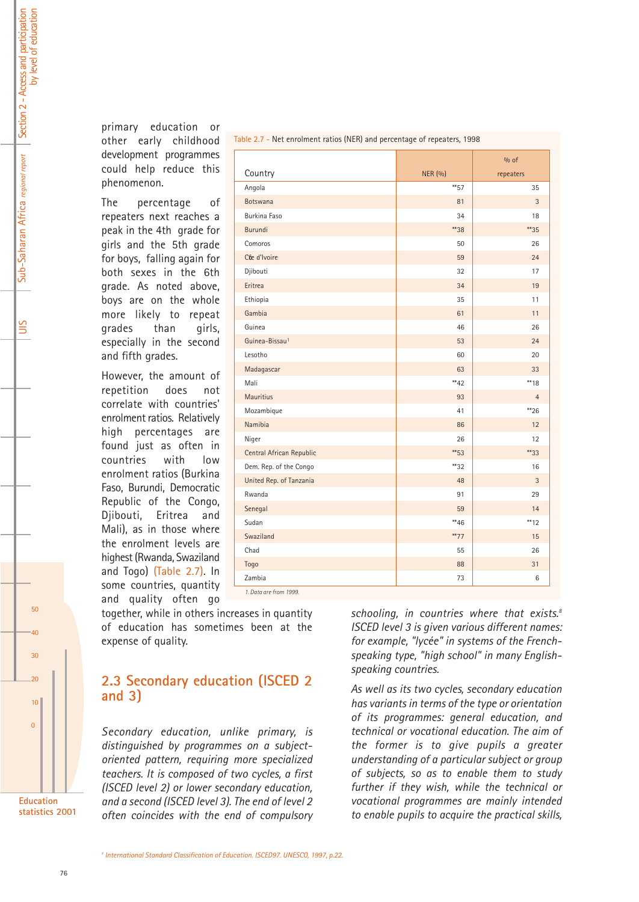primary education or other early childhood development programmes could help reduce this phenomenon.

The percentage of repeaters next reaches a peak in the 4th grade for girls and the 5th grade for boys, falling again for both sexes in the 6th grade. As noted above, boys are on the whole more likely to repeat grades than girls, especially in the second and fifth grades.

However, the amount of repetition does not correlate with countries' enrolment ratios. Relatively high percentages are found just as often in countries with low enrolment ratios (Burkina Faso, Burundi, Democratic Republic of the Congo, Djibouti, Eritrea and Mali), as in those where the enrolment levels are highest (Rwanda, Swaziland and Togo) (Table 2.7). In some countries, quantity and quality often go together, while in others increases in quantity of education has sometimes been at the expense of quality.

Table 2.7 – Net enrolment ratios (NER) and percentage of repeaters, 1998

| Country | NER (%) | % of repeaters |
|---|---|---|
| Angola | **57 | 35 |
| Botswana | 81 | 3 |
| Burkina Faso | 34 | 18 |
| Burundi | **38 | **35 |
| Comoros | 50 | 26 |
| Côte d'Ivoire | 59 | 24 |
| Djibouti | 32 | 17 |
| Eritrea | 34 | 19 |
| Ethiopia | 35 | 11 |
| Gambia | 61 | 11 |
| Guinea | 46 | 26 |
| Guinea-Bissau[1] | 53 | 24 |
| Lesotho | 60 | 20 |
| Madagascar | 63 | 33 |
| Mali | **42 | **18 |
| Mauritius | 93 | 4 |
| Mozambique | 41 | **26 |
| Namibia | 86 | 12 |
| Niger | 26 | 12 |
| Central African Republic | **53 | **33 |
| Dem. Rep. of the Congo | **32 | 16 |
| United Rep. of Tanzania | 48 | 3 |
| Rwanda | 91 | 29 |
| Senegal | 59 | 14 |
| Sudan | **46 | **12 |
| Swaziland | **77 | 15 |
| Chad | 55 | 26 |
| Togo | 88 | 31 |
| Zambia | 73 | 6 |

*1. Data are from 1999.*

## 2.3 Secondary education (ISCED 2 and 3)

*Secondary education, unlike primary, is distinguished by programmes on a subject-oriented pattern, requiring more specialized teachers. It is composed of two cycles, a first (ISCED level 2) or lower secondary education, and a second (ISCED level 3). The end of level 2 often coincides with the end of compulsory schooling, in countries where that exists.[8] ISCED level 3 is given various different names: for example, "lycée" in systems of the French-speaking type, "high school" in many English-speaking countries.*

*As well as its two cycles, secondary education has variants in terms of the type or orientation of its programmes: general education, and technical or vocational education. The aim of the former is to give pupils a greater understanding of a particular subject or group of subjects, so as to enable them to study further if they wish, while the technical or vocational programmes are mainly intended to enable pupils to acquire the practical skills,*

*[8] International Standard Classification of Education. ISCED97. UNESCO, 1997, p.22.*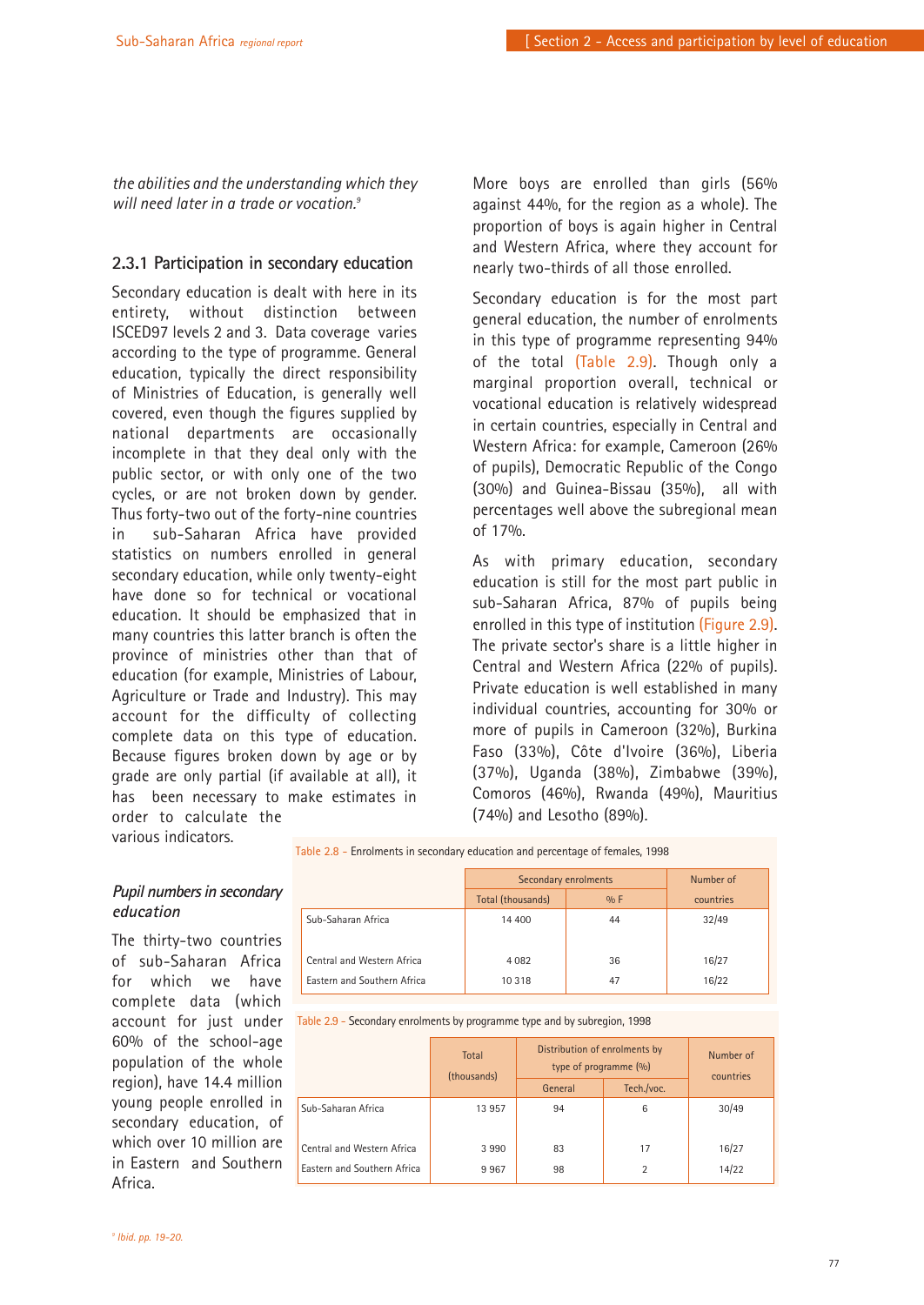*the abilities and the understanding which they will need later in a trade or vocation.*[9]

### 2.3.1 Participation in secondary education

Secondary education is dealt with here in its entirety, without distinction between ISCED97 levels 2 and 3. Data coverage varies according to the type of programme. General education, typically the direct responsibility of Ministries of Education, is generally well covered, even though the figures supplied by national departments are occasionally incomplete in that they deal only with the public sector, or with only one of the two cycles, or are not broken down by gender. Thus forty-two out of the forty-nine countries in sub-Saharan Africa have provided statistics on numbers enrolled in general secondary education, while only twenty-eight have done so for technical or vocational education. It should be emphasized that in many countries this latter branch is often the province of ministries other than that of education (for example, Ministries of Labour, Agriculture or Trade and Industry). This may account for the difficulty of collecting complete data on this type of education. Because figures broken down by age or by grade are only partial (if available at all), it has been necessary to make estimates in order to calculate the various indicators.

#### *Pupil numbers in secondary education*

The thirty-two countries of sub-Saharan Africa for which we have complete data (which account for just under 60% of the school-age population of the whole region), have 14.4 million young people enrolled in secondary education, of which over 10 million are in Eastern and Southern Africa.

More boys are enrolled than girls (56% against 44%, for the region as a whole). The proportion of boys is again higher in Central and Western Africa, where they account for nearly two-thirds of all those enrolled.

Secondary education is for the most part general education, the number of enrolments in this type of programme representing 94% of the total (Table 2.9). Though only a marginal proportion overall, technical or vocational education is relatively widespread in certain countries, especially in Central and Western Africa: for example, Cameroon (26% of pupils), Democratic Republic of the Congo (30%) and Guinea-Bissau (35%), all with percentages well above the subregional mean of 17%.

As with primary education, secondary education is still for the most part public in sub-Saharan Africa, 87% of pupils being enrolled in this type of institution (Figure 2.9). The private sector's share is a little higher in Central and Western Africa (22% of pupils). Private education is well established in many individual countries, accounting for 30% or more of pupils in Cameroon (32%), Burkina Faso (33%), Côte d'Ivoire (36%), Liberia (37%), Uganda (38%), Zimbabwe (39%), Comoros (46%), Rwanda (49%), Mauritius (74%) and Lesotho (89%).

Table 2.8 - Enrolments in secondary education and percentage of females, 1998

| | Secondary enrolments | | Number of |
|---|---|---|---|
| | Total (thousands) | % F | countries |
| Sub-Saharan Africa | 14 400 | 44 | 32/49 |
| Central and Western Africa | 4 082 | 36 | 16/27 |
| Eastern and Southern Africa | 10 318 | 47 | 16/22 |

Table 2.9 - Secondary enrolments by programme type and by subregion, 1998

| | Total (thousands) | Distribution of enrolments by type of programme (%) | | Number of countries |
|---|---|---|---|---|
| | | General | Tech./voc. | |
| Sub-Saharan Africa | 13 957 | 94 | 6 | 30/49 |
| Central and Western Africa | 3 990 | 83 | 17 | 16/27 |
| Eastern and Southern Africa | 9 967 | 98 | 2 | 14/22 |

[9] *Ibid. pp. 19-20.*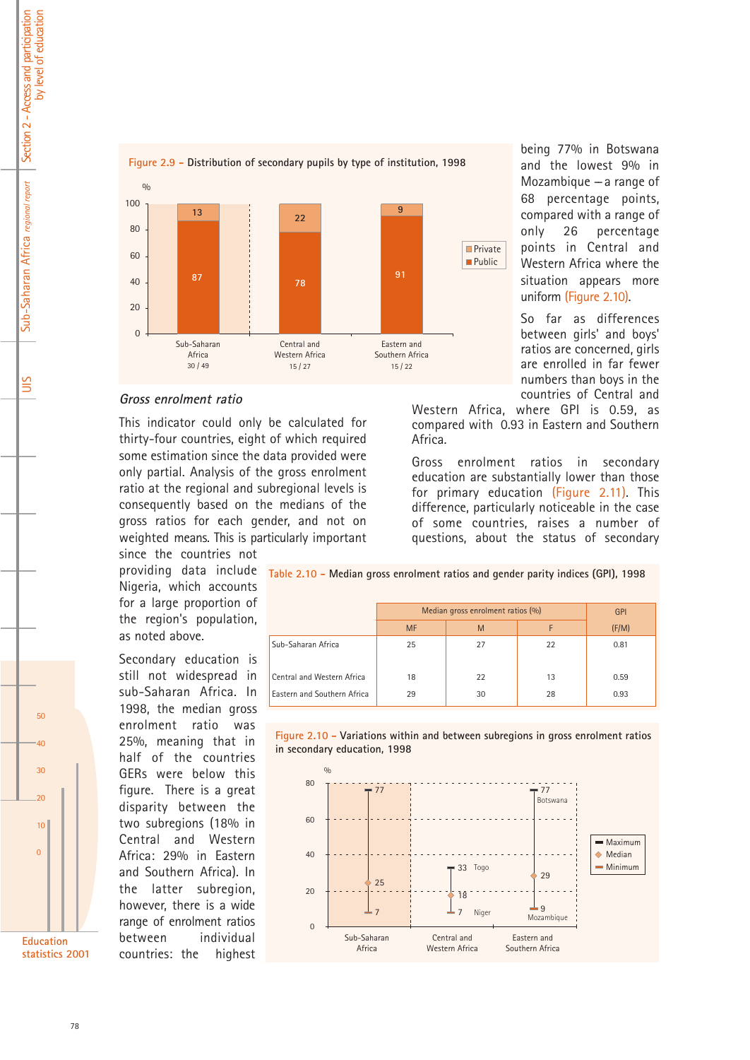**Figure 2.9 – Distribution of secondary pupils by type of institution, 1998**

| | Public (%) | Private (%) |
|---|---|---|
| Sub-Saharan Africa (30 / 49) | 87 | 13 |
| Central and Western Africa (15 / 27) | 78 | 22 |
| Eastern and Southern Africa (15 / 22) | 91 | 9 |

### *Gross enrolment ratio*

This indicator could only be calculated for thirty-four countries, eight of which required some estimation since the data provided were only partial. Analysis of the gross enrolment ratio at the regional and subregional levels is consequently based on the medians of the gross ratios for each gender, and not on weighted means. This is particularly important since the countries not providing data include Nigeria, which accounts for a large proportion of the region's population, as noted above.

Secondary education is still not widespread in sub-Saharan Africa. In 1998, the median gross enrolment ratio was 25%, meaning that in half of the countries GERs were below this figure. There is a great disparity between the two subregions (18% in Central and Western Africa: 29% in Eastern and Southern Africa). In the latter subregion, however, there is a wide range of enrolment ratios between individual countries: the highest being 77% in Botswana and the lowest 9% in Mozambique – a range of 68 percentage points, compared with a range of only 26 percentage points in Central and Western Africa where the situation appears more uniform (Figure 2.10).

So far as differences between girls' and boys' ratios are concerned, girls are enrolled in far fewer numbers than boys in the countries of Central and Western Africa, where GPI is 0.59, as compared with 0.93 in Eastern and Southern Africa.

Gross enrolment ratios in secondary education are substantially lower than those for primary education (Figure 2.11). This difference, particularly noticeable in the case of some countries, raises a number of questions, about the status of secondary

**Table 2.10 – Median gross enrolment ratios and gender parity indices (GPI), 1998**

| | Median gross enrolment ratios (%) | | | GPI |
|---|---|---|---|---|
| | MF | M | F | (F/M) |
| Sub-Saharan Africa | 25 | 27 | 22 | 0.81 |
| Central and Western Africa | 18 | 22 | 13 | 0.59 |
| Eastern and Southern Africa | 29 | 30 | 28 | 0.93 |

**Figure 2.10 – Variations within and between subregions in gross enrolment ratios in secondary education, 1998**

| | Maximum | Median | Minimum |
|---|---|---|---|
| Sub-Saharan Africa | 77 | 25 | 7 |
| Central and Western Africa | 33 (Togo) | 18 | 7 (Niger) |
| Eastern and Southern Africa | 77 (Botswana) | 29 | 9 (Mozambique) |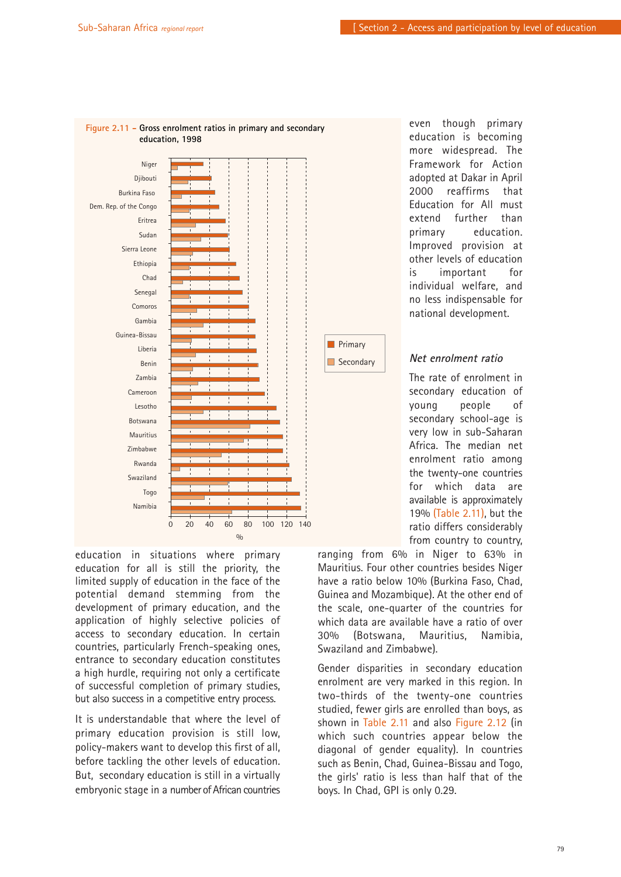Figure 2.11 – **Gross enrolment ratios in primary and secondary education, 1998**

even though primary education is becoming more widespread. The Framework for Action adopted at Dakar in April 2000 reaffirms that Education for All must extend further than primary education. Improved provision at other levels of education is important for individual welfare, and no less indispensable for national development.

education in situations where primary education for all is still the priority, the limited supply of education in the face of the potential demand stemming from the development of primary education, and the application of highly selective policies of access to secondary education. In certain countries, particularly French-speaking ones, entrance to secondary education constitutes a high hurdle, requiring not only a certificate of successful completion of primary studies, but also success in a competitive entry process.

It is understandable that where the level of primary education provision is still low, policy-makers want to develop this first of all, before tackling the other levels of education. But, secondary education is still in a virtually embryonic stage in a number of African countries

### *Net enrolment ratio*

The rate of enrolment in secondary education of young people of secondary school-age is very low in sub-Saharan Africa. The median net enrolment ratio among the twenty-one countries for which data are available is approximately 19% (Table 2.11), but the ratio differs considerably from country to country, ranging from 6% in Niger to 63% in Mauritius. Four other countries besides Niger have a ratio below 10% (Burkina Faso, Chad, Guinea and Mozambique). At the other end of the scale, one-quarter of the countries for which data are available have a ratio of over 30% (Botswana, Mauritius, Namibia, Swaziland and Zimbabwe).

Gender disparities in secondary education enrolment are very marked in this region. In two-thirds of the twenty-one countries studied, fewer girls are enrolled than boys, as shown in Table 2.11 and also Figure 2.12 (in which such countries appear below the diagonal of gender equality). In countries such as Benin, Chad, Guinea-Bissau and Togo, the girls' ratio is less than half that of the boys. In Chad, GPI is only 0.29.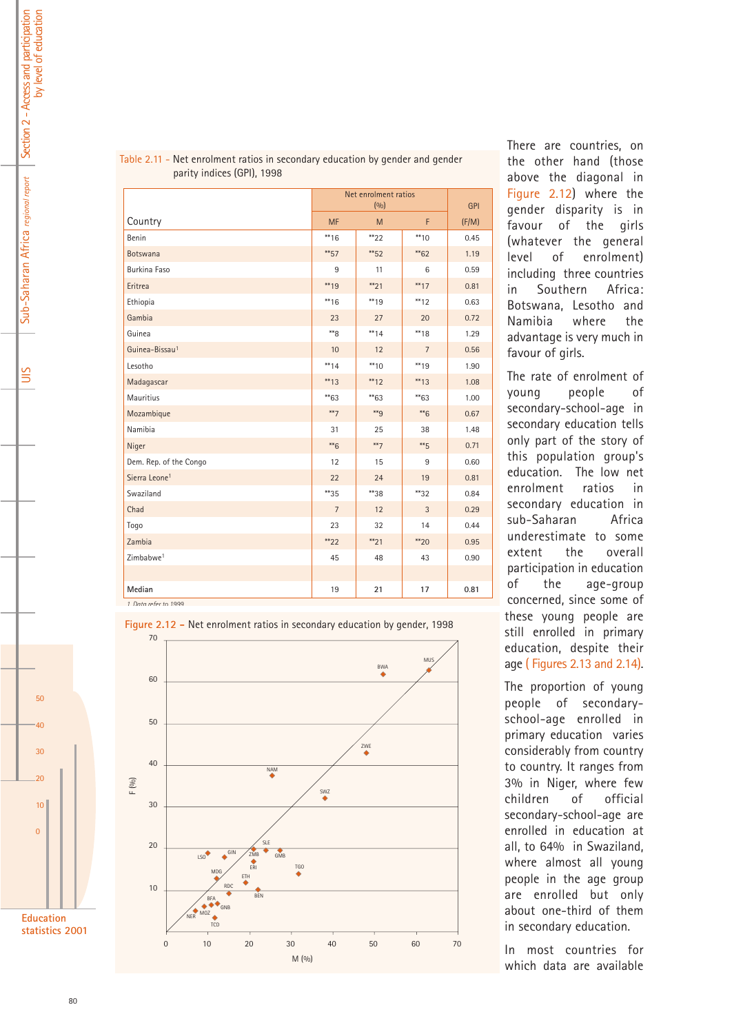Table 2.11 - Net enrolment ratios in secondary education by gender and gender parity indices (GPI), 1998

| Country | Net enrolment ratios (%) | | | GPI |
|---|---|---|---|---|
| | MF | M | F | (F/M) |
| Benin | **16 | **22 | **10 | 0.45 |
| Botswana | **57 | **52 | **62 | 1.19 |
| Burkina Faso | 9 | 11 | 6 | 0.59 |
| Eritrea | **19 | **21 | **17 | 0.81 |
| Ethiopia | **16 | **19 | **12 | 0.63 |
| Gambia | 23 | 27 | 20 | 0.72 |
| Guinea | **8 | **14 | **18 | 1.29 |
| Guinea-Bissau[1] | 10 | 12 | 7 | 0.56 |
| Lesotho | **14 | **10 | **19 | 1.90 |
| Madagascar | **13 | **12 | **13 | 1.08 |
| Mauritius | **63 | **63 | **63 | 1.00 |
| Mozambique | **7 | **9 | **6 | 0.67 |
| Namibia | 31 | 25 | 38 | 1.48 |
| Niger | **6 | **7 | **5 | 0.71 |
| Dem. Rep. of the Congo | 12 | 15 | 9 | 0.60 |
| Sierra Leone[1] | 22 | 24 | 19 | 0.81 |
| Swaziland | **35 | **38 | **32 | 0.84 |
| Chad | 7 | 12 | 3 | 0.29 |
| Togo | 23 | 32 | 14 | 0.44 |
| Zambia | **22 | **21 | **20 | 0.95 |
| Zimbabwe[1] | 45 | 48 | 43 | 0.90 |
| | | | | |
| Median | 19 | 21 | 17 | 0.81 |

1. Data refer to 1999.

Figure 2.12 - Net enrolment ratios in secondary education by gender, 1998

There are countries, on the other hand (those above the diagonal in Figure 2.12) where the gender disparity is in favour of the girls (whatever the general level of enrolment) including three countries in Southern Africa: Botswana, Lesotho and Namibia where the advantage is very much in favour of girls.

The rate of enrolment of young people of secondary-school-age in secondary education tells only part of the story of this population group's education. The low net enrolment ratios in secondary education in sub-Saharan Africa underestimate to some extent the overall participation in education of the age-group concerned, since some of these young people are still enrolled in primary education, despite their age (Figures 2.13 and 2.14).

The proportion of young people of secondary-school-age enrolled in primary education varies considerably from country to country. It ranges from 3% in Niger, where few children of official secondary-school-age are enrolled in education at all, to 64% in Swaziland, where almost all young people in the age group are enrolled but only about one-third of them in secondary education.

In most countries for which data are available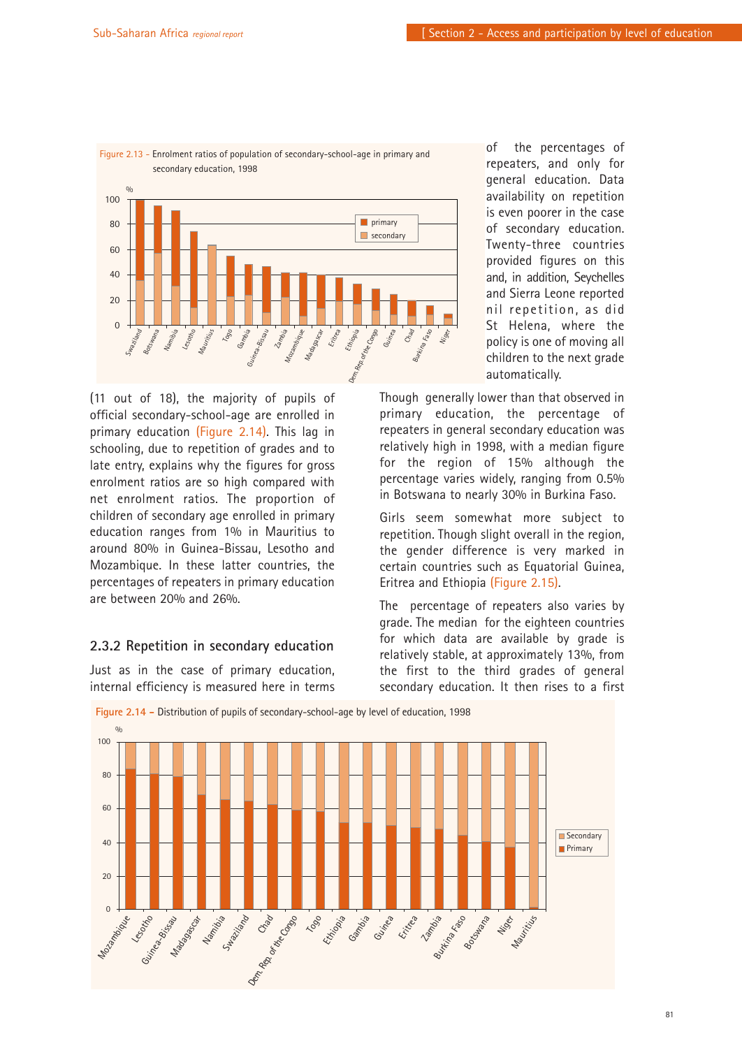Figure 2.13 - Enrolment ratios of population of secondary-school-age in primary and secondary education, 1998

of the percentages of repeaters, and only for general education. Data availability on repetition is even poorer in the case of secondary education. Twenty-three countries provided figures on this and, in addition, Seychelles and Sierra Leone reported nil repetition, as did St Helena, where the policy is one of moving all children to the next grade automatically.

(11 out of 18), the majority of pupils of official secondary-school-age are enrolled in primary education (Figure 2.14). This lag in schooling, due to repetition of grades and to late entry, explains why the figures for gross enrolment ratios are so high compared with net enrolment ratios. The proportion of children of secondary age enrolled in primary education ranges from 1% in Mauritius to around 80% in Guinea-Bissau, Lesotho and Mozambique. In these latter countries, the percentages of repeaters in primary education are between 20% and 26%.

## 2.3.2 Repetition in secondary education

Just as in the case of primary education, internal efficiency is measured here in terms

Though generally lower than that observed in primary education, the percentage of repeaters in general secondary education was relatively high in 1998, with a median figure for the region of 15% although the percentage varies widely, ranging from 0.5% in Botswana to nearly 30% in Burkina Faso.

Girls seem somewhat more subject to repetition. Though slight overall in the region, the gender difference is very marked in certain countries such as Equatorial Guinea, Eritrea and Ethiopia (Figure 2.15).

The percentage of repeaters also varies by grade. The median for the eighteen countries for which data are available by grade is relatively stable, at approximately 13%, from the first to the third grades of general secondary education. It then rises to a first

Figure 2.14 – Distribution of pupils of secondary-school-age by level of education, 1998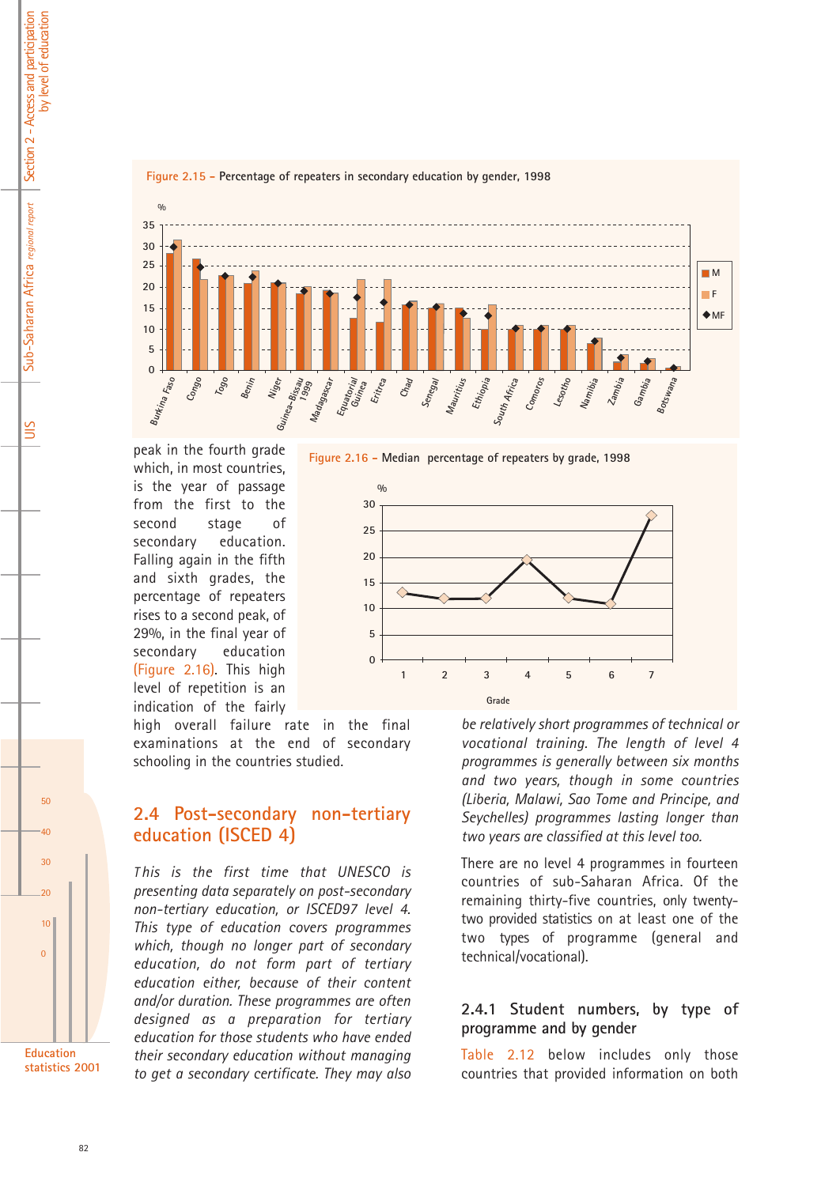Figure 2.15 – Percentage of repeaters in secondary education by gender, 1998

Figure 2.16 – Median percentage of repeaters by grade, 1998

peak in the fourth grade which, in most countries, is the year of passage from the first to the second stage of secondary education. Falling again in the fifth and sixth grades, the percentage of repeaters rises to a second peak, of 29%, in the final year of secondary education (Figure 2.16). This high level of repetition is an indication of the fairly high overall failure rate in the final examinations at the end of secondary schooling in the countries studied.

## 2.4 Post-secondary non-tertiary education (ISCED 4)

*This is the first time that UNESCO is presenting data separately on post-secondary non-tertiary education, or ISCED97 level 4. This type of education covers programmes which, though no longer part of secondary education, do not form part of tertiary education either, because of their content and/or duration. These programmes are often designed as a preparation for tertiary education for those students who have ended their secondary education without managing to get a secondary certificate. They may also be relatively short programmes of technical or vocational training. The length of level 4 programmes is generally between six months and two years, though in some countries (Liberia, Malawi, Sao Tome and Principe, and Seychelles) programmes lasting longer than two years are classified at this level too.*

There are no level 4 programmes in fourteen countries of sub-Saharan Africa. Of the remaining thirty-five countries, only twenty-two provided statistics on at least one of the two types of programme (general and technical/vocational).

### 2.4.1 Student numbers, by type of programme and by gender

Table 2.12 below includes only those countries that provided information on both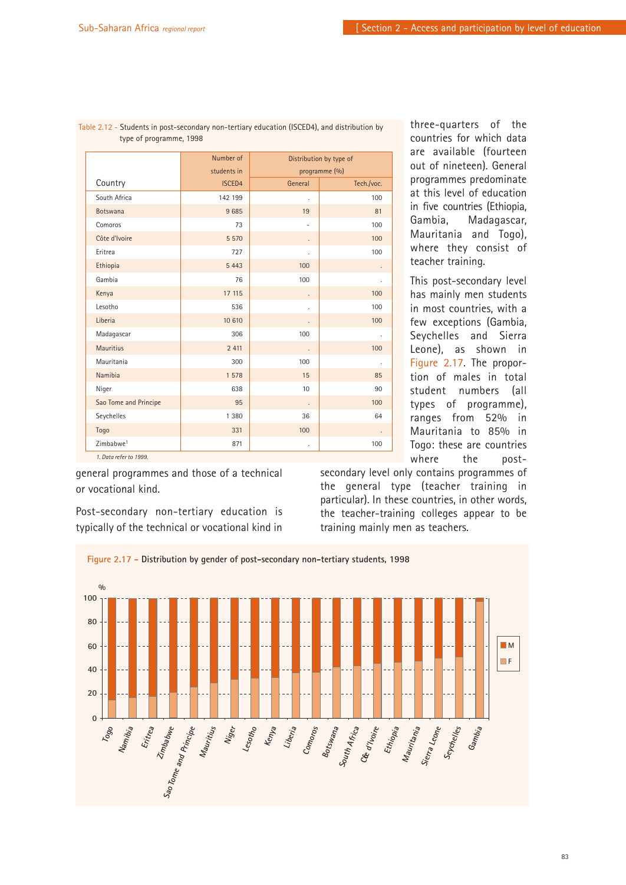Table 2.12 - Students in post-secondary non-tertiary education (ISCED4), and distribution by type of programme, 1998

| Country | Number of students in ISCED4 | Distribution by type of programme (%) | |
|---|---|---|---|
| | | General | Tech./voc. |
| South Africa | 142 199 | . | 100 |
| Botswana | 9 685 | 19 | 81 |
| Comoros | 73 | - | 100 |
| Côte d'Ivoire | 5 570 | . | 100 |
| Eritrea | 727 | . | 100 |
| Ethiopia | 5 443 | 100 | . |
| Gambia | 76 | 100 | . |
| Kenya | 17 115 | . | 100 |
| Lesotho | 536 | . | 100 |
| Liberia | 10 610 | . | 100 |
| Madagascar | 306 | 100 | . |
| Mauritius | 2 411 | . | 100 |
| Mauritania | 300 | 100 | . |
| Namibia | 1 578 | 15 | 85 |
| Niger | 638 | 10 | 90 |
| Sao Tome and Principe | 95 | . | 100 |
| Seychelles | 1 380 | 36 | 64 |
| Togo | 331 | 100 | . |
| Zimbabwe[1] | 871 | . | 100 |

*1. Data refer to 1999.*

general programmes and those of a technical or vocational kind.

Post-secondary non-tertiary education is typically of the technical or vocational kind in three-quarters of the countries for which data are available (fourteen out of nineteen). General programmes predominate at this level of education in five countries (Ethiopia, Gambia, Madagascar, Mauritania and Togo), where they consist of teacher training.

This post-secondary level has mainly men students in most countries, with a few exceptions (Gambia, Seychelles and Sierra Leone), as shown in Figure 2.17. The proportion of males in total student numbers (all types of programme), ranges from 52% in Mauritania to 85% in Togo: these are countries where the post-secondary level only contains programmes of the general type (teacher training in particular). In these countries, in other words, the teacher-training colleges appear to be training mainly men as teachers.

Figure 2.17 – Distribution by gender of post-secondary non-tertiary students, 1998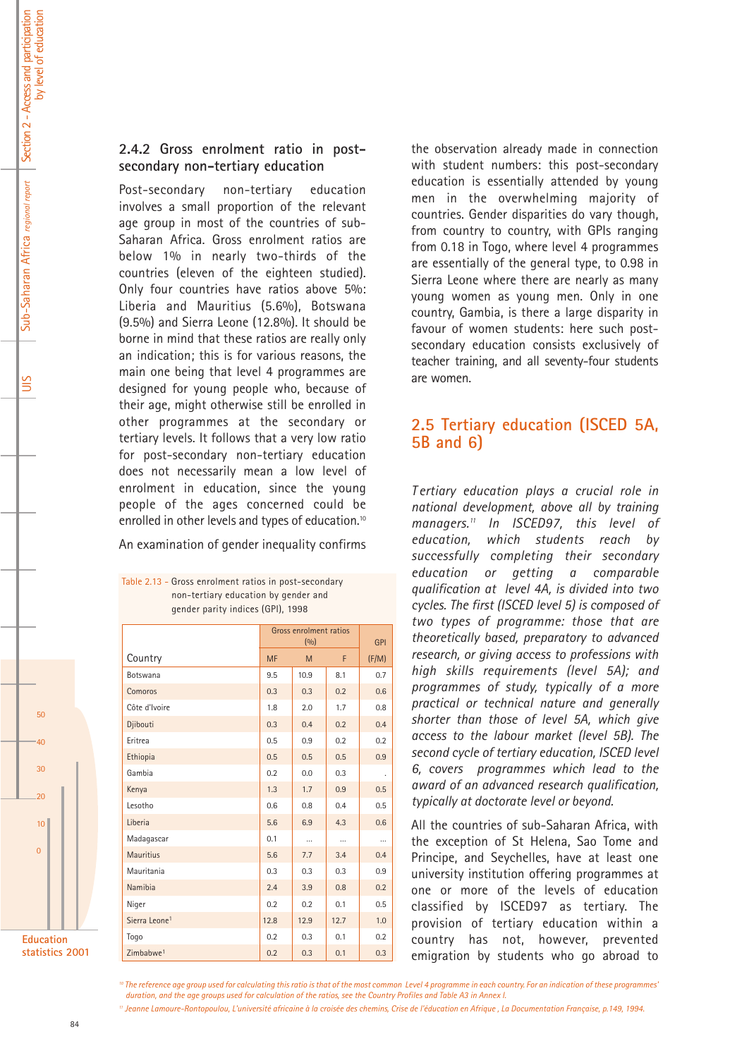### 2.4.2 Gross enrolment ratio in post-secondary non-tertiary education

Post-secondary non-tertiary education involves a small proportion of the relevant age group in most of the countries of sub-Saharan Africa. Gross enrolment ratios are below 1% in nearly two-thirds of the countries (eleven of the eighteen studied). Only four countries have ratios above 5%: Liberia and Mauritius (5.6%), Botswana (9.5%) and Sierra Leone (12.8%). It should be borne in mind that these ratios are really only an indication; this is for various reasons, the main one being that level 4 programmes are designed for young people who, because of their age, might otherwise still be enrolled in other programmes at the secondary or tertiary levels. It follows that a very low ratio for post-secondary non-tertiary education does not necessarily mean a low level of enrolment in education, since the young people of the ages concerned could be enrolled in other levels and types of education.[10]

An examination of gender inequality confirms the observation already made in connection with student numbers: this post-secondary education is essentially attended by young men in the overwhelming majority of countries. Gender disparities do vary though, from country to country, with GPIs ranging from 0.18 in Togo, where level 4 programmes are essentially of the general type, to 0.98 in Sierra Leone where there are nearly as many young women as young men. Only in one country, Gambia, is there a large disparity in favour of women students: here such post-secondary education consists exclusively of teacher training, and all seventy-four students are women.

Table 2.13 - Gross enrolment ratios in post-secondary non-tertiary education by gender and gender parity indices (GPI), 1998

| Country | Gross enrolment ratios (%) | | | GPI |
|---|---|---|---|---|
| | MF | M | F | (F/M) |
| Botswana | 9.5 | 10.9 | 8.1 | 0.7 |
| Comoros | 0.3 | 0.3 | 0.2 | 0.6 |
| Côte d'Ivoire | 1.8 | 2.0 | 1.7 | 0.8 |
| Djibouti | 0.3 | 0.4 | 0.2 | 0.4 |
| Eritrea | 0.5 | 0.9 | 0.2 | 0.2 |
| Ethiopia | 0.5 | 0.5 | 0.5 | 0.9 |
| Gambia | 0.2 | 0.0 | 0.3 | . |
| Kenya | 1.3 | 1.7 | 0.9 | 0.5 |
| Lesotho | 0.6 | 0.8 | 0.4 | 0.5 |
| Liberia | 5.6 | 6.9 | 4.3 | 0.6 |
| Madagascar | 0.1 | ... | ... | ... |
| Mauritius | 5.6 | 7.7 | 3.4 | 0.4 |
| Mauritania | 0.3 | 0.3 | 0.3 | 0.9 |
| Namibia | 2.4 | 3.9 | 0.8 | 0.2 |
| Niger | 0.2 | 0.2 | 0.1 | 0.5 |
| Sierra Leone[1] | 12.8 | 12.9 | 12.7 | 1.0 |
| Togo | 0.2 | 0.3 | 0.1 | 0.2 |
| Zimbabwe[1] | 0.2 | 0.3 | 0.1 | 0.3 |

## 2.5 Tertiary education (ISCED 5A, 5B and 6)

*Tertiary education plays a crucial role in national development, above all by training managers.[11] In ISCED97, this level of education, which students reach by successfully completing their secondary education or getting a comparable qualification at level 4A, is divided into two cycles. The first (ISCED level 5) is composed of two types of programme: those that are theoretically based, preparatory to advanced research, or giving access to professions with high skills requirements (level 5A); and programmes of study, typically of a more practical or technical nature and generally shorter than those of level 5A, which give access to the labour market (level 5B). The second cycle of tertiary education, ISCED level 6, covers programmes which lead to the award of an advanced research qualification, typically at doctorate level or beyond.*

All the countries of sub-Saharan Africa, with the exception of St Helena, Sao Tome and Principe, and Seychelles, have at least one university institution offering programmes at one or more of the levels of education classified by ISCED97 as tertiary. The provision of tertiary education within a country has not, however, prevented emigration by students who go abroad to

[10] The reference age group used for calculating this ratio is that of the most common Level 4 programme in each country. For an indication of these programmes' duration, and the age groups used for calculation of the ratios, see the Country Profiles and Table A3 in Annex I.

[11] Jeanne Lamoure-Rontopoulou, L'université africaine à la croisée des chemins, Crise de l'éducation en Afrique , La Documentation Française, p.149, 1994.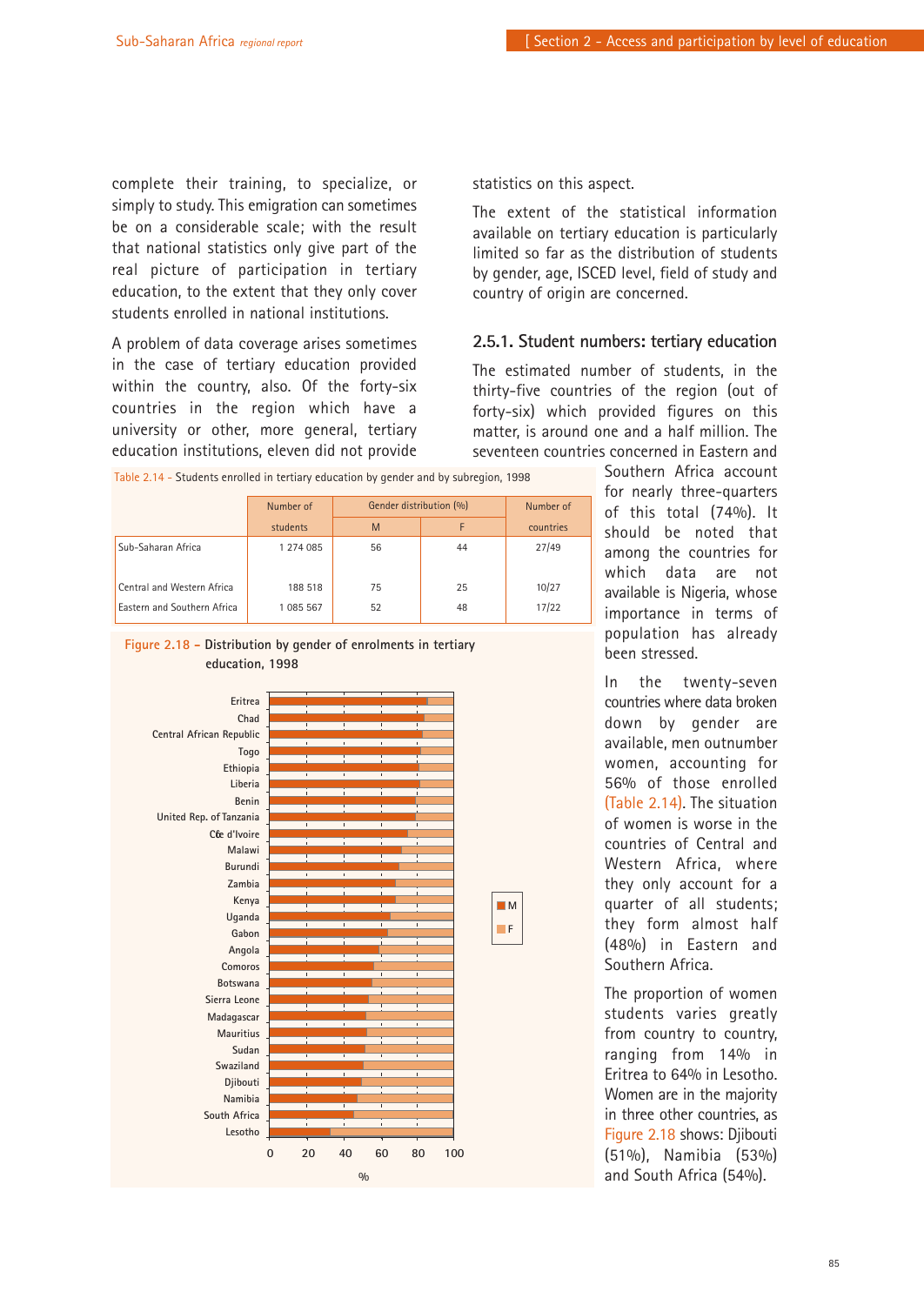complete their training, to specialize, or simply to study. This emigration can sometimes be on a considerable scale; with the result that national statistics only give part of the real picture of participation in tertiary education, to the extent that they only cover students enrolled in national institutions.

A problem of data coverage arises sometimes in the case of tertiary education provided within the country, also. Of the forty-six countries in the region which have a university or other, more general, tertiary education institutions, eleven did not provide statistics on this aspect.

The extent of the statistical information available on tertiary education is particularly limited so far as the distribution of students by gender, age, ISCED level, field of study and country of origin are concerned.

### 2.5.1. Student numbers: tertiary education

The estimated number of students, in the thirty-five countries of the region (out of forty-six) which provided figures on this matter, is around one and a half million. The seventeen countries concerned in Eastern and Southern Africa account for nearly three-quarters of this total (74%). It should be noted that among the countries for which data are not available is Nigeria, whose importance in terms of population has already been stressed.

In the twenty-seven countries where data broken down by gender are available, men outnumber women, accounting for 56% of those enrolled (Table 2.14). The situation of women is worse in the countries of Central and Western Africa, where they only account for a quarter of all students; they form almost half (48%) in Eastern and Southern Africa.

The proportion of women students varies greatly from country to country, ranging from 14% in Eritrea to 64% in Lesotho. Women are in the majority in three other countries, as Figure 2.18 shows: Djibouti (51%), Namibia (53%) and South Africa (54%).

Table 2.14 - Students enrolled in tertiary education by gender and by subregion, 1998

| | Number of students | Gender distribution (%) | | Number of countries |
|---|---|---|---|---|
| | | M | F | |
| Sub-Saharan Africa | 1 274 085 | 56 | 44 | 27/49 |
| Central and Western Africa | 188 518 | 75 | 25 | 10/27 |
| Eastern and Southern Africa | 1 085 567 | 52 | 48 | 17/22 |

Figure 2.18 – Distribution by gender of enrolments in tertiary education, 1998

| Country | M (%) | F (%) |
|---|---|---|
| Eritrea | 86 | 14 |
| Chad | 84 | 16 |
| Central African Republic | 83 | 17 |
| Togo | 82 | 18 |
| Ethiopia | 81 | 19 |
| Liberia | 81 | 19 |
| Benin | 79 | 21 |
| United Rep. of Tanzania | 79 | 21 |
| Côte d'Ivoire | 75 | 25 |
| Malawi | 72 | 28 |
| Burundi | 70 | 30 |
| Zambia | 68 | 32 |
| Kenya | 68 | 32 |
| Uganda | 66 | 34 |
| Gabon | 64 | 36 |
| Angola | 60 | 40 |
| Comoros | 57 | 43 |
| Botswana | 56 | 44 |
| Sierra Leone | 54 | 46 |
| Madagascar | 52 | 48 |
| Mauritius | 53 | 47 |
| Sudan | 52 | 48 |
| Swaziland | 51 | 49 |
| Djibouti | 49 | 51 |
| Namibia | 47 | 53 |
| South Africa | 46 | 54 |
| Lesotho | 36 | 64 |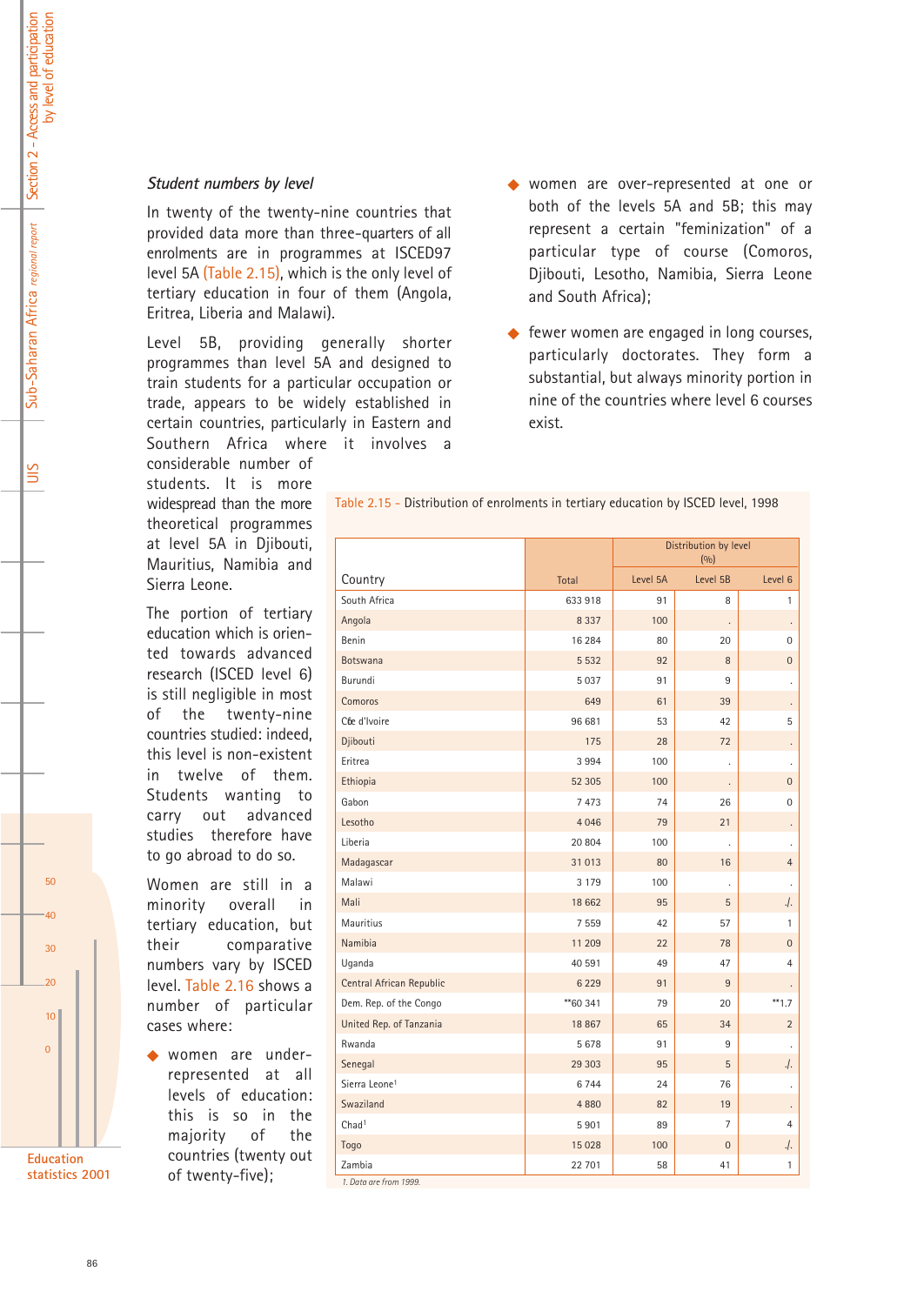*Student numbers by level*

In twenty of the twenty-nine countries that provided data more than three-quarters of all enrolments are in programmes at ISCED97 level 5A (Table 2.15), which is the only level of tertiary education in four of them (Angola, Eritrea, Liberia and Malawi).

Level 5B, providing generally shorter programmes than level 5A and designed to train students for a particular occupation or trade, appears to be widely established in certain countries, particularly in Eastern and Southern Africa where it involves a considerable number of students. It is more widespread than the more theoretical programmes at level 5A in Djibouti, Mauritius, Namibia and Sierra Leone.

The portion of tertiary education which is oriented towards advanced research (ISCED level 6) is still negligible in most of the twenty-nine countries studied: indeed, this level is non-existent in twelve of them. Students wanting to carry out advanced studies therefore have to go abroad to do so.

Women are still in a minority overall in tertiary education, but their comparative numbers vary by ISCED level. Table 2.16 shows a number of particular cases where:

- women are under-represented at all levels of education: this is so in the majority of the countries (twenty out of twenty-five);
- women are over-represented at one or both of the levels 5A and 5B; this may represent a certain "feminization" of a particular type of course (Comoros, Djibouti, Lesotho, Namibia, Sierra Leone and South Africa);
- fewer women are engaged in long courses, particularly doctorates. They form a substantial, but always minority portion in nine of the countries where level 6 courses exist.

Table 2.15 - Distribution of enrolments in tertiary education by ISCED level, 1998

| Country | Total | Distribution by level (%) | | |
|---|---|---|---|---|
| | | Level 5A | Level 5B | Level 6 |
| South Africa | 633 918 | 91 | 8 | 1 |
| Angola | 8 337 | 100 | . | . |
| Benin | 16 284 | 80 | 20 | 0 |
| Botswana | 5 532 | 92 | 8 | 0 |
| Burundi | 5 037 | 91 | 9 | . |
| Comoros | 649 | 61 | 39 | . |
| Côte d'Ivoire | 96 681 | 53 | 42 | 5 |
| Djibouti | 175 | 28 | 72 | . |
| Eritrea | 3 994 | 100 | . | . |
| Ethiopia | 52 305 | 100 | . | 0 |
| Gabon | 7 473 | 74 | 26 | 0 |
| Lesotho | 4 046 | 79 | 21 | . |
| Liberia | 20 804 | 100 | . | . |
| Madagascar | 31 013 | 80 | 16 | 4 |
| Malawi | 3 179 | 100 | . | . |
| Mali | 18 662 | 95 | 5 | ./. |
| Mauritius | 7 559 | 42 | 57 | 1 |
| Namibia | 11 209 | 22 | 78 | 0 |
| Uganda | 40 591 | 49 | 47 | 4 |
| Central African Republic | 6 229 | 91 | 9 | . |
| Dem. Rep. of the Congo | **60 341 | 79 | 20 | **1.7 |
| United Rep. of Tanzania | 18 867 | 65 | 34 | 2 |
| Rwanda | 5 678 | 91 | 9 | . |
| Senegal | 29 303 | 95 | 5 | ./. |
| Sierra Leone[1] | 6 744 | 24 | 76 | . |
| Swaziland | 4 880 | 82 | 19 | . |
| Chad[1] | 5 901 | 89 | 7 | 4 |
| Togo | 15 028 | 100 | 0 | ./. |
| Zambia | 22 701 | 58 | 41 | 1 |

*1. Data are from 1999.*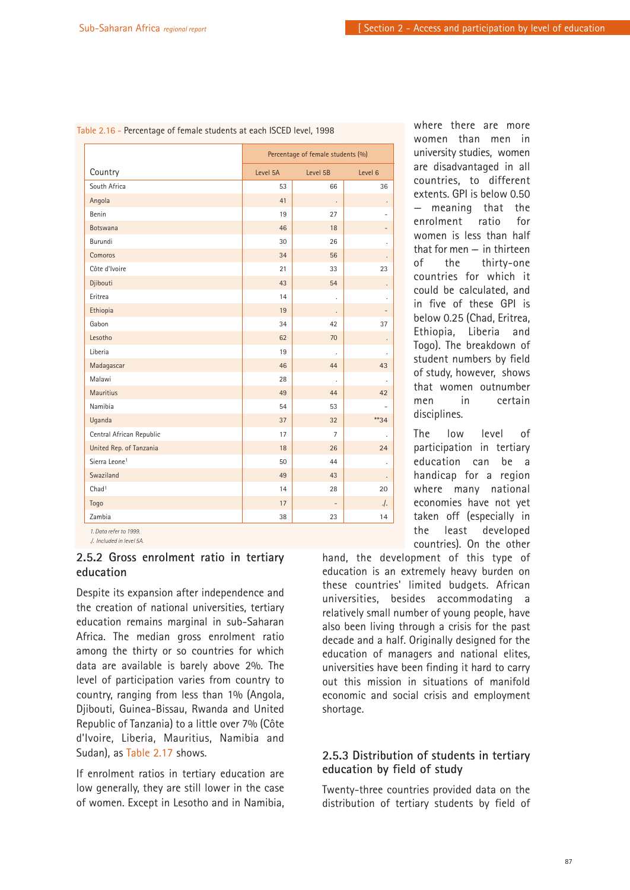Table 2.16 - Percentage of female students at each ISCED level, 1998

| Country | Percentage of female students (%) | | |
|---|---|---|---|
| | Level 5A | Level 5B | Level 6 |
| South Africa | 53 | 66 | 36 |
| Angola | 41 | . | . |
| Benin | 19 | 27 | - |
| Botswana | 46 | 18 | - |
| Burundi | 30 | 26 | . |
| Comoros | 34 | 56 | . |
| Côte d'Ivoire | 21 | 33 | 23 |
| Djibouti | 43 | 54 | . |
| Eritrea | 14 | . | . |
| Ethiopia | 19 | . | - |
| Gabon | 34 | 42 | 37 |
| Lesotho | 62 | 70 | . |
| Liberia | 19 | . | . |
| Madagascar | 46 | 44 | 43 |
| Malawi | 28 | . | . |
| Mauritius | 49 | 44 | 42 |
| Namibia | 54 | 53 | - |
| Uganda | 37 | 32 | **34 |
| Central African Republic | 17 | 7 | . |
| United Rep. of Tanzania | 18 | 26 | 24 |
| Sierra Leone[1] | 50 | 44 | . |
| Swaziland | 49 | 43 | . |
| Chad[1] | 14 | 28 | 20 |
| Togo | 17 | - | ./. |
| Zambia | 38 | 23 | 14 |

*1. Data refer to 1999.*
*./. Included in level 5A.*

### 2.5.2 Gross enrolment ratio in tertiary education

Despite its expansion after independence and the creation of national universities, tertiary education remains marginal in sub-Saharan Africa. The median gross enrolment ratio among the thirty or so countries for which data are available is barely above 2%. The level of participation varies from country to country, ranging from less than 1% (Angola, Djibouti, Guinea-Bissau, Rwanda and United Republic of Tanzania) to a little over 7% (Côte d'Ivoire, Liberia, Mauritius, Namibia and Sudan), as Table 2.17 shows.

If enrolment ratios in tertiary education are low generally, they are still lower in the case of women. Except in Lesotho and in Namibia, where there are more women than men in university studies, women are disadvantaged in all countries, to different extents. GPI is below 0.50 — meaning that the enrolment ratio for women is less than half that for men — in thirteen of the thirty-one countries for which it could be calculated, and in five of these GPI is below 0.25 (Chad, Eritrea, Ethiopia, Liberia and Togo). The breakdown of student numbers by field of study, however, shows that women outnumber men in certain disciplines.

The low level of participation in tertiary education can be a handicap for a region where many national economies have not yet taken off (especially in the least developed countries). On the other hand, the development of this type of education is an extremely heavy burden on these countries' limited budgets. African universities, besides accommodating a relatively small number of young people, have also been living through a crisis for the past decade and a half. Originally designed for the education of managers and national elites, universities have been finding it hard to carry out this mission in situations of manifold economic and social crisis and employment shortage.

### 2.5.3 Distribution of students in tertiary education by field of study

Twenty-three countries provided data on the distribution of tertiary students by field of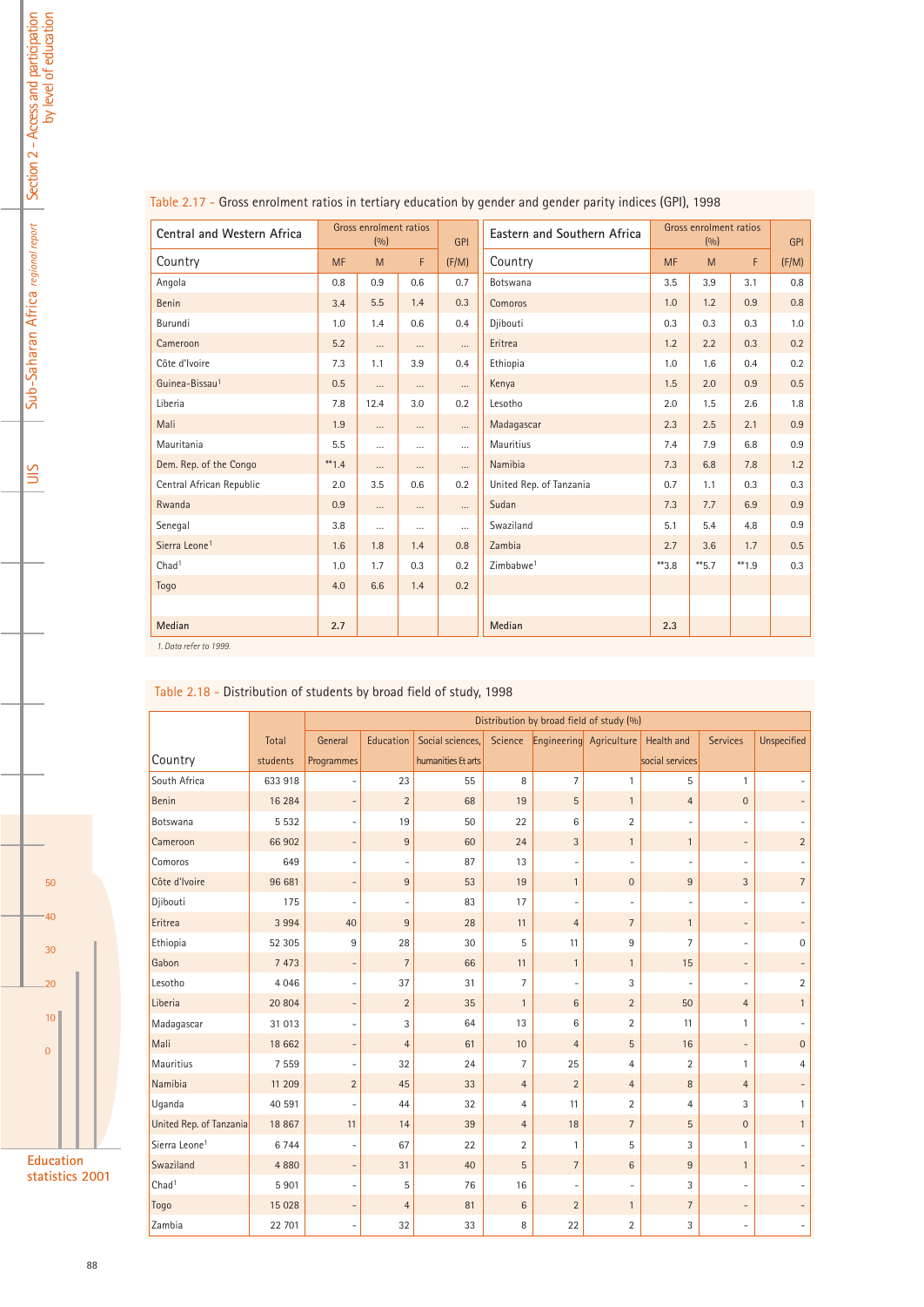## Table 2.17 - Gross enrolment ratios in tertiary education by gender and gender parity indices (GPI), 1998

| Central and Western Africa | Gross enrolment ratios (%) | | | GPI | Eastern and Southern Africa | Gross enrolment ratios (%) | | | GPI |
|---|---|---|---|---|---|---|---|---|---|
| Country | MF | M | F | (F/M) | Country | MF | M | F | (F/M) |
| Angola | 0.8 | 0.9 | 0.6 | 0.7 | Botswana | 3.5 | 3.9 | 3.1 | 0.8 |
| Benin | 3.4 | 5.5 | 1.4 | 0.3 | Comoros | 1.0 | 1.2 | 0.9 | 0.8 |
| Burundi | 1.0 | 1.4 | 0.6 | 0.4 | Djibouti | 0.3 | 0.3 | 0.3 | 1.0 |
| Cameroon | 5.2 | ... | ... | ... | Eritrea | 1.2 | 2.2 | 0.3 | 0.2 |
| Côte d'Ivoire | 7.3 | 1.1 | 3.9 | 0.4 | Ethiopia | 1.0 | 1.6 | 0.4 | 0.2 |
| Guinea-Bissau[1] | 0.5 | ... | ... | ... | Kenya | 1.5 | 2.0 | 0.9 | 0.5 |
| Liberia | 7.8 | 12.4 | 3.0 | 0.2 | Lesotho | 2.0 | 1.5 | 2.6 | 1.8 |
| Mali | 1.9 | ... | ... | ... | Madagascar | 2.3 | 2.5 | 2.1 | 0.9 |
| Mauritania | 5.5 | ... | ... | ... | Mauritius | 7.4 | 7.9 | 6.8 | 0.9 |
| Dem. Rep. of the Congo | **1.4 | ... | ... | ... | Namibia | 7.3 | 6.8 | 7.8 | 1.2 |
| Central African Republic | 2.0 | 3.5 | 0.6 | 0.2 | United Rep. of Tanzania | 0.7 | 1.1 | 0.3 | 0.3 |
| Rwanda | 0.9 | ... | ... | ... | Sudan | 7.3 | 7.7 | 6.9 | 0.9 |
| Senegal | 3.8 | ... | ... | ... | Swaziland | 5.1 | 5.4 | 4.8 | 0.9 |
| Sierra Leone[1] | 1.6 | 1.8 | 1.4 | 0.8 | Zambia | 2.7 | 3.6 | 1.7 | 0.5 |
| Chad[1] | 1.0 | 1.7 | 0.3 | 0.2 | Zimbabwe[1] | **3.8 | **5.7 | **1.9 | 0.3 |
| Togo | 4.0 | 6.6 | 1.4 | 0.2 | | | | | |
| Median | 2.7 | | | | Median | 2.3 | | | |

*1. Data refer to 1999.*

## Table 2.18 - Distribution of students by broad field of study, 1998

| Country | Total students | Distribution by broad field of study (%) | | | | | | | | |
|---|---|---|---|---|---|---|---|---|---|---|
| | | General Programmes | Education | Social sciences, humanities & arts | Science | Engineering | Agriculture | Health and social services | Services | Unspecified |
| South Africa | 633 918 | - | 23 | 55 | 8 | 7 | 1 | 5 | 1 | - |
| Benin | 16 284 | - | 2 | 68 | 19 | 5 | 1 | 4 | 0 | - |
| Botswana | 5 532 | - | 19 | 50 | 22 | 6 | 2 | - | - | - |
| Cameroon | 66 902 | - | 9 | 60 | 24 | 3 | 1 | 1 | - | 2 |
| Comoros | 649 | - | - | 87 | 13 | - | - | - | - | - |
| Côte d'Ivoire | 96 681 | - | 9 | 53 | 19 | 1 | 0 | 9 | 3 | 7 |
| Djibouti | 175 | - | - | 83 | 17 | - | - | - | - | - |
| Eritrea | 3 994 | 40 | 9 | 28 | 11 | 4 | 7 | 1 | - | - |
| Ethiopia | 52 305 | 9 | 28 | 30 | 5 | 11 | 9 | 7 | - | 0 |
| Gabon | 7 473 | - | 7 | 66 | 11 | 1 | 1 | 15 | - | - |
| Lesotho | 4 046 | - | 37 | 31 | 7 | - | 3 | - | - | 2 |
| Liberia | 20 804 | - | 2 | 35 | 1 | 6 | 2 | 50 | 4 | 1 |
| Madagascar | 31 013 | - | 3 | 64 | 13 | 6 | 2 | 11 | 1 | - |
| Mali | 18 662 | - | 4 | 61 | 10 | 4 | 5 | 16 | - | 0 |
| Mauritius | 7 559 | - | 32 | 24 | 7 | 25 | 4 | 2 | 1 | 4 |
| Namibia | 11 209 | 2 | 45 | 33 | 4 | 2 | 4 | 8 | 4 | - |
| Uganda | 40 591 | - | 44 | 32 | 4 | 11 | 2 | 4 | 3 | 1 |
| United Rep. of Tanzania | 18 867 | 11 | 14 | 39 | 4 | 18 | 7 | 5 | 0 | 1 |
| Sierra Leone[1] | 6 744 | - | 67 | 22 | 2 | 1 | 5 | 3 | 1 | - |
| Swaziland | 4 880 | - | 31 | 40 | 5 | 7 | 6 | 9 | 1 | - |
| Chad[1] | 5 901 | - | 5 | 76 | 16 | - | - | 3 | - | - |
| Togo | 15 028 | - | 4 | 81 | 6 | 2 | 1 | 7 | - | - |
| Zambia | 22 701 | - | 32 | 33 | 8 | 22 | 2 | 3 | - | - |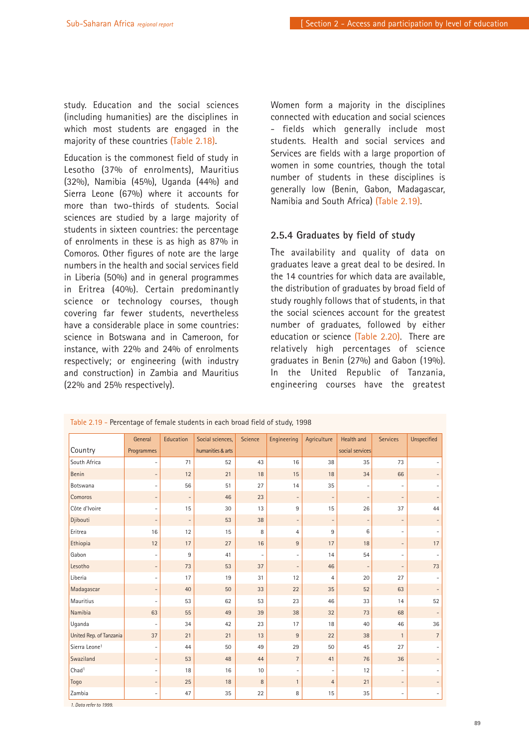study. Education and the social sciences (including humanities) are the disciplines in which most students are engaged in the majority of these countries (Table 2.18).

Education is the commonest field of study in Lesotho (37% of enrolments), Mauritius (32%), Namibia (45%), Uganda (44%) and Sierra Leone (67%) where it accounts for more than two-thirds of students. Social sciences are studied by a large majority of students in sixteen countries: the percentage of enrolments in these is as high as 87% in Comoros. Other figures of note are the large numbers in the health and social services field in Liberia (50%) and in general programmes in Eritrea (40%). Certain predominantly science or technology courses, though covering far fewer students, nevertheless have a considerable place in some countries: science in Botswana and in Cameroon, for instance, with 22% and 24% of enrolments respectively; or engineering (with industry and construction) in Zambia and Mauritius (22% and 25% respectively).

Women form a majority in the disciplines connected with education and social sciences – fields which generally include most students. Health and social services and Services are fields with a large proportion of women in some countries, though the total number of students in these disciplines is generally low (Benin, Gabon, Madagascar, Namibia and South Africa) (Table 2.19).

### 2.5.4 Graduates by field of study

The availability and quality of data on graduates leave a great deal to be desired. In the 14 countries for which data are available, the distribution of graduates by broad field of study roughly follows that of students, in that the social sciences account for the greatest number of graduates, followed by either education or science (Table 2.20). There are relatively high percentages of science graduates in Benin (27%) and Gabon (19%). In the United Republic of Tanzania, engineering courses have the greatest

Table 2.19 - Percentage of female students in each broad field of study, 1998

| Country | General Programmes | Education | Social sciences, humanities & arts | Science | Engineering | Agriculture | Health and social services | Services | Unspecified |
|---|---|---|---|---|---|---|---|---|---|
| South Africa | - | 71 | 52 | 43 | 16 | 38 | 35 | 73 | - |
| Benin | - | 12 | 21 | 18 | 15 | 18 | 34 | 66 | - |
| Botswana | - | 56 | 51 | 27 | 14 | 35 | - | - | - |
| Comoros | - | - | 46 | 23 | - | - | - | - | - |
| Côte d'Ivoire | - | 15 | 30 | 13 | 9 | 15 | 26 | 37 | 44 |
| Djibouti | - | - | 53 | 38 | - | - | - | - | - |
| Eritrea | 16 | 12 | 15 | 8 | 4 | 9 | 6 | - | - |
| Ethiopia | 12 | 17 | 27 | 16 | 9 | 17 | 18 | - | 17 |
| Gabon | - | 9 | 41 | - | - | 14 | 54 | - | - |
| Lesotho | - | 73 | 53 | 37 | - | 46 | - | - | 73 |
| Liberia | - | 17 | 19 | 31 | 12 | 4 | 20 | 27 | - |
| Madagascar | - | 40 | 50 | 33 | 22 | 35 | 52 | 63 | - |
| Mauritius | - | 53 | 62 | 53 | 23 | 46 | 33 | 14 | 52 |
| Namibia | 63 | 55 | 49 | 39 | 38 | 32 | 73 | 68 | - |
| Uganda | - | 34 | 42 | 23 | 17 | 18 | 40 | 46 | 36 |
| United Rep. of Tanzania | 37 | 21 | 21 | 13 | 9 | 22 | 38 | 1 | 7 |
| Sierra Leone[1] | - | 44 | 50 | 49 | 29 | 50 | 45 | 27 | - |
| Swaziland | - | 53 | 48 | 44 | 7 | 41 | 76 | 36 | - |
| Chad[1] | - | 18 | 16 | 10 | - | - | 12 | - | - |
| Togo | - | 25 | 18 | 8 | 1 | 4 | 21 | - | - |
| Zambia | - | 47 | 35 | 22 | 8 | 15 | 35 | - | - |

*1. Data refer to 1999.*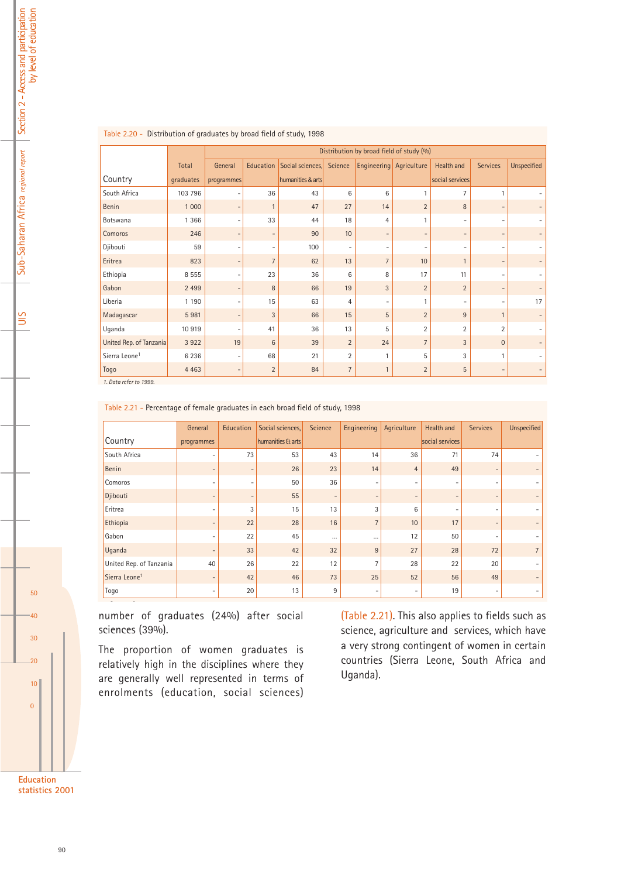Table 2.20 - Distribution of graduates by broad field of study, 1998

| Country | Total graduates | Distribution by broad field of study (%) | | | | | | | | |
|---|---|---|---|---|---|---|---|---|---|---|
| | | General programmes | Education | Social sciences, humanities & arts | Science | Engineering | Agriculture | Health and social services | Services | Unspecified |
| South Africa | 103 796 | - | 36 | 43 | 6 | 6 | 1 | 7 | 1 | - |
| Benin | 1 000 | - | 1 | 47 | 27 | 14 | 2 | 8 | - | - |
| Botswana | 1 366 | - | 33 | 44 | 18 | 4 | 1 | - | - | - |
| Comoros | 246 | - | - | 90 | 10 | - | - | - | - | - |
| Djibouti | 59 | - | - | 100 | - | - | - | - | - | - |
| Eritrea | 823 | - | 7 | 62 | 13 | 7 | 10 | 1 | - | - |
| Ethiopia | 8 555 | - | 23 | 36 | 6 | 8 | 17 | 11 | - | - |
| Gabon | 2 499 | - | 8 | 66 | 19 | 3 | 2 | 2 | - | - |
| Liberia | 1 190 | - | 15 | 63 | 4 | - | 1 | - | - | 17 |
| Madagascar | 5 981 | - | 3 | 66 | 15 | 5 | 2 | 9 | 1 | - |
| Uganda | 10 919 | - | 41 | 36 | 13 | 5 | 2 | 2 | 2 | - |
| United Rep. of Tanzania | 3 922 | 19 | 6 | 39 | 2 | 24 | 7 | 3 | 0 | - |
| Sierra Leone[1] | 6 236 | - | 68 | 21 | 2 | 1 | 5 | 3 | 1 | - |
| Togo | 4 463 | - | 2 | 84 | 7 | 1 | 2 | 5 | - | - |

1. Data refer to 1999.

Table 2.21 - Percentage of female graduates in each broad field of study, 1998

| Country | General programmes | Education | Social sciences, humanities & arts | Science | Engineering | Agriculture | Health and social services | Services | Unspecified |
|---|---|---|---|---|---|---|---|---|---|
| South Africa | - | 73 | 53 | 43 | 14 | 36 | 71 | 74 | - |
| Benin | - | - | 26 | 23 | 14 | 4 | 49 | - | - |
| Comoros | - | - | 50 | 36 | - | - | - | - | - |
| Djibouti | - | - | 55 | - | - | - | - | - | - |
| Eritrea | - | 3 | 15 | 13 | 3 | 6 | - | - | - |
| Ethiopia | - | 22 | 28 | 16 | 7 | 10 | 17 | - | - |
| Gabon | - | 22 | 45 | ... | ... | 12 | 50 | - | - |
| Uganda | - | 33 | 42 | 32 | 9 | 27 | 28 | 72 | 7 |
| United Rep. of Tanzania | 40 | 26 | 22 | 12 | 7 | 28 | 22 | 20 | - |
| Sierra Leone[1] | - | 42 | 46 | 73 | 25 | 52 | 56 | 49 | - |
| Togo | - | 20 | 13 | 9 | - | - | 19 | - | - |

number of graduates (24%) after social sciences (39%).

The proportion of women graduates is relatively high in the disciplines where they are generally well represented in terms of enrolments (education, social sciences) (Table 2.21). This also applies to fields such as science, agriculture and services, which have a very strong contingent of women in certain countries (Sierra Leone, South Africa and Uganda).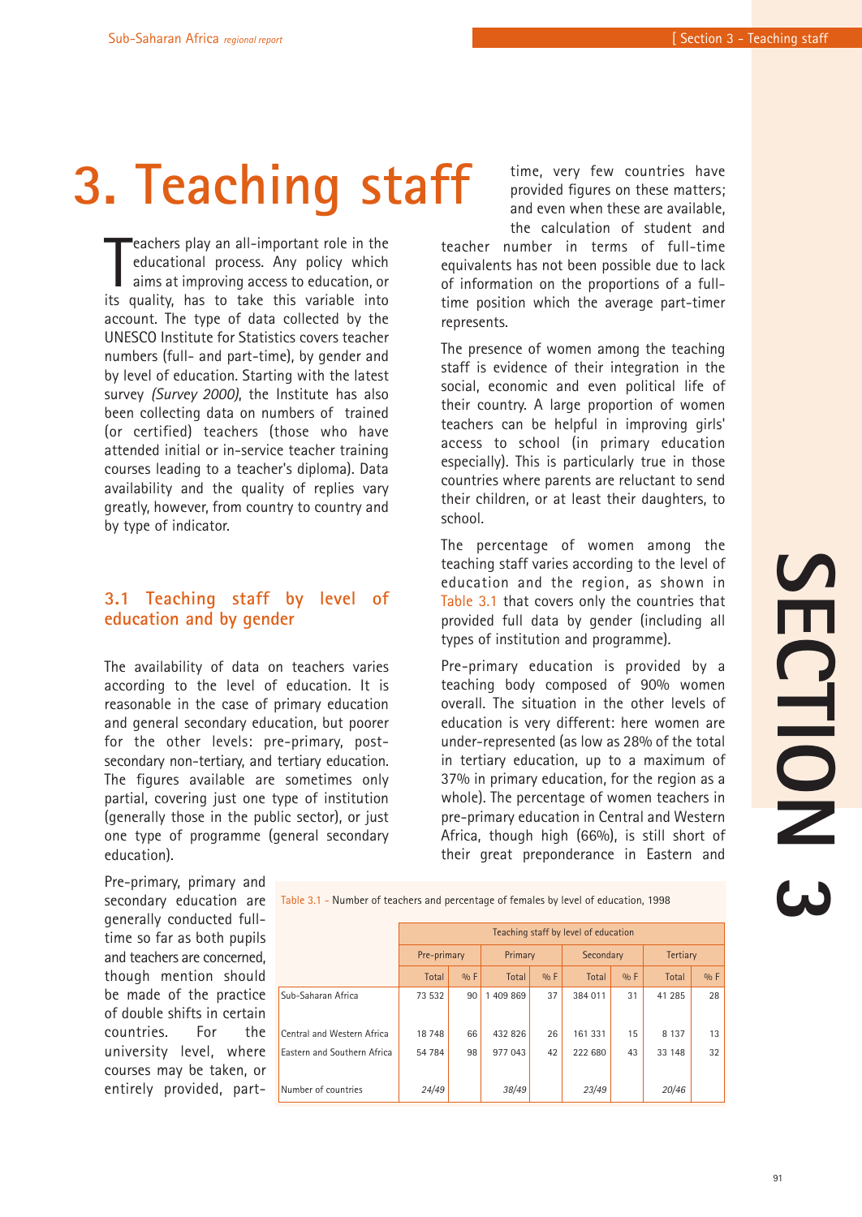# 3. Teaching staff

Teachers play an all-important role in the educational process. Any policy which aims at improving access to education, or its quality, has to take this variable into account. The type of data collected by the UNESCO Institute for Statistics covers teacher numbers (full- and part-time), by gender and by level of education. Starting with the latest survey *(Survey 2000)*, the Institute has also been collecting data on numbers of trained (or certified) teachers (those who have attended initial or in-service teacher training courses leading to a teacher's diploma). Data availability and the quality of replies vary greatly, however, from country to country and by type of indicator.

## 3.1 Teaching staff by level of education and by gender

The availability of data on teachers varies according to the level of education. It is reasonable in the case of primary education and general secondary education, but poorer for the other levels: pre-primary, post-secondary non-tertiary, and tertiary education. The figures available are sometimes only partial, covering just one type of institution (generally those in the public sector), or just one type of programme (general secondary education).

Pre-primary, primary and secondary education are generally conducted full-time so far as both pupils and teachers are concerned, though mention should be made of the practice of double shifts in certain countries. For the university level, where courses may be taken, or entirely provided, part-time, very few countries have provided figures on these matters; and even when these are available, the calculation of student and teacher number in terms of full-time equivalents has not been possible due to lack of information on the proportions of a full-time position which the average part-timer represents.

The presence of women among the teaching staff is evidence of their integration in the social, economic and even political life of their country. A large proportion of women teachers can be helpful in improving girls' access to school (in primary education especially). This is particularly true in those countries where parents are reluctant to send their children, or at least their daughters, to school.

The percentage of women among the teaching staff varies according to the level of education and the region, as shown in Table 3.1 that covers only the countries that provided full data by gender (including all types of institution and programme).

Pre-primary education is provided by a teaching body composed of 90% women overall. The situation in the other levels of education is very different: here women are under-represented (as low as 28% of the total in tertiary education, up to a maximum of 37% in primary education, for the region as a whole). The percentage of women teachers in pre-primary education in Central and Western Africa, though high (66%), is still short of their great preponderance in Eastern and

Table 3.1 - Number of teachers and percentage of females by level of education, 1998

| | Teaching staff by level of education | | | | | | | |
|---|---|---|---|---|---|---|---|---|
| | Pre-primary | | Primary | | Secondary | | Tertiary | |
| | Total | % F | Total | % F | Total | % F | Total | % F |
| Sub-Saharan Africa | 73 532 | 90 | 1 409 869 | 37 | 384 011 | 31 | 41 285 | 28 |
| Central and Western Africa | 18 748 | 66 | 432 826 | 26 | 161 331 | 15 | 8 137 | 13 |
| Eastern and Southern Africa | 54 784 | 98 | 977 043 | 42 | 222 680 | 43 | 33 148 | 32 |
| Number of countries | *24/49* | | *38/49* | | *23/49* | | *20/46* | |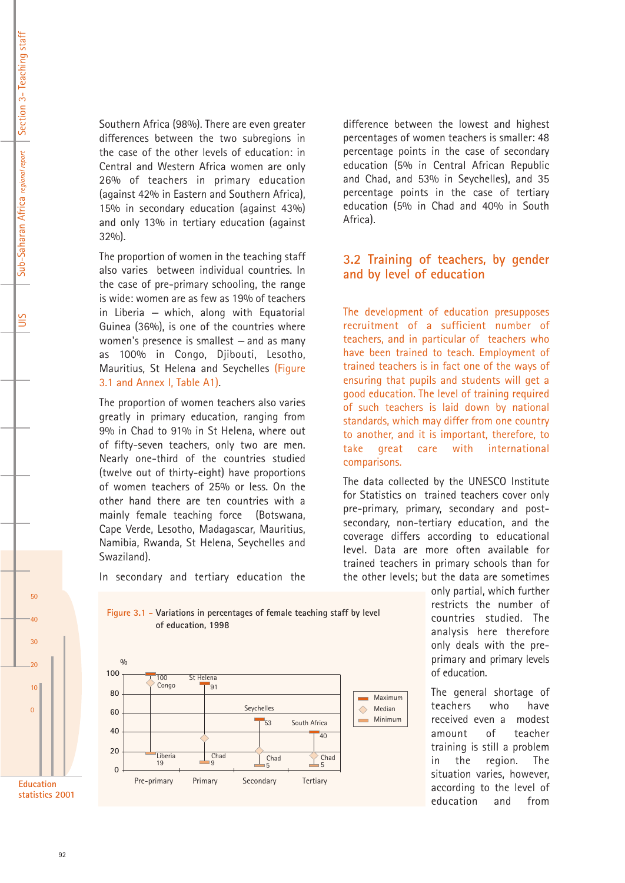Southern Africa (98%). There are even greater differences between the two subregions in the case of the other levels of education: in Central and Western Africa women are only 26% of teachers in primary education (against 42% in Eastern and Southern Africa), 15% in secondary education (against 43%) and only 13% in tertiary education (against 32%).

The proportion of women in the teaching staff also varies between individual countries. In the case of pre-primary schooling, the range is wide: women are as few as 19% of teachers in Liberia – which, along with Equatorial Guinea (36%), is one of the countries where women's presence is smallest – and as many as 100% in Congo, Djibouti, Lesotho, Mauritius, St Helena and Seychelles (Figure 3.1 and Annex I, Table A1).

The proportion of women teachers also varies greatly in primary education, ranging from 9% in Chad to 91% in St Helena, where out of fifty-seven teachers, only two are men. Nearly one-third of the countries studied (twelve out of thirty-eight) have proportions of women teachers of 25% or less. On the other hand there are ten countries with a mainly female teaching force (Botswana, Cape Verde, Lesotho, Madagascar, Mauritius, Namibia, Rwanda, St Helena, Seychelles and Swaziland).

In secondary and tertiary education the difference between the lowest and highest percentages of women teachers is smaller: 48 percentage points in the case of secondary education (5% in Central African Republic and Chad, and 53% in Seychelles), and 35 percentage points in the case of tertiary education (5% in Chad and 40% in South Africa).

**Figure 3.1 – Variations in percentages of female teaching staff by level of education, 1998**

| Level | Maximum | Minimum |
|---|---|---|
| Pre-primary | 100 (Congo) | 19 (Liberia) |
| Primary | 91 (St Helena) | 9 (Chad) |
| Secondary | 53 (Seychelles) | 5 (Chad) |
| Tertiary | 40 (South Africa) | 5 (Chad) |

## 3.2 Training of teachers, by gender and by level of education

The development of education presupposes recruitment of a sufficient number of teachers, and in particular of teachers who have been trained to teach. Employment of trained teachers is in fact one of the ways of ensuring that pupils and students will get a good education. The level of training required of such teachers is laid down by national standards, which may differ from one country to another, and it is important, therefore, to take great care with international comparisons.

The data collected by the UNESCO Institute for Statistics on trained teachers cover only pre-primary, primary, secondary and post-secondary, non-tertiary education, and the coverage differs according to educational level. Data are more often available for trained teachers in primary schools than for the other levels; but the data are sometimes only partial, which further restricts the number of countries studied. The analysis here therefore only deals with the pre-primary and primary levels of education.

The general shortage of teachers who have received even a modest amount of teacher training is still a problem in the region. The situation varies, however, according to the level of education and from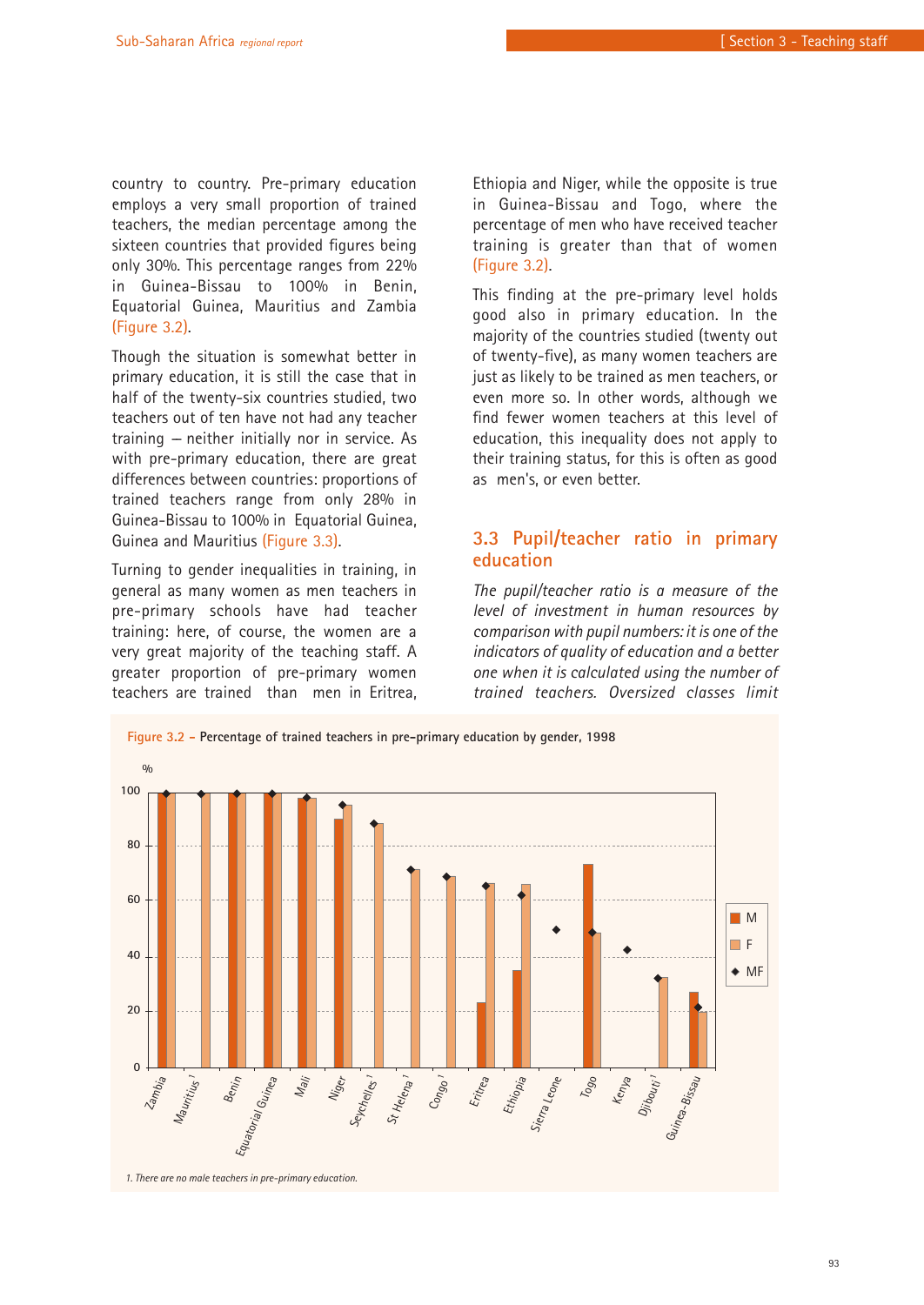country to country. Pre-primary education employs a very small proportion of trained teachers, the median percentage among the sixteen countries that provided figures being only 30%. This percentage ranges from 22% in Guinea-Bissau to 100% in Benin, Equatorial Guinea, Mauritius and Zambia (Figure 3.2).

Though the situation is somewhat better in primary education, it is still the case that in half of the twenty-six countries studied, two teachers out of ten have not had any teacher training – neither initially nor in service. As with pre-primary education, there are great differences between countries: proportions of trained teachers range from only 28% in Guinea-Bissau to 100% in Equatorial Guinea, Guinea and Mauritius (Figure 3.3).

Turning to gender inequalities in training, in general as many women as men teachers in pre-primary schools have had teacher training: here, of course, the women are a very great majority of the teaching staff. A greater proportion of pre-primary women teachers are trained than men in Eritrea, Ethiopia and Niger, while the opposite is true in Guinea-Bissau and Togo, where the percentage of men who have received teacher training is greater than that of women (Figure 3.2).

This finding at the pre-primary level holds good also in primary education. In the majority of the countries studied (twenty out of twenty-five), as many women teachers are just as likely to be trained as men teachers, or even more so. In other words, although we find fewer women teachers at this level of education, this inequality does not apply to their training status, for this is often as good as men's, or even better.

## 3.3 Pupil/teacher ratio in primary education

*The pupil/teacher ratio is a measure of the level of investment in human resources by comparison with pupil numbers: it is one of the indicators of quality of education and a better one when it is calculated using the number of trained teachers. Oversized classes limit*

**Figure 3.2 – Percentage of trained teachers in pre-primary education by gender, 1998**

1. There are no male teachers in pre-primary education.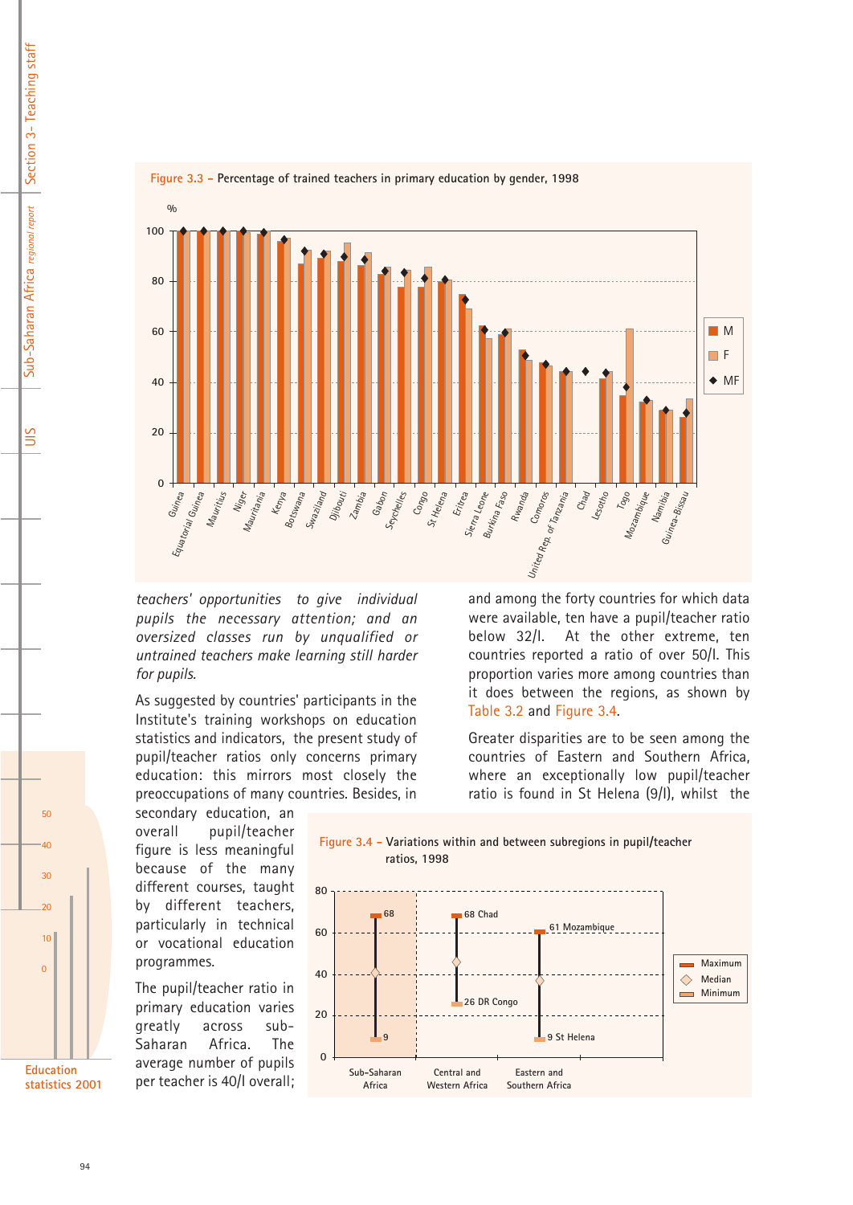Figure 3.3 – Percentage of trained teachers in primary education by gender, 1998

*teachers' opportunities to give individual pupils the necessary attention; and an oversized classes run by unqualified or untrained teachers make learning still harder for pupils.*

As suggested by countries' participants in the Institute's training workshops on education statistics and indicators, the present study of pupil/teacher ratios only concerns primary education: this mirrors most closely the preoccupations of many countries. Besides, in secondary education, an overall pupil/teacher figure is less meaningful because of the many different courses, taught by different teachers, particularly in technical or vocational education programmes.

The pupil/teacher ratio in primary education varies greatly across sub-Saharan Africa. The average number of pupils per teacher is 40/l overall; and among the forty countries for which data were available, ten have a pupil/teacher ratio below 32/l. At the other extreme, ten countries reported a ratio of over 50/l. This proportion varies more among countries than it does between the regions, as shown by Table 3.2 and Figure 3.4.

Greater disparities are to be seen among the countries of Eastern and Southern Africa, where an exceptionally low pupil/teacher ratio is found in St Helena (9/l), whilst the

Figure 3.4 – Variations within and between subregions in pupil/teacher ratios, 1998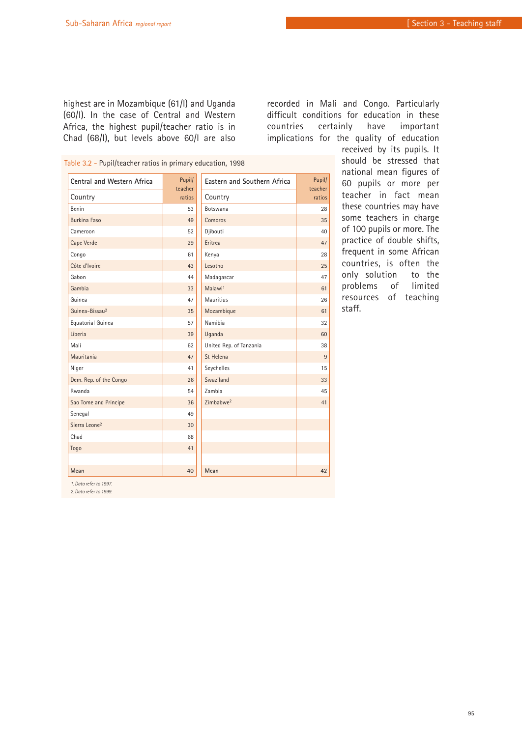highest are in Mozambique (61/l) and Uganda (60/l). In the case of Central and Western Africa, the highest pupil/teacher ratio is in Chad (68/l), but levels above 60/l are also recorded in Mali and Congo. Particularly difficult conditions for education in these countries certainly have important implications for the quality of education received by its pupils. It should be stressed that national mean figures of 60 pupils or more per teacher in fact mean these countries may have some teachers in charge of 100 pupils or more. The practice of double shifts, frequent in some African countries, is often the only solution to the problems of limited resources of teaching staff.

Table 3.2 - Pupil/teacher ratios in primary education, 1998

| Central and Western Africa Country | Pupil/ teacher ratios | Eastern and Southern Africa Country | Pupil/ teacher ratios |
|---|---|---|---|
| Benin | 53 | Botswana | 28 |
| Burkina Faso | 49 | Comoros | 35 |
| Cameroon | 52 | Djibouti | 40 |
| Cape Verde | 29 | Eritrea | 47 |
| Congo | 61 | Kenya | 28 |
| Côte d'Ivoire | 43 | Lesotho | 25 |
| Gabon | 44 | Madagascar | 47 |
| Gambia | 33 | Malawi[1] | 61 |
| Guinea | 47 | Mauritius | 26 |
| Guinea-Bissau[2] | 35 | Mozambique | 61 |
| Equatorial Guinea | 57 | Namibia | 32 |
| Liberia | 39 | Uganda | 60 |
| Mali | 62 | United Rep. of Tanzania | 38 |
| Mauritania | 47 | St Helena | 9 |
| Niger | 41 | Seychelles | 15 |
| Dem. Rep. of the Congo | 26 | Swaziland | 33 |
| Rwanda | 54 | Zambia | 45 |
| Sao Tome and Principe | 36 | Zimbabwe[2] | 41 |
| Senegal | 49 | | |
| Sierra Leone[2] | 30 | | |
| Chad | 68 | | |
| Togo | 41 | | |
| Mean | 40 | Mean | 42 |

*1. Data refer to 1997.*
*2. Data refer to 1999.*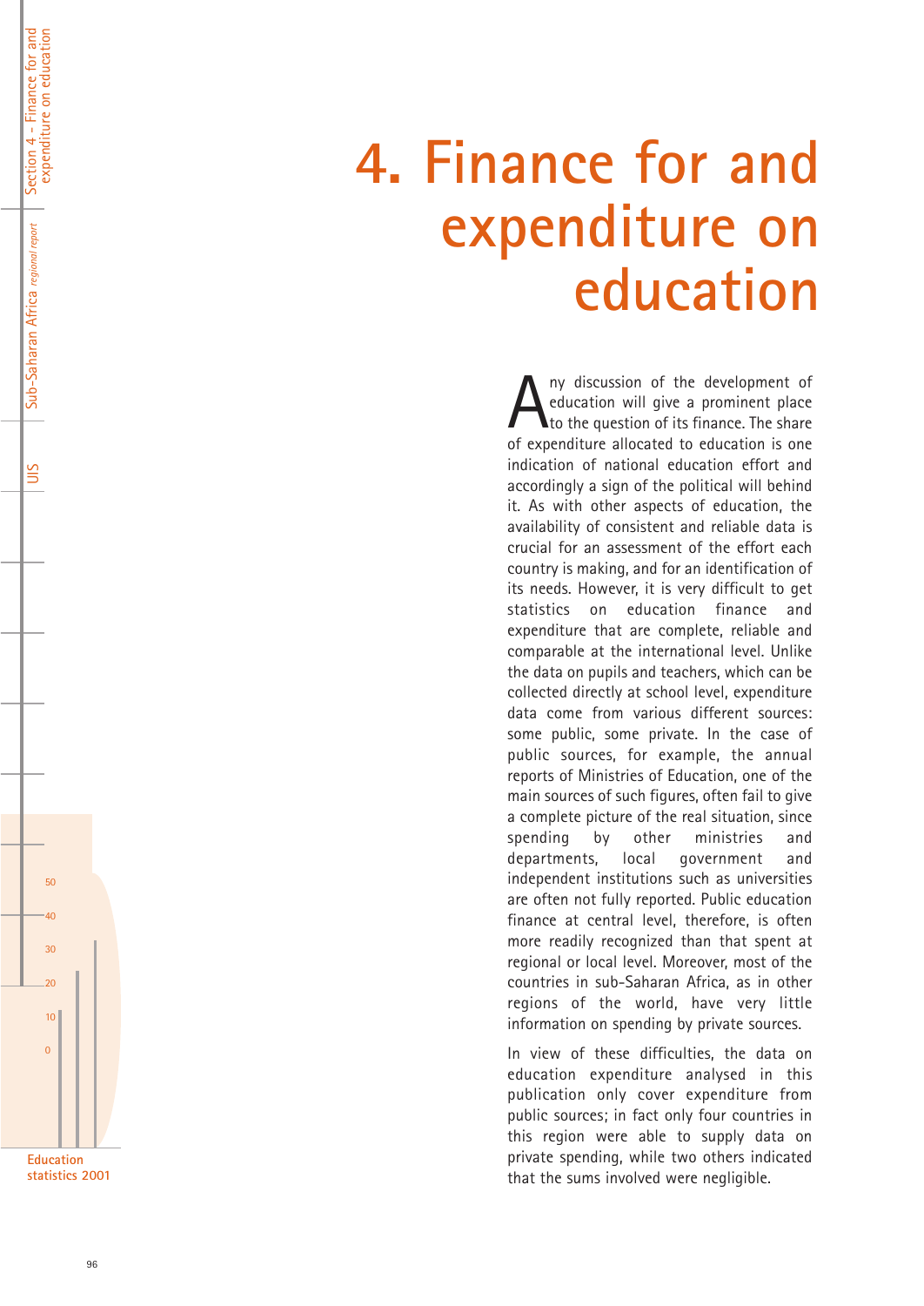# 4. Finance for and expenditure on education

Any discussion of the development of education will give a prominent place to the question of its finance. The share of expenditure allocated to education is one indication of national education effort and accordingly a sign of the political will behind it. As with other aspects of education, the availability of consistent and reliable data is crucial for an assessment of the effort each country is making, and for an identification of its needs. However, it is very difficult to get statistics on education finance and expenditure that are complete, reliable and comparable at the international level. Unlike the data on pupils and teachers, which can be collected directly at school level, expenditure data come from various different sources: some public, some private. In the case of public sources, for example, the annual reports of Ministries of Education, one of the main sources of such figures, often fail to give a complete picture of the real situation, since spending by other ministries and departments, local government and independent institutions such as universities are often not fully reported. Public education finance at central level, therefore, is often more readily recognized than that spent at regional or local level. Moreover, most of the countries in sub-Saharan Africa, as in other regions of the world, have very little information on spending by private sources.

In view of these difficulties, the data on education expenditure analysed in this publication only cover expenditure from public sources; in fact only four countries in this region were able to supply data on private spending, while two others indicated that the sums involved were negligible.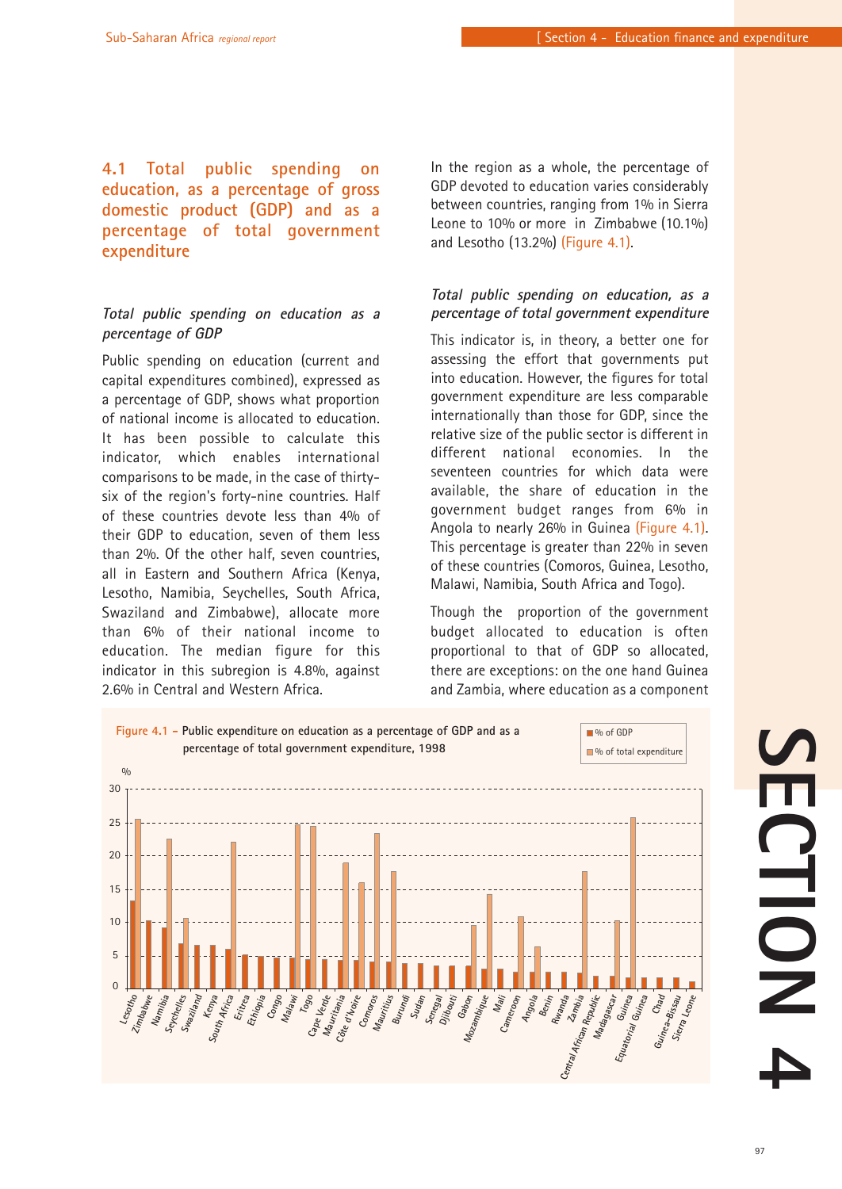## 4.1 Total public spending on education, as a percentage of gross domestic product (GDP) and as a percentage of total government expenditure

### *Total public spending on education as a percentage of GDP*

Public spending on education (current and capital expenditures combined), expressed as a percentage of GDP, shows what proportion of national income is allocated to education. It has been possible to calculate this indicator, which enables international comparisons to be made, in the case of thirty-six of the region's forty-nine countries. Half of these countries devote less than 4% of their GDP to education, seven of them less than 2%. Of the other half, seven countries, all in Eastern and Southern Africa (Kenya, Lesotho, Namibia, Seychelles, South Africa, Swaziland and Zimbabwe), allocate more than 6% of their national income to education. The median figure for this indicator in this subregion is 4.8%, against 2.6% in Central and Western Africa.

In the region as a whole, the percentage of GDP devoted to education varies considerably between countries, ranging from 1% in Sierra Leone to 10% or more in Zimbabwe (10.1%) and Lesotho (13.2%) (Figure 4.1).

### *Total public spending on education, as a percentage of total government expenditure*

This indicator is, in theory, a better one for assessing the effort that governments put into education. However, the figures for total government expenditure are less comparable internationally than those for GDP, since the relative size of the public sector is different in different national economies. In the seventeen countries for which data were available, the share of education in the government budget ranges from 6% in Angola to nearly 26% in Guinea (Figure 4.1). This percentage is greater than 22% in seven of these countries (Comoros, Guinea, Lesotho, Malawi, Namibia, South Africa and Togo).

Though the proportion of the government budget allocated to education is often proportional to that of GDP so allocated, there are exceptions: on the one hand Guinea and Zambia, where education as a component

**Figure 4.1 – Public expenditure on education as a percentage of GDP and as a percentage of total government expenditure, 1998**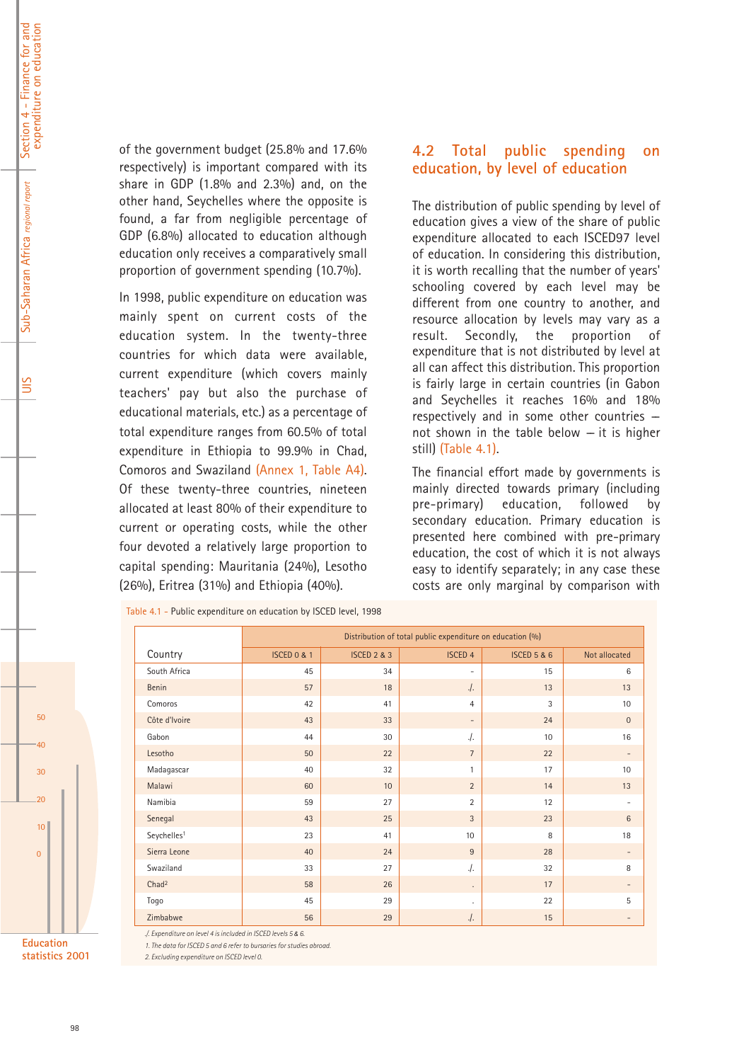of the government budget (25.8% and 17.6% respectively) is important compared with its share in GDP (1.8% and 2.3%) and, on the other hand, Seychelles where the opposite is found, a far from negligible percentage of GDP (6.8%) allocated to education although education only receives a comparatively small proportion of government spending (10.7%).

In 1998, public expenditure on education was mainly spent on current costs of the education system. In the twenty-three countries for which data were available, current expenditure (which covers mainly teachers' pay but also the purchase of educational materials, etc.) as a percentage of total expenditure ranges from 60.5% of total expenditure in Ethiopia to 99.9% in Chad, Comoros and Swaziland (Annex 1, Table A4). Of these twenty-three countries, nineteen allocated at least 80% of their expenditure to current or operating costs, while the other four devoted a relatively large proportion to capital spending: Mauritania (24%), Lesotho (26%), Eritrea (31%) and Ethiopia (40%).

## 4.2 Total public spending on education, by level of education

The distribution of public spending by level of education gives a view of the share of public expenditure allocated to each ISCED97 level of education. In considering this distribution, it is worth recalling that the number of years' schooling covered by each level may be different from one country to another, and resource allocation by levels may vary as a result. Secondly, the proportion of expenditure that is not distributed by level at all can affect this distribution. This proportion is fairly large in certain countries (in Gabon and Seychelles it reaches 16% and 18% respectively and in some other countries – not shown in the table below – it is higher still) (Table 4.1).

The financial effort made by governments is mainly directed towards primary (including pre-primary) education, followed by secondary education. Primary education is presented here combined with pre-primary education, the cost of which it is not always easy to identify separately; in any case these costs are only marginal by comparison with

Table 4.1 – Public expenditure on education by ISCED level, 1998

| Country | Distribution of total public expenditure on education (%) | | | | |
|---|---|---|---|---|---|
| | ISCED 0 & 1 | ISCED 2 & 3 | ISCED 4 | ISCED 5 & 6 | Not allocated |
| South Africa | 45 | 34 | - | 15 | 6 |
| Benin | 57 | 18 | ./. | 13 | 13 |
| Comoros | 42 | 41 | 4 | 3 | 10 |
| Côte d'Ivoire | 43 | 33 | - | 24 | 0 |
| Gabon | 44 | 30 | ./. | 10 | 16 |
| Lesotho | 50 | 22 | 7 | 22 | - |
| Madagascar | 40 | 32 | 1 | 17 | 10 |
| Malawi | 60 | 10 | 2 | 14 | 13 |
| Namibia | 59 | 27 | 2 | 12 | - |
| Senegal | 43 | 25 | 3 | 23 | 6 |
| Seychelles[1] | 23 | 41 | 10 | 8 | 18 |
| Sierra Leone | 40 | 24 | 9 | 28 | - |
| Swaziland | 33 | 27 | ./. | 32 | 8 |
| Chad[2] | 58 | 26 | . | 17 | - |
| Togo | 45 | 29 | . | 22 | 5 |
| Zimbabwe | 56 | 29 | ./. | 15 | - |

*./. Expenditure on level 4 is included in ISCED levels 5 & 6.*

*1. The data for ISCED 5 and 6 refer to bursaries for studies abroad.*

*2. Excluding expenditure on ISCED level 0.*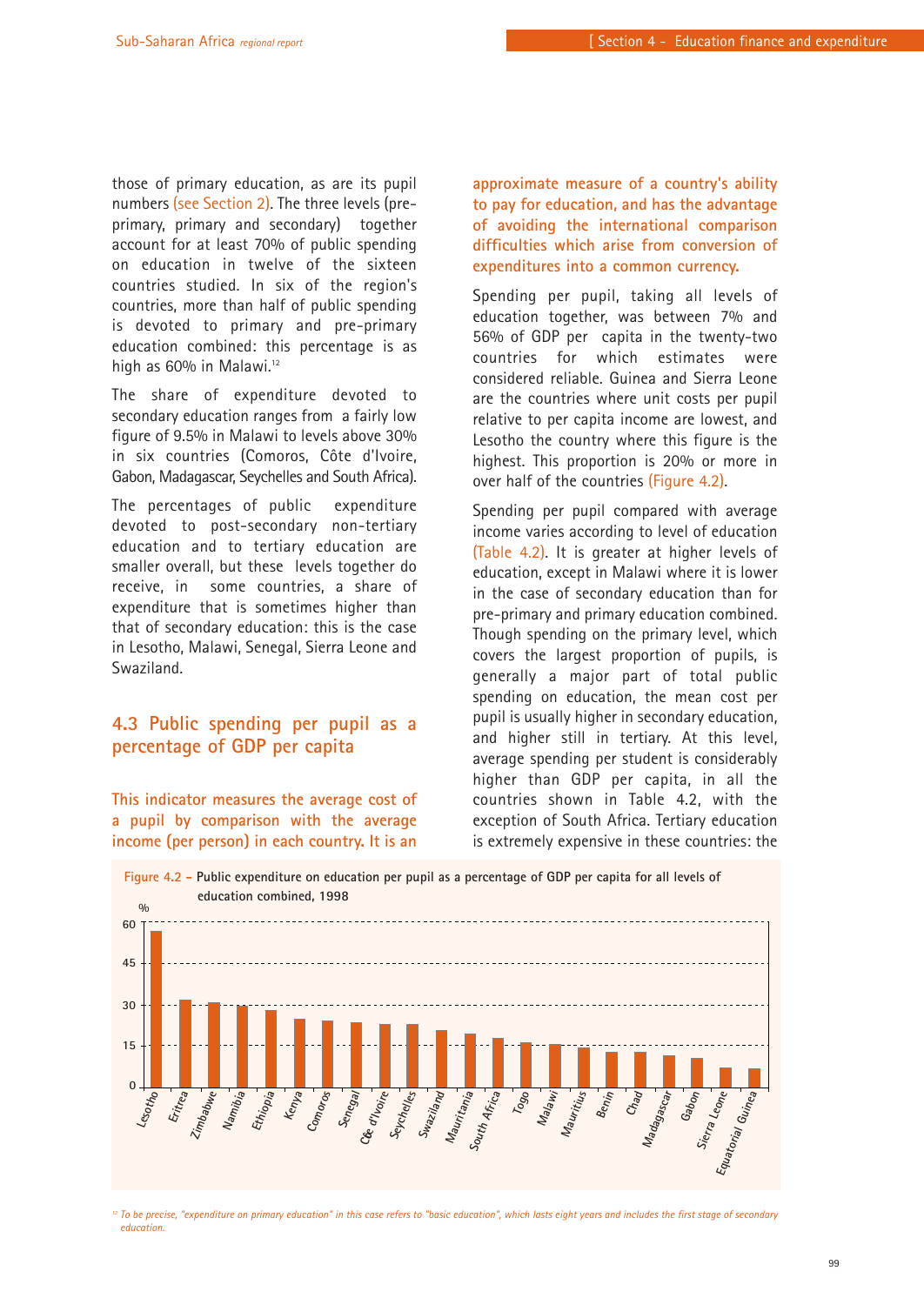those of primary education, as are its pupil numbers (see Section 2). The three levels (pre-primary, primary and secondary) together account for at least 70% of public spending on education in twelve of the sixteen countries studied. In six of the region's countries, more than half of public spending is devoted to primary and pre-primary education combined: this percentage is as high as 60% in Malawi.[12]

The share of expenditure devoted to secondary education ranges from a fairly low figure of 9.5% in Malawi to levels above 30% in six countries (Comoros, Côte d'Ivoire, Gabon, Madagascar, Seychelles and South Africa).

The percentages of public expenditure devoted to post-secondary non-tertiary education and to tertiary education are smaller overall, but these levels together do receive, in some countries, a share of expenditure that is sometimes higher than that of secondary education: this is the case in Lesotho, Malawi, Senegal, Sierra Leone and Swaziland.

## 4.3 Public spending per pupil as a percentage of GDP per capita

**This indicator measures the average cost of a pupil by comparison with the average income (per person) in each country. It is an approximate measure of a country's ability to pay for education, and has the advantage of avoiding the international comparison difficulties which arise from conversion of expenditures into a common currency.**

Spending per pupil, taking all levels of education together, was between 7% and 56% of GDP per capita in the twenty-two countries for which estimates were considered reliable. Guinea and Sierra Leone are the countries where unit costs per pupil relative to per capita income are lowest, and Lesotho the country where this figure is the highest. This proportion is 20% or more in over half of the countries (Figure 4.2).

Spending per pupil compared with average income varies according to level of education (Table 4.2). It is greater at higher levels of education, except in Malawi where it is lower in the case of secondary education than for pre-primary and primary education combined. Though spending on the primary level, which covers the largest proportion of pupils, is generally a major part of total public spending on education, the mean cost per pupil is usually higher in secondary education, and higher still in tertiary. At this level, average spending per student is considerably higher than GDP per capita, in all the countries shown in Table 4.2, with the exception of South Africa. Tertiary education is extremely expensive in these countries: the

**Figure 4.2 – Public expenditure on education per pupil as a percentage of GDP per capita for all levels of education combined, 1998**

| Country | % (approx.) |
|---|---|
| Lesotho | 57 |
| Eritrea | 32 |
| Zimbabwe | 31 |
| Namibia | 30 |
| Ethiopia | 28 |
| Kenya | 25 |
| Comoros | 24 |
| Senegal | 24 |
| Côte d'Ivoire | 23 |
| Seychelles | 23 |
| Swaziland | 21 |
| Mauritania | 20 |
| South Africa | 18 |
| Togo | 16 |
| Malawi | 16 |
| Mauritius | 15 |
| Benin | 13 |
| Chad | 13 |
| Madagascar | 12 |
| Gabon | 11 |
| Sierra Leone | 7 |
| Equatorial Guinea | 7 |

[12] *To be precise, "expenditure on primary education" in this case refers to "basic education", which lasts eight years and includes the first stage of secondary education.*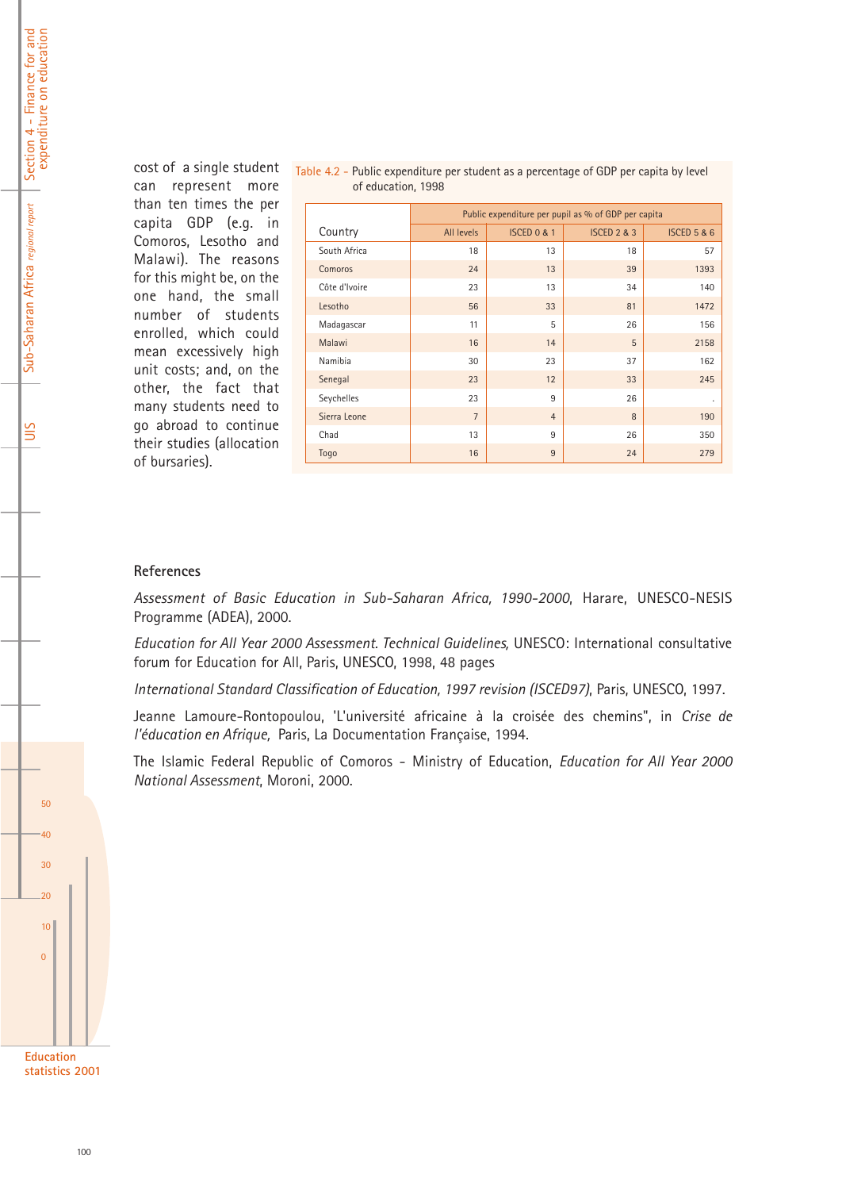cost of a single student can represent more than ten times the per capita GDP (e.g. in Comoros, Lesotho and Malawi). The reasons for this might be, on the one hand, the small number of students enrolled, which could mean excessively high unit costs; and, on the other, the fact that many students need to go abroad to continue their studies (allocation of bursaries).

Table 4.2 - Public expenditure per student as a percentage of GDP per capita by level of education, 1998

| Country | Public expenditure per pupil as % of GDP per capita | | | |
|---|---|---|---|---|
| | All levels | ISCED 0 & 1 | ISCED 2 & 3 | ISCED 5 & 6 |
| South Africa | 18 | 13 | 18 | 57 |
| Comoros | 24 | 13 | 39 | 1393 |
| Côte d'Ivoire | 23 | 13 | 34 | 140 |
| Lesotho | 56 | 33 | 81 | 1472 |
| Madagascar | 11 | 5 | 26 | 156 |
| Malawi | 16 | 14 | 5 | 2158 |
| Namibia | 30 | 23 | 37 | 162 |
| Senegal | 23 | 12 | 33 | 245 |
| Seychelles | 23 | 9 | 26 | . |
| Sierra Leone | 7 | 4 | 8 | 190 |
| Chad | 13 | 9 | 26 | 350 |
| Togo | 16 | 9 | 24 | 279 |

## References

*Assessment of Basic Education in Sub-Saharan Africa, 1990-2000*, Harare, UNESCO-NESIS Programme (ADEA), 2000.

*Education for All Year 2000 Assessment. Technical Guidelines*, UNESCO: International consultative forum for Education for All, Paris, UNESCO, 1998, 48 pages

*International Standard Classification of Education, 1997 revision (ISCED97)*, Paris, UNESCO, 1997.

Jeanne Lamoure-Rontopoulou, 'L'université africaine à la croisée des chemins", in *Crise de l'éducation en Afrique*, Paris, La Documentation Française, 1994.

The Islamic Federal Republic of Comoros - Ministry of Education, *Education for All Year 2000 National Assessment*, Moroni, 2000.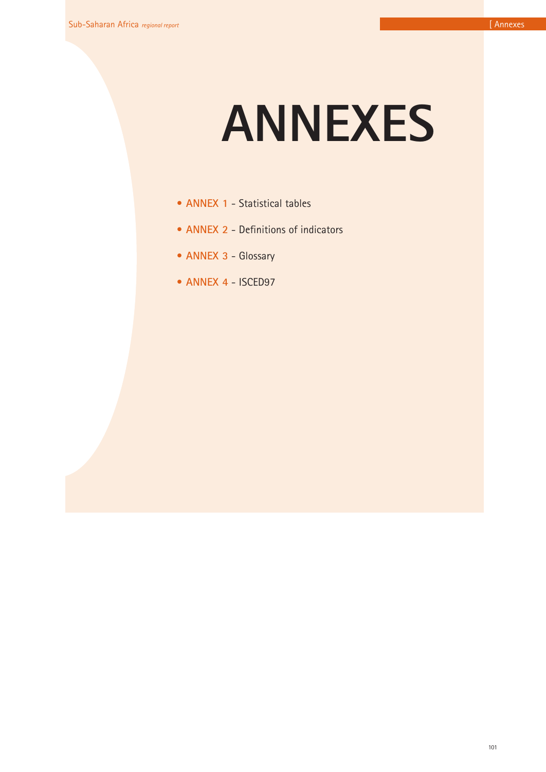# ANNEXES

- **ANNEX 1** - Statistical tables
- **ANNEX 2** - Definitions of indicators
- **ANNEX 3** - Glossary
- **ANNEX 4** - ISCED97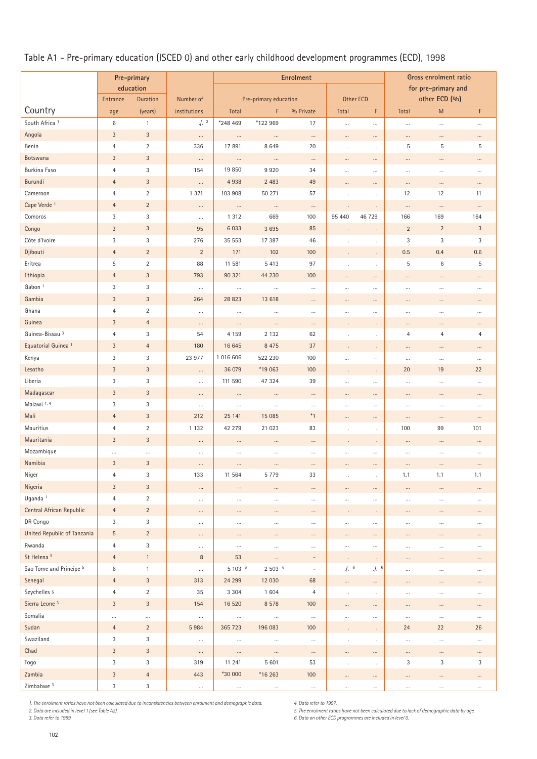## Table A1 - Pre-primary education (ISCED 0) and other early childhood development programmes (ECD), 1998

| Country | Pre-primary education | | Number of institutions | Enrolment | | | | | Gross enrolment ratio for pre-primary and other ECD (%) | | |
|---|---|---|---|---|---|---|---|---|---|---|---|
| | Entrance age | Duration (years) | | Pre-primary education Total | F | % Private | Other ECD Total | F | Total | M | F |
| South Africa [1] | 6 | 1 | ./. [2] | *248 469 | *122 969 | 17 | … | … | … | … | … |
| Angola | 3 | 3 | … | … | … | … | … | … | … | … | … |
| Benin | 4 | 2 | 336 | 17 891 | 8 649 | 20 | . | . | 5 | 5 | 5 |
| Botswana | 3 | 3 | … | … | … | … | … | … | … | … | … |
| Burkina Faso | 4 | 3 | 154 | 19 850 | 9 920 | 34 | … | … | … | … | … |
| Burundi | 4 | 3 | … | 4 938 | 2 483 | 49 | … | … | … | … | … |
| Cameroon | 4 | 2 | 1 371 | 103 908 | 50 271 | 57 | . | . | 12 | 12 | 11 |
| Cape Verde [1] | 4 | 2 | … | … | … | … | . | . | … | … | … |
| Comoros | 3 | 3 | … | 1 312 | 669 | 100 | 95 440 | 46 729 | 166 | 169 | 164 |
| Congo | 3 | 3 | 95 | 6 033 | 3 695 | 85 | . | . | 2 | 2 | 3 |
| Côte d'Ivoire | 3 | 3 | 276 | 35 553 | 17 387 | 46 | . | . | 3 | 3 | 3 |
| Djibouti | 4 | 2 | 2 | 171 | 102 | 100 | . | . | 0.5 | 0.4 | 0.6 |
| Eritrea | 5 | 2 | 88 | 11 581 | 5 413 | 97 | . | . | 5 | 6 | 5 |
| Ethiopia | 4 | 3 | 793 | 90 321 | 44 230 | 100 | … | … | … | … | … |
| Gabon [1] | 3 | 3 | … | … | … | … | … | … | … | … | … |
| Gambia | 3 | 3 | 264 | 28 823 | 13 618 | … | … | … | … | … | … |
| Ghana | 4 | 2 | … | … | … | … | … | … | … | … | … |
| Guinea | 3 | 4 | … | … | … | … | . | . | … | … | … |
| Guinea-Bissau [3] | 4 | 3 | 54 | 4 159 | 2 132 | 62 | . | . | 4 | 4 | 4 |
| Equatorial Guinea [1] | 3 | 4 | 180 | 16 645 | 8 475 | 37 | . | . | … | … | … |
| Kenya | 3 | 3 | 23 977 | 1 016 606 | 522 230 | 100 | … | … | … | … | … |
| Lesotho | 3 | 3 | … | 36 079 | *19 063 | 100 | . | . | 20 | 19 | 22 |
| Liberia | 3 | 3 | … | 111 590 | 47 324 | 39 | … | … | … | … | … |
| Madagascar | 3 | 3 | … | … | … | … | … | … | … | … | … |
| Malawi [1, 4] | 3 | 3 | … | … | … | … | … | … | … | … | … |
| Mali | 4 | 3 | 212 | 25 141 | 15 085 | *1 | … | … | … | … | … |
| Mauritius | 4 | 2 | 1 132 | 42 279 | 21 023 | 83 | . | . | 100 | 99 | 101 |
| Mauritania | 3 | 3 | … | … | … | … | . | . | … | … | … |
| Mozambique | … | … | … | … | … | … | … | … | … | … | … |
| Namibia | 3 | 3 | … | … | … | … | … | … | … | … | … |
| Niger | 4 | 3 | 133 | 11 564 | 5 779 | 33 | . | . | 1.1 | 1.1 | 1.1 |
| Nigeria | 3 | 3 | … | … | … | … | … | … | … | … | … |
| Uganda [1] | 4 | 2 | … | … | … | … | … | … | … | … | … |
| Central African Republic | 4 | 2 | … | … | … | … | . | . | … | … | … |
| DR Congo | 3 | 3 | … | … | … | … | … | … | … | … | … |
| United Republic of Tanzania | 5 | 2 | … | … | … | … | … | … | … | … | … |
| Rwanda | 4 | 3 | … | … | … | … | … | … | … | … | … |
| St Helena [5] | 4 | 1 | 8 | 53 | … | - | . | . | … | … | … |
| Sao Tome and Principe [5] | 6 | 1 | … | 5 103 [6] | 2 503 [6] | - | ./. [6] | ./. [6] | … | … | … |
| Senegal | 4 | 3 | 313 | 24 299 | 12 030 | 68 | … | … | … | … | … |
| Seychelles [5] | 4 | 2 | 35 | 3 304 | 1 604 | 4 | . | . | … | … | … |
| Sierra Leone [3] | 3 | 3 | 154 | 16 520 | 8 578 | 100 | … | … | … | … | … |
| Somalia | … | … | … | … | … | … | … | … | … | … | … |
| Sudan | 4 | 2 | 5 984 | 365 723 | 196 083 | 100 | . | . | 24 | 22 | 26 |
| Swaziland | 3 | 3 | … | … | … | … | . | . | … | … | … |
| Chad | 3 | 3 | … | … | … | … | … | … | … | … | … |
| Togo | 3 | 3 | 319 | 11 241 | 5 601 | 53 | . | . | 3 | 3 | 3 |
| Zambia | 3 | 4 | 443 | *30 000 | *16 263 | 100 | … | … | … | … | … |
| Zimbabwe [3] | 3 | 3 | … | … | … | … | … | … | … | … | … |

*1. The enrolment ratios have not been calculated due to inconsistencies between enrolment and demographic data.*
*2. Data are included in level 1 (see Table A2).*
*3. Data refer to 1999.*
*4. Data refer to 1997.*
*5. The enrolment ratios have not been calculated due to lack of demographic data by age.*
*6. Data on other ECD programmes are included in level 0.*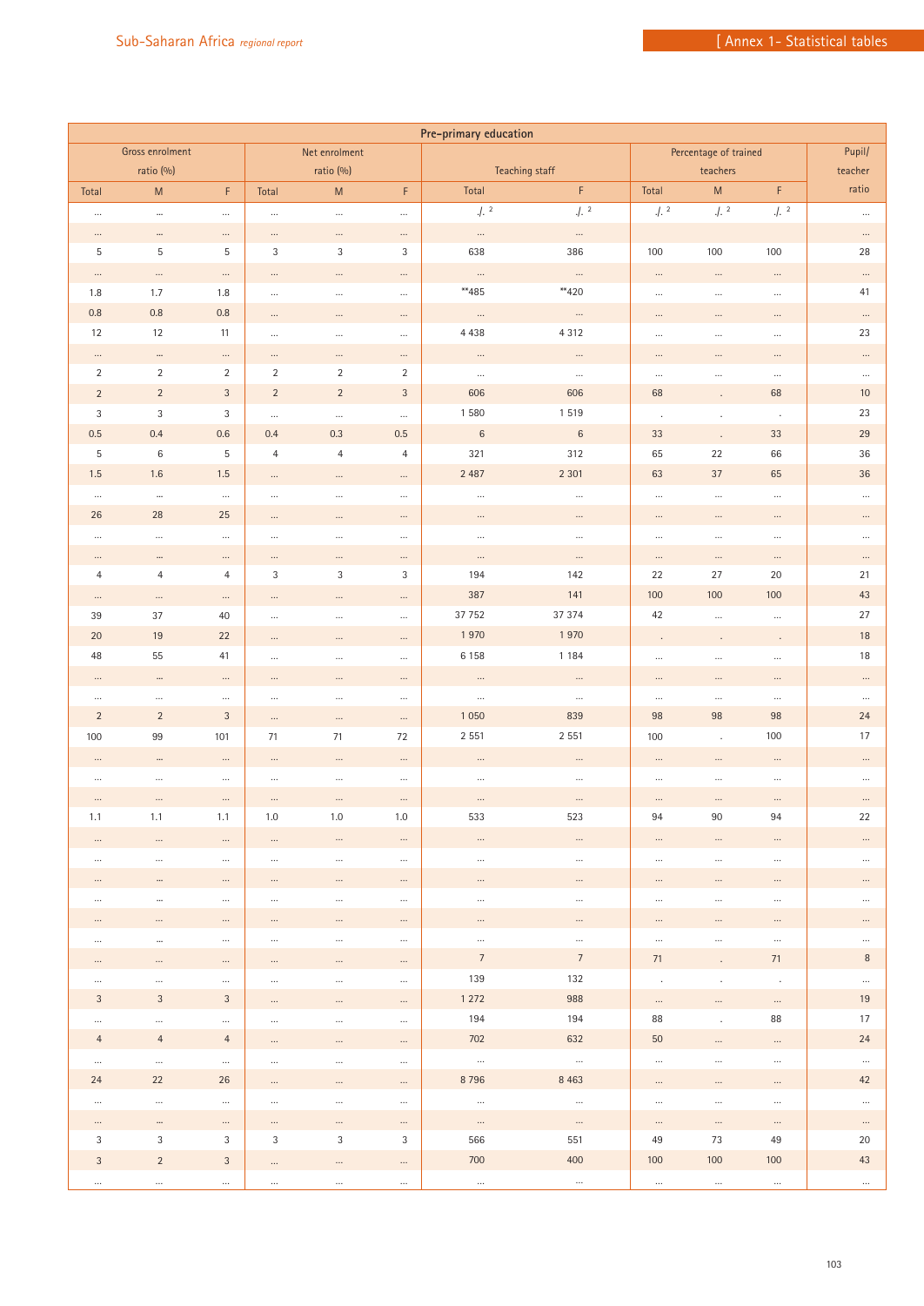| Pre-primary education | | | | | | | | | | | |
|---|---|---|---|---|---|---|---|---|---|---|---|
| Gross enrolment ratio (%) | | | Net enrolment ratio (%) | | | Teaching staff | | Percentage of trained teachers | | | Pupil/ teacher ratio |
| Total | M | F | Total | M | F | Total | F | Total | M | F | |
| … | … | … | … | … | … | ./. ² | ./. ² | ./. ² | ./. ² | ./. ² | … |
| … | … | … | … | … | … | … | … | | | | … |
| 5 | 5 | 5 | 3 | 3 | 3 | 638 | 386 | 100 | 100 | 100 | 28 |
| … | … | … | … | … | … | … | … | … | … | … | … |
| 1.8 | 1.7 | 1.8 | … | … | … | **485 | **420 | … | … | … | 41 |
| 0.8 | 0.8 | 0.8 | … | … | … | … | … | … | … | … | … |
| 12 | 12 | 11 | … | … | … | 4 438 | 4 312 | … | … | … | 23 |
| … | … | … | … | … | … | … | … | … | … | … | … |
| 2 | 2 | 2 | 2 | 2 | 2 | … | … | … | … | … | … |
| 2 | 2 | 3 | 2 | 2 | 3 | 606 | 606 | 68 | . | 68 | 10 |
| 3 | 3 | 3 | … | … | … | 1 580 | 1 519 | . | . | . | 23 |
| 0.5 | 0.4 | 0.6 | 0.4 | 0.3 | 0.5 | 6 | 6 | 33 | . | 33 | 29 |
| 5 | 6 | 5 | 4 | 4 | 4 | 321 | 312 | 65 | 22 | 66 | 36 |
| 1.5 | 1.6 | 1.5 | … | … | … | 2 487 | 2 301 | 63 | 37 | 65 | 36 |
| … | … | … | … | … | … | … | … | … | … | … | … |
| 26 | 28 | 25 | … | … | … | … | … | … | … | … | … |
| … | … | … | … | … | … | … | … | … | … | … | … |
| … | … | … | … | … | … | … | … | … | … | … | … |
| 4 | 4 | 4 | 3 | 3 | 3 | 194 | 142 | 22 | 27 | 20 | 21 |
| … | … | … | … | … | … | 387 | 141 | 100 | 100 | 100 | 43 |
| 39 | 37 | 40 | … | … | … | 37 752 | 37 374 | 42 | … | … | 27 |
| 20 | 19 | 22 | … | … | … | 1 970 | 1 970 | . | . | . | 18 |
| 48 | 55 | 41 | … | … | … | 6 158 | 1 184 | … | … | … | 18 |
| … | … | … | … | … | … | … | … | … | … | … | … |
| … | … | … | … | … | … | … | … | … | … | … | … |
| 2 | 2 | 3 | … | … | … | 1 050 | 839 | 98 | 98 | 98 | 24 |
| 100 | 99 | 101 | 71 | 71 | 72 | 2 551 | 2 551 | 100 | . | 100 | 17 |
| … | … | … | … | … | … | … | … | … | … | … | … |
| … | … | … | … | … | … | … | … | … | … | … | … |
| … | … | … | … | … | … | … | … | … | … | … | … |
| 1.1 | 1.1 | 1.1 | 1.0 | 1.0 | 1.0 | 533 | 523 | 94 | 90 | 94 | 22 |
| … | … | … | … | … | … | … | … | … | … | … | … |
| … | … | … | … | … | … | … | … | … | … | … | … |
| … | … | … | … | … | … | … | … | … | … | … | … |
| … | … | … | … | … | … | … | … | … | … | … | … |
| … | … | … | … | … | … | … | … | … | … | … | … |
| … | … | … | … | … | … | … | … | … | … | … | … |
| … | … | … | … | … | … | 7 | 7 | 71 | . | 71 | 8 |
| … | … | … | … | … | … | 139 | 132 | . | . | . | … |
| 3 | 3 | 3 | … | … | … | 1 272 | 988 | … | … | … | 19 |
| … | … | … | … | … | … | 194 | 194 | 88 | . | 88 | 17 |
| 4 | 4 | 4 | … | … | … | 702 | 632 | 50 | … | … | 24 |
| … | … | … | … | … | … | … | … | … | … | … | … |
| 24 | 22 | 26 | … | … | … | 8 796 | 8 463 | … | … | … | 42 |
| … | … | … | … | … | … | … | … | … | … | … | … |
| … | … | … | … | … | … | … | … | … | … | … | … |
| 3 | 3 | 3 | 3 | 3 | 3 | 566 | 551 | 49 | 73 | 49 | 20 |
| 3 | 2 | 3 | … | … | … | 700 | 400 | 100 | 100 | 100 | 43 |
| … | … | … | … | … | … | … | … | … | … | … | … |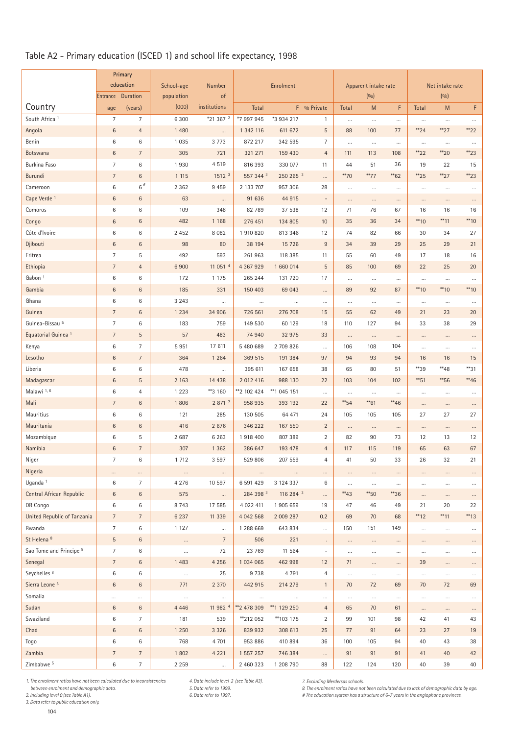## Table A2 - Primary education (ISCED 1) and school life expectancy, 1998

| Country | Primary education | | School-age population | Number of institutions | Enrolment | | | Apparent intake rate (%) | | | Net intake rate (%) | | |
|---|---|---|---|---|---|---|---|---|---|---|---|---|---|
| | Entrance age | Duration (years) | (000) | | Total | F | % Private | Total | M | F | Total | M | F |
| South Africa [1] | 7 | 7 | 6 300 | *21 367 [2] | *7 997 945 | *3 934 217 | 1 | ... | ... | ... | ... | ... | ... |
| Angola | 6 | 4 | 1 480 | ... | 1 342 116 | 611 672 | 5 | 88 | 100 | 77 | **24 | **27 | **22 |
| Benin | 6 | 6 | 1 035 | 3 773 | 872 217 | 342 595 | 7 | ... | ... | ... | ... | ... | ... |
| Botswana | 6 | 7 | 305 | 721 | 321 271 | 159 430 | 4 | 111 | 113 | 108 | **22 | **20 | **23 |
| Burkina Faso | 7 | 6 | 1 930 | 4 519 | 816 393 | 330 077 | 11 | 44 | 51 | 36 | 19 | 22 | 15 |
| Burundi | 7 | 6 | 1 115 | 1512 [3] | 557 344 [3] | 250 265 [3] | ... | **70 | **77 | **62 | **25 | **27 | **23 |
| Cameroon | 6 | 6 [#] | 2 362 | 9 459 | 2 133 707 | 957 306 | 28 | ... | ... | ... | ... | ... | ... |
| Cape Verde [1] | 6 | 6 | 63 | ... | 91 636 | 44 915 | - | ... | ... | ... | ... | ... | ... |
| Comoros | 6 | 6 | 109 | 348 | 82 789 | 37 538 | 12 | 71 | 76 | 67 | 16 | 16 | 16 |
| Congo | 6 | 6 | 482 | 1 168 | 276 451 | 134 805 | 10 | 35 | 36 | 34 | **10 | **11 | **10 |
| Côte d'Ivoire | 6 | 6 | 2 452 | 8 082 | 1 910 820 | 813 346 | 12 | 74 | 82 | 66 | 30 | 34 | 27 |
| Djibouti | 6 | 6 | 98 | 80 | 38 194 | 15 726 | 9 | 34 | 39 | 29 | 25 | 29 | 21 |
| Eritrea | 7 | 5 | 492 | 593 | 261 963 | 118 385 | 11 | 55 | 60 | 49 | 17 | 18 | 16 |
| Ethiopia | 7 | 4 | 6 900 | 11 051 [4] | 4 367 929 | 1 660 014 | 5 | 85 | 100 | 69 | 22 | 25 | 20 |
| Gabon [1] | 6 | 6 | 172 | 1 175 | 265 244 | 131 720 | 17 | ... | ... | ... | ... | ... | ... |
| Gambia | 6 | 6 | 185 | 331 | 150 403 | 69 043 | ... | 89 | 92 | 87 | **10 | **10 | **10 |
| Ghana | 6 | 6 | 3 243 | ... | ... | ... | ... | ... | ... | ... | ... | ... | ... |
| Guinea | 7 | 6 | 1 234 | 34 906 | 726 561 | 276 708 | 15 | 55 | 62 | 49 | 21 | 23 | 20 |
| Guinea-Bissau [5] | 7 | 6 | 183 | 759 | 149 530 | 60 129 | 18 | 110 | 127 | 94 | 33 | 38 | 29 |
| Equatorial Guinea [1] | 7 | 5 | 57 | 483 | 74 940 | 32 975 | 33 | ... | ... | ... | ... | ... | ... |
| Kenya | 6 | 7 | 5 951 | 17 611 | 5 480 689 | 2 709 826 | ... | 106 | 108 | 104 | ... | ... | ... |
| Lesotho | 6 | 7 | 364 | 1 264 | 369 515 | 191 384 | 97 | 94 | 93 | 94 | 16 | 16 | 15 |
| Liberia | 6 | 6 | 478 | ... | 395 611 | 167 658 | 38 | 65 | 80 | 51 | **39 | **48 | **31 |
| Madagascar | 6 | 5 | 2 163 | 14 438 | 2 012 416 | 988 130 | 22 | 103 | 104 | 102 | **51 | **56 | **46 |
| Malawi [1, 6] | 6 | 4 | 1 223 | **3 160 | **2 102 424 | **1 045 151 | ... | ... | ... | ... | ... | ... | ... |
| Mali | 7 | 6 | 1 806 | 2 871 [7] | 958 935 | 393 192 | 22 | **54 | **61 | **46 | ... | ... | ... |
| Mauritius | 6 | 6 | 121 | 285 | 130 505 | 64 471 | 24 | 105 | 105 | 105 | 27 | 27 | 27 |
| Mauritania | 6 | 6 | 416 | 2 676 | 346 222 | 167 550 | 2 | ... | ... | ... | ... | ... | ... |
| Mozambique | 6 | 5 | 2 687 | 6 263 | 1 918 400 | 807 389 | 2 | 82 | 90 | 73 | 12 | 13 | 12 |
| Namibia | 6 | 7 | 307 | 1 362 | 386 647 | 193 478 | 4 | 117 | 115 | 119 | 65 | 63 | 67 |
| Niger | 7 | 6 | 1 712 | 3 597 | 529 806 | 207 559 | 4 | 41 | 50 | 33 | 26 | 32 | 21 |
| Nigeria | ... | ... | ... | ... | ... | ... | ... | ... | ... | ... | ... | ... | ... |
| Uganda [1] | 6 | 7 | 4 276 | 10 597 | 6 591 429 | 3 124 337 | 6 | ... | ... | ... | ... | ... | ... |
| Central African Republic | 6 | 6 | 575 | ... | 284 398 [3] | 116 284 [3] | ... | **43 | **50 | **36 | ... | ... | ... |
| DR Congo | 6 | 6 | 8 743 | 17 585 | 4 022 411 | 1 905 659 | 19 | 47 | 46 | 49 | 21 | 20 | 22 |
| United Republic of Tanzania | 7 | 7 | 6 237 | 11 339 | 4 042 568 | 2 009 287 | 0.2 | 69 | 70 | 68 | **12 | **11 | **13 |
| Rwanda | 7 | 6 | 1 127 | ... | 1 288 669 | 643 834 | ... | 150 | 151 | 149 | ... | ... | ... |
| St Helena [8] | 5 | 6 | ... | 7 | 506 | 221 | . | ... | ... | ... | ... | ... | ... |
| Sao Tome and Principe [8] | 7 | 6 | ... | 72 | 23 769 | 11 564 | - | ... | ... | ... | ... | ... | ... |
| Senegal | 7 | 6 | 1 483 | 4 256 | 1 034 065 | 462 998 | 12 | 71 | ... | ... | 39 | ... | ... |
| Seychelles [8] | 6 | 6 | ... | 25 | 9 738 | 4 791 | 4 | ... | ... | ... | ... | ... | ... |
| Sierra Leone [5] | 6 | 6 | 771 | 2 370 | 442 915 | 214 279 | 1 | 70 | 72 | 69 | 70 | 72 | 69 |
| Somalia | ... | ... | ... | ... | ... | ... | ... | ... | ... | ... | ... | ... | ... |
| Sudan | 6 | 6 | 4 446 | 11 982 [4] | **2 478 309 | **1 129 250 | 4 | 65 | 70 | 61 | ... | ... | ... |
| Swaziland | 6 | 7 | 181 | 539 | **212 052 | **103 175 | 2 | 99 | 101 | 98 | 42 | 41 | 43 |
| Chad | 6 | 6 | 1 250 | 3 326 | 839 932 | 308 613 | 25 | 77 | 91 | 64 | 23 | 27 | 19 |
| Togo | 6 | 6 | 768 | 4 701 | 953 886 | 410 894 | 36 | 100 | 105 | 94 | 40 | 43 | 38 |
| Zambia | 7 | 7 | 1 802 | 4 221 | 1 557 257 | 746 384 | ... | 91 | 91 | 91 | 41 | 40 | 42 |
| Zimbabwe [5] | 6 | 7 | 2 259 | ... | 2 460 323 | 1 208 790 | 88 | 122 | 124 | 120 | 40 | 39 | 40 |

1. The enrolment ratios have not been calculated due to inconsistencies between enrolment and demographic data.
2. Including level 0 (see Table A1).
3. Data refer to public education only.
4. Data include level 2 (see Table A3).
5. Data refer to 1999.
6. Data refer to 1997.
7. Excluding Merdersas schools.
8. The enrolment ratios have not been calculated due to lack of demographic data by age.
# The education system has a structure of 6-7 years in the anglophone provinces.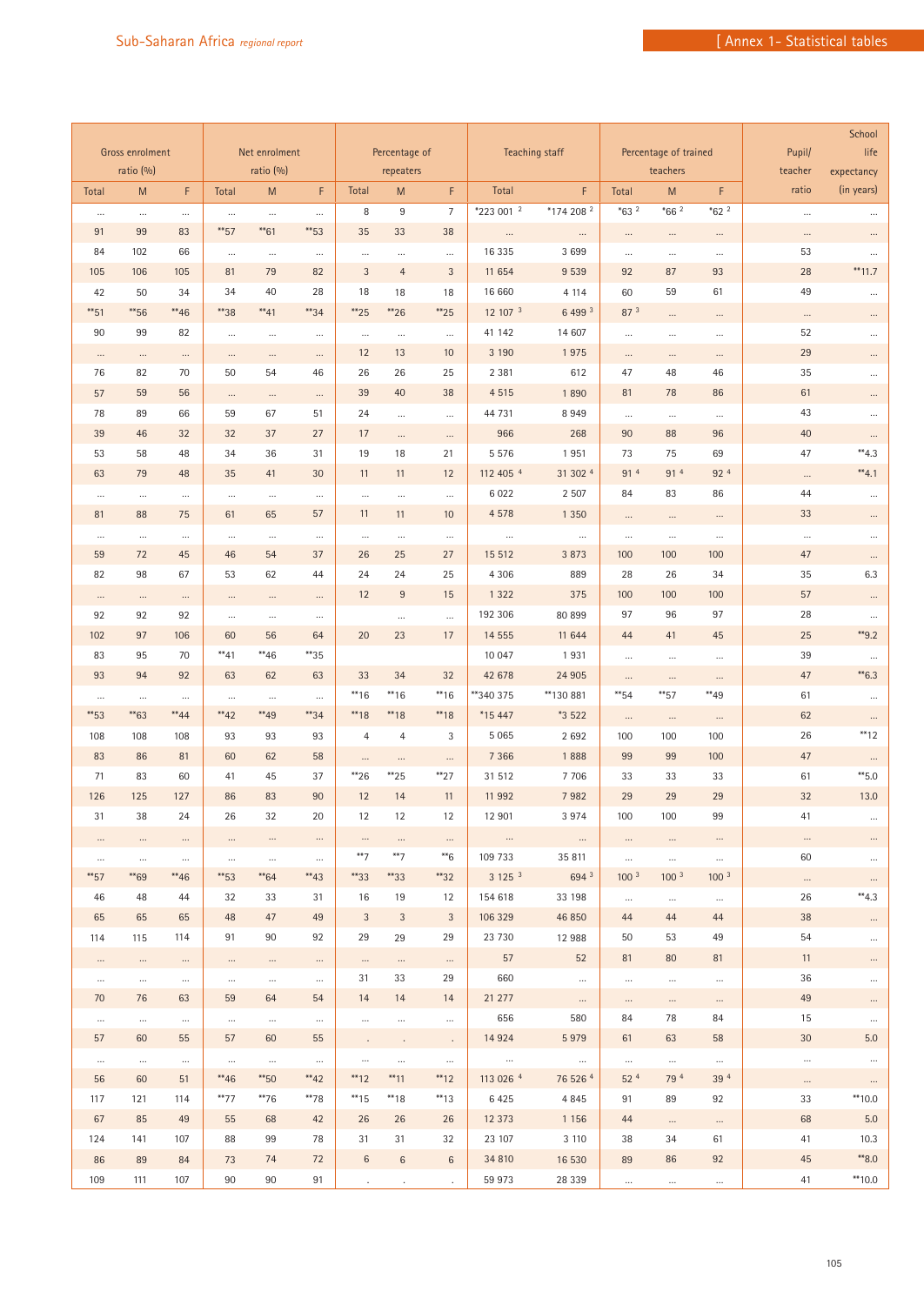| Gross enrolment ratio (%) | | | Net enrolment ratio (%) | | | Percentage of repeaters | | | Teaching staff | | Percentage of trained teachers | | | Pupil/ teacher ratio | School life expectancy (in years) |
|---|---|---|---|---|---|---|---|---|---|---|---|---|---|---|---|
| Total | M | F | Total | M | F | Total | M | F | Total | F | Total | M | F | | |
| ... | ... | ... | ... | ... | ... | 8 | 9 | 7 | *223 001 [2] | *174 208 [2] | *63 [2] | *66 [2] | *62 [2] | ... | ... |
| 91 | 99 | 83 | **57 | **61 | **53 | 35 | 33 | 38 | ... | ... | ... | ... | ... | ... | ... |
| 84 | 102 | 66 | ... | ... | ... | ... | ... | ... | 16 335 | 3 699 | ... | ... | ... | 53 | ... |
| 105 | 106 | 105 | 81 | 79 | 82 | 3 | 4 | 3 | 11 654 | 9 539 | 92 | 87 | 93 | 28 | **11.7 |
| 42 | 50 | 34 | 34 | 40 | 28 | 18 | 18 | 18 | 16 660 | 4 114 | 60 | 59 | 61 | 49 | ... |
| **51 | **56 | **46 | **38 | **41 | **34 | **25 | **26 | **25 | 12 107 [3] | 6 499 [3] | 87 [3] | ... | ... | ... | ... |
| 90 | 99 | 82 | ... | ... | ... | ... | ... | ... | 41 142 | 14 607 | ... | ... | ... | 52 | ... |
| ... | ... | ... | ... | ... | ... | 12 | 13 | 10 | 3 190 | 1 975 | ... | ... | ... | 29 | ... |
| 76 | 82 | 70 | 50 | 54 | 46 | 26 | 26 | 25 | 2 381 | 612 | 47 | 48 | 46 | 35 | ... |
| 57 | 59 | 56 | ... | ... | ... | 39 | 40 | 38 | 4 515 | 1 890 | 81 | 78 | 86 | 61 | ... |
| 78 | 89 | 66 | 59 | 67 | 51 | 24 | ... | ... | 44 731 | 8 949 | ... | ... | ... | 43 | ... |
| 39 | 46 | 32 | 32 | 37 | 27 | 17 | ... | ... | 966 | 268 | 90 | 88 | 96 | 40 | ... |
| 53 | 58 | 48 | 34 | 36 | 31 | 19 | 18 | 21 | 5 576 | 1 951 | 73 | 75 | 69 | 47 | **4.3 |
| 63 | 79 | 48 | 35 | 41 | 30 | 11 | 11 | 12 | 112 405 [4] | 31 302 [4] | 91 [4] | 91 [4] | 92 [4] | ... | **4.1 |
| ... | ... | ... | ... | ... | ... | ... | ... | ... | 6 022 | 2 507 | 84 | 83 | 86 | 44 | ... |
| 81 | 88 | 75 | 61 | 65 | 57 | 11 | 11 | 10 | 4 578 | 1 350 | ... | ... | ... | 33 | ... |
| ... | ... | ... | ... | ... | ... | ... | ... | ... | ... | ... | ... | ... | ... | ... | ... |
| 59 | 72 | 45 | 46 | 54 | 37 | 26 | 25 | 27 | 15 512 | 3 873 | 100 | 100 | 100 | 47 | ... |
| 82 | 98 | 67 | 53 | 62 | 44 | 24 | 24 | 25 | 4 306 | 889 | 28 | 26 | 34 | 35 | 6.3 |
| ... | ... | ... | ... | ... | ... | 12 | 9 | 15 | 1 322 | 375 | 100 | 100 | 100 | 57 | ... |
| 92 | 92 | 92 | ... | ... | ... | | ... | ... | 192 306 | 80 899 | 97 | 96 | 97 | 28 | ... |
| 102 | 97 | 106 | 60 | 56 | 64 | 20 | 23 | 17 | 14 555 | 11 644 | 44 | 41 | 45 | 25 | **9.2 |
| 83 | 95 | 70 | **41 | **46 | **35 | | | | 10 047 | 1 931 | ... | ... | ... | 39 | ... |
| 93 | 94 | 92 | 63 | 62 | 63 | 33 | 34 | 32 | 42 678 | 24 905 | ... | ... | ... | 47 | **6.3 |
| ... | ... | ... | ... | ... | ... | **16 | **16 | **16 | **340 375 | **130 881 | **54 | **57 | **49 | 61 | ... |
| **53 | **63 | **44 | **42 | **49 | **34 | **18 | **18 | **18 | *15 447 | *3 522 | ... | ... | ... | 62 | ... |
| 108 | 108 | 108 | 93 | 93 | 93 | 4 | 4 | 3 | 5 065 | 2 692 | 100 | 100 | 100 | 26 | **12 |
| 83 | 86 | 81 | 60 | 62 | 58 | ... | ... | ... | 7 366 | 1 888 | 99 | 99 | 100 | 47 | ... |
| 71 | 83 | 60 | 41 | 45 | 37 | **26 | **25 | **27 | 31 512 | 7 706 | 33 | 33 | 33 | 61 | **5.0 |
| 126 | 125 | 127 | 86 | 83 | 90 | 12 | 14 | 11 | 11 992 | 7 982 | 29 | 29 | 29 | 32 | 13.0 |
| 31 | 38 | 24 | 26 | 32 | 20 | 12 | 12 | 12 | 12 901 | 3 974 | 100 | 100 | 99 | 41 | ... |
| ... | ... | ... | ... | ... | ... | ... | ... | ... | ... | ... | ... | ... | ... | ... | ... |
| ... | ... | ... | ... | ... | ... | **7 | **7 | **6 | 109 733 | 35 811 | ... | ... | ... | 60 | ... |
| **57 | **69 | **46 | **53 | **64 | **43 | **33 | **33 | **32 | 3 125 [3] | 694 [3] | 100 [3] | 100 [3] | 100 [3] | ... | ... |
| 46 | 48 | 44 | 32 | 33 | 31 | 16 | 19 | 12 | 154 618 | 33 198 | ... | ... | ... | 26 | **4.3 |
| 65 | 65 | 65 | 48 | 47 | 49 | 3 | 3 | 3 | 106 329 | 46 850 | 44 | 44 | 44 | 38 | ... |
| 114 | 115 | 114 | 91 | 90 | 92 | 29 | 29 | 29 | 23 730 | 12 988 | 50 | 53 | 49 | 54 | ... |
| ... | ... | ... | ... | ... | ... | ... | ... | ... | 57 | 52 | 81 | 80 | 81 | 11 | ... |
| ... | ... | ... | ... | ... | ... | 31 | 33 | 29 | 660 | ... | ... | ... | ... | 36 | ... |
| 70 | 76 | 63 | 59 | 64 | 54 | 14 | 14 | 14 | 21 277 | ... | ... | ... | ... | 49 | ... |
| ... | ... | ... | ... | ... | ... | ... | ... | ... | 656 | 580 | 84 | 78 | 84 | 15 | ... |
| 57 | 60 | 55 | 57 | 60 | 55 | . | . | . | 14 924 | 5 979 | 61 | 63 | 58 | 30 | 5.0 |
| ... | ... | ... | ... | ... | ... | ... | ... | ... | ... | ... | ... | ... | ... | ... | ... |
| 56 | 60 | 51 | **46 | **50 | **42 | **12 | **11 | **12 | 113 026 [4] | 76 526 [4] | 52 [4] | 79 [4] | 39 [4] | ... | ... |
| 117 | 121 | 114 | **77 | **76 | **78 | **15 | **18 | **13 | 6 425 | 4 845 | 91 | 89 | 92 | 33 | **10.0 |
| 67 | 85 | 49 | 55 | 68 | 42 | 26 | 26 | 26 | 12 373 | 1 156 | 44 | ... | ... | 68 | 5.0 |
| 124 | 141 | 107 | 88 | 99 | 78 | 31 | 31 | 32 | 23 107 | 3 110 | 38 | 34 | 61 | 41 | 10.3 |
| 86 | 89 | 84 | 73 | 74 | 72 | 6 | 6 | 6 | 34 810 | 16 530 | 89 | 86 | 92 | 45 | **8.0 |
| 109 | 111 | 107 | 90 | 90 | 91 | . | . | . | 59 973 | 28 339 | ... | ... | ... | 41 | **10.0 |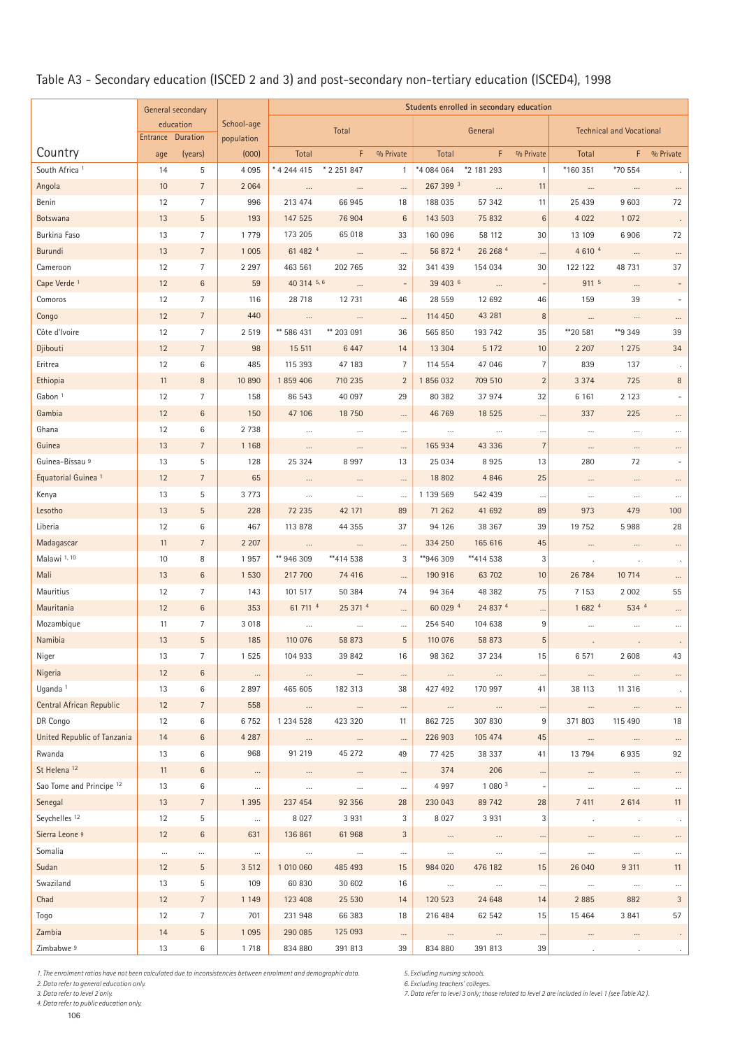## Table A3 - Secondary education (ISCED 2 and 3) and post-secondary non-tertiary education (ISCED4), 1998

| Country | General secondary education | | School-age population | Students enrolled in secondary education | | | | | | | | |
|---|---|---|---|---|---|---|---|---|---|---|---|---|
| | | | | Total | | | General | | | Technical and Vocational | | |
| | Entrance age | Duration (years) | (000) | Total | F | % Private | Total | F | % Private | Total | F | % Private |
| South Africa [1] | 14 | 5 | 4 095 | * 4 244 415 | * 2 251 847 | 1 | *4 084 064 | *2 181 293 | 1 | *160 351 | *70 554 | . |
| Angola | 10 | 7 | 2 064 | ... | ... | ... | 267 399 [3] | ... | 11 | ... | ... | ... |
| Benin | 12 | 7 | 996 | 213 474 | 66 945 | 18 | 188 035 | 57 342 | 11 | 25 439 | 9 603 | 72 |
| Botswana | 13 | 5 | 193 | 147 525 | 76 904 | 6 | 143 503 | 75 832 | 6 | 4 022 | 1 072 | . |
| Burkina Faso | 13 | 7 | 1 779 | 173 205 | 65 018 | 33 | 160 096 | 58 112 | 30 | 13 109 | 6 906 | 72 |
| Burundi | 13 | 7 | 1 005 | 61 482 [4] | ... | ... | 56 872 [4] | 26 268 [4] | ... | 4 610 [4] | ... | ... |
| Cameroon | 12 | 7 | 2 297 | 463 561 | 202 765 | 32 | 341 439 | 154 034 | 30 | 122 122 | 48 731 | 37 |
| Cape Verde [1] | 12 | 6 | 59 | 40 314 [5, 6] | ... | - | 39 403 [6] | ... | - | 911 [5] | ... | - |
| Comoros | 12 | 7 | 116 | 28 718 | 12 731 | 46 | 28 559 | 12 692 | 46 | 159 | 39 | - |
| Congo | 12 | 7 | 440 | ... | ... | ... | 114 450 | 43 281 | 8 | ... | ... | ... |
| Côte d'Ivoire | 12 | 7 | 2 519 | ** 586 431 | ** 203 091 | 36 | 565 850 | 193 742 | 35 | **20 581 | **9 349 | 39 |
| Djibouti | 12 | 7 | 98 | 15 511 | 6 447 | 14 | 13 304 | 5 172 | 10 | 2 207 | 1 275 | 34 |
| Eritrea | 12 | 6 | 485 | 115 393 | 47 183 | 7 | 114 554 | 47 046 | 7 | 839 | 137 | . |
| Ethiopia | 11 | 8 | 10 890 | 1 859 406 | 710 235 | 2 | 1 856 032 | 709 510 | 2 | 3 374 | 725 | 8 |
| Gabon [1] | 12 | 7 | 158 | 86 543 | 40 097 | 29 | 80 382 | 37 974 | 32 | 6 161 | 2 123 | - |
| Gambia | 12 | 6 | 150 | 47 106 | 18 750 | ... | 46 769 | 18 525 | ... | 337 | 225 | ... |
| Ghana | 12 | 6 | 2 738 | ... | ... | ... | ... | ... | ... | ... | ... | ... |
| Guinea | 13 | 7 | 1 168 | ... | ... | ... | 165 934 | 43 336 | 7 | ... | ... | ... |
| Guinea-Bissau [9] | 13 | 5 | 128 | 25 324 | 8 997 | 13 | 25 034 | 8 925 | 13 | 280 | 72 | - |
| Equatorial Guinea [1] | 12 | 7 | 65 | ... | ... | ... | 18 802 | 4 846 | 25 | ... | ... | ... |
| Kenya | 13 | 5 | 3 773 | ... | ... | ... | 1 139 569 | 542 439 | ... | ... | ... | ... |
| Lesotho | 13 | 5 | 228 | 72 235 | 42 171 | 89 | 71 262 | 41 692 | 89 | 973 | 479 | 100 |
| Liberia | 12 | 6 | 467 | 113 878 | 44 355 | 37 | 94 126 | 38 367 | 39 | 19 752 | 5 988 | 28 |
| Madagascar | 11 | 7 | 2 207 | ... | ... | ... | 334 250 | 165 616 | 45 | ... | ... | ... |
| Malawi [1, 10] | 10 | 8 | 1 957 | ** 946 309 | **414 538 | 3 | **946 309 | **414 538 | 3 | . | . | . |
| Mali | 13 | 6 | 1 530 | 217 700 | 74 416 | ... | 190 916 | 63 702 | 10 | 26 784 | 10 714 | ... |
| Mauritius | 12 | 7 | 143 | 101 517 | 50 384 | 74 | 94 364 | 48 382 | 75 | 7 153 | 2 002 | 55 |
| Mauritania | 12 | 6 | 353 | 61 711 [4] | 25 371 [4] | ... | 60 029 [4] | 24 837 [4] | ... | 1 682 [4] | 534 [4] | ... |
| Mozambique | 11 | 7 | 3 018 | ... | ... | ... | 254 540 | 104 638 | 9 | ... | ... | ... |
| Namibia | 13 | 5 | 185 | 110 076 | 58 873 | 5 | 110 076 | 58 873 | 5 | . | . | . |
| Niger | 13 | 7 | 1 525 | 104 933 | 39 842 | 16 | 98 362 | 37 234 | 15 | 6 571 | 2 608 | 43 |
| Nigeria | 12 | 6 | ... | ... | ... | ... | ... | ... | ... | ... | ... | ... |
| Uganda [1] | 13 | 6 | 2 897 | 465 605 | 182 313 | 38 | 427 492 | 170 997 | 41 | 38 113 | 11 316 | . |
| Central African Republic | 12 | 7 | 558 | ... | ... | ... | ... | ... | ... | ... | ... | ... |
| DR Congo | 12 | 6 | 6 752 | 1 234 528 | 423 320 | 11 | 862 725 | 307 830 | 9 | 371 803 | 115 490 | 18 |
| United Republic of Tanzania | 14 | 6 | 4 287 | ... | ... | ... | 226 903 | 105 474 | 45 | ... | ... | ... |
| Rwanda | 13 | 6 | 968 | 91 219 | 45 272 | 49 | 77 425 | 38 337 | 41 | 13 794 | 6 935 | 92 |
| St Helena [12] | 11 | 6 | ... | ... | ... | ... | 374 | 206 | ... | ... | ... | ... |
| Sao Tome and Principe [12] | 13 | 6 | ... | ... | ... | ... | 4 997 | 1 080 [3] | - | ... | ... | ... |
| Senegal | 13 | 7 | 1 395 | 237 454 | 92 356 | 28 | 230 043 | 89 742 | 28 | 7 411 | 2 614 | 11 |
| Seychelles [12] | 12 | 5 | ... | 8 027 | 3 931 | 3 | 8 027 | 3 931 | 3 | . | . | . |
| Sierra Leone [9] | 12 | 6 | 631 | 136 861 | 61 968 | 3 | ... | ... | ... | ... | ... | ... |
| Somalia | ... | ... | ... | ... | ... | ... | ... | ... | ... | ... | ... | ... |
| Sudan | 12 | 5 | 3 512 | 1 010 060 | 485 493 | 15 | 984 020 | 476 182 | 15 | 26 040 | 9 311 | 11 |
| Swaziland | 13 | 5 | 109 | 60 830 | 30 602 | 16 | ... | ... | ... | ... | ... | ... |
| Chad | 12 | 7 | 1 149 | 123 408 | 25 530 | 14 | 120 523 | 24 648 | 14 | 2 885 | 882 | 3 |
| Togo | 12 | 7 | 701 | 231 948 | 66 383 | 18 | 216 484 | 62 542 | 15 | 15 464 | 3 841 | 57 |
| Zambia | 14 | 5 | 1 095 | 290 085 | 125 093 | ... | ... | ... | ... | ... | ... | . |
| Zimbabwe [9] | 13 | 6 | 1 718 | 834 880 | 391 813 | 39 | 834 880 | 391 813 | 39 | . | . | . |

*1. The enrolment ratios have not been calculated due to inconsistencies between enrolment and demographic data.*
*2. Data refer to general education only.*
*3. Data refer to level 2 only.*
*4. Data refer to public education only.*
*5. Excluding nursing schools.*
*6. Excluding teachers' colleges.*
*7. Data refer to level 3 only; those related to level 2 are included in level 1 (see Table A2).*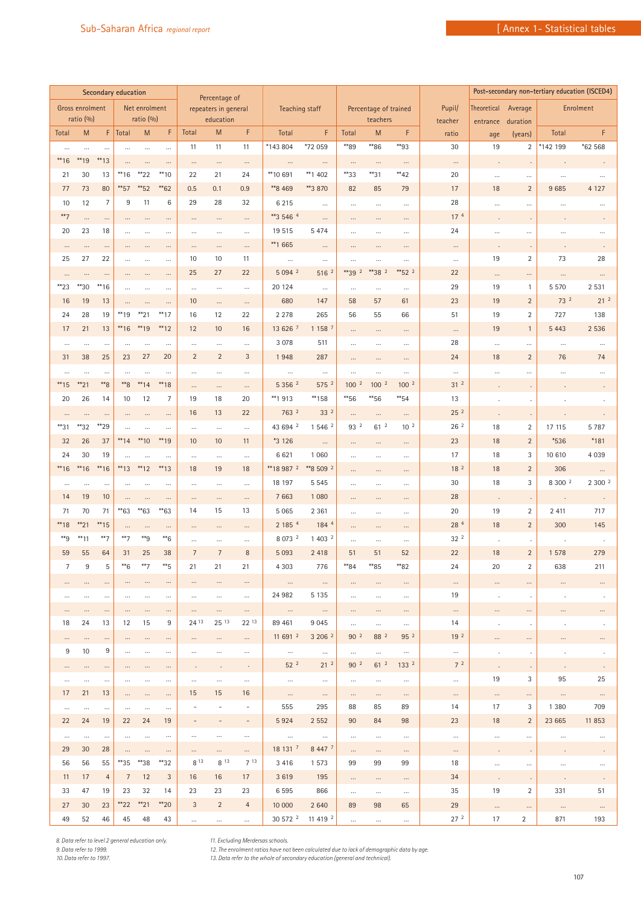| Secondary education | | | | | | Percentage of repeaters in general education | | | Teaching staff | | Percentage of trained teachers | | | Pupil/ teacher | Post-secondary non-tertiary education (ISCED4) | | | |
|---|---|---|---|---|---|---|---|---|---|---|---|---|---|---|---|---|---|---|
| Gross enrolment ratio (%) | | | Net enrolment ratio (%) | | | | | | | | | | | | Theoretical entrance | Average duration | Enrolment | |
| Total | M | F | Total | M | F | Total | M | F | Total | F | Total | M | F | ratio | age | (years) | Total | F |
| … | … | … | … | … | … | 11 | 11 | 11 | *143 804 | *72 059 | **89 | **86 | **93 | 30 | 19 | 2 | *142 199 | *62 568 |
| **16 | **19 | **13 | … | … | … | … | … | … | … | … | … | … | … | … | . | . | . | . |
| 21 | 30 | 13 | **16 | **22 | **10 | 22 | 21 | 24 | **10 691 | **1 402 | **33 | **31 | **42 | 20 | … | … | … | … |
| 77 | 73 | 80 | **57 | **52 | **62 | 0.5 | 0.1 | 0.9 | **8 469 | **3 870 | 82 | 85 | 79 | 17 | 18 | 2 | 9 685 | 4 127 |
| 10 | 12 | 7 | 9 | 11 | 6 | 29 | 28 | 32 | 6 215 | … | … | … | … | 28 | … | … | … | … |
| **7 | … | … | … | … | … | … | … | … | **3 546 [4] | … | … | … | … | 17 [4] | . | . | . | . |
| 20 | 23 | 18 | … | … | … | … | … | … | 19 515 | 5 474 | … | … | … | 24 | … | … | … | … |
| … | … | … | … | … | … | … | … | … | **1 665 | … | … | … | … | … | . | . | . | . |
| 25 | 27 | 22 | … | … | … | 10 | 10 | 11 | … | … | … | … | … | … | 19 | 2 | 73 | 28 |
| … | … | … | … | … | … | 25 | 27 | 22 | 5 094 [2] | 516 [2] | **39 [2] | **38 [2] | **52 [2] | 22 | … | … | … | … |
| **23 | **30 | **16 | … | … | … | … | … | … | 20 124 | … | … | … | … | 29 | 19 | 1 | 5 570 | 2 531 |
| 16 | 19 | 13 | … | … | … | 10 | … | … | 680 | 147 | 58 | 57 | 61 | 23 | 19 | 2 | 73 [2] | 21 [2] |
| 24 | 28 | 19 | **19 | **21 | **17 | 16 | 12 | 22 | 2 278 | 265 | 56 | 55 | 66 | 51 | 19 | 2 | 727 | 138 |
| 17 | 21 | 13 | **16 | **19 | **12 | 12 | 10 | 16 | 13 626 [7] | 1 158 [7] | … | … | … | … | 19 | 1 | 5 443 | 2 536 |
| … | … | … | … | … | … | … | … | … | 3 078 | 511 | … | … | … | 28 | … | … | … | … |
| 31 | 38 | 25 | 23 | 27 | 20 | 2 | 2 | 3 | 1 948 | 287 | … | … | … | 24 | 18 | 2 | 76 | 74 |
| … | … | … | … | … | … | … | … | … | … | … | … | … | … | … | … | … | … | … |
| **15 | **21 | **8 | **8 | **14 | **18 | … | … | … | 5 356 [2] | 575 [2] | 100 [2] | 100 [2] | 100 [2] | 31 [2] | . | . | . | . |
| 20 | 26 | 14 | 10 | 12 | 7 | 19 | 18 | 20 | **1 913 | **158 | **56 | **56 | **54 | 13 | . | . | . | . |
| … | … | … | … | … | … | 16 | 13 | 22 | 763 [2] | 33 [2] | … | … | … | 25 [2] | . | . | . | . |
| **31 | **32 | **29 | … | … | … | … | … | … | 43 694 [2] | 1 546 [2] | 93 [2] | 61 [2] | 10 [2] | 26 [2] | 18 | 2 | 17 115 | 5 787 |
| 32 | 26 | 37 | **14 | **10 | **19 | 10 | 10 | 11 | *3 126 | … | … | … | … | 23 | 18 | 2 | *536 | *181 |
| 24 | 30 | 19 | … | … | … | … | … | … | 6 621 | 1 060 | … | … | … | 17 | 18 | 3 | 10 610 | 4 039 |
| **16 | **16 | **16 | **13 | **12 | **13 | 18 | 19 | 18 | **18 987 [2] | **8 509 [2] | … | … | … | 18 [2] | 18 | 2 | 306 | … |
| … | … | … | … | … | … | … | … | … | 18 197 | 5 545 | … | … | … | 30 | 18 | 3 | 8 300 [2] | 2 300 [2] |
| 14 | 19 | 10 | … | … | … | … | … | … | 7 663 | 1 080 | … | … | … | 28 | . | . | . | . |
| 71 | 70 | 71 | **63 | **63 | **63 | 14 | 15 | 13 | 5 065 | 2 361 | … | … | … | 20 | 19 | 2 | 2 411 | 717 |
| **18 | **21 | **15 | … | … | … | … | … | … | 2 185 [4] | 184 [4] | … | … | … | 28 [4] | 18 | 2 | 300 | 145 |
| **9 | **11 | **7 | **7 | **9 | **6 | … | … | … | 8 073 [2] | 1 403 [2] | … | … | … | 32 [2] | . | . | . | . |
| 59 | 55 | 64 | 31 | 25 | 38 | 7 | 7 | 8 | 5 093 | 2 418 | 51 | 51 | 52 | 22 | 18 | 2 | 1 578 | 279 |
| 7 | 9 | 5 | **6 | **7 | **5 | 21 | 21 | 21 | 4 303 | 776 | **84 | **85 | **82 | 24 | 20 | 2 | 638 | 211 |
| … | … | … | … | … | … | … | … | … | … | … | … | … | … | … | … | … | … | … |
| … | … | … | … | … | … | … | … | … | 24 982 | 5 135 | … | … | … | 19 | . | . | . | . |
| … | … | … | … | … | … | … | … | … | … | … | … | … | … | … | … | … | … | … |
| 18 | 24 | 13 | 12 | 15 | 9 | 24 [13] | 25 [13] | 22 [13] | 89 461 | 9 045 | … | … | … | 14 | . | . | . | . |
| … | … | … | … | … | … | … | … | … | 11 691 [2] | 3 206 [2] | 90 [2] | 88 [2] | 95 [2] | 19 [2] | … | … | … | … |
| 9 | 10 | 9 | … | … | … | … | … | … | … | … | … | … | … | … | . | . | . | . |
| … | … | … | … | … | … | . | . | . | 52 [2] | 21 [2] | 90 [2] | 61 [2] | 133 [2] | 7 [2] | . | . | . | . |
| … | … | … | … | … | … | … | … | … | … | … | … | … | … | … | 19 | 3 | 95 | 25 |
| 17 | 21 | 13 | … | … | … | 15 | 15 | 16 | … | … | … | … | … | … | … | … | … | … |
| … | … | … | … | … | … | - | - | - | 555 | 295 | 88 | 85 | 89 | 14 | 17 | 3 | 1 380 | 709 |
| 22 | 24 | 19 | 22 | 24 | 19 | - | - | - | 5 924 | 2 552 | 90 | 84 | 98 | 23 | 18 | 2 | 23 665 | 11 853 |
| … | … | … | … | … | … | … | … | … | … | … | … | … | … | … | … | … | … | … |
| 29 | 30 | 28 | … | … | … | … | … | … | 18 131 [7] | 8 447 [7] | … | … | … | … | . | . | . | . |
| 56 | 56 | 55 | **35 | **38 | **32 | 8 [13] | 8 [13] | 7 [13] | 3 416 | 1 573 | 99 | 99 | 99 | 18 | … | … | … | … |
| 11 | 17 | 4 | 7 | 12 | 3 | 16 | 16 | 17 | 3 619 | 195 | … | … | … | 34 | . | . | . | . |
| 33 | 47 | 19 | 23 | 32 | 14 | 23 | 23 | 23 | 6 595 | 866 | … | … | … | 35 | 19 | 2 | 331 | 51 |
| 27 | 30 | 23 | **22 | **21 | **20 | 3 | 2 | 4 | 10 000 | 2 640 | 89 | 98 | 65 | 29 | … | … | … | … |
| 49 | 52 | 46 | 45 | 48 | 43 | … | … | … | 30 572 [2] | 11 419 [2] | … | … | … | 27 [2] | 17 | 2 | 871 | 193 |

8. Data refer to level 2 general education only.
9. Data refer to 1999.
10. Data refer to 1997.
11. Excluding Merdersas schools.
12. The enrolment ratios have not been calculated due to lack of demographic data by age.
13. Data refer to the whole of secondary education (general and technical).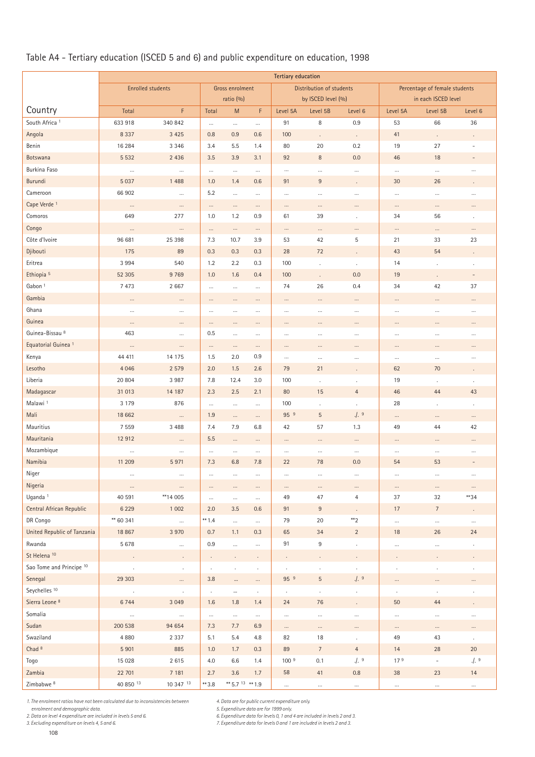# Table A4 - Tertiary education (ISCED 5 and 6) and public expenditure on education, 1998

| Country | Tertiary education | | | | | | | | | | |
|---|---|---|---|---|---|---|---|---|---|---|---|
| | Enrolled students | | Gross enrolment ratio (%) | | | Distribution of students by ISCED level (%) | | | Percentage of female students in each ISCED level | | |
| | Total | F | Total | M | F | Level 5A | Level 5B | Level 6 | Level 5A | Level 5B | Level 6 |
| South Africa [1] | 633 918 | 340 842 | ... | ... | ... | 91 | 8 | 0.9 | 53 | 66 | 36 |
| Angola | 8 337 | 3 425 | 0.8 | 0.9 | 0.6 | 100 | . | . | 41 | . | . |
| Benin | 16 284 | 3 346 | 3.4 | 5.5 | 1.4 | 80 | 20 | 0.2 | 19 | 27 | - |
| Botswana | 5 532 | 2 436 | 3.5 | 3.9 | 3.1 | 92 | 8 | 0.0 | 46 | 18 | - |
| Burkina Faso | ... | ... | ... | ... | ... | ... | ... | ... | ... | ... | ... |
| Burundi | 5 037 | 1 488 | 1.0 | 1.4 | 0.6 | 91 | 9 | . | 30 | 26 | . |
| Cameroon | 66 902 | ... | 5.2 | ... | ... | ... | ... | ... | ... | ... | ... |
| Cape Verde [1] | ... | ... | ... | ... | ... | ... | ... | ... | ... | ... | ... |
| Comoros | 649 | 277 | 1.0 | 1.2 | 0.9 | 61 | 39 | . | 34 | 56 | . |
| Congo | ... | ... | ... | ... | ... | ... | ... | ... | ... | ... | ... |
| Côte d'Ivoire | 96 681 | 25 398 | 7.3 | 10.7 | 3.9 | 53 | 42 | 5 | 21 | 33 | 23 |
| Djibouti | 175 | 89 | 0.3 | 0.3 | 0.3 | 28 | 72 | . | 43 | 54 | . |
| Eritrea | 3 994 | 540 | 1.2 | 2.2 | 0.3 | 100 | . | . | 14 | . | . |
| Ethiopia [5] | 52 305 | 9 769 | 1.0 | 1.6 | 0.4 | 100 | . | 0.0 | 19 | . | - |
| Gabon [1] | 7 473 | 2 667 | ... | ... | ... | 74 | 26 | 0.4 | 34 | 42 | 37 |
| Gambia | ... | ... | ... | ... | ... | ... | ... | ... | ... | ... | ... |
| Ghana | ... | ... | ... | ... | ... | ... | ... | ... | ... | ... | ... |
| Guinea | ... | ... | ... | ... | ... | ... | ... | ... | ... | ... | ... |
| Guinea-Bissau [8] | 463 | ... | 0.5 | ... | ... | ... | ... | ... | ... | ... | ... |
| Equatorial Guinea [1] | ... | ... | ... | ... | ... | ... | ... | ... | ... | ... | ... |
| Kenya | 44 411 | 14 175 | 1.5 | 2.0 | 0.9 | ... | ... | ... | ... | ... | ... |
| Lesotho | 4 046 | 2 579 | 2.0 | 1.5 | 2.6 | 79 | 21 | . | 62 | 70 | . |
| Liberia | 20 804 | 3 987 | 7.8 | 12.4 | 3.0 | 100 | . | . | 19 | . | . |
| Madagascar | 31 013 | 14 187 | 2.3 | 2.5 | 2.1 | 80 | 15 | 4 | 46 | 44 | 43 |
| Malawi [1] | 3 179 | 876 | ... | ... | ... | 100 | . | . | 28 | . | . |
| Mali | 18 662 | ... | 1.9 | ... | ... | 95 [9] | 5 | ./. [9] | ... | ... | ... |
| Mauritius | 7 559 | 3 488 | 7.4 | 7.9 | 6.8 | 42 | 57 | 1.3 | 49 | 44 | 42 |
| Mauritania | 12 912 | ... | 5.5 | ... | ... | ... | ... | ... | ... | ... | ... |
| Mozambique | ... | ... | ... | ... | ... | ... | ... | ... | ... | ... | ... |
| Namibia | 11 209 | 5 971 | 7.3 | 6.8 | 7.8 | 22 | 78 | 0.0 | 54 | 53 | - |
| Niger | ... | ... | ... | ... | ... | ... | ... | ... | ... | ... | ... |
| Nigeria | ... | ... | ... | ... | ... | ... | ... | ... | ... | ... | ... |
| Uganda [1] | 40 591 | **14 005 | ... | ... | ... | 49 | 47 | 4 | 37 | 32 | **34 |
| Central African Republic | 6 229 | 1 002 | 2.0 | 3.5 | 0.6 | 91 | 9 | . | 17 | 7 | . |
| DR Congo | ** 60 341 | ... | ** 1.4 | ... | ... | 79 | 20 | **2 | ... | ... | ... |
| United Republic of Tanzania | 18 867 | 3 970 | 0.7 | 1.1 | 0.3 | 65 | 34 | 2 | 18 | 26 | 24 |
| Rwanda | 5 678 | ... | 0.9 | ... | ... | 91 | 9 | . | ... | ... | . |
| St Helena [10] | . | . | . | . | . | . | . | . | . | . | . |
| Sao Tome and Principe [10] | . | . | . | . | . | . | . | . | . | . | . |
| Senegal | 29 303 | ... | 3.8 | ... | ... | 95 [9] | 5 | ./. [9] | ... | ... | ... |
| Seychelles [10] | . | . | . | ... | . | . | . | . | . | . | . |
| Sierra Leone [8] | 6 744 | 3 049 | 1.6 | 1.8 | 1.4 | 24 | 76 | . | 50 | 44 | . |
| Somalia | ... | ... | ... | ... | ... | ... | ... | ... | ... | ... | ... |
| Sudan | 200 538 | 94 654 | 7.3 | 7.7 | 6.9 | ... | ... | ... | ... | ... | ... |
| Swaziland | 4 880 | 2 337 | 5.1 | 5.4 | 4.8 | 82 | 18 | . | 49 | 43 | . |
| Chad [8] | 5 901 | 885 | 1.0 | 1.7 | 0.3 | 89 | 7 | 4 | 14 | 28 | 20 |
| Togo | 15 028 | 2 615 | 4.0 | 6.6 | 1.4 | 100 [9] | 0.1 | ./. [9] | 17 [9] | - | ./. [9] |
| Zambia | 22 701 | 7 181 | 2.7 | 3.6 | 1.7 | 58 | 41 | 0.8 | 38 | 23 | 14 |
| Zimbabwe [8] | 40 850 [13] | 10 347 [13] | ** 3.8 | ** 5.7 [13] | ** 1.9 | ... | ... | ... | ... | ... | ... |

*1. The enrolment ratios have not been calculated due to inconsistencies between enrolment and demographic data.*
*2. Data on level 4 expenditure are included in levels 5 and 6.*
*3. Excluding expenditure on levels 4, 5 and 6.*
*4. Data are for public current expenditure only.*
*5. Expenditure data are for 1999 only.*
*6. Expenditure data for levels 0, 1 and 4 are included in levels 2 and 3.*
*7. Expenditure data for levels 0 and 1 are included in levels 2 and 3.*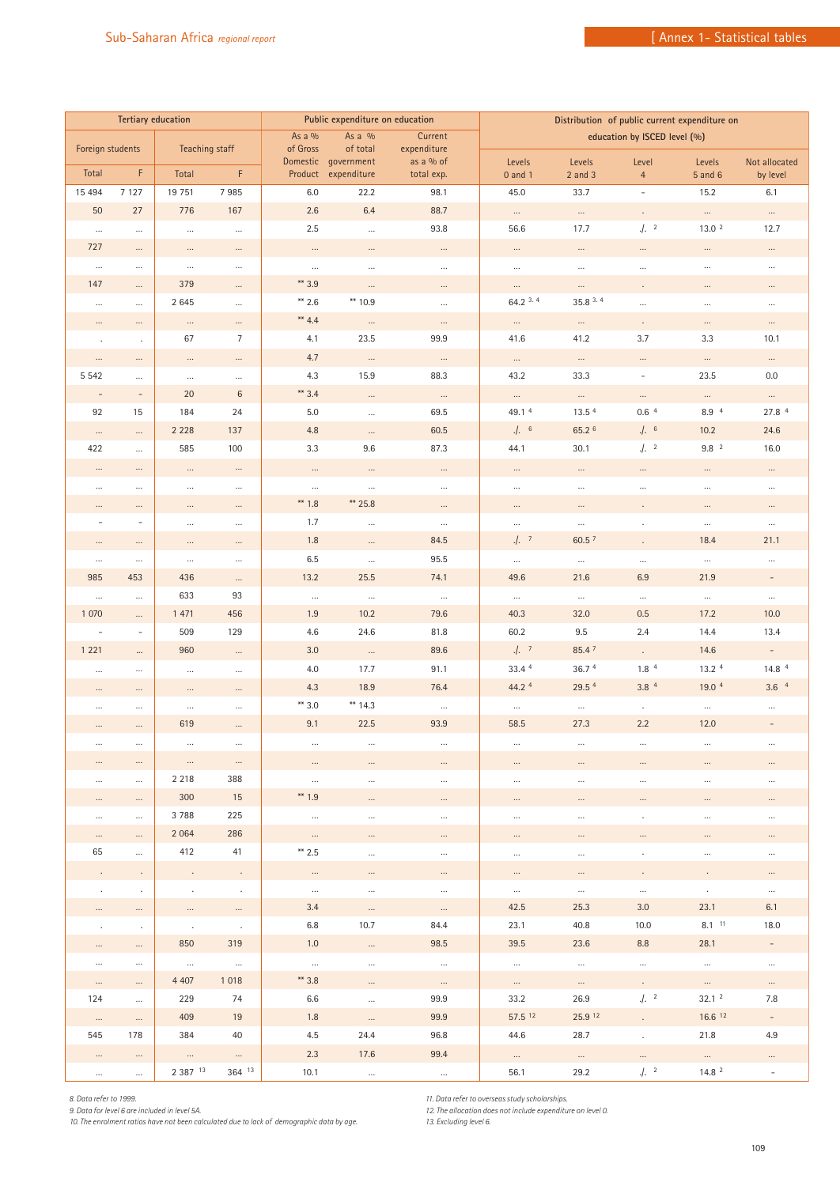| Tertiary education | | | | Public expenditure on education | | | Distribution of public current expenditure on education by ISCED level (%) | | | | |
|---|---|---|---|---|---|---|---|---|---|---|---|
| Foreign students | | Teaching staff | | As a % of Gross Domestic Product | As a % of total government expenditure | Current expenditure as a % of total exp. | Levels 0 and 1 | Levels 2 and 3 | Level 4 | Levels 5 and 6 | Not allocated by level |
| Total | F | Total | F | | | | | | | | |
| 15 494 | 7 127 | 19 751 | 7 985 | 6.0 | 22.2 | 98.1 | 45.0 | 33.7 | - | 15.2 | 6.1 |
| 50 | 27 | 776 | 167 | 2.6 | 6.4 | 88.7 | ... | ... | . | ... | ... |
| ... | ... | ... | ... | 2.5 | ... | 93.8 | 56.6 | 17.7 | ./. [2] | 13.0 [2] | 12.7 |
| 727 | ... | ... | ... | ... | ... | ... | ... | ... | ... | ... | ... |
| ... | ... | ... | ... | ... | ... | ... | ... | ... | ... | ... | ... |
| 147 | ... | 379 | ... | ** 3.9 | ... | ... | ... | ... | . | ... | ... |
| ... | ... | 2 645 | ... | ** 2.6 | ** 10.9 | ... | 64.2 [3, 4] | 35.8 [3, 4] | ... | ... | ... |
| ... | ... | ... | ... | ** 4.4 | ... | ... | ... | ... | . | ... | ... |
| . | . | 67 | 7 | 4.1 | 23.5 | 99.9 | 41.6 | 41.2 | 3.7 | 3.3 | 10.1 |
| ... | ... | ... | ... | 4.7 | ... | ... | ... | ... | ... | ... | ... |
| 5 542 | ... | ... | ... | 4.3 | 15.9 | 88.3 | 43.2 | 33.3 | - | 23.5 | 0.0 |
| - | - | 20 | 6 | ** 3.4 | ... | ... | ... | ... | ... | ... | ... |
| 92 | 15 | 184 | 24 | 5.0 | ... | 69.5 | 49.1 [4] | 13.5 [4] | 0.6 [4] | 8.9 [4] | 27.8 [4] |
| ... | ... | 2 228 | 137 | 4.8 | ... | 60.5 | ./. [6] | 65.2 [6] | ./. [6] | 10.2 | 24.6 |
| 422 | ... | 585 | 100 | 3.3 | 9.6 | 87.3 | 44.1 | 30.1 | ./. [2] | 9.8 [2] | 16.0 |
| ... | ... | ... | ... | ... | ... | ... | ... | ... | ... | ... | ... |
| ... | ... | ... | ... | ... | ... | ... | ... | ... | ... | ... | ... |
| ... | ... | ... | ... | ** 1.8 | ** 25.8 | ... | ... | ... | . | ... | ... |
| - | - | ... | ... | 1.7 | ... | ... | ... | ... | . | ... | ... |
| ... | ... | ... | ... | 1.8 | ... | 84.5 | ./. [7] | 60.5 [7] | . | 18.4 | 21.1 |
| ... | ... | ... | ... | 6.5 | ... | 95.5 | ... | ... | ... | ... | ... |
| 985 | 453 | 436 | ... | 13.2 | 25.5 | 74.1 | 49.6 | 21.6 | 6.9 | 21.9 | - |
| ... | ... | 633 | 93 | ... | ... | ... | ... | ... | ... | ... | ... |
| 1 070 | ... | 1 471 | 456 | 1.9 | 10.2 | 79.6 | 40.3 | 32.0 | 0.5 | 17.2 | 10.0 |
| - | - | 509 | 129 | 4.6 | 24.6 | 81.8 | 60.2 | 9.5 | 2.4 | 14.4 | 13.4 |
| 1 221 | ... | 960 | ... | 3.0 | ... | 89.6 | ./. [7] | 85.4 [7] | . | 14.6 | - |
| ... | ... | ... | ... | 4.0 | 17.7 | 91.1 | 33.4 [4] | 36.7 [4] | 1.8 [4] | 13.2 [4] | 14.8 [4] |
| ... | ... | ... | ... | 4.3 | 18.9 | 76.4 | 44.2 [4] | 29.5 [4] | 3.8 [4] | 19.0 [4] | 3.6 [4] |
| ... | ... | ... | ... | ** 3.0 | ** 14.3 | ... | ... | ... | . | ... | ... |
| ... | ... | 619 | ... | 9.1 | 22.5 | 93.9 | 58.5 | 27.3 | 2.2 | 12.0 | - |
| ... | ... | ... | ... | ... | ... | ... | ... | ... | ... | ... | ... |
| ... | ... | ... | ... | ... | ... | ... | ... | ... | ... | ... | ... |
| ... | ... | 2 218 | 388 | ... | ... | ... | ... | ... | ... | ... | ... |
| ... | ... | 300 | 15 | ** 1.9 | ... | ... | ... | ... | ... | ... | ... |
| ... | ... | 3 788 | 225 | ... | ... | ... | ... | ... | . | ... | ... |
| ... | ... | 2 064 | 286 | ... | ... | ... | ... | ... | ... | ... | ... |
| 65 | ... | 412 | 41 | ** 2.5 | ... | ... | ... | ... | . | ... | ... |
| . | . | . | . | ... | ... | ... | ... | ... | . | . | ... |
| . | . | . | . | ... | ... | ... | ... | ... | ... | . | ... |
| ... | ... | ... | ... | 3.4 | ... | ... | 42.5 | 25.3 | 3.0 | 23.1 | 6.1 |
| . | . | . | . | 6.8 | 10.7 | 84.4 | 23.1 | 40.8 | 10.0 | 8.1 [11] | 18.0 |
| ... | ... | 850 | 319 | 1.0 | ... | 98.5 | 39.5 | 23.6 | 8.8 | 28.1 | - |
| ... | ... | ... | ... | ... | ... | ... | ... | ... | ... | ... | ... |
| ... | ... | 4 407 | 1 018 | ** 3.8 | ... | ... | ... | ... | . | ... | ... |
| 124 | ... | 229 | 74 | 6.6 | ... | 99.9 | 33.2 | 26.9 | ./. [2] | 32.1 [2] | 7.8 |
| ... | ... | 409 | 19 | 1.8 | ... | 99.9 | 57.5 [12] | 25.9 [12] | . | 16.6 [12] | - |
| 545 | 178 | 384 | 40 | 4.5 | 24.4 | 96.8 | 44.6 | 28.7 | . | 21.8 | 4.9 |
| ... | ... | ... | ... | 2.3 | 17.6 | 99.4 | ... | ... | ... | ... | ... |
| ... | ... | 2 387 [13] | 364 [13] | 10.1 | ... | ... | 56.1 | 29.2 | ./. [2] | 14.8 [2] | - |

*8. Data refer to 1999.*
*9. Data for level 6 are included in level 5A.*
*10. The enrolment ratios have not been calculated due to lack of demographic data by age.*
*11. Data refer to overseas study scholarships.*
*12. The allocation does not include expenditure on level 0.*
*13. Excluding level 6.*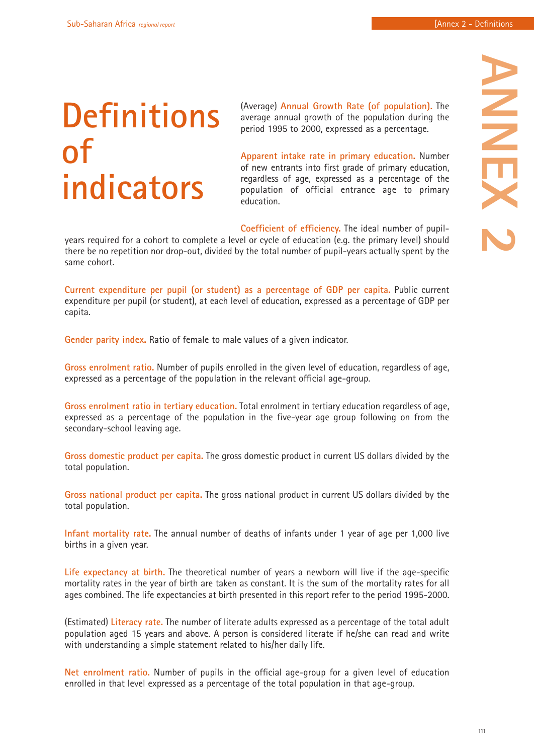# Definitions of indicators

(Average) **Annual Growth Rate (of population).** The average annual growth of the population during the period 1995 to 2000, expressed as a percentage.

**Apparent intake rate in primary education.** Number of new entrants into first grade of primary education, regardless of age, expressed as a percentage of the population of official entrance age to primary education.

**Coefficient of efficiency.** The ideal number of pupil-years required for a cohort to complete a level or cycle of education (e.g. the primary level) should there be no repetition nor drop-out, divided by the total number of pupil-years actually spent by the same cohort.

**Current expenditure per pupil (or student) as a percentage of GDP per capita.** Public current expenditure per pupil (or student), at each level of education, expressed as a percentage of GDP per capita.

**Gender parity index.** Ratio of female to male values of a given indicator.

**Gross enrolment ratio.** Number of pupils enrolled in the given level of education, regardless of age, expressed as a percentage of the population in the relevant official age-group.

**Gross enrolment ratio in tertiary education.** Total enrolment in tertiary education regardless of age, expressed as a percentage of the population in the five-year age group following on from the secondary-school leaving age.

**Gross domestic product per capita.** The gross domestic product in current US dollars divided by the total population.

**Gross national product per capita.** The gross national product in current US dollars divided by the total population.

**Infant mortality rate.** The annual number of deaths of infants under 1 year of age per 1,000 live births in a given year.

**Life expectancy at birth.** The theoretical number of years a newborn will live if the age-specific mortality rates in the year of birth are taken as constant. It is the sum of the mortality rates for all ages combined. The life expectancies at birth presented in this report refer to the period 1995-2000.

(Estimated) **Literacy rate.** The number of literate adults expressed as a percentage of the total adult population aged 15 years and above. A person is considered literate if he/she can read and write with understanding a simple statement related to his/her daily life.

**Net enrolment ratio.** Number of pupils in the official age-group for a given level of education enrolled in that level expressed as a percentage of the total population in that age-group.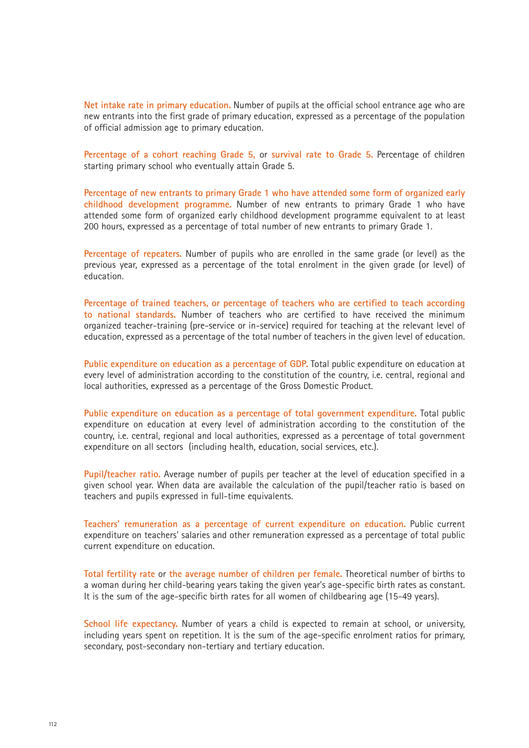**Net intake rate in primary education.** Number of pupils at the official school entrance age who are new entrants into the first grade of primary education, expressed as a percentage of the population of official admission age to primary education.

**Percentage of a cohort reaching Grade 5,** or **survival rate to Grade 5.** Percentage of children starting primary school who eventually attain Grade 5.

**Percentage of new entrants to primary Grade 1 who have attended some form of organized early childhood development programme.** Number of new entrants to primary Grade 1 who have attended some form of organized early childhood development programme equivalent to at least 200 hours, expressed as a percentage of total number of new entrants to primary Grade 1.

**Percentage of repeaters.** Number of pupils who are enrolled in the same grade (or level) as the previous year, expressed as a percentage of the total enrolment in the given grade (or level) of education.

**Percentage of trained teachers, or percentage of teachers who are certified to teach according to national standards.** Number of teachers who are certified to have received the minimum organized teacher-training (pre-service or in-service) required for teaching at the relevant level of education, expressed as a percentage of the total number of teachers in the given level of education.

**Public expenditure on education as a percentage of GDP.** Total public expenditure on education at every level of administration according to the constitution of the country, i.e. central, regional and local authorities, expressed as a percentage of the Gross Domestic Product.

**Public expenditure on education as a percentage of total government expenditure.** Total public expenditure on education at every level of administration according to the constitution of the country, i.e. central, regional and local authorities, expressed as a percentage of total government expenditure on all sectors (including health, education, social services, etc.).

**Pupil/teacher ratio.** Average number of pupils per teacher at the level of education specified in a given school year. When data are available the calculation of the pupil/teacher ratio is based on teachers and pupils expressed in full-time equivalents.

**Teachers' remuneration as a percentage of current expenditure on education.** Public current expenditure on teachers' salaries and other remuneration expressed as a percentage of total public current expenditure on education.

**Total fertility rate** or **the average number of children per female.** Theoretical number of births to a woman during her child-bearing years taking the given year's age-specific birth rates as constant. It is the sum of the age-specific birth rates for all women of childbearing age (15-49 years).

**School life expectancy.** Number of years a child is expected to remain at school, or university, including years spent on repetition. It is the sum of the age-specific enrolment ratios for primary, secondary, post-secondary non-tertiary and tertiary education.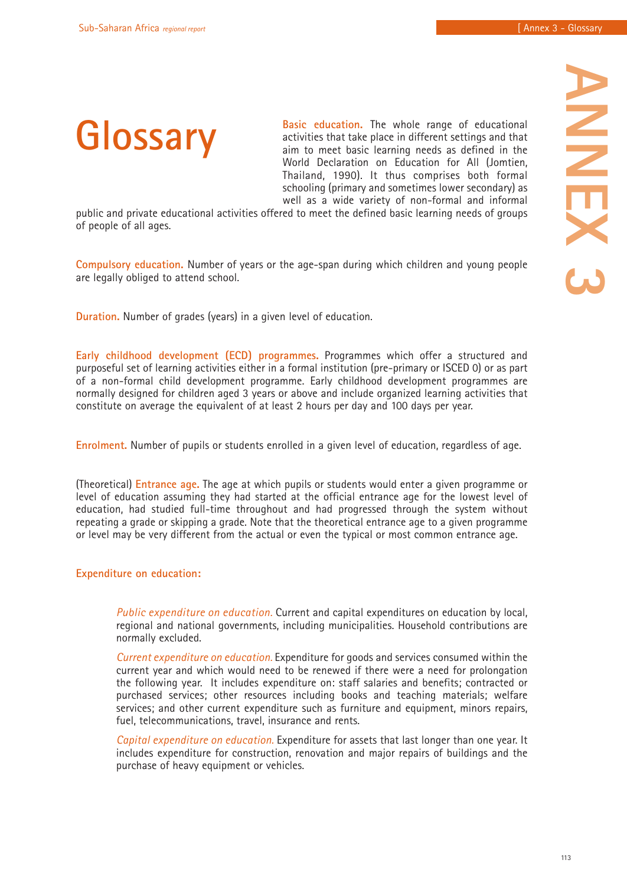# Glossary

**Basic education.** The whole range of educational activities that take place in different settings and that aim to meet basic learning needs as defined in the World Declaration on Education for All (Jomtien, Thailand, 1990). It thus comprises both formal schooling (primary and sometimes lower secondary) as well as a wide variety of non-formal and informal public and private educational activities offered to meet the defined basic learning needs of groups of people of all ages.

**Compulsory education.** Number of years or the age-span during which children and young people are legally obliged to attend school.

**Duration.** Number of grades (years) in a given level of education.

**Early childhood development (ECD) programmes.** Programmes which offer a structured and purposeful set of learning activities either in a formal institution (pre-primary or ISCED 0) or as part of a non-formal child development programme. Early childhood development programmes are normally designed for children aged 3 years or above and include organized learning activities that constitute on average the equivalent of at least 2 hours per day and 100 days per year.

**Enrolment.** Number of pupils or students enrolled in a given level of education, regardless of age.

(Theoretical) **Entrance age.** The age at which pupils or students would enter a given programme or level of education assuming they had started at the official entrance age for the lowest level of education, had studied full-time throughout and had progressed through the system without repeating a grade or skipping a grade. Note that the theoretical entrance age to a given programme or level may be very different from the actual or even the typical or most common entrance age.

**Expenditure on education:**

> *Public expenditure on education.* Current and capital expenditures on education by local, regional and national governments, including municipalities. Household contributions are normally excluded.
>
> *Current expenditure on education.* Expenditure for goods and services consumed within the current year and which would need to be renewed if there were a need for prolongation the following year. It includes expenditure on: staff salaries and benefits; contracted or purchased services; other resources including books and teaching materials; welfare services; and other current expenditure such as furniture and equipment, minors repairs, fuel, telecommunications, travel, insurance and rents.
>
> *Capital expenditure on education.* Expenditure for assets that last longer than one year. It includes expenditure for construction, renovation and major repairs of buildings and the purchase of heavy equipment or vehicles.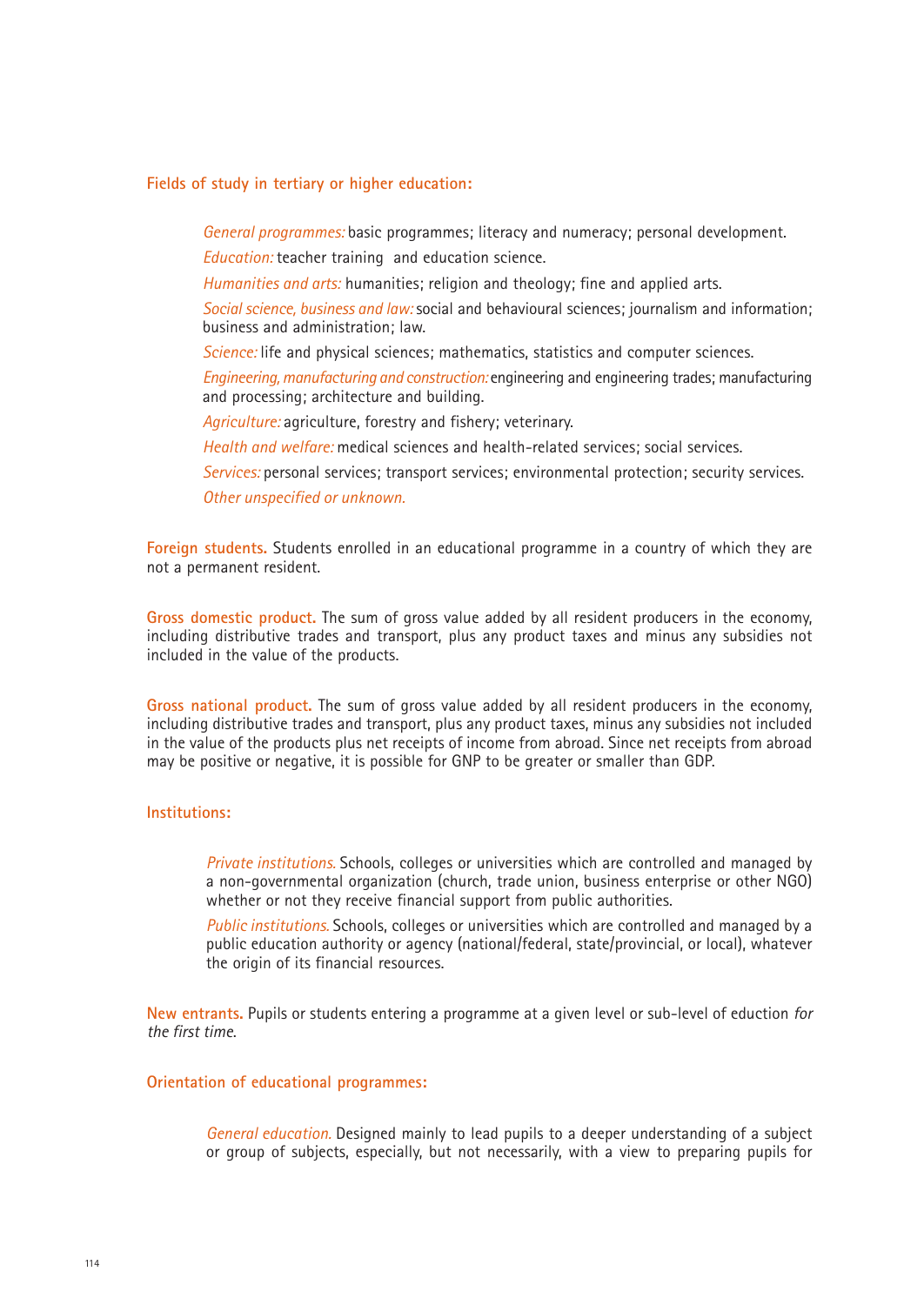**Fields of study in tertiary or higher education:**

*General programmes:* basic programmes; literacy and numeracy; personal development.

*Education:* teacher training and education science.

*Humanities and arts:* humanities; religion and theology; fine and applied arts.

*Social science, business and law:* social and behavioural sciences; journalism and information; business and administration; law.

*Science:* life and physical sciences; mathematics, statistics and computer sciences.

*Engineering, manufacturing and construction:* engineering and engineering trades; manufacturing and processing; architecture and building.

*Agriculture:* agriculture, forestry and fishery; veterinary.

*Health and welfare:* medical sciences and health-related services; social services.

*Services:* personal services; transport services; environmental protection; security services.

*Other unspecified or unknown.*

**Foreign students.** Students enrolled in an educational programme in a country of which they are not a permanent resident.

**Gross domestic product.** The sum of gross value added by all resident producers in the economy, including distributive trades and transport, plus any product taxes and minus any subsidies not included in the value of the products.

**Gross national product.** The sum of gross value added by all resident producers in the economy, including distributive trades and transport, plus any product taxes, minus any subsidies not included in the value of the products plus net receipts of income from abroad. Since net receipts from abroad may be positive or negative, it is possible for GNP to be greater or smaller than GDP.

**Institutions:**

*Private institutions.* Schools, colleges or universities which are controlled and managed by a non-governmental organization (church, trade union, business enterprise or other NGO) whether or not they receive financial support from public authorities.

*Public institutions.* Schools, colleges or universities which are controlled and managed by a public education authority or agency (national/federal, state/provincial, or local), whatever the origin of its financial resources.

**New entrants.** Pupils or students entering a programme at a given level or sub-level of eduction *for the first time*.

**Orientation of educational programmes:**

*General education.* Designed mainly to lead pupils to a deeper understanding of a subject or group of subjects, especially, but not necessarily, with a view to preparing pupils for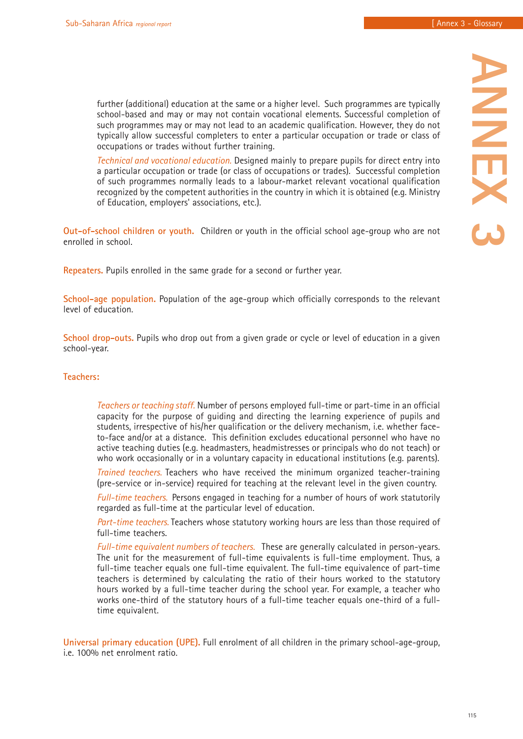further (additional) education at the same or a higher level. Such programmes are typically school-based and may or may not contain vocational elements. Successful completion of such programmes may or may not lead to an academic qualification. However, they do not typically allow successful completers to enter a particular occupation or trade or class of occupations or trades without further training.

*Technical and vocational education.* Designed mainly to prepare pupils for direct entry into a particular occupation or trade (or class of occupations or trades). Successful completion of such programmes normally leads to a labour-market relevant vocational qualification recognized by the competent authorities in the country in which it is obtained (e.g. Ministry of Education, employers' associations, etc.).

**Out-of-school children or youth.** Children or youth in the official school age-group who are not enrolled in school.

**Repeaters.** Pupils enrolled in the same grade for a second or further year.

**School-age population.** Population of the age-group which officially corresponds to the relevant level of education.

**School drop-outs.** Pupils who drop out from a given grade or cycle or level of education in a given school-year.

**Teachers:**

*Teachers or teaching staff.* Number of persons employed full-time or part-time in an official capacity for the purpose of guiding and directing the learning experience of pupils and students, irrespective of his/her qualification or the delivery mechanism, i.e. whether face-to-face and/or at a distance. This definition excludes educational personnel who have no active teaching duties (e.g. headmasters, headmistresses or principals who do not teach) or who work occasionally or in a voluntary capacity in educational institutions (e.g. parents).

*Trained teachers.* Teachers who have received the minimum organized teacher-training (pre-service or in-service) required for teaching at the relevant level in the given country.

*Full-time teachers.* Persons engaged in teaching for a number of hours of work statutorily regarded as full-time at the particular level of education.

*Part-time teachers.* Teachers whose statutory working hours are less than those required of full-time teachers.

*Full-time equivalent numbers of teachers.* These are generally calculated in person-years. The unit for the measurement of full-time equivalents is full-time employment. Thus, a full-time teacher equals one full-time equivalent. The full-time equivalence of part-time teachers is determined by calculating the ratio of their hours worked to the statutory hours worked by a full-time teacher during the school year. For example, a teacher who works one-third of the statutory hours of a full-time teacher equals one-third of a full-time equivalent.

**Universal primary education (UPE).** Full enrolment of all children in the primary school-age-group, i.e. 100% net enrolment ratio.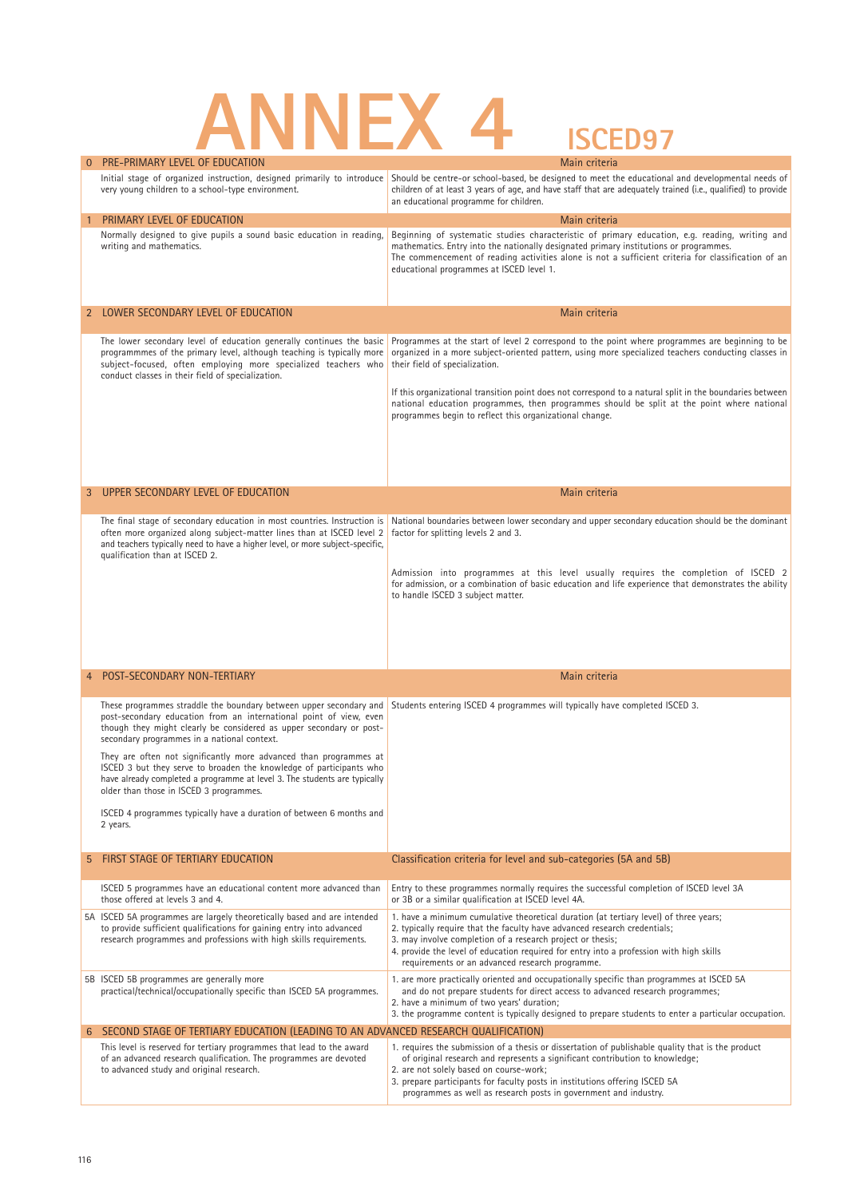# ANNEX 4 ISCED97

| 0 PRE-PRIMARY LEVEL OF EDUCATION | Main criteria |
|---|---|
| Initial stage of organized instruction, designed primarily to introduce very young children to a school-type environment. | Should be centre-or school-based, be designed to meet the educational and developmental needs of children of at least 3 years of age, and have staff that are adequately trained (i.e., qualified) to provide an educational programme for children. |
| **1 PRIMARY LEVEL OF EDUCATION** | **Main criteria** |
| Normally designed to give pupils a sound basic education in reading, writing and mathematics. | Beginning of systematic studies characteristic of primary education, e.g. reading, writing and mathematics. Entry into the nationally designated primary institutions or programmes. The commencement of reading activities alone is not a sufficient criteria for classification of an educational programmes at ISCED level 1. |
| **2 LOWER SECONDARY LEVEL OF EDUCATION** | **Main criteria** |
| The lower secondary level of education generally continues the basic programmmes of the primary level, although teaching is typically more subject-focused, often employing more specialized teachers who conduct classes in their field of specialization. | Programmes at the start of level 2 correspond to the point where programmes are beginning to be organized in a more subject-oriented pattern, using more specialized teachers conducting classes in their field of specialization. If this organizational transition point does not correspond to a natural split in the boundaries between national education programmes, then programmes should be split at the point where national programmes begin to reflect this organizational change. |
| **3 UPPER SECONDARY LEVEL OF EDUCATION** | **Main criteria** |
| The final stage of secondary education in most countries. Instruction is often more organized along subject-matter lines than at ISCED level 2 and teachers typically need to have a higher level, or more subject-specific, qualification than at ISCED 2. | National boundaries between lower secondary and upper secondary education should be the dominant factor for splitting levels 2 and 3. Admission into programmes at this level usually requires the completion of ISCED 2 for admission, or a combination of basic education and life experience that demonstrates the ability to handle ISCED 3 subject matter. |
| **4 POST-SECONDARY NON-TERTIARY** | **Main criteria** |
| These programmes straddle the boundary between upper secondary and post-secondary education from an international point of view, even though they might clearly be considered as upper secondary or post-secondary programmes in a national context. They are often not significantly more advanced than programmes at ISCED 3 but they serve to broaden the knowledge of participants who have already completed a programme at level 3. The students are typically older than those in ISCED 3 programmes. ISCED 4 programmes typically have a duration of between 6 months and 2 years. | Students entering ISCED 4 programmes will typically have completed ISCED 3. |
| **5 FIRST STAGE OF TERTIARY EDUCATION** | **Classification criteria for level and sub-categories (5A and 5B)** |
| ISCED 5 programmes have an educational content more advanced than those offered at levels 3 and 4. | Entry to these programmes normally requires the successful completion of ISCED level 3A or 3B or a similar qualification at ISCED level 4A. |
| 5A ISCED 5A programmes are largely theoretically based and are intended to provide sufficient qualifications for gaining entry into advanced research programmes and professions with high skills requirements. | 1. have a minimum cumulative theoretical duration (at tertiary level) of three years; 2. typically require that the faculty have advanced research credentials; 3. may involve completion of a research project or thesis; 4. provide the level of education required for entry into a profession with high skills requirements or an advanced research programme. |
| 5B ISCED 5B programmes are generally more practical/technical/occupationally specific than ISCED 5A programmes. | 1. are more practically oriented and occupationally specific than programmes at ISCED 5A and do not prepare students for direct access to advanced research programmes; 2. have a minimum of two years' duration; 3. the programme content is typically designed to prepare students to enter a particular occupation. |
| **6 SECOND STAGE OF TERTIARY EDUCATION (LEADING TO AN ADVANCED RESEARCH QUALIFICATION)** | |
| This level is reserved for tertiary programmes that lead to the award of an advanced research qualification. The programmes are devoted to advanced study and original research. | 1. requires the submission of a thesis or dissertation of publishable quality that is the product of original research and represents a significant contribution to knowledge; 2. are not solely based on course-work; 3. prepare participants for faculty posts in institutions offering ISCED 5A programmes as well as research posts in government and industry. |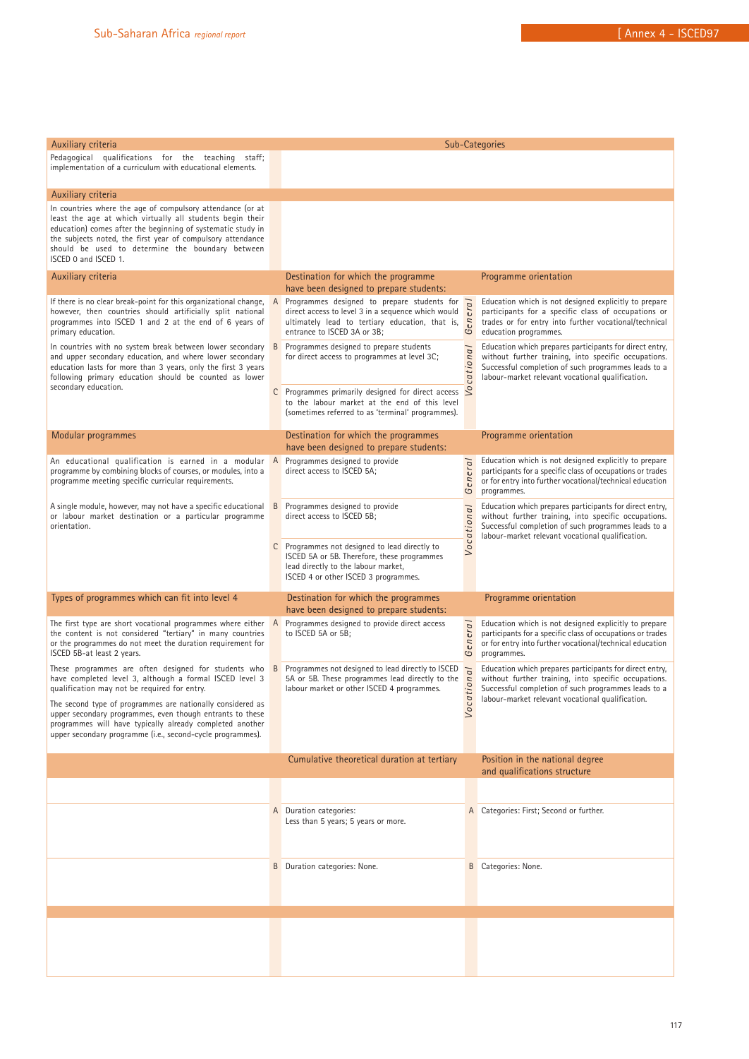| Auxiliary criteria | | Sub-Categories | | |
|---|---|---|---|---|
| Pedagogical qualifications for the teaching staff; implementation of a curriculum with educational elements. | | | | |
| **Auxiliary criteria** | | | | |
| In countries where the age of compulsory attendance (or at least the age at which virtually all students begin their education) comes after the beginning of systematic study in the subjects noted, the first year of compulsory attendance should be used to determine the boundary between ISCED 0 and ISCED 1. | | | | |
| **Auxiliary criteria** | | **Destination for which the programme have been designed to prepare students:** | | **Programme orientation** |
| If there is no clear break-point for this organizational change, however, then countries should artificially split national programmes into ISCED 1 and 2 at the end of 6 years of primary education. | A | Programmes designed to prepare students for direct access to level 3 in a sequence which would ultimately lead to tertiary education, that is, entrance to ISCED 3A or 3B; | General | Education which is not designed explicitly to prepare participants for a specific class of occupations or trades or for entry into further vocational/technical education programmes. |
| In countries with no system break between lower secondary and upper secondary education, and where lower secondary education lasts for more than 3 years, only the first 3 years following primary education should be counted as lower secondary education. | B | Programmes designed to prepare students for direct access to programmes at level 3C; | Vocational | Education which prepares participants for direct entry, without further training, into specific occupations. Successful completion of such programmes leads to a labour-market relevant vocational qualification. |
| | C | Programmes primarily designed for direct access to the labour market at the end of this level (sometimes referred to as 'terminal' programmes). | | |
| **Modular programmes** | | **Destination for which the programmes have been designed to prepare students:** | | **Programme orientation** |
| An educational qualification is earned in a modular programme by combining blocks of courses, or modules, into a programme meeting specific curricular requirements. | A | Programmes designed to provide direct access to ISCED 5A; | General | Education which is not designed explicitly to prepare participants for a specific class of occupations or trades or for entry into further vocational/technical education programmes. |
| A single module, however, may not have a specific educational or labour market destination or a particular programme orientation. | B | Programmes designed to provide direct access to ISCED 5B; | Vocational | Education which prepares participants for direct entry, without further training, into specific occupations. Successful completion of such programmes leads to a labour-market relevant vocational qualification. |
| | C | Programmes not designed to lead directly to ISCED 5A or 5B. Therefore, these programmes lead directly to the labour market, ISCED 4 or other ISCED 3 programmes. | | |
| **Types of programmes which can fit into level 4** | | **Destination for which the programmes have been designed to prepare students:** | | **Programme orientation** |
| The first type are short vocational programmes where either the content is not considered "tertiary" in many countries or the programmes do not meet the duration requirement for ISCED 5B-at least 2 years. | A | Programmes designed to provide direct access to ISCED 5A or 5B; | General | Education which is not designed explicitly to prepare participants for a specific class of occupations or trades or for entry into further vocational/technical education programmes. |
| These programmes are often designed for students who have completed level 3, although a formal ISCED level 3 qualification may not be required for entry. The second type of programmes are nationally considered as upper secondary programmes, even though entrants to these programmes will have typically already completed another upper secondary programme (i.e., second-cycle programmes). | B | Programmes not designed to lead directly to ISCED 5A or 5B. These programmes lead directly to the labour market or other ISCED 4 programmes. | Vocational | Education which prepares participants for direct entry, without further training, into specific occupations. Successful completion of such programmes leads to a labour-market relevant vocational qualification. |
| | | **Cumulative theoretical duration at tertiary** | | **Position in the national degree and qualifications structure** |
| | | | | |
| | A | Duration categories: Less than 5 years; 5 years or more. | A | Categories: First; Second or further. |
| | B | Duration categories: None. | B | Categories: None. |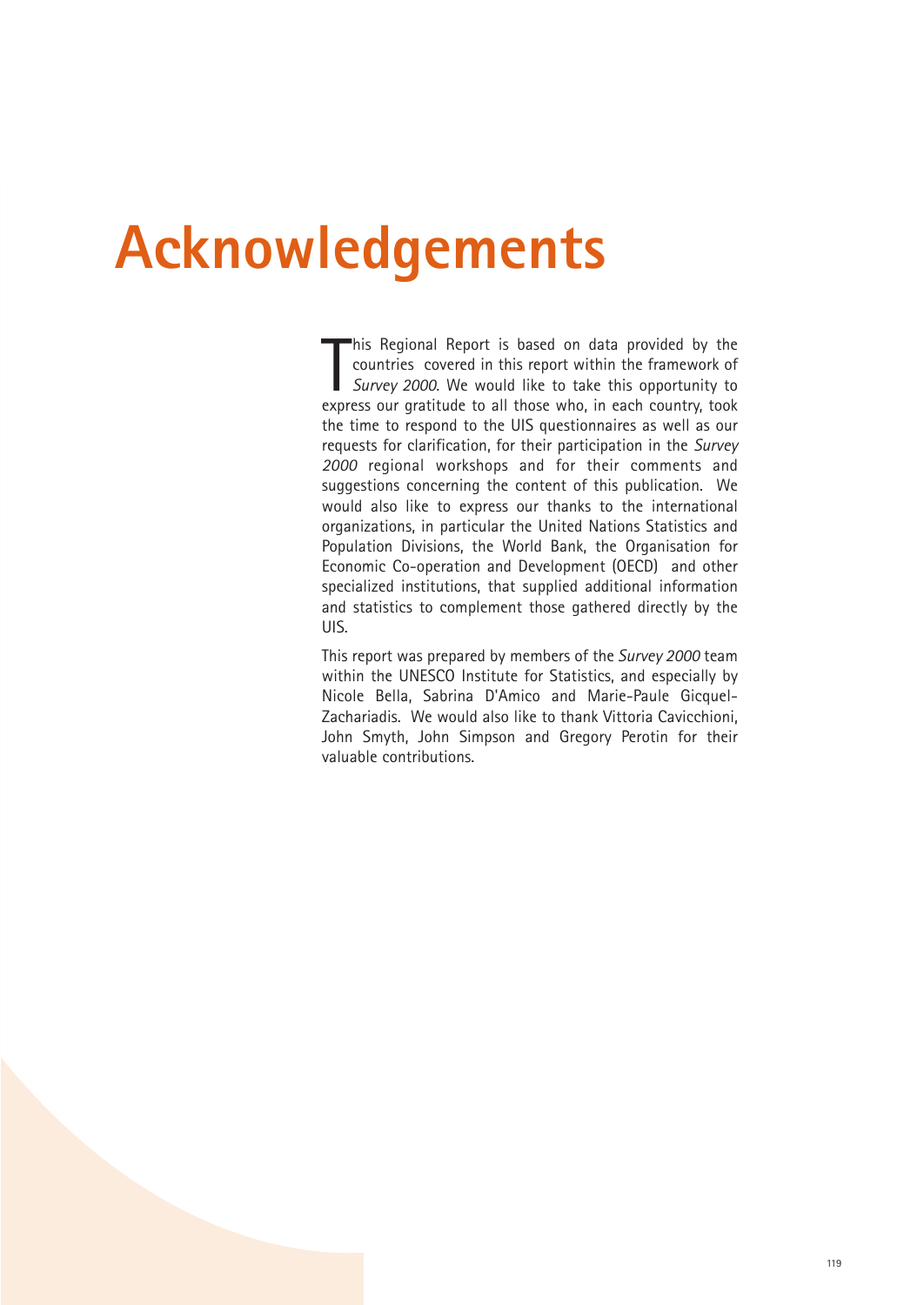# Acknowledgements

This Regional Report is based on data provided by the countries covered in this report within the framework of *Survey 2000*. We would like to take this opportunity to express our gratitude to all those who, in each country, took the time to respond to the UIS questionnaires as well as our requests for clarification, for their participation in the *Survey 2000* regional workshops and for their comments and suggestions concerning the content of this publication. We would also like to express our thanks to the international organizations, in particular the United Nations Statistics and Population Divisions, the World Bank, the Organisation for Economic Co-operation and Development (OECD) and other specialized institutions, that supplied additional information and statistics to complement those gathered directly by the UIS.

This report was prepared by members of the *Survey 2000* team within the UNESCO Institute for Statistics, and especially by Nicole Bella, Sabrina D'Amico and Marie-Paule Gicquel-Zachariadis. We would also like to thank Vittoria Cavicchioni, John Smyth, John Simpson and Gregory Perotin for their valuable contributions.